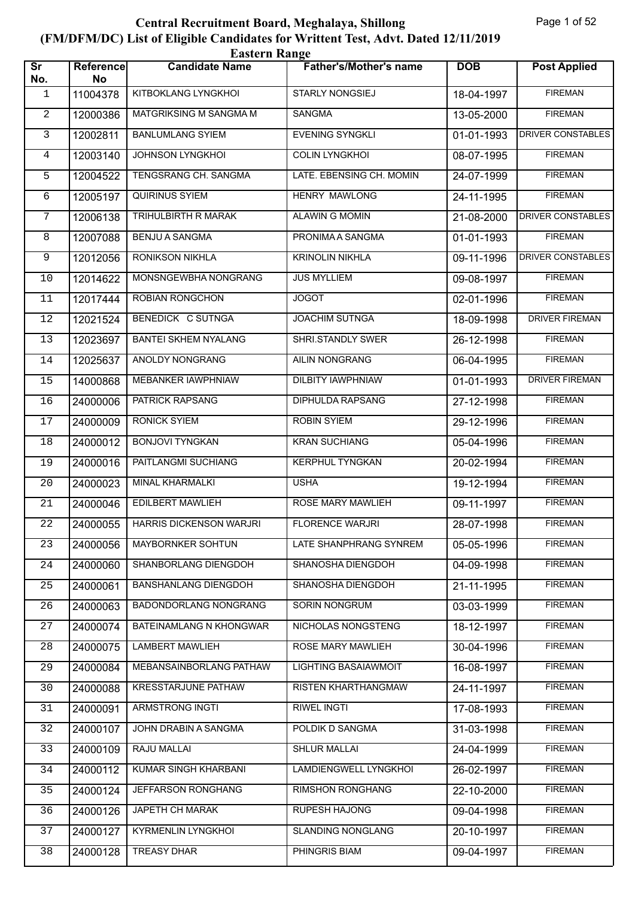# Central Recruitment Board, Meghalaya, Shillong

## (FM/DFM/DC) List of Eligible Candidates for Writtent Test, Advt. Dated 12/11/2019

### Eastern Range

| Sr No. | Reference No | Candidate Name | Father's/Mother's name | DOB | Post Applied |
|---|---|---|---|---|---|
| 1 | 11004378 | KITBOKLANG LYNGKHOI | STARLY NONGSIEJ | 18-04-1997 | FIREMAN |
| 2 | 12000386 | MATGRIKSING M SANGMA M | SANGMA | 13-05-2000 | FIREMAN |
| 3 | 12002811 | BANLUMLANG SYIEM | EVENING SYNGKLI | 01-01-1993 | DRIVER CONSTABLES |
| 4 | 12003140 | JOHNSON LYNGKHOI | COLIN LYNGKHOI | 08-07-1995 | FIREMAN |
| 5 | 12004522 | TENGSRANG CH. SANGMA | LATE. EBENSING CH. MOMIN | 24-07-1999 | FIREMAN |
| 6 | 12005197 | QUIRINUS SYIEM | HENRY MAWLONG | 24-11-1995 | FIREMAN |
| 7 | 12006138 | TRIHULBIRTH R MARAK | ALAWIN G MOMIN | 21-08-2000 | DRIVER CONSTABLES |
| 8 | 12007088 | BENJU A SANGMA | PRONIMA A SANGMA | 01-01-1993 | FIREMAN |
| 9 | 12012056 | RONIKSON NIKHLA | KRINOLIN NIKHLA | 09-11-1996 | DRIVER CONSTABLES |
| 10 | 12014622 | MONSNGEWBHA NONGRANG | JUS MYLLIEM | 09-08-1997 | FIREMAN |
| 11 | 12017444 | ROBIAN RONGCHON | JOGOT | 02-01-1996 | FIREMAN |
| 12 | 12021524 | BENEDICK C SUTNGA | JOACHIM SUTNGA | 18-09-1998 | DRIVER FIREMAN |
| 13 | 12023697 | BANTEI SKHEM NYALANG | SHRI.STANDLY SWER | 26-12-1998 | FIREMAN |
| 14 | 12025637 | ANOLDY NONGRANG | AILIN NONGRANG | 06-04-1995 | FIREMAN |
| 15 | 14000868 | MEBANKER IAWPHNIAW | DILBITY IAWPHNIAW | 01-01-1993 | DRIVER FIREMAN |
| 16 | 24000006 | PATRICK RAPSANG | DIPHULDA RAPSANG | 27-12-1998 | FIREMAN |
| 17 | 24000009 | RONICK SYIEM | ROBIN SYIEM | 29-12-1996 | FIREMAN |
| 18 | 24000012 | BONJOVI TYNGKAN | KRAN SUCHIANG | 05-04-1996 | FIREMAN |
| 19 | 24000016 | PAITLANGMI SUCHIANG | KERPHUL TYNGKAN | 20-02-1994 | FIREMAN |
| 20 | 24000023 | MINAL KHARMALKI | USHA | 19-12-1994 | FIREMAN |
| 21 | 24000046 | EDILBERT MAWLIEH | ROSE MARY MAWLIEH | 09-11-1997 | FIREMAN |
| 22 | 24000055 | HARRIS DICKENSON WARJRI | FLORENCE WARJRI | 28-07-1998 | FIREMAN |
| 23 | 24000056 | MAYBORNKER SOHTUN | LATE SHANPHRANG SYNREM | 05-05-1996 | FIREMAN |
| 24 | 24000060 | SHANBORLANG DIENGDOH | SHANOSHA DIENGDOH | 04-09-1998 | FIREMAN |
| 25 | 24000061 | BANSHANLANG DIENGDOH | SHANOSHA DIENGDOH | 21-11-1995 | FIREMAN |
| 26 | 24000063 | BADONDORLANG NONGRANG | SORIN NONGRUM | 03-03-1999 | FIREMAN |
| 27 | 24000074 | BATEINAMLANG N KHONGWAR | NICHOLAS NONGSTENG | 18-12-1997 | FIREMAN |
| 28 | 24000075 | LAMBERT MAWLIEH | ROSE MARY MAWLIEH | 30-04-1996 | FIREMAN |
| 29 | 24000084 | MEBANSAINBORLANG PATHAW | LIGHTING BASAIAWMOIT | 16-08-1997 | FIREMAN |
| 30 | 24000088 | KRESSTARJUNE PATHAW | RISTEN KHARTHANGMAW | 24-11-1997 | FIREMAN |
| 31 | 24000091 | ARMSTRONG INGTI | RIWEL INGTI | 17-08-1993 | FIREMAN |
| 32 | 24000107 | JOHN DRABIN A SANGMA | POLDIK D SANGMA | 31-03-1998 | FIREMAN |
| 33 | 24000109 | RAJU MALLAI | SHLUR MALLAI | 24-04-1999 | FIREMAN |
| 34 | 24000112 | KUMAR SINGH KHARBANI | LAMDIENGWELL LYNGKHOI | 26-02-1997 | FIREMAN |
| 35 | 24000124 | JEFFARSON RONGHANG | RIMSHON RONGHANG | 22-10-2000 | FIREMAN |
| 36 | 24000126 | JAPETH CH MARAK | RUPESH HAJONG | 09-04-1998 | FIREMAN |
| 37 | 24000127 | KYRMENLIN LYNGKHOI | SLANDING NONGLANG | 20-10-1997 | FIREMAN |
| 38 | 24000128 | TREASY DHAR | PHINGRIS BIAM | 09-04-1997 | FIREMAN |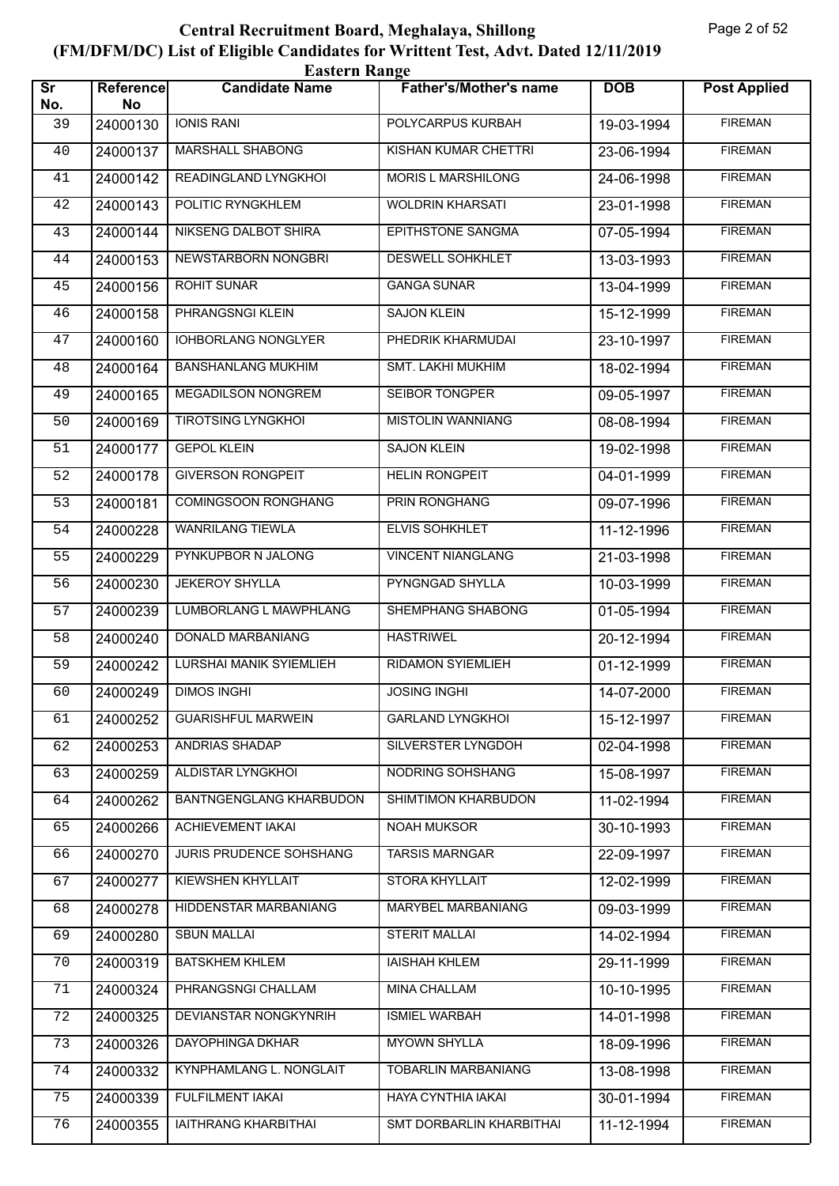# Central Recruitment Board, Meghalaya, Shillong
## (FM/DFM/DC) List of Eligible Candidates for Writtent Test, Advt. Dated 12/11/2019
### Eastern Range

| Sr No. | Reference No | Candidate Name | Father's/Mother's name | DOB | Post Applied |
|---|---|---|---|---|---|
| 39 | 24000130 | IONIS RANI | POLYCARPUS KURBAH | 19-03-1994 | FIREMAN |
| 40 | 24000137 | MARSHALL SHABONG | KISHAN KUMAR CHETTRI | 23-06-1994 | FIREMAN |
| 41 | 24000142 | READINGLAND LYNGKHOI | MORIS L MARSHILONG | 24-06-1998 | FIREMAN |
| 42 | 24000143 | POLITIC RYNGKHLEM | WOLDRIN KHARSATI | 23-01-1998 | FIREMAN |
| 43 | 24000144 | NIKSENG DALBOT SHIRA | EPITHSTONE SANGMA | 07-05-1994 | FIREMAN |
| 44 | 24000153 | NEWSTARBORN NONGBRI | DESWELL SOHKHLET | 13-03-1993 | FIREMAN |
| 45 | 24000156 | ROHIT SUNAR | GANGA SUNAR | 13-04-1999 | FIREMAN |
| 46 | 24000158 | PHRANGSNGI KLEIN | SAJON KLEIN | 15-12-1999 | FIREMAN |
| 47 | 24000160 | IOHBORLANG NONGLYER | PHEDRIK KHARMUDAI | 23-10-1997 | FIREMAN |
| 48 | 24000164 | BANSHANLANG MUKHIM | SMT. LAKHI MUKHIM | 18-02-1994 | FIREMAN |
| 49 | 24000165 | MEGADILSON NONGREM | SEIBOR TONGPER | 09-05-1997 | FIREMAN |
| 50 | 24000169 | TIROTSING LYNGKHOI | MISTOLIN WANNIANG | 08-08-1994 | FIREMAN |
| 51 | 24000177 | GEPOL KLEIN | SAJON KLEIN | 19-02-1998 | FIREMAN |
| 52 | 24000178 | GIVERSON RONGPEIT | HELIN RONGPEIT | 04-01-1999 | FIREMAN |
| 53 | 24000181 | COMINGSOON RONGHANG | PRIN RONGHANG | 09-07-1996 | FIREMAN |
| 54 | 24000228 | WANRILANG TIEWLA | ELVIS SOHKHLET | 11-12-1996 | FIREMAN |
| 55 | 24000229 | PYNKUPBOR N JALONG | VINCENT NIANGLANG | 21-03-1998 | FIREMAN |
| 56 | 24000230 | JEKEROY SHYLLA | PYNGNGAD SHYLLA | 10-03-1999 | FIREMAN |
| 57 | 24000239 | LUMBORLANG L MAWPHLANG | SHEMPHANG SHABONG | 01-05-1994 | FIREMAN |
| 58 | 24000240 | DONALD MARBANIANG | HASTRIWEL | 20-12-1994 | FIREMAN |
| 59 | 24000242 | LURSHAI MANIK SYIEMLIEH | RIDAMON SYIEMLIEH | 01-12-1999 | FIREMAN |
| 60 | 24000249 | DIMOS INGHI | JOSING INGHI | 14-07-2000 | FIREMAN |
| 61 | 24000252 | GUARISHFUL MARWEIN | GARLAND LYNGKHOI | 15-12-1997 | FIREMAN |
| 62 | 24000253 | ANDRIAS SHADAP | SILVERSTER LYNGDOH | 02-04-1998 | FIREMAN |
| 63 | 24000259 | ALDISTAR LYNGKHOI | NODRING SOHSHANG | 15-08-1997 | FIREMAN |
| 64 | 24000262 | BANTNGENGLANG KHARBUDON | SHIMTIMON KHARBUDON | 11-02-1994 | FIREMAN |
| 65 | 24000266 | ACHIEVEMENT IAKAI | NOAH MUKSOR | 30-10-1993 | FIREMAN |
| 66 | 24000270 | JURIS PRUDENCE SOHSHANG | TARSIS MARNGAR | 22-09-1997 | FIREMAN |
| 67 | 24000277 | KIEWSHEN KHYLLAIT | STORA KHYLLAIT | 12-02-1999 | FIREMAN |
| 68 | 24000278 | HIDDENSTAR MARBANIANG | MARYBEL MARBANIANG | 09-03-1999 | FIREMAN |
| 69 | 24000280 | SBUN MALLAI | STERIT MALLAI | 14-02-1994 | FIREMAN |
| 70 | 24000319 | BATSKHEM KHLEM | IAISHAH KHLEM | 29-11-1999 | FIREMAN |
| 71 | 24000324 | PHRANGSNGI CHALLAM | MINA CHALLAM | 10-10-1995 | FIREMAN |
| 72 | 24000325 | DEVIANSTAR NONGKYNRIH | ISMIEL WARBAH | 14-01-1998 | FIREMAN |
| 73 | 24000326 | DAYOPHINGA DKHAR | MYOWN SHYLLA | 18-09-1996 | FIREMAN |
| 74 | 24000332 | KYNPHAMLANG L. NONGLAIT | TOBARLIN MARBANIANG | 13-08-1998 | FIREMAN |
| 75 | 24000339 | FULFILMENT IAKAI | HAYA CYNTHIA IAKAI | 30-01-1994 | FIREMAN |
| 76 | 24000355 | IAITHRANG KHARBITHAI | SMT DORBARLIN KHARBITHAI | 11-12-1994 | FIREMAN |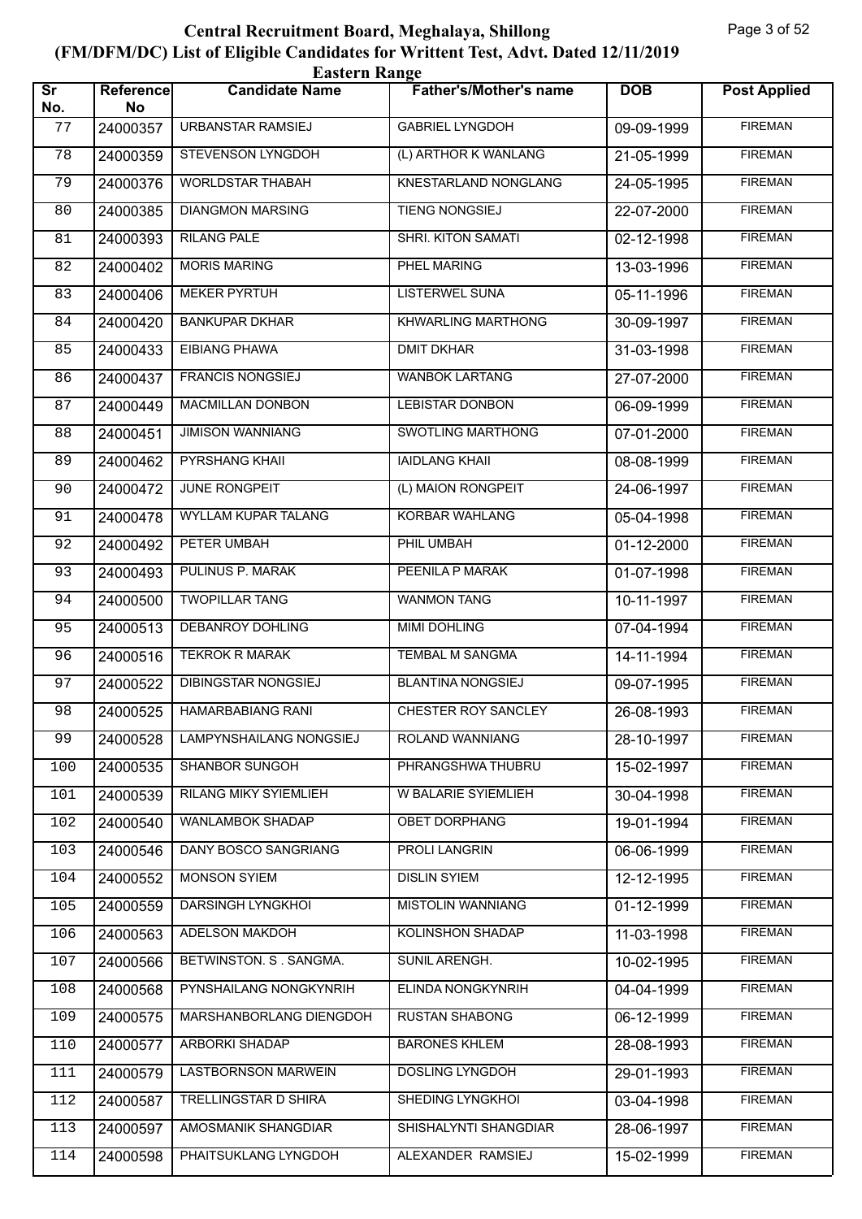# Central Recruitment Board, Meghalaya, Shillong

## (FM/DFM/DC) List of Eligible Candidates for Writtent Test, Advt. Dated 12/11/2019

### Eastern Range

| Sr No. | Reference No | Candidate Name | Father's/Mother's name | DOB | Post Applied |
|---|---|---|---|---|---|
| 77 | 24000357 | URBANSTAR RAMSIEJ | GABRIEL LYNGDOH | 09-09-1999 | FIREMAN |
| 78 | 24000359 | STEVENSON LYNGDOH | (L) ARTHOR K WANLANG | 21-05-1999 | FIREMAN |
| 79 | 24000376 | WORLDSTAR THABAH | KNESTARLAND NONGLANG | 24-05-1995 | FIREMAN |
| 80 | 24000385 | DIANGMON MARSING | TIENG NONGSIEJ | 22-07-2000 | FIREMAN |
| 81 | 24000393 | RILANG PALE | SHRI. KITON SAMATI | 02-12-1998 | FIREMAN |
| 82 | 24000402 | MORIS MARING | PHEL MARING | 13-03-1996 | FIREMAN |
| 83 | 24000406 | MEKER PYRTUH | LISTERWEL SUNA | 05-11-1996 | FIREMAN |
| 84 | 24000420 | BANKUPAR DKHAR | KHWARLING MARTHONG | 30-09-1997 | FIREMAN |
| 85 | 24000433 | EIBIANG PHAWA | DMIT DKHAR | 31-03-1998 | FIREMAN |
| 86 | 24000437 | FRANCIS NONGSIEJ | WANBOK LARTANG | 27-07-2000 | FIREMAN |
| 87 | 24000449 | MACMILLAN DONBON | LEBISTAR DONBON | 06-09-1999 | FIREMAN |
| 88 | 24000451 | JIMISON WANNIANG | SWOTLING MARTHONG | 07-01-2000 | FIREMAN |
| 89 | 24000462 | PYRSHANG KHAII | IAIDLANG KHAII | 08-08-1999 | FIREMAN |
| 90 | 24000472 | JUNE RONGPEIT | (L) MAION RONGPEIT | 24-06-1997 | FIREMAN |
| 91 | 24000478 | WYLLAM KUPAR TALANG | KORBAR WAHLANG | 05-04-1998 | FIREMAN |
| 92 | 24000492 | PETER UMBAH | PHIL UMBAH | 01-12-2000 | FIREMAN |
| 93 | 24000493 | PULINUS P. MARAK | PEENILA P MARAK | 01-07-1998 | FIREMAN |
| 94 | 24000500 | TWOPILLAR TANG | WANMON TANG | 10-11-1997 | FIREMAN |
| 95 | 24000513 | DEBANROY DOHLING | MIMI DOHLING | 07-04-1994 | FIREMAN |
| 96 | 24000516 | TEKROK R MARAK | TEMBAL M SANGMA | 14-11-1994 | FIREMAN |
| 97 | 24000522 | DIBINGSTAR NONGSIEJ | BLANTINA NONGSIEJ | 09-07-1995 | FIREMAN |
| 98 | 24000525 | HAMARBABIANG RANI | CHESTER ROY SANCLEY | 26-08-1993 | FIREMAN |
| 99 | 24000528 | LAMPYNSHAILANG NONGSIEJ | ROLAND WANNIANG | 28-10-1997 | FIREMAN |
| 100 | 24000535 | SHANBOR SUNGOH | PHRANGSHWA THUBRU | 15-02-1997 | FIREMAN |
| 101 | 24000539 | RILANG MIKY SYIEMLIEH | W BALARIE SYIEMLIEH | 30-04-1998 | FIREMAN |
| 102 | 24000540 | WANLAMBOK SHADAP | OBET DORPHANG | 19-01-1994 | FIREMAN |
| 103 | 24000546 | DANY BOSCO SANGRIANG | PROLI LANGRIN | 06-06-1999 | FIREMAN |
| 104 | 24000552 | MONSON SYIEM | DISLIN SYIEM | 12-12-1995 | FIREMAN |
| 105 | 24000559 | DARSINGH LYNGKHOI | MISTOLIN WANNIANG | 01-12-1999 | FIREMAN |
| 106 | 24000563 | ADELSON MAKDOH | KOLINSHON SHADAP | 11-03-1998 | FIREMAN |
| 107 | 24000566 | BETWINSTON. S . SANGMA. | SUNIL ARENGH. | 10-02-1995 | FIREMAN |
| 108 | 24000568 | PYNSHAILANG NONGKYNRIH | ELINDA NONGKYNRIH | 04-04-1999 | FIREMAN |
| 109 | 24000575 | MARSHANBORLANG DIENGDOH | RUSTAN SHABONG | 06-12-1999 | FIREMAN |
| 110 | 24000577 | ARBORKI SHADAP | BARONES KHLEM | 28-08-1993 | FIREMAN |
| 111 | 24000579 | LASTBORNSON MARWEIN | DOSLING LYNGDOH | 29-01-1993 | FIREMAN |
| 112 | 24000587 | TRELLINGSTAR D SHIRA | SHEDING LYNGKHOI | 03-04-1998 | FIREMAN |
| 113 | 24000597 | AMOSMANIK SHANGDIAR | SHISHALYNTI SHANGDIAR | 28-06-1997 | FIREMAN |
| 114 | 24000598 | PHAITSUKLANG LYNGDOH | ALEXANDER RAMSIEJ | 15-02-1999 | FIREMAN |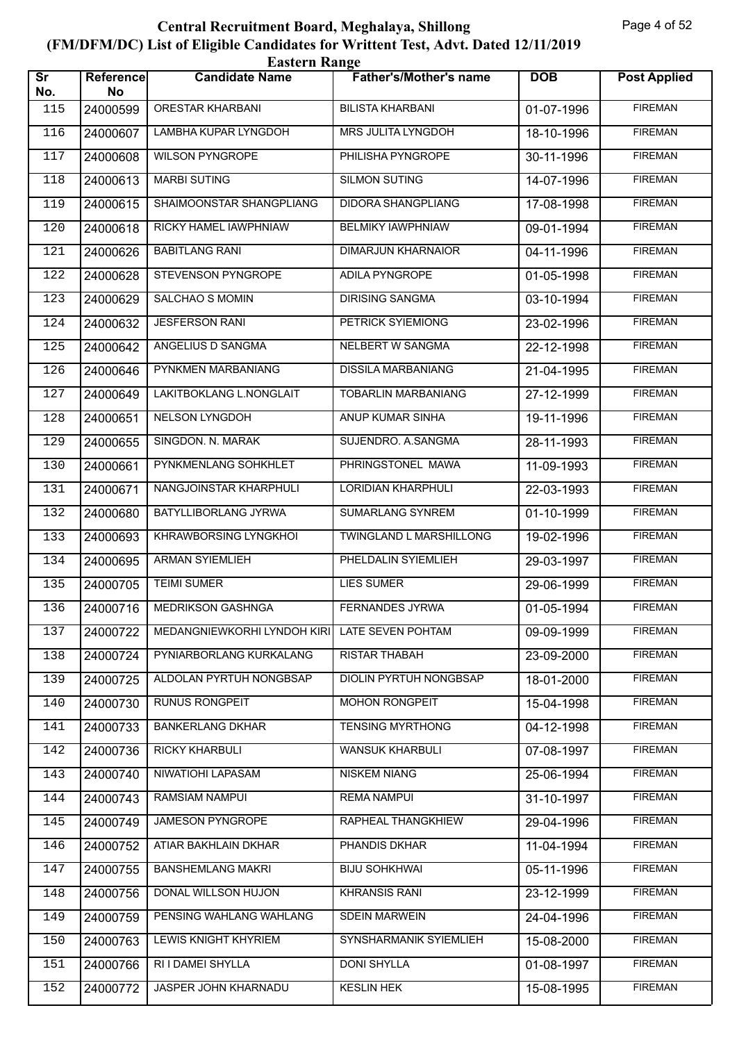# Central Recruitment Board, Meghalaya, Shillong

## (FM/DFM/DC) List of Eligible Candidates for Writtent Test, Advt. Dated 12/11/2019

### Eastern Range

| Sr No. | Reference No | Candidate Name | Father's/Mother's name | DOB | Post Applied |
|---|---|---|---|---|---|
| 115 | 24000599 | ORESTAR KHARBANI | BILISTA KHARBANI | 01-07-1996 | FIREMAN |
| 116 | 24000607 | LAMBHA KUPAR LYNGDOH | MRS JULITA LYNGDOH | 18-10-1996 | FIREMAN |
| 117 | 24000608 | WILSON PYNGROPE | PHILISHA PYNGROPE | 30-11-1996 | FIREMAN |
| 118 | 24000613 | MARBI SUTING | SILMON SUTING | 14-07-1996 | FIREMAN |
| 119 | 24000615 | SHAIMOONSTAR SHANGPLIANG | DIDORA SHANGPLIANG | 17-08-1998 | FIREMAN |
| 120 | 24000618 | RICKY HAMEL IAWPHNIAW | BELMIKY IAWPHNIAW | 09-01-1994 | FIREMAN |
| 121 | 24000626 | BABITLANG RANI | DIMARJUN KHARNAIOR | 04-11-1996 | FIREMAN |
| 122 | 24000628 | STEVENSON PYNGROPE | ADILA PYNGROPE | 01-05-1998 | FIREMAN |
| 123 | 24000629 | SALCHAO S MOMIN | DIRISING SANGMA | 03-10-1994 | FIREMAN |
| 124 | 24000632 | JESFERSON RANI | PETRICK SYIEMIONG | 23-02-1996 | FIREMAN |
| 125 | 24000642 | ANGELIUS D SANGMA | NELBERT W SANGMA | 22-12-1998 | FIREMAN |
| 126 | 24000646 | PYNKMEN MARBANIANG | DISSILA MARBANIANG | 21-04-1995 | FIREMAN |
| 127 | 24000649 | LAKITBOKLANG L.NONGLAIT | TOBARLIN MARBANIANG | 27-12-1999 | FIREMAN |
| 128 | 24000651 | NELSON LYNGDOH | ANUP KUMAR SINHA | 19-11-1996 | FIREMAN |
| 129 | 24000655 | SINGDON. N. MARAK | SUJENDRO. A.SANGMA | 28-11-1993 | FIREMAN |
| 130 | 24000661 | PYNKMENLANG SOHKHLET | PHRINGSTONEL MAWA | 11-09-1993 | FIREMAN |
| 131 | 24000671 | NANGJOINSTAR KHARPHULI | LORIDIAN KHARPHULI | 22-03-1993 | FIREMAN |
| 132 | 24000680 | BATYLLIBORLANG JYRWA | SUMARLANG SYNREM | 01-10-1999 | FIREMAN |
| 133 | 24000693 | KHRAWBORSING LYNGKHOI | TWINGLAND L MARSHILLONG | 19-02-1996 | FIREMAN |
| 134 | 24000695 | ARMAN SYIEMLIEH | PHELDALIN SYIEMLIEH | 29-03-1997 | FIREMAN |
| 135 | 24000705 | TEIMI SUMER | LIES SUMER | 29-06-1999 | FIREMAN |
| 136 | 24000716 | MEDRIKSON GASHNGA | FERNANDES JYRWA | 01-05-1994 | FIREMAN |
| 137 | 24000722 | MEDANGNIEWKORHI LYNDOH KIRI | LATE SEVEN POHTAM | 09-09-1999 | FIREMAN |
| 138 | 24000724 | PYNIARBORLANG KURKALANG | RISTAR THABAH | 23-09-2000 | FIREMAN |
| 139 | 24000725 | ALDOLAN PYRTUH NONGBSAP | DIOLIN PYRTUH NONGBSAP | 18-01-2000 | FIREMAN |
| 140 | 24000730 | RUNUS RONGPEIT | MOHON RONGPEIT | 15-04-1998 | FIREMAN |
| 141 | 24000733 | BANKERLANG DKHAR | TENSING MYRTHONG | 04-12-1998 | FIREMAN |
| 142 | 24000736 | RICKY KHARBULI | WANSUK KHARBULI | 07-08-1997 | FIREMAN |
| 143 | 24000740 | NIWATIOHI LAPASAM | NISKEM NIANG | 25-06-1994 | FIREMAN |
| 144 | 24000743 | RAMSIAM NAMPUI | REMA NAMPUI | 31-10-1997 | FIREMAN |
| 145 | 24000749 | JAMESON PYNGROPE | RAPHEAL THANGKHIEW | 29-04-1996 | FIREMAN |
| 146 | 24000752 | ATIAR BAKHLAIN DKHAR | PHANDIS DKHAR | 11-04-1994 | FIREMAN |
| 147 | 24000755 | BANSHEMLANG MAKRI | BIJU SOHKHWAI | 05-11-1996 | FIREMAN |
| 148 | 24000756 | DONAL WILLSON HUJON | KHRANSIS RANI | 23-12-1999 | FIREMAN |
| 149 | 24000759 | PENSING WAHLANG WAHLANG | SDEIN MARWEIN | 24-04-1996 | FIREMAN |
| 150 | 24000763 | LEWIS KNIGHT KHYRIEM | SYNSHARMANIK SYIEMLIEH | 15-08-2000 | FIREMAN |
| 151 | 24000766 | RI I DAMEI SHYLLA | DONI SHYLLA | 01-08-1997 | FIREMAN |
| 152 | 24000772 | JASPER JOHN KHARNADU | KESLIN HEK | 15-08-1995 | FIREMAN |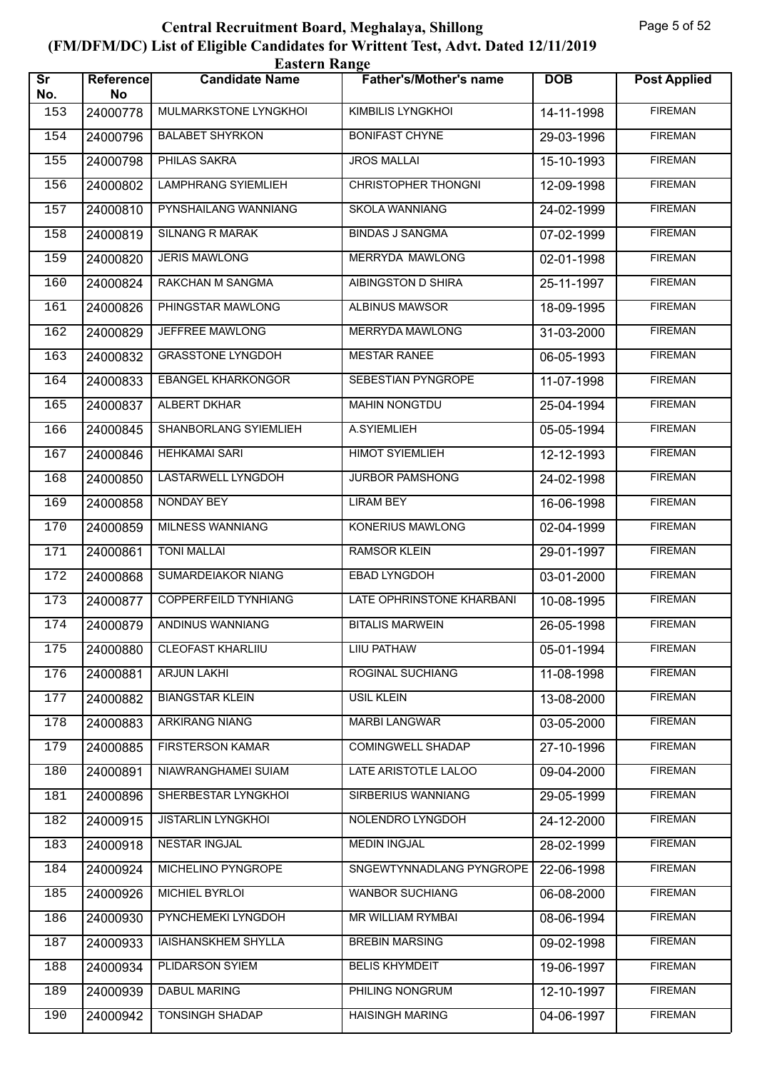# Central Recruitment Board, Meghalaya, Shillong
## (FM/DFM/DC) List of Eligible Candidates for Writtent Test, Advt. Dated 12/11/2019
### Eastern Range

| Sr No. | Reference No | Candidate Name | Father's/Mother's name | DOB | Post Applied |
|---|---|---|---|---|---|
| 153 | 24000778 | MULMARKSTONE LYNGKHOI | KIMBILIS LYNGKHOI | 14-11-1998 | FIREMAN |
| 154 | 24000796 | BALABET SHYRKON | BONIFAST CHYNE | 29-03-1996 | FIREMAN |
| 155 | 24000798 | PHILAS SAKRA | JROS MALLAI | 15-10-1993 | FIREMAN |
| 156 | 24000802 | LAMPHRANG SYIEMLIEH | CHRISTOPHER THONGNI | 12-09-1998 | FIREMAN |
| 157 | 24000810 | PYNSHAILANG WANNIANG | SKOLA WANNIANG | 24-02-1999 | FIREMAN |
| 158 | 24000819 | SILNANG R MARAK | BINDAS J SANGMA | 07-02-1999 | FIREMAN |
| 159 | 24000820 | JERIS MAWLONG | MERRYDA MAWLONG | 02-01-1998 | FIREMAN |
| 160 | 24000824 | RAKCHAN M SANGMA | AIBINGSTON D SHIRA | 25-11-1997 | FIREMAN |
| 161 | 24000826 | PHINGSTAR MAWLONG | ALBINUS MAWSOR | 18-09-1995 | FIREMAN |
| 162 | 24000829 | JEFFREE MAWLONG | MERRYDA MAWLONG | 31-03-2000 | FIREMAN |
| 163 | 24000832 | GRASSTONE LYNGDOH | MESTAR RANEE | 06-05-1993 | FIREMAN |
| 164 | 24000833 | EBANGEL KHARKONGOR | SEBESTIAN PYNGROPE | 11-07-1998 | FIREMAN |
| 165 | 24000837 | ALBERT DKHAR | MAHIN NONGTDU | 25-04-1994 | FIREMAN |
| 166 | 24000845 | SHANBORLANG SYIEMLIEH | A.SYIEMLIEH | 05-05-1994 | FIREMAN |
| 167 | 24000846 | HEHKAMAI SARI | HIMOT SYIEMLIEH | 12-12-1993 | FIREMAN |
| 168 | 24000850 | LASTARWELL LYNGDOH | JURBOR PAMSHONG | 24-02-1998 | FIREMAN |
| 169 | 24000858 | NONDAY BEY | LIRAM BEY | 16-06-1998 | FIREMAN |
| 170 | 24000859 | MILNESS WANNIANG | KONERIUS MAWLONG | 02-04-1999 | FIREMAN |
| 171 | 24000861 | TONI MALLAI | RAMSOR KLEIN | 29-01-1997 | FIREMAN |
| 172 | 24000868 | SUMARDEIAKOR NIANG | EBAD LYNGDOH | 03-01-2000 | FIREMAN |
| 173 | 24000877 | COPPERFEILD TYNHIANG | LATE OPHRINSTONE KHARBANI | 10-08-1995 | FIREMAN |
| 174 | 24000879 | ANDINUS WANNIANG | BITALIS MARWEIN | 26-05-1998 | FIREMAN |
| 175 | 24000880 | CLEOFAST KHARLIIU | LIIU PATHAW | 05-01-1994 | FIREMAN |
| 176 | 24000881 | ARJUN LAKHI | ROGINAL SUCHIANG | 11-08-1998 | FIREMAN |
| 177 | 24000882 | BIANGSTAR KLEIN | USIL KLEIN | 13-08-2000 | FIREMAN |
| 178 | 24000883 | ARKIRANG NIANG | MARBI LANGWAR | 03-05-2000 | FIREMAN |
| 179 | 24000885 | FIRSTERSON KAMAR | COMINGWELL SHADAP | 27-10-1996 | FIREMAN |
| 180 | 24000891 | NIAWRANGHAMEI SUIAM | LATE ARISTOTLE LALOO | 09-04-2000 | FIREMAN |
| 181 | 24000896 | SHERBESTAR LYNGKHOI | SIRBERIUS WANNIANG | 29-05-1999 | FIREMAN |
| 182 | 24000915 | JISTARLIN LYNGKHOI | NOLENDRO LYNGDOH | 24-12-2000 | FIREMAN |
| 183 | 24000918 | NESTAR INGJAL | MEDIN INGJAL | 28-02-1999 | FIREMAN |
| 184 | 24000924 | MICHELINO PYNGROPE | SNGEWTYNNADLANG PYNGROPE | 22-06-1998 | FIREMAN |
| 185 | 24000926 | MICHIEL BYRLOI | WANBOR SUCHIANG | 06-08-2000 | FIREMAN |
| 186 | 24000930 | PYNCHEMEKI LYNGDOH | MR WILLIAM RYMBAI | 08-06-1994 | FIREMAN |
| 187 | 24000933 | IAISHANSKHEM SHYLLA | BREBIN MARSING | 09-02-1998 | FIREMAN |
| 188 | 24000934 | PLIDARSON SYIEM | BELIS KHYMDEIT | 19-06-1997 | FIREMAN |
| 189 | 24000939 | DABUL MARING | PHILING NONGRUM | 12-10-1997 | FIREMAN |
| 190 | 24000942 | TONSINGH SHADAP | HAISINGH MARING | 04-06-1997 | FIREMAN |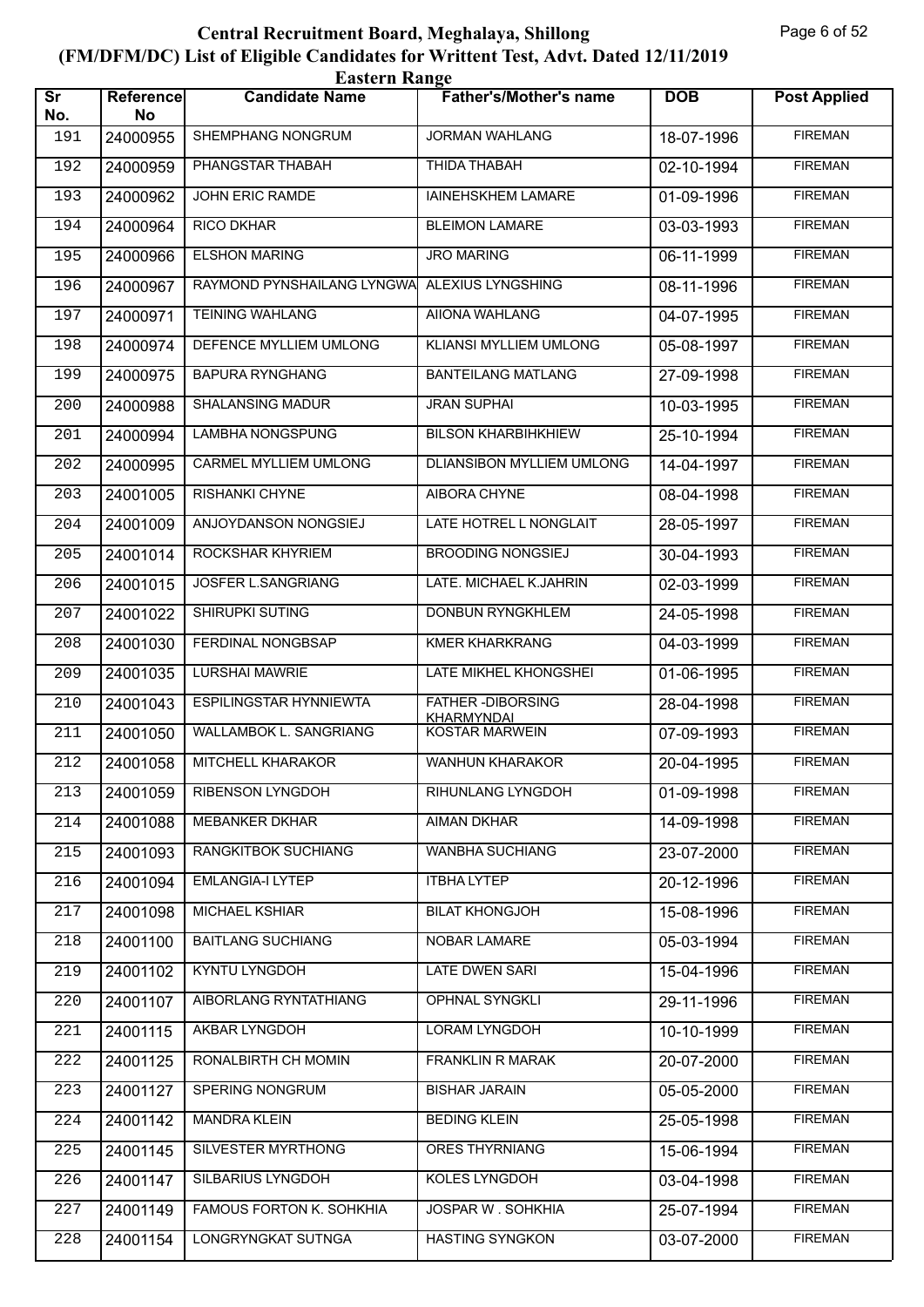# Central Recruitment Board, Meghalaya, Shillong
## (FM/DFM/DC) List of Eligible Candidates for Writtent Test, Advt. Dated 12/11/2019
### Eastern Range

| Sr No. | Reference No | Candidate Name | Father's/Mother's name | DOB | Post Applied |
|---|---|---|---|---|---|
| 191 | 24000955 | SHEMPHANG NONGRUM | JORMAN WAHLANG | 18-07-1996 | FIREMAN |
| 192 | 24000959 | PHANGSTAR THABAH | THIDA THABAH | 02-10-1994 | FIREMAN |
| 193 | 24000962 | JOHN ERIC RAMDE | IAINEHSKHEM LAMARE | 01-09-1996 | FIREMAN |
| 194 | 24000964 | RICO DKHAR | BLEIMON LAMARE | 03-03-1993 | FIREMAN |
| 195 | 24000966 | ELSHON MARING | JRO MARING | 06-11-1999 | FIREMAN |
| 196 | 24000967 | RAYMOND PYNSHAILANG LYNGWA | ALEXIUS LYNGSHING | 08-11-1996 | FIREMAN |
| 197 | 24000971 | TEINING WAHLANG | AIIONA WAHLANG | 04-07-1995 | FIREMAN |
| 198 | 24000974 | DEFENCE MYLLIEM UMLONG | KLIANSI MYLLIEM UMLONG | 05-08-1997 | FIREMAN |
| 199 | 24000975 | BAPURA RYNGHANG | BANTEILANG MATLANG | 27-09-1998 | FIREMAN |
| 200 | 24000988 | SHALANSING MADUR | JRAN SUPHAI | 10-03-1995 | FIREMAN |
| 201 | 24000994 | LAMBHA NONGSPUNG | BILSON KHARBIHKHIEW | 25-10-1994 | FIREMAN |
| 202 | 24000995 | CARMEL MYLLIEM UMLONG | DLIANSIBON MYLLIEM UMLONG | 14-04-1997 | FIREMAN |
| 203 | 24001005 | RISHANKI CHYNE | AIBORA CHYNE | 08-04-1998 | FIREMAN |
| 204 | 24001009 | ANJOYDANSON NONGSIEJ | LATE HOTREL L NONGLAIT | 28-05-1997 | FIREMAN |
| 205 | 24001014 | ROCKSHAR KHYRIEM | BROODING NONGSIEJ | 30-04-1993 | FIREMAN |
| 206 | 24001015 | JOSFER L.SANGRIANG | LATE. MICHAEL K.JAHRIN | 02-03-1999 | FIREMAN |
| 207 | 24001022 | SHIRUPKI SUTING | DONBUN RYNGKHLEM | 24-05-1998 | FIREMAN |
| 208 | 24001030 | FERDINAL NONGBSAP | KMER KHARKRANG | 04-03-1999 | FIREMAN |
| 209 | 24001035 | LURSHAI MAWRIE | LATE MIKHEL KHONGSHEI | 01-06-1995 | FIREMAN |
| 210 | 24001043 | ESPILINGSTAR HYNNIEWTA | FATHER -DIBORSING KHARMYNDAI | 28-04-1998 | FIREMAN |
| 211 | 24001050 | WALLAMBOK L. SANGRIANG | KOSTAR MARWEIN | 07-09-1993 | FIREMAN |
| 212 | 24001058 | MITCHELL KHARAKOR | WANHUN KHARAKOR | 20-04-1995 | FIREMAN |
| 213 | 24001059 | RIBENSON LYNGDOH | RIHUNLANG LYNGDOH | 01-09-1998 | FIREMAN |
| 214 | 24001088 | MEBANKER DKHAR | AIMAN DKHAR | 14-09-1998 | FIREMAN |
| 215 | 24001093 | RANGKITBOK SUCHIANG | WANBHA SUCHIANG | 23-07-2000 | FIREMAN |
| 216 | 24001094 | EMLANGIA-I LYTEP | ITBHA LYTEP | 20-12-1996 | FIREMAN |
| 217 | 24001098 | MICHAEL KSHIAR | BILAT KHONGJOH | 15-08-1996 | FIREMAN |
| 218 | 24001100 | BAITLANG SUCHIANG | NOBAR LAMARE | 05-03-1994 | FIREMAN |
| 219 | 24001102 | KYNTU LYNGDOH | LATE DWEN SARI | 15-04-1996 | FIREMAN |
| 220 | 24001107 | AIBORLANG RYNTATHIANG | OPHNAL SYNGKLI | 29-11-1996 | FIREMAN |
| 221 | 24001115 | AKBAR LYNGDOH | LORAM LYNGDOH | 10-10-1999 | FIREMAN |
| 222 | 24001125 | RONALBIRTH CH MOMIN | FRANKLIN R MARAK | 20-07-2000 | FIREMAN |
| 223 | 24001127 | SPERING NONGRUM | BISHAR JARAIN | 05-05-2000 | FIREMAN |
| 224 | 24001142 | MANDRA KLEIN | BEDING KLEIN | 25-05-1998 | FIREMAN |
| 225 | 24001145 | SILVESTER MYRTHONG | ORES THYRNIANG | 15-06-1994 | FIREMAN |
| 226 | 24001147 | SILBARIUS LYNGDOH | KOLES LYNGDOH | 03-04-1998 | FIREMAN |
| 227 | 24001149 | FAMOUS FORTON K. SOHKHIA | JOSPAR W . SOHKHIA | 25-07-1994 | FIREMAN |
| 228 | 24001154 | LONGRYNGKAT SUTNGA | HASTING SYNGKON | 03-07-2000 | FIREMAN |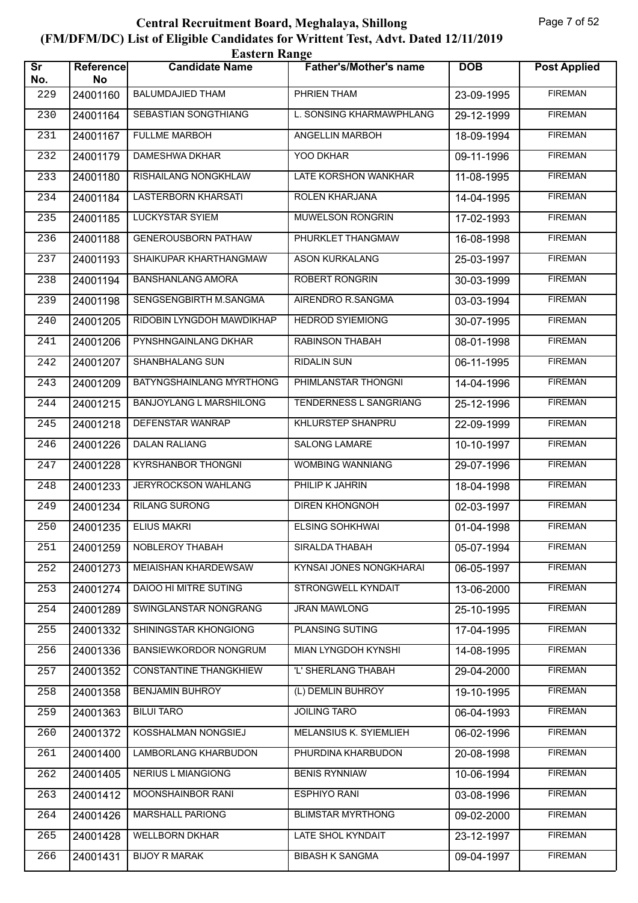# Central Recruitment Board, Meghalaya, Shillong

## (FM/DFM/DC) List of Eligible Candidates for Writtent Test, Advt. Dated 12/11/2019

### Eastern Range

| Sr No. | Reference No | Candidate Name | Father's/Mother's name | DOB | Post Applied |
|---|---|---|---|---|---|
| 229 | 24001160 | BALUMDAJIED THAM | PHRIEN THAM | 23-09-1995 | FIREMAN |
| 230 | 24001164 | SEBASTIAN SONGTHIANG | L. SONSING KHARMAWPHLANG | 29-12-1999 | FIREMAN |
| 231 | 24001167 | FULLME MARBOH | ANGELLIN MARBOH | 18-09-1994 | FIREMAN |
| 232 | 24001179 | DAMESHWA DKHAR | YOO DKHAR | 09-11-1996 | FIREMAN |
| 233 | 24001180 | RISHAILANG NONGKHLAW | LATE KORSHON WANKHAR | 11-08-1995 | FIREMAN |
| 234 | 24001184 | LASTERBORN KHARSATI | ROLEN KHARJANA | 14-04-1995 | FIREMAN |
| 235 | 24001185 | LUCKYSTAR SYIEM | MUWELSON RONGRIN | 17-02-1993 | FIREMAN |
| 236 | 24001188 | GENEROUSBORN PATHAW | PHURKLET THANGMAW | 16-08-1998 | FIREMAN |
| 237 | 24001193 | SHAIKUPAR KHARTHANGMAW | ASON KURKALANG | 25-03-1997 | FIREMAN |
| 238 | 24001194 | BANSHANLANG AMORA | ROBERT RONGRIN | 30-03-1999 | FIREMAN |
| 239 | 24001198 | SENGSENGBIRTH M.SANGMA | AIRENDRO R.SANGMA | 03-03-1994 | FIREMAN |
| 240 | 24001205 | RIDOBIN LYNGDOH MAWDIKHAP | HEDROD SYIEMIONG | 30-07-1995 | FIREMAN |
| 241 | 24001206 | PYNSHNGAINLANG DKHAR | RABINSON THABAH | 08-01-1998 | FIREMAN |
| 242 | 24001207 | SHANBHALANG SUN | RIDALIN SUN | 06-11-1995 | FIREMAN |
| 243 | 24001209 | BATYNGSHAINLANG MYRTHONG | PHIMLANSTAR THONGNI | 14-04-1996 | FIREMAN |
| 244 | 24001215 | BANJOYLANG L MARSHILONG | TENDERNESS L SANGRIANG | 25-12-1996 | FIREMAN |
| 245 | 24001218 | DEFENSTAR WANRAP | KHLURSTEP SHANPRU | 22-09-1999 | FIREMAN |
| 246 | 24001226 | DALAN RALIANG | SALONG LAMARE | 10-10-1997 | FIREMAN |
| 247 | 24001228 | KYRSHANBOR THONGNI | WOMBING WANNIANG | 29-07-1996 | FIREMAN |
| 248 | 24001233 | JERYROCKSON WAHLANG | PHILIP K JAHRIN | 18-04-1998 | FIREMAN |
| 249 | 24001234 | RILANG SURONG | DIREN KHONGNOH | 02-03-1997 | FIREMAN |
| 250 | 24001235 | ELIUS MAKRI | ELSING SOHKHWAI | 01-04-1998 | FIREMAN |
| 251 | 24001259 | NOBLEROY THABAH | SIRALDA THABAH | 05-07-1994 | FIREMAN |
| 252 | 24001273 | MEIAISHAN KHARDEWSAW | KYNSAI JONES NONGKHARAI | 06-05-1997 | FIREMAN |
| 253 | 24001274 | DAIOO HI MITRE SUTING | STRONGWELL KYNDAIT | 13-06-2000 | FIREMAN |
| 254 | 24001289 | SWINGLANSTAR NONGRANG | JRAN MAWLONG | 25-10-1995 | FIREMAN |
| 255 | 24001332 | SHININGSTAR KHONGIONG | PLANSING SUTING | 17-04-1995 | FIREMAN |
| 256 | 24001336 | BANSIEWKORDOR NONGRUM | MIAN LYNGDOH KYNSHI | 14-08-1995 | FIREMAN |
| 257 | 24001352 | CONSTANTINE THANGKHIEW | 'L' SHERLANG THABAH | 29-04-2000 | FIREMAN |
| 258 | 24001358 | BENJAMIN BUHROY | (L) DEMLIN BUHROY | 19-10-1995 | FIREMAN |
| 259 | 24001363 | BILUI TARO | JOILING TARO | 06-04-1993 | FIREMAN |
| 260 | 24001372 | KOSSHALMAN NONGSIEJ | MELANSIUS K. SYIEMLIEH | 06-02-1996 | FIREMAN |
| 261 | 24001400 | LAMBORLANG KHARBUDON | PHURDINA KHARBUDON | 20-08-1998 | FIREMAN |
| 262 | 24001405 | NERIUS L MIANGIONG | BENIS RYNNIAW | 10-06-1994 | FIREMAN |
| 263 | 24001412 | MOONSHAINBOR RANI | ESPHIYO RANI | 03-08-1996 | FIREMAN |
| 264 | 24001426 | MARSHALL PARIONG | BLIMSTAR MYRTHONG | 09-02-2000 | FIREMAN |
| 265 | 24001428 | WELLBORN DKHAR | LATE SHOL KYNDAIT | 23-12-1997 | FIREMAN |
| 266 | 24001431 | BIJOY R MARAK | BIBASH K SANGMA | 09-04-1997 | FIREMAN |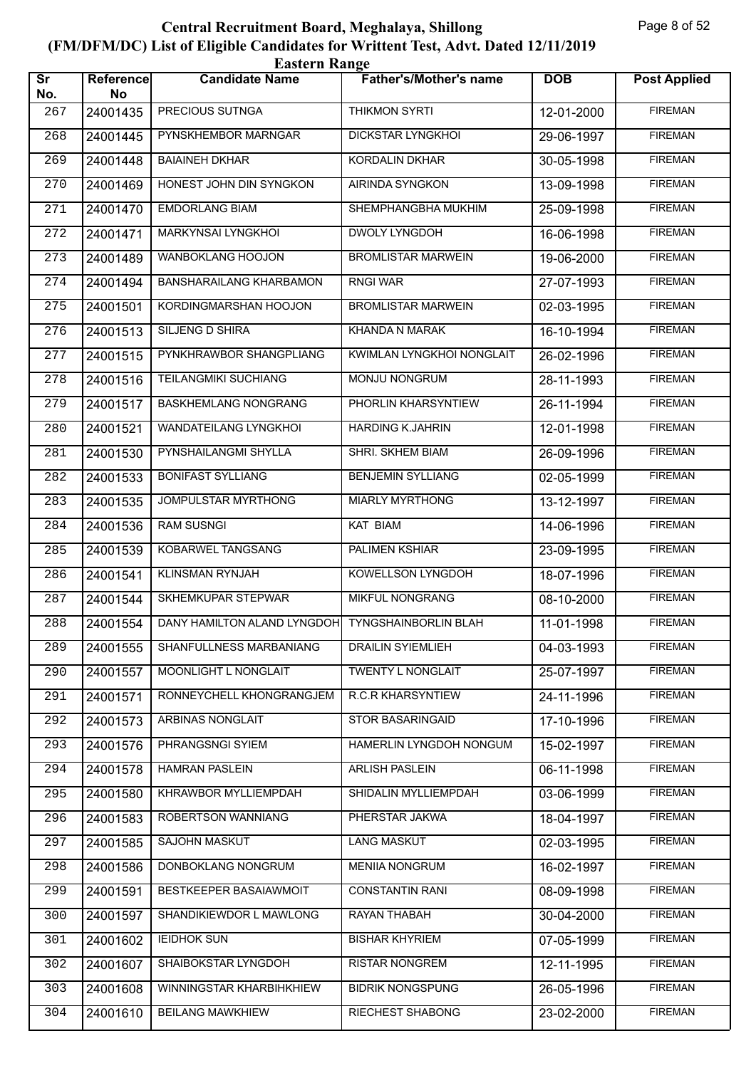# Central Recruitment Board, Meghalaya, Shillong

## (FM/DFM/DC) List of Eligible Candidates for Writtent Test, Advt. Dated 12/11/2019

### Eastern Range

| Sr No. | Reference No | Candidate Name | Father's/Mother's name | DOB | Post Applied |
|---|---|---|---|---|---|
| 267 | 24001435 | PRECIOUS SUTNGA | THIKMON SYRTI | 12-01-2000 | FIREMAN |
| 268 | 24001445 | PYNSKHEMBOR MARNGAR | DICKSTAR LYNGKHOI | 29-06-1997 | FIREMAN |
| 269 | 24001448 | BAIAINEH DKHAR | KORDALIN DKHAR | 30-05-1998 | FIREMAN |
| 270 | 24001469 | HONEST JOHN DIN SYNGKON | AIRINDA SYNGKON | 13-09-1998 | FIREMAN |
| 271 | 24001470 | EMDORLANG BIAM | SHEMPHANGBHA MUKHIM | 25-09-1998 | FIREMAN |
| 272 | 24001471 | MARKYNSAI LYNGKHOI | DWOLY LYNGDOH | 16-06-1998 | FIREMAN |
| 273 | 24001489 | WANBOKLANG HOOJON | BROMLISTAR MARWEIN | 19-06-2000 | FIREMAN |
| 274 | 24001494 | BANSHARAILANG KHARBAMON | RNGI WAR | 27-07-1993 | FIREMAN |
| 275 | 24001501 | KORDINGMARSHAN HOOJON | BROMLISTAR MARWEIN | 02-03-1995 | FIREMAN |
| 276 | 24001513 | SILJENG D SHIRA | KHANDA N MARAK | 16-10-1994 | FIREMAN |
| 277 | 24001515 | PYNKHRAWBOR SHANGPLIANG | KWIMLAN LYNGKHOI NONGLAIT | 26-02-1996 | FIREMAN |
| 278 | 24001516 | TEILANGMIKI SUCHIANG | MONJU NONGRUM | 28-11-1993 | FIREMAN |
| 279 | 24001517 | BASKHEMLANG NONGRANG | PHORLIN KHARSYNTIEW | 26-11-1994 | FIREMAN |
| 280 | 24001521 | WANDATEILANG LYNGKHOI | HARDING K.JAHRIN | 12-01-1998 | FIREMAN |
| 281 | 24001530 | PYNSHAILANGMI SHYLLA | SHRI. SKHEM BIAM | 26-09-1996 | FIREMAN |
| 282 | 24001533 | BONIFAST SYLLIANG | BENJEMIN SYLLIANG | 02-05-1999 | FIREMAN |
| 283 | 24001535 | JOMPULSTAR MYRTHONG | MIARLY MYRTHONG | 13-12-1997 | FIREMAN |
| 284 | 24001536 | RAM SUSNGI | KAT BIAM | 14-06-1996 | FIREMAN |
| 285 | 24001539 | KOBARWEL TANGSANG | PALIMEN KSHIAR | 23-09-1995 | FIREMAN |
| 286 | 24001541 | KLINSMAN RYNJAH | KOWELLSON LYNGDOH | 18-07-1996 | FIREMAN |
| 287 | 24001544 | SKHEMKUPAR STEPWAR | MIKFUL NONGRANG | 08-10-2000 | FIREMAN |
| 288 | 24001554 | DANY HAMILTON ALAND LYNGDOH | TYNGSHAINBORLIN BLAH | 11-01-1998 | FIREMAN |
| 289 | 24001555 | SHANFULLNESS MARBANIANG | DRAILIN SYIEMLIEH | 04-03-1993 | FIREMAN |
| 290 | 24001557 | MOONLIGHT L NONGLAIT | TWENTY L NONGLAIT | 25-07-1997 | FIREMAN |
| 291 | 24001571 | RONNEYCHELL KHONGRANGJEM | R.C.R KHARSYNTIEW | 24-11-1996 | FIREMAN |
| 292 | 24001573 | ARBINAS NONGLAIT | STOR BASARINGAID | 17-10-1996 | FIREMAN |
| 293 | 24001576 | PHRANGSNGI SYIEM | HAMERLIN LYNGDOH NONGUM | 15-02-1997 | FIREMAN |
| 294 | 24001578 | HAMRAN PASLEIN | ARLISH PASLEIN | 06-11-1998 | FIREMAN |
| 295 | 24001580 | KHRAWBOR MYLLIEMPDAH | SHIDALIN MYLLIEMPDAH | 03-06-1999 | FIREMAN |
| 296 | 24001583 | ROBERTSON WANNIANG | PHERSTAR JAKWA | 18-04-1997 | FIREMAN |
| 297 | 24001585 | SAJOHN MASKUT | LANG MASKUT | 02-03-1995 | FIREMAN |
| 298 | 24001586 | DONBOKLANG NONGRUM | MENIIA NONGRUM | 16-02-1997 | FIREMAN |
| 299 | 24001591 | BESTKEEPER BASAIAWMOIT | CONSTANTIN RANI | 08-09-1998 | FIREMAN |
| 300 | 24001597 | SHANDIKIEWDOR L MAWLONG | RAYAN THABAH | 30-04-2000 | FIREMAN |
| 301 | 24001602 | IEIDHOK SUN | BISHAR KHYRIEM | 07-05-1999 | FIREMAN |
| 302 | 24001607 | SHAIBOKSTAR LYNGDOH | RISTAR NONGREM | 12-11-1995 | FIREMAN |
| 303 | 24001608 | WINNINGSTAR KHARBIHKHIEW | BIDRIK NONGSPUNG | 26-05-1996 | FIREMAN |
| 304 | 24001610 | BEILANG MAWKHIEW | RIECHEST SHABONG | 23-02-2000 | FIREMAN |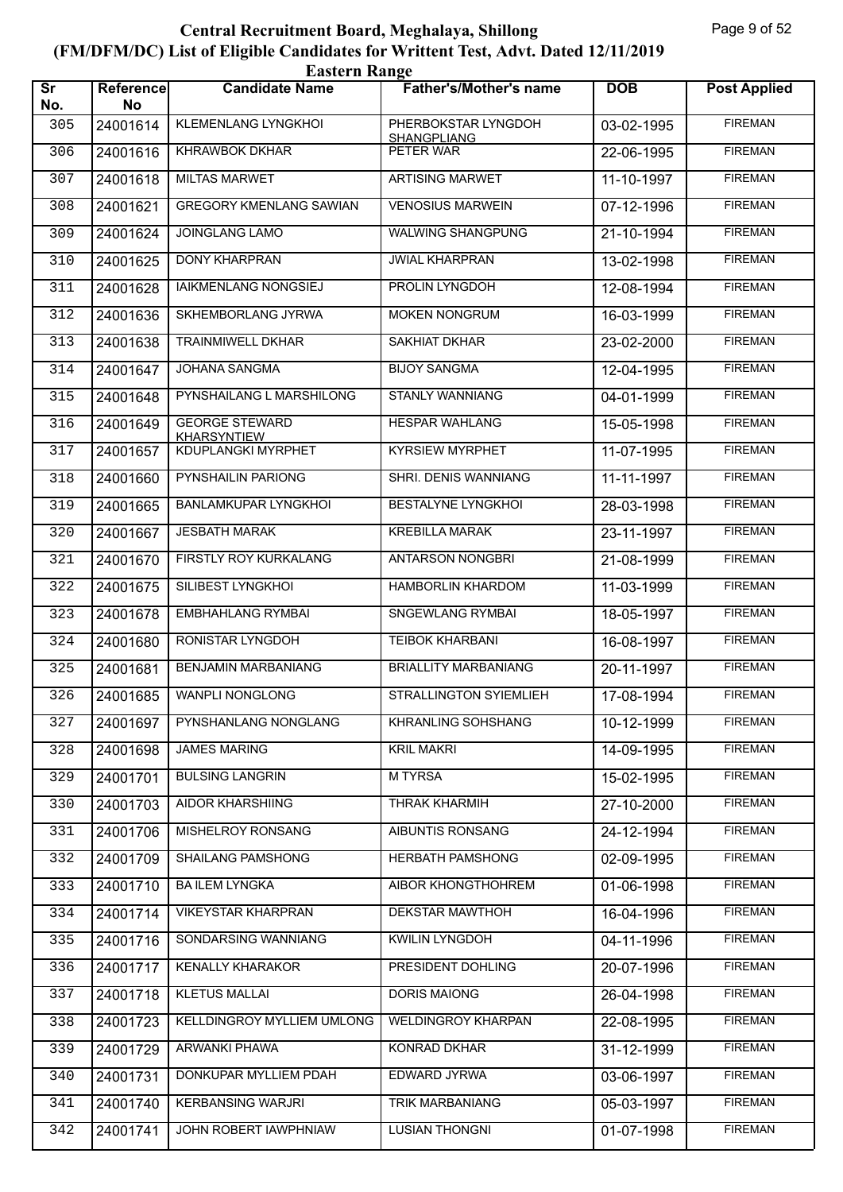# Central Recruitment Board, Meghalaya, Shillong

## (FM/DFM/DC) List of Eligible Candidates for Writtent Test, Advt. Dated 12/11/2019

### Eastern Range

| Sr No. | Reference No | Candidate Name | Father's/Mother's name | DOB | Post Applied |
|---|---|---|---|---|---|
| 305 | 24001614 | KLEMENLANG LYNGKHOI | PHERBOKSTAR LYNGDOH SHANGPLIANG | 03-02-1995 | FIREMAN |
| 306 | 24001616 | KHRAWBOK DKHAR | PETER WAR | 22-06-1995 | FIREMAN |
| 307 | 24001618 | MILTAS MARWET | ARTISING MARWET | 11-10-1997 | FIREMAN |
| 308 | 24001621 | GREGORY KMENLANG SAWIAN | VENOSIUS MARWEIN | 07-12-1996 | FIREMAN |
| 309 | 24001624 | JOINGLANG LAMO | WALWING SHANGPUNG | 21-10-1994 | FIREMAN |
| 310 | 24001625 | DONY KHARPRAN | JWIAL KHARPRAN | 13-02-1998 | FIREMAN |
| 311 | 24001628 | IAIKMENLANG NONGSIEJ | PROLIN LYNGDOH | 12-08-1994 | FIREMAN |
| 312 | 24001636 | SKHEMBORLANG JYRWA | MOKEN NONGRUM | 16-03-1999 | FIREMAN |
| 313 | 24001638 | TRAINMIWELL DKHAR | SAKHIAT DKHAR | 23-02-2000 | FIREMAN |
| 314 | 24001647 | JOHANA SANGMA | BIJOY SANGMA | 12-04-1995 | FIREMAN |
| 315 | 24001648 | PYNSHAILANG L MARSHILONG | STANLY WANNIANG | 04-01-1999 | FIREMAN |
| 316 | 24001649 | GEORGE STEWARD KHARSYNTIEW | HESPAR WAHLANG | 15-05-1998 | FIREMAN |
| 317 | 24001657 | KDUPLANGKI MYRPHET | KYRSIEW MYRPHET | 11-07-1995 | FIREMAN |
| 318 | 24001660 | PYNSHAILIN PARIONG | SHRI. DENIS WANNIANG | 11-11-1997 | FIREMAN |
| 319 | 24001665 | BANLAMKUPAR LYNGKHOI | BESTALYNE LYNGKHOI | 28-03-1998 | FIREMAN |
| 320 | 24001667 | JESBATH MARAK | KREBILLA MARAK | 23-11-1997 | FIREMAN |
| 321 | 24001670 | FIRSTLY ROY KURKALANG | ANTARSON NONGBRI | 21-08-1999 | FIREMAN |
| 322 | 24001675 | SILIBEST LYNGKHOI | HAMBORLIN KHARDOM | 11-03-1999 | FIREMAN |
| 323 | 24001678 | EMBHAHLANG RYMBAI | SNGEWLANG RYMBAI | 18-05-1997 | FIREMAN |
| 324 | 24001680 | RONISTAR LYNGDOH | TEIBOK KHARBANI | 16-08-1997 | FIREMAN |
| 325 | 24001681 | BENJAMIN MARBANIANG | BRIALLITY MARBANIANG | 20-11-1997 | FIREMAN |
| 326 | 24001685 | WANPLI NONGLONG | STRALLINGTON SYIEMLIEH | 17-08-1994 | FIREMAN |
| 327 | 24001697 | PYNSHANLANG NONGLANG | KHRANLING SOHSHANG | 10-12-1999 | FIREMAN |
| 328 | 24001698 | JAMES MARING | KRIL MAKRI | 14-09-1995 | FIREMAN |
| 329 | 24001701 | BULSING LANGRIN | M TYRSA | 15-02-1995 | FIREMAN |
| 330 | 24001703 | AIDOR KHARSHIING | THRAK KHARMIH | 27-10-2000 | FIREMAN |
| 331 | 24001706 | MISHELROY RONSANG | AIBUNTIS RONSANG | 24-12-1994 | FIREMAN |
| 332 | 24001709 | SHAILANG PAMSHONG | HERBATH PAMSHONG | 02-09-1995 | FIREMAN |
| 333 | 24001710 | BA ILEM LYNGKA | AIBOR KHONGTHOHREM | 01-06-1998 | FIREMAN |
| 334 | 24001714 | VIKEYSTAR KHARPRAN | DEKSTAR MAWTHOH | 16-04-1996 | FIREMAN |
| 335 | 24001716 | SONDARSING WANNIANG | KWILIN LYNGDOH | 04-11-1996 | FIREMAN |
| 336 | 24001717 | KENALLY KHARAKOR | PRESIDENT DOHLING | 20-07-1996 | FIREMAN |
| 337 | 24001718 | KLETUS MALLAI | DORIS MAIONG | 26-04-1998 | FIREMAN |
| 338 | 24001723 | KELLDINGROY MYLLIEM UMLONG | WELDINGROY KHARPAN | 22-08-1995 | FIREMAN |
| 339 | 24001729 | ARWANKI PHAWA | KONRAD DKHAR | 31-12-1999 | FIREMAN |
| 340 | 24001731 | DONKUPAR MYLLIEM PDAH | EDWARD JYRWA | 03-06-1997 | FIREMAN |
| 341 | 24001740 | KERBANSING WARJRI | TRIK MARBANIANG | 05-03-1997 | FIREMAN |
| 342 | 24001741 | JOHN ROBERT IAWPHNIAW | LUSIAN THONGNI | 01-07-1998 | FIREMAN |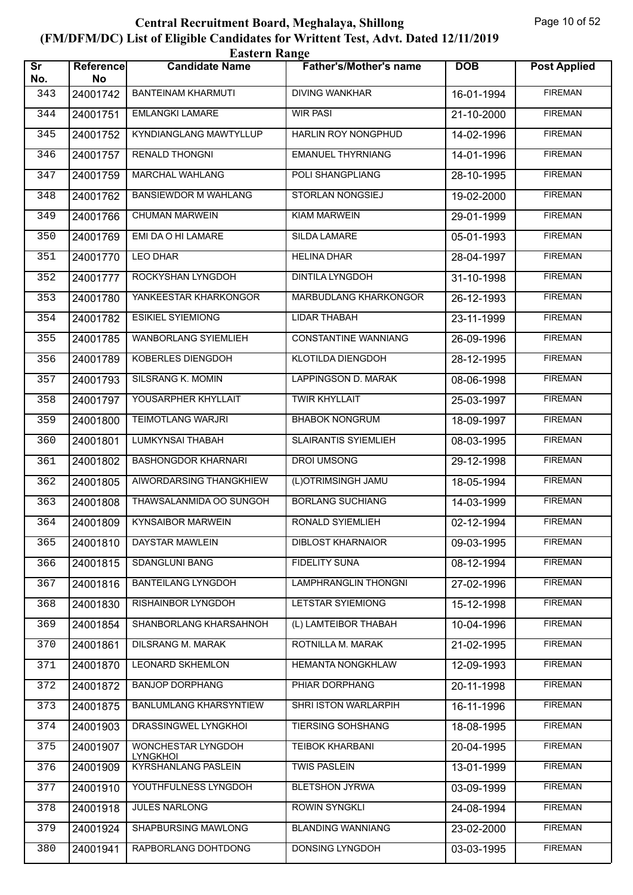# Central Recruitment Board, Meghalaya, Shillong
## (FM/DFM/DC) List of Eligible Candidates for Writtent Test, Advt. Dated 12/11/2019
### Eastern Range

| Sr No. | Reference No | Candidate Name | Father's/Mother's name | DOB | Post Applied |
|---|---|---|---|---|---|
| 343 | 24001742 | BANTEINAM KHARMUTI | DIVING WANKHAR | 16-01-1994 | FIREMAN |
| 344 | 24001751 | EMLANGKI LAMARE | WIR PASI | 21-10-2000 | FIREMAN |
| 345 | 24001752 | KYNDIANGLANG MAWTYLLUP | HARLIN ROY NONGPHUD | 14-02-1996 | FIREMAN |
| 346 | 24001757 | RENALD THONGNI | EMANUEL THYRNIANG | 14-01-1996 | FIREMAN |
| 347 | 24001759 | MARCHAL WAHLANG | POLI SHANGPLIANG | 28-10-1995 | FIREMAN |
| 348 | 24001762 | BANSIEWDOR M WAHLANG | STORLAN NONGSIEJ | 19-02-2000 | FIREMAN |
| 349 | 24001766 | CHUMAN MARWEIN | KIAM MARWEIN | 29-01-1999 | FIREMAN |
| 350 | 24001769 | EMI DA O HI LAMARE | SILDA LAMARE | 05-01-1993 | FIREMAN |
| 351 | 24001770 | LEO DHAR | HELINA DHAR | 28-04-1997 | FIREMAN |
| 352 | 24001777 | ROCKYSHAN LYNGDOH | DINTILA LYNGDOH | 31-10-1998 | FIREMAN |
| 353 | 24001780 | YANKEESTAR KHARKONGOR | MARBUDLANG KHARKONGOR | 26-12-1993 | FIREMAN |
| 354 | 24001782 | ESIKIEL SYIEMIONG | LIDAR THABAH | 23-11-1999 | FIREMAN |
| 355 | 24001785 | WANBORLANG SYIEMLIEH | CONSTANTINE WANNIANG | 26-09-1996 | FIREMAN |
| 356 | 24001789 | KOBERLES DIENGDOH | KLOTILDA DIENGDOH | 28-12-1995 | FIREMAN |
| 357 | 24001793 | SILSRANG K. MOMIN | LAPPINGSON D. MARAK | 08-06-1998 | FIREMAN |
| 358 | 24001797 | YOUSARPHER KHYLLAIT | TWIR KHYLLAIT | 25-03-1997 | FIREMAN |
| 359 | 24001800 | TEIMOTLANG WARJRI | BHABOK NONGRUM | 18-09-1997 | FIREMAN |
| 360 | 24001801 | LUMKYNSAI THABAH | SLAIRANTIS SYIEMLIEH | 08-03-1995 | FIREMAN |
| 361 | 24001802 | BASHONGDOR KHARNARI | DROI UMSONG | 29-12-1998 | FIREMAN |
| 362 | 24001805 | AIWORDARSING THANGKHIEW | (L)OTRIMSINGH JAMU | 18-05-1994 | FIREMAN |
| 363 | 24001808 | THAWSALANMIDA OO SUNGOH | BORLANG SUCHIANG | 14-03-1999 | FIREMAN |
| 364 | 24001809 | KYNSAIBOR MARWEIN | RONALD SYIEMLIEH | 02-12-1994 | FIREMAN |
| 365 | 24001810 | DAYSTAR MAWLEIN | DIBLOST KHARNAIOR | 09-03-1995 | FIREMAN |
| 366 | 24001815 | SDANGLUNI BANG | FIDELITY SUNA | 08-12-1994 | FIREMAN |
| 367 | 24001816 | BANTEILANG LYNGDOH | LAMPHRANGLIN THONGNI | 27-02-1996 | FIREMAN |
| 368 | 24001830 | RISHAINBOR LYNGDOH | LETSTAR SYIEMIONG | 15-12-1998 | FIREMAN |
| 369 | 24001854 | SHANBORLANG KHARSAHNOH | (L) LAMTEIBOR THABAH | 10-04-1996 | FIREMAN |
| 370 | 24001861 | DILSRANG M. MARAK | ROTNILLA M. MARAK | 21-02-1995 | FIREMAN |
| 371 | 24001870 | LEONARD SKHEMLON | HEMANTA NONGKHLAW | 12-09-1993 | FIREMAN |
| 372 | 24001872 | BANJOP DORPHANG | PHIAR DORPHANG | 20-11-1998 | FIREMAN |
| 373 | 24001875 | BANLUMLANG KHARSYNTIEW | SHRI ISTON WARLARPIH | 16-11-1996 | FIREMAN |
| 374 | 24001903 | DRASSINGWEL LYNGKHOI | TIERSING SOHSHANG | 18-08-1995 | FIREMAN |
| 375 | 24001907 | WONCHESTAR LYNGDOH LYNGKHOI | TEIBOK KHARBANI | 20-04-1995 | FIREMAN |
| 376 | 24001909 | KYRSHANLANG PASLEIN | TWIS PASLEIN | 13-01-1999 | FIREMAN |
| 377 | 24001910 | YOUTHFULNESS LYNGDOH | BLETSHON JYRWA | 03-09-1999 | FIREMAN |
| 378 | 24001918 | JULES NARLONG | ROWIN SYNGKLI | 24-08-1994 | FIREMAN |
| 379 | 24001924 | SHAPBURSING MAWLONG | BLANDING WANNIANG | 23-02-2000 | FIREMAN |
| 380 | 24001941 | RAPBORLANG DOHTDONG | DONSING LYNGDOH | 03-03-1995 | FIREMAN |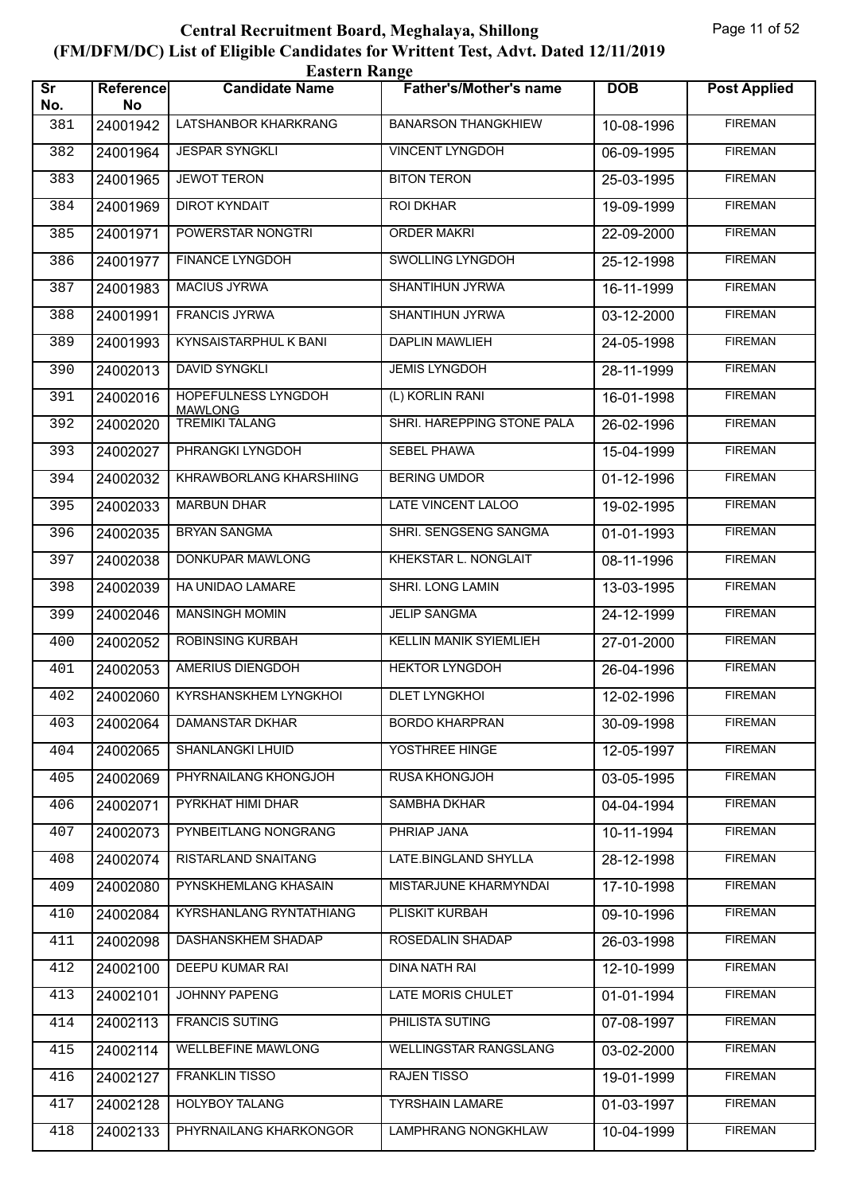# Central Recruitment Board, Meghalaya, Shillong
## (FM/DFM/DC) List of Eligible Candidates for Writtent Test, Advt. Dated 12/11/2019
### Eastern Range

| Sr No. | Reference No | Candidate Name | Father's/Mother's name | DOB | Post Applied |
|---|---|---|---|---|---|
| 381 | 24001942 | LATSHANBOR KHARKRANG | BANARSON THANGKHIEW | 10-08-1996 | FIREMAN |
| 382 | 24001964 | JESPAR SYNGKLI | VINCENT LYNGDOH | 06-09-1995 | FIREMAN |
| 383 | 24001965 | JEWOT TERON | BITON TERON | 25-03-1995 | FIREMAN |
| 384 | 24001969 | DIROT KYNDAIT | ROI DKHAR | 19-09-1999 | FIREMAN |
| 385 | 24001971 | POWERSTAR NONGTRI | ORDER MAKRI | 22-09-2000 | FIREMAN |
| 386 | 24001977 | FINANCE LYNGDOH | SWOLLING LYNGDOH | 25-12-1998 | FIREMAN |
| 387 | 24001983 | MACIUS JYRWA | SHANTIHUN JYRWA | 16-11-1999 | FIREMAN |
| 388 | 24001991 | FRANCIS JYRWA | SHANTIHUN JYRWA | 03-12-2000 | FIREMAN |
| 389 | 24001993 | KYNSAISTARPHUL K BANI | DAPLIN MAWLIEH | 24-05-1998 | FIREMAN |
| 390 | 24002013 | DAVID SYNGKLI | JEMIS LYNGDOH | 28-11-1999 | FIREMAN |
| 391 | 24002016 | HOPEFULNESS LYNGDOH MAWLONG | (L) KORLIN RANI | 16-01-1998 | FIREMAN |
| 392 | 24002020 | TREMIKI TALANG | SHRI. HAREPPING STONE PALA | 26-02-1996 | FIREMAN |
| 393 | 24002027 | PHRANGKI LYNGDOH | SEBEL PHAWA | 15-04-1999 | FIREMAN |
| 394 | 24002032 | KHRAWBORLANG KHARSHIING | BERING UMDOR | 01-12-1996 | FIREMAN |
| 395 | 24002033 | MARBUN DHAR | LATE VINCENT LALOO | 19-02-1995 | FIREMAN |
| 396 | 24002035 | BRYAN SANGMA | SHRI. SENGSENG SANGMA | 01-01-1993 | FIREMAN |
| 397 | 24002038 | DONKUPAR MAWLONG | KHEKSTAR L. NONGLAIT | 08-11-1996 | FIREMAN |
| 398 | 24002039 | HA UNIDAO LAMARE | SHRI. LONG LAMIN | 13-03-1995 | FIREMAN |
| 399 | 24002046 | MANSINGH MOMIN | JELIP SANGMA | 24-12-1999 | FIREMAN |
| 400 | 24002052 | ROBINSING KURBAH | KELLIN MANIK SYIEMLIEH | 27-01-2000 | FIREMAN |
| 401 | 24002053 | AMERIUS DIENGDOH | HEKTOR LYNGDOH | 26-04-1996 | FIREMAN |
| 402 | 24002060 | KYRSHANSKHEM LYNGKHOI | DLET LYNGKHOI | 12-02-1996 | FIREMAN |
| 403 | 24002064 | DAMANSTAR DKHAR | BORDO KHARPRAN | 30-09-1998 | FIREMAN |
| 404 | 24002065 | SHANLANGKI LHUID | YOSTHREE HINGE | 12-05-1997 | FIREMAN |
| 405 | 24002069 | PHYRNAILANG KHONGJOH | RUSA KHONGJOH | 03-05-1995 | FIREMAN |
| 406 | 24002071 | PYRKHAT HIMI DHAR | SAMBHA DKHAR | 04-04-1994 | FIREMAN |
| 407 | 24002073 | PYNBEITLANG NONGRANG | PHRIAP JANA | 10-11-1994 | FIREMAN |
| 408 | 24002074 | RISTARLAND SNAITANG | LATE.BINGLAND SHYLLA | 28-12-1998 | FIREMAN |
| 409 | 24002080 | PYNSKHEMLANG KHASAIN | MISTARJUNE KHARMYNDAI | 17-10-1998 | FIREMAN |
| 410 | 24002084 | KYRSHANLANG RYNTATHIANG | PLISKIT KURBAH | 09-10-1996 | FIREMAN |
| 411 | 24002098 | DASHANSKHEM SHADAP | ROSEDALIN SHADAP | 26-03-1998 | FIREMAN |
| 412 | 24002100 | DEEPU KUMAR RAI | DINA NATH RAI | 12-10-1999 | FIREMAN |
| 413 | 24002101 | JOHNNY PAPENG | LATE MORIS CHULET | 01-01-1994 | FIREMAN |
| 414 | 24002113 | FRANCIS SUTING | PHILISTA SUTING | 07-08-1997 | FIREMAN |
| 415 | 24002114 | WELLBEFINE MAWLONG | WELLINGSTAR RANGSLANG | 03-02-2000 | FIREMAN |
| 416 | 24002127 | FRANKLIN TISSO | RAJEN TISSO | 19-01-1999 | FIREMAN |
| 417 | 24002128 | HOLYBOY TALANG | TYRSHAIN LAMARE | 01-03-1997 | FIREMAN |
| 418 | 24002133 | PHYRNAILANG KHARKONGOR | LAMPHRANG NONGKHLAW | 10-04-1999 | FIREMAN |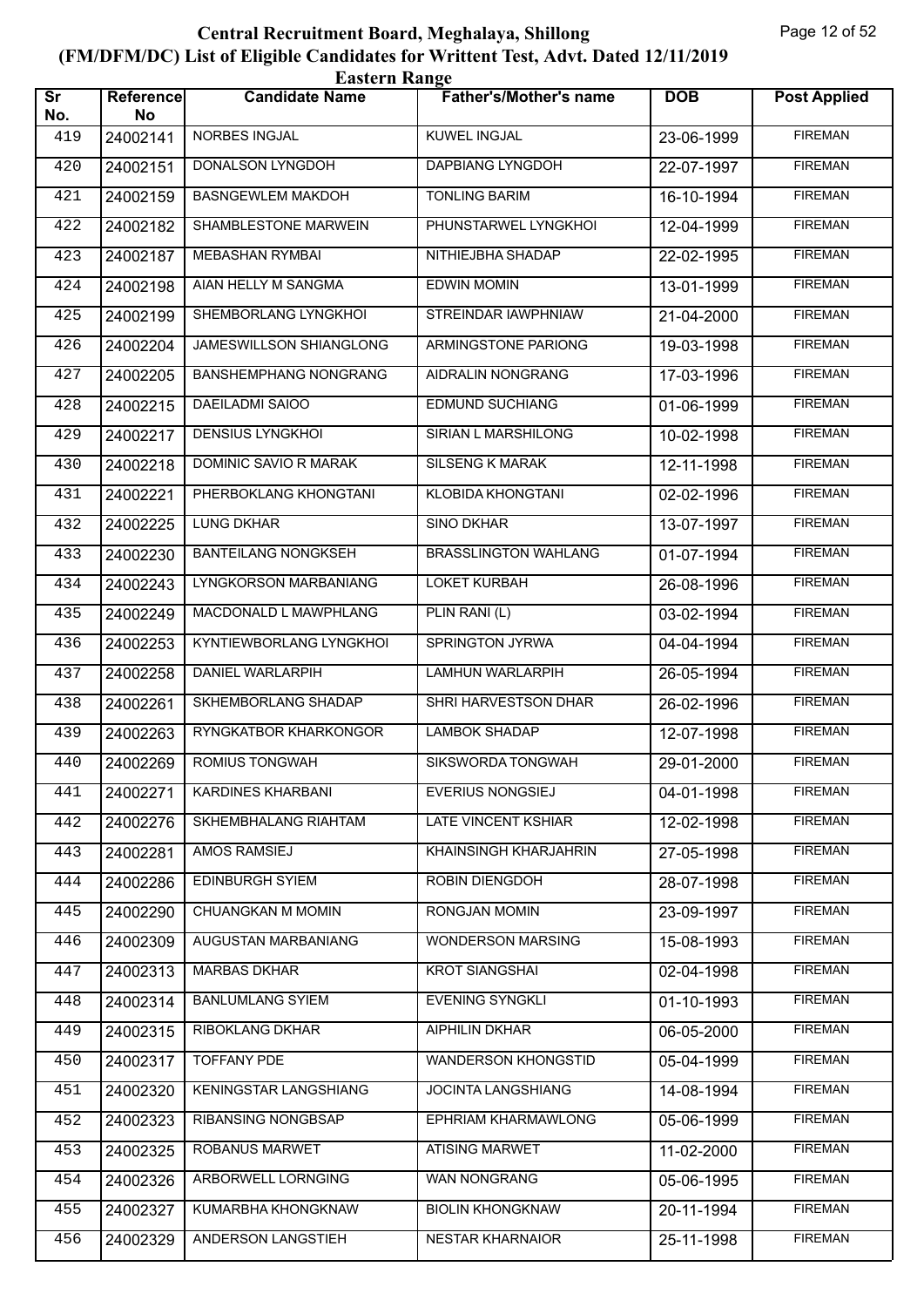# Central Recruitment Board, Meghalaya, Shillong
## (FM/DFM/DC) List of Eligible Candidates for Writtent Test, Advt. Dated 12/11/2019
### Eastern Range

| Sr No. | Reference No | Candidate Name | Father's/Mother's name | DOB | Post Applied |
|---|---|---|---|---|---|
| 419 | 24002141 | NORBES INGJAL | KUWEL INGJAL | 23-06-1999 | FIREMAN |
| 420 | 24002151 | DONALSON LYNGDOH | DAPBIANG LYNGDOH | 22-07-1997 | FIREMAN |
| 421 | 24002159 | BASNGEWLEM MAKDOH | TONLING BARIM | 16-10-1994 | FIREMAN |
| 422 | 24002182 | SHAMBLESTONE MARWEIN | PHUNSTARWEL LYNGKHOI | 12-04-1999 | FIREMAN |
| 423 | 24002187 | MEBASHAN RYMBAI | NITHIEJBHA SHADAP | 22-02-1995 | FIREMAN |
| 424 | 24002198 | AIAN HELLY M SANGMA | EDWIN MOMIN | 13-01-1999 | FIREMAN |
| 425 | 24002199 | SHEMBORLANG LYNGKHOI | STREINDAR IAWPHNIAW | 21-04-2000 | FIREMAN |
| 426 | 24002204 | JAMESWILLSON SHIANGLONG | ARMINGSTONE PARIONG | 19-03-1998 | FIREMAN |
| 427 | 24002205 | BANSHEMPHANG NONGRANG | AIDRALIN NONGRANG | 17-03-1996 | FIREMAN |
| 428 | 24002215 | DAEILADMI SAIOO | EDMUND SUCHIANG | 01-06-1999 | FIREMAN |
| 429 | 24002217 | DENSIUS LYNGKHOI | SIRIAN L MARSHILONG | 10-02-1998 | FIREMAN |
| 430 | 24002218 | DOMINIC SAVIO R MARAK | SILSENG K MARAK | 12-11-1998 | FIREMAN |
| 431 | 24002221 | PHERBOKLANG KHONGTANI | KLOBIDA KHONGTANI | 02-02-1996 | FIREMAN |
| 432 | 24002225 | LUNG DKHAR | SINO DKHAR | 13-07-1997 | FIREMAN |
| 433 | 24002230 | BANTEILANG NONGKSEH | BRASSLINGTON WAHLANG | 01-07-1994 | FIREMAN |
| 434 | 24002243 | LYNGKORSON MARBANIANG | LOKET KURBAH | 26-08-1996 | FIREMAN |
| 435 | 24002249 | MACDONALD L MAWPHLANG | PLIN RANI (L) | 03-02-1994 | FIREMAN |
| 436 | 24002253 | KYNTIEWBORLANG LYNGKHOI | SPRINGTON JYRWA | 04-04-1994 | FIREMAN |
| 437 | 24002258 | DANIEL WARLARPIH | LAMHUN WARLARPIH | 26-05-1994 | FIREMAN |
| 438 | 24002261 | SKHEMBORLANG SHADAP | SHRI HARVESTSON DHAR | 26-02-1996 | FIREMAN |
| 439 | 24002263 | RYNGKATBOR KHARKONGOR | LAMBOK SHADAP | 12-07-1998 | FIREMAN |
| 440 | 24002269 | ROMIUS TONGWAH | SIKSWORDA TONGWAH | 29-01-2000 | FIREMAN |
| 441 | 24002271 | KARDINES KHARBANI | EVERIUS NONGSIEJ | 04-01-1998 | FIREMAN |
| 442 | 24002276 | SKHEMBHALANG RIAHTAM | LATE VINCENT KSHIAR | 12-02-1998 | FIREMAN |
| 443 | 24002281 | AMOS RAMSIEJ | KHAINSINGH KHARJAHRIN | 27-05-1998 | FIREMAN |
| 444 | 24002286 | EDINBURGH SYIEM | ROBIN DIENGDOH | 28-07-1998 | FIREMAN |
| 445 | 24002290 | CHUANGKAN M MOMIN | RONGJAN MOMIN | 23-09-1997 | FIREMAN |
| 446 | 24002309 | AUGUSTAN MARBANIANG | WONDERSON MARSING | 15-08-1993 | FIREMAN |
| 447 | 24002313 | MARBAS DKHAR | KROT SIANGSHAI | 02-04-1998 | FIREMAN |
| 448 | 24002314 | BANLUMLANG SYIEM | EVENING SYNGKLI | 01-10-1993 | FIREMAN |
| 449 | 24002315 | RIBOKLANG DKHAR | AIPHILIN DKHAR | 06-05-2000 | FIREMAN |
| 450 | 24002317 | TOFFANY PDE | WANDERSON KHONGSTID | 05-04-1999 | FIREMAN |
| 451 | 24002320 | KENINGSTAR LANGSHIANG | JOCINTA LANGSHIANG | 14-08-1994 | FIREMAN |
| 452 | 24002323 | RIBANSING NONGBSAP | EPHRIAM KHARMAWLONG | 05-06-1999 | FIREMAN |
| 453 | 24002325 | ROBANUS MARWET | ATISING MARWET | 11-02-2000 | FIREMAN |
| 454 | 24002326 | ARBORWELL LORNGING | WAN NONGRANG | 05-06-1995 | FIREMAN |
| 455 | 24002327 | KUMARBHA KHONGKNAW | BIOLIN KHONGKNAW | 20-11-1994 | FIREMAN |
| 456 | 24002329 | ANDERSON LANGSTIEH | NESTAR KHARNAIOR | 25-11-1998 | FIREMAN |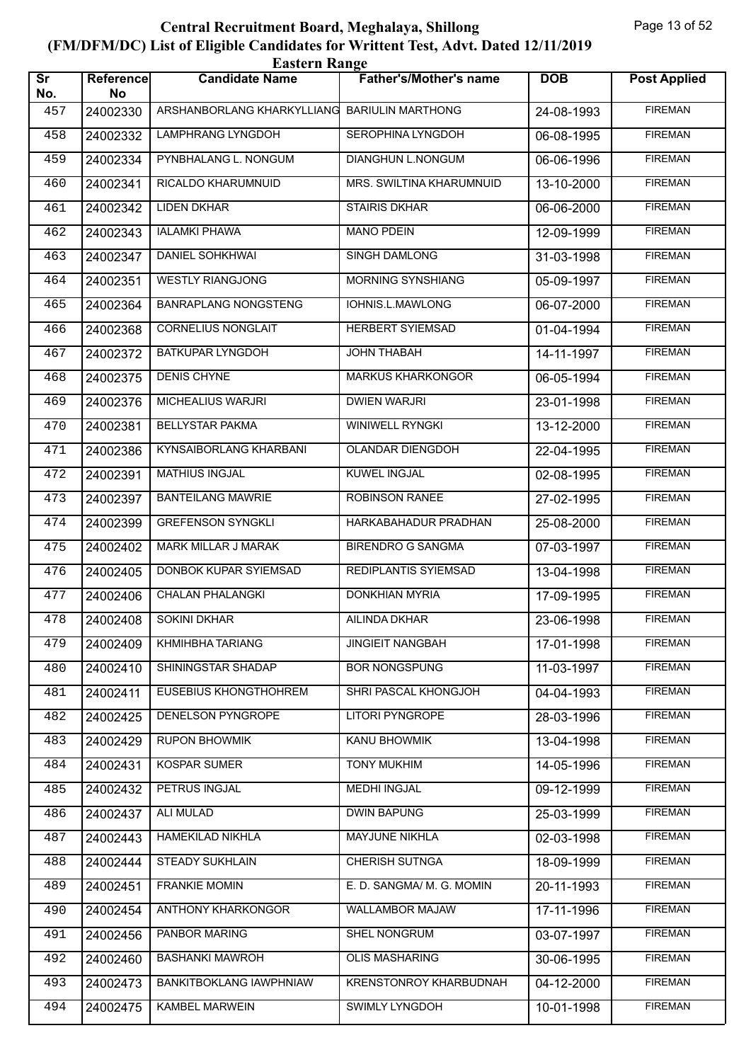# Central Recruitment Board, Meghalaya, Shillong

## (FM/DFM/DC) List of Eligible Candidates for Writtent Test, Advt. Dated 12/11/2019

### Eastern Range

| Sr No. | Reference No | Candidate Name | Father's/Mother's name | DOB | Post Applied |
|---|---|---|---|---|---|
| 457 | 24002330 | ARSHANBORLANG KHARKYLLIANG | BARIULIN MARTHONG | 24-08-1993 | FIREMAN |
| 458 | 24002332 | LAMPHRANG LYNGDOH | SEROPHINA LYNGDOH | 06-08-1995 | FIREMAN |
| 459 | 24002334 | PYNBHALANG L. NONGUM | DIANGHUN L.NONGUM | 06-06-1996 | FIREMAN |
| 460 | 24002341 | RICALDO KHARUMNUID | MRS. SWILTINA KHARUMNUID | 13-10-2000 | FIREMAN |
| 461 | 24002342 | LIDEN DKHAR | STAIRIS DKHAR | 06-06-2000 | FIREMAN |
| 462 | 24002343 | IALAMKI PHAWA | MANO PDEIN | 12-09-1999 | FIREMAN |
| 463 | 24002347 | DANIEL SOHKHWAI | SINGH DAMLONG | 31-03-1998 | FIREMAN |
| 464 | 24002351 | WESTLY RIANGJONG | MORNING SYNSHIANG | 05-09-1997 | FIREMAN |
| 465 | 24002364 | BANRAPLANG NONGSTENG | IOHNIS.L.MAWLONG | 06-07-2000 | FIREMAN |
| 466 | 24002368 | CORNELIUS NONGLAIT | HERBERT SYIEMSAD | 01-04-1994 | FIREMAN |
| 467 | 24002372 | BATKUPAR LYNGDOH | JOHN THABAH | 14-11-1997 | FIREMAN |
| 468 | 24002375 | DENIS CHYNE | MARKUS KHARKONGOR | 06-05-1994 | FIREMAN |
| 469 | 24002376 | MICHEALIUS WARJRI | DWIEN WARJRI | 23-01-1998 | FIREMAN |
| 470 | 24002381 | BELLYSTAR PAKMA | WINIWELL RYNGKI | 13-12-2000 | FIREMAN |
| 471 | 24002386 | KYNSAIBORLANG KHARBANI | OLANDAR DIENGDOH | 22-04-1995 | FIREMAN |
| 472 | 24002391 | MATHIUS INGJAL | KUWEL INGJAL | 02-08-1995 | FIREMAN |
| 473 | 24002397 | BANTEILANG MAWRIE | ROBINSON RANEE | 27-02-1995 | FIREMAN |
| 474 | 24002399 | GREFENSON SYNGKLI | HARKABAHADUR PRADHAN | 25-08-2000 | FIREMAN |
| 475 | 24002402 | MARK MILLAR J MARAK | BIRENDRO G SANGMA | 07-03-1997 | FIREMAN |
| 476 | 24002405 | DONBOK KUPAR SYIEMSAD | REDIPLANTIS SYIEMSAD | 13-04-1998 | FIREMAN |
| 477 | 24002406 | CHALAN PHALANGKI | DONKHIAN MYRIA | 17-09-1995 | FIREMAN |
| 478 | 24002408 | SOKINI DKHAR | AILINDA DKHAR | 23-06-1998 | FIREMAN |
| 479 | 24002409 | KHMIHBHA TARIANG | JINGIEIT NANGBAH | 17-01-1998 | FIREMAN |
| 480 | 24002410 | SHININGSTAR SHADAP | BOR NONGSPUNG | 11-03-1997 | FIREMAN |
| 481 | 24002411 | EUSEBIUS KHONGTHOHREM | SHRI PASCAL KHONGJOH | 04-04-1993 | FIREMAN |
| 482 | 24002425 | DENELSON PYNGROPE | LITORI PYNGROPE | 28-03-1996 | FIREMAN |
| 483 | 24002429 | RUPON BHOWMIK | KANU BHOWMIK | 13-04-1998 | FIREMAN |
| 484 | 24002431 | KOSPAR SUMER | TONY MUKHIM | 14-05-1996 | FIREMAN |
| 485 | 24002432 | PETRUS INGJAL | MEDHI INGJAL | 09-12-1999 | FIREMAN |
| 486 | 24002437 | ALI MULAD | DWIN BAPUNG | 25-03-1999 | FIREMAN |
| 487 | 24002443 | HAMEKILAD NIKHLA | MAYJUNE NIKHLA | 02-03-1998 | FIREMAN |
| 488 | 24002444 | STEADY SUKHLAIN | CHERISH SUTNGA | 18-09-1999 | FIREMAN |
| 489 | 24002451 | FRANKIE MOMIN | E. D. SANGMA/ M. G. MOMIN | 20-11-1993 | FIREMAN |
| 490 | 24002454 | ANTHONY KHARKONGOR | WALLAMBOR MAJAW | 17-11-1996 | FIREMAN |
| 491 | 24002456 | PANBOR MARING | SHEL NONGRUM | 03-07-1997 | FIREMAN |
| 492 | 24002460 | BASHANKI MAWROH | OLIS MASHARING | 30-06-1995 | FIREMAN |
| 493 | 24002473 | BANKITBOKLANG IAWPHNIAW | KRENSTONROY KHARBUDNAH | 04-12-2000 | FIREMAN |
| 494 | 24002475 | KAMBEL MARWEIN | SWIMLY LYNGDOH | 10-01-1998 | FIREMAN |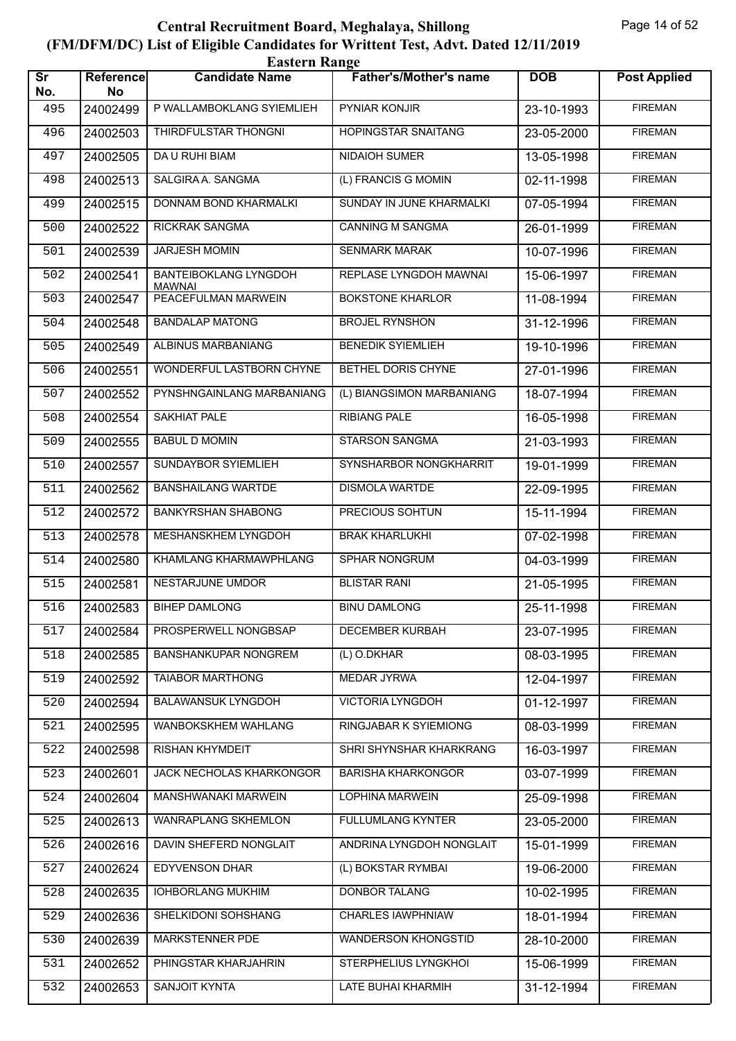# Central Recruitment Board, Meghalaya, Shillong

## (FM/DFM/DC) List of Eligible Candidates for Writtent Test, Advt. Dated 12/11/2019

### Eastern Range

| Sr No. | Reference No | Candidate Name | Father's/Mother's name | DOB | Post Applied |
|---|---|---|---|---|---|
| 495 | 24002499 | P WALLAMBOKLANG SYIEMLIEH | PYNIAR KONJIR | 23-10-1993 | FIREMAN |
| 496 | 24002503 | THIRDFULSTAR THONGNI | HOPINGSTAR SNAITANG | 23-05-2000 | FIREMAN |
| 497 | 24002505 | DA U RUHI BIAM | NIDAIOH SUMER | 13-05-1998 | FIREMAN |
| 498 | 24002513 | SALGIRA A. SANGMA | (L) FRANCIS G MOMIN | 02-11-1998 | FIREMAN |
| 499 | 24002515 | DONNAM BOND KHARMALKI | SUNDAY IN JUNE KHARMALKI | 07-05-1994 | FIREMAN |
| 500 | 24002522 | RICKRAK SANGMA | CANNING M SANGMA | 26-01-1999 | FIREMAN |
| 501 | 24002539 | JARJESH MOMIN | SENMARK MARAK | 10-07-1996 | FIREMAN |
| 502 | 24002541 | BANTEIBOKLANG LYNGDOH MAWNAI | REPLASE LYNGDOH MAWNAI | 15-06-1997 | FIREMAN |
| 503 | 24002547 | PEACEFULMAN MARWEIN | BOKSTONE KHARLOR | 11-08-1994 | FIREMAN |
| 504 | 24002548 | BANDALAP MATONG | BROJEL RYNSHON | 31-12-1996 | FIREMAN |
| 505 | 24002549 | ALBINUS MARBANIANG | BENEDIK SYIEMLIEH | 19-10-1996 | FIREMAN |
| 506 | 24002551 | WONDERFUL LASTBORN CHYNE | BETHEL DORIS CHYNE | 27-01-1996 | FIREMAN |
| 507 | 24002552 | PYNSHNGAINLANG MARBANIANG | (L) BIANGSIMON MARBANIANG | 18-07-1994 | FIREMAN |
| 508 | 24002554 | SAKHIAT PALE | RIBIANG PALE | 16-05-1998 | FIREMAN |
| 509 | 24002555 | BABUL D MOMIN | STARSON SANGMA | 21-03-1993 | FIREMAN |
| 510 | 24002557 | SUNDAYBOR SYIEMLIEH | SYNSHARBOR NONGKHARRIT | 19-01-1999 | FIREMAN |
| 511 | 24002562 | BANSHAILANG WARTDE | DISMOLA WARTDE | 22-09-1995 | FIREMAN |
| 512 | 24002572 | BANKYRSHAN SHABONG | PRECIOUS SOHTUN | 15-11-1994 | FIREMAN |
| 513 | 24002578 | MESHANSKHEM LYNGDOH | BRAK KHARLUKHI | 07-02-1998 | FIREMAN |
| 514 | 24002580 | KHAMLANG KHARMAWPHLANG | SPHAR NONGRUM | 04-03-1999 | FIREMAN |
| 515 | 24002581 | NESTARJUNE UMDOR | BLISTAR RANI | 21-05-1995 | FIREMAN |
| 516 | 24002583 | BIHEP DAMLONG | BINU DAMLONG | 25-11-1998 | FIREMAN |
| 517 | 24002584 | PROSPERWELL NONGBSAP | DECEMBER KURBAH | 23-07-1995 | FIREMAN |
| 518 | 24002585 | BANSHANKUPAR NONGREM | (L) O.DKHAR | 08-03-1995 | FIREMAN |
| 519 | 24002592 | TAIABOR MARTHONG | MEDAR JYRWA | 12-04-1997 | FIREMAN |
| 520 | 24002594 | BALAWANSUK LYNGDOH | VICTORIA LYNGDOH | 01-12-1997 | FIREMAN |
| 521 | 24002595 | WANBOKSKHEM WAHLANG | RINGJABAR K SYIEMIONG | 08-03-1999 | FIREMAN |
| 522 | 24002598 | RISHAN KHYMDEIT | SHRI SHYNSHAR KHARKRANG | 16-03-1997 | FIREMAN |
| 523 | 24002601 | JACK NECHOLAS KHARKONGOR | BARISHA KHARKONGOR | 03-07-1999 | FIREMAN |
| 524 | 24002604 | MANSHWANAKI MARWEIN | LOPHINA MARWEIN | 25-09-1998 | FIREMAN |
| 525 | 24002613 | WANRAPLANG SKHEMLON | FULLUMLANG KYNTER | 23-05-2000 | FIREMAN |
| 526 | 24002616 | DAVIN SHEFERD NONGLAIT | ANDRINA LYNGDOH NONGLAIT | 15-01-1999 | FIREMAN |
| 527 | 24002624 | EDYVENSON DHAR | (L) BOKSTAR RYMBAI | 19-06-2000 | FIREMAN |
| 528 | 24002635 | IOHBORLANG MUKHIM | DONBOR TALANG | 10-02-1995 | FIREMAN |
| 529 | 24002636 | SHELKIDONI SOHSHANG | CHARLES IAWPHNIAW | 18-01-1994 | FIREMAN |
| 530 | 24002639 | MARKSTENNER PDE | WANDERSON KHONGSTID | 28-10-2000 | FIREMAN |
| 531 | 24002652 | PHINGSTAR KHARJAHRIN | STERPHELIUS LYNGKHOI | 15-06-1999 | FIREMAN |
| 532 | 24002653 | SANJOIT KYNTA | LATE BUHAI KHARMIH | 31-12-1994 | FIREMAN |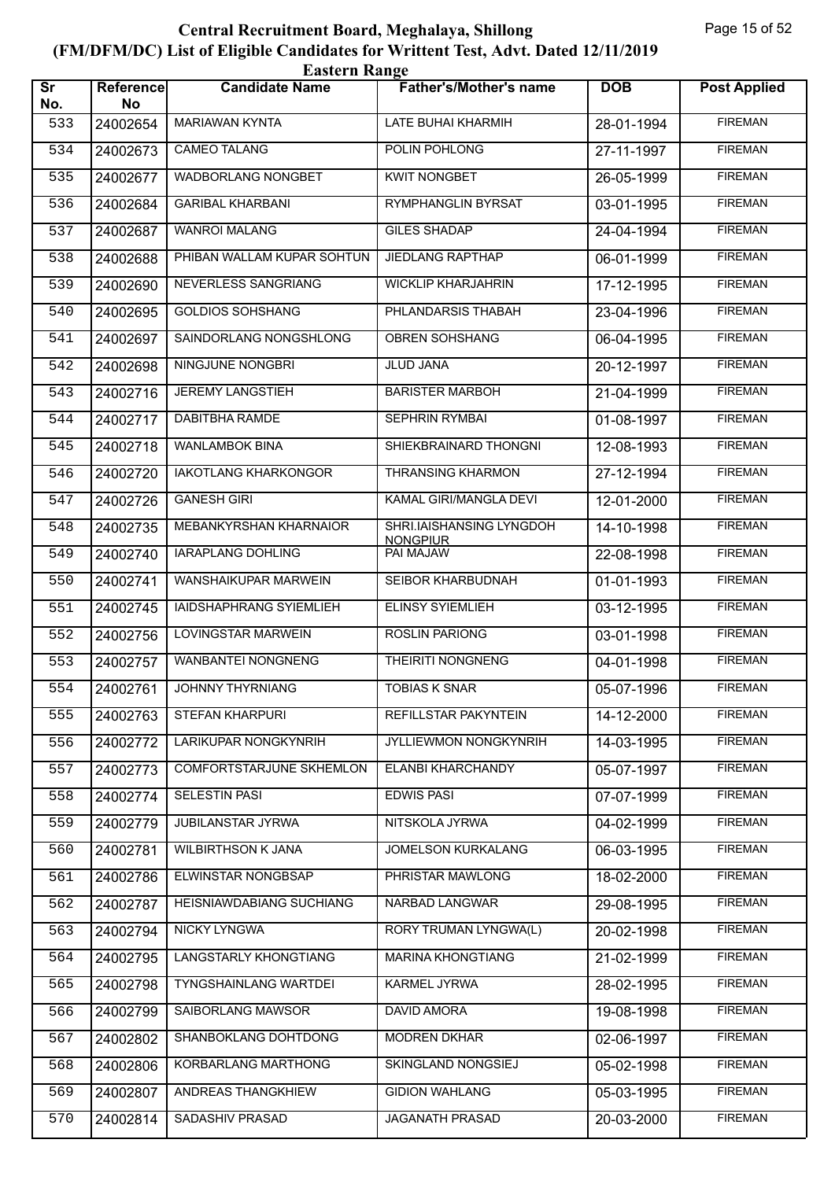# Central Recruitment Board, Meghalaya, Shillong
## (FM/DFM/DC) List of Eligible Candidates for Writtent Test, Advt. Dated 12/11/2019
### Eastern Range

| Sr No. | Reference No | Candidate Name | Father's/Mother's name | DOB | Post Applied |
|---|---|---|---|---|---|
| 533 | 24002654 | MARIAWAN KYNTA | LATE BUHAI KHARMIH | 28-01-1994 | FIREMAN |
| 534 | 24002673 | CAMEO TALANG | POLIN POHLONG | 27-11-1997 | FIREMAN |
| 535 | 24002677 | WADBORLANG NONGBET | KWIT NONGBET | 26-05-1999 | FIREMAN |
| 536 | 24002684 | GARIBAL KHARBANI | RYMPHANGLIN BYRSAT | 03-01-1995 | FIREMAN |
| 537 | 24002687 | WANROI MALANG | GILES SHADAP | 24-04-1994 | FIREMAN |
| 538 | 24002688 | PHIBAN WALLAM KUPAR SOHTUN | JIEDLANG RAPTHAP | 06-01-1999 | FIREMAN |
| 539 | 24002690 | NEVERLESS SANGRIANG | WICKLIP KHARJAHRIN | 17-12-1995 | FIREMAN |
| 540 | 24002695 | GOLDIOS SOHSHANG | PHLANDARSIS THABAH | 23-04-1996 | FIREMAN |
| 541 | 24002697 | SAINDORLANG NONGSHLONG | OBREN SOHSHANG | 06-04-1995 | FIREMAN |
| 542 | 24002698 | NINGJUNE NONGBRI | JLUD JANA | 20-12-1997 | FIREMAN |
| 543 | 24002716 | JEREMY LANGSTIEH | BARISTER MARBOH | 21-04-1999 | FIREMAN |
| 544 | 24002717 | DABITBHA RAMDE | SEPHRIN RYMBAI | 01-08-1997 | FIREMAN |
| 545 | 24002718 | WANLAMBOK BINA | SHIEKBRAINARD THONGNI | 12-08-1993 | FIREMAN |
| 546 | 24002720 | IAKOTLANG KHARKONGOR | THRANSING KHARMON | 27-12-1994 | FIREMAN |
| 547 | 24002726 | GANESH GIRI | KAMAL GIRI/MANGLA DEVI | 12-01-2000 | FIREMAN |
| 548 | 24002735 | MEBANKYRSHAN KHARNAIOR | SHRI.IAISHANSING LYNGDOH NONGPIUR | 14-10-1998 | FIREMAN |
| 549 | 24002740 | IARAPLANG DOHLING | PAI MAJAW | 22-08-1998 | FIREMAN |
| 550 | 24002741 | WANSHAIKUPAR MARWEIN | SEIBOR KHARBUDNAH | 01-01-1993 | FIREMAN |
| 551 | 24002745 | IAIDSHAPHRANG SYIEMLIEH | ELINSY SYIEMLIEH | 03-12-1995 | FIREMAN |
| 552 | 24002756 | LOVINGSTAR MARWEIN | ROSLIN PARIONG | 03-01-1998 | FIREMAN |
| 553 | 24002757 | WANBANTEI NONGNENG | THEIRITI NONGNENG | 04-01-1998 | FIREMAN |
| 554 | 24002761 | JOHNNY THYRNIANG | TOBIAS K SNAR | 05-07-1996 | FIREMAN |
| 555 | 24002763 | STEFAN KHARPURI | REFILLSTAR PAKYNTEIN | 14-12-2000 | FIREMAN |
| 556 | 24002772 | LARIKUPAR NONGKYNRIH | JYLLIEWMON NONGKYNRIH | 14-03-1995 | FIREMAN |
| 557 | 24002773 | COMFORTSTARJUNE SKHEMLON | ELANBI KHARCHANDY | 05-07-1997 | FIREMAN |
| 558 | 24002774 | SELESTIN PASI | EDWIS PASI | 07-07-1999 | FIREMAN |
| 559 | 24002779 | JUBILANSTAR JYRWA | NITSKOLA JYRWA | 04-02-1999 | FIREMAN |
| 560 | 24002781 | WILBIRTHSON K JANA | JOMELSON KURKALANG | 06-03-1995 | FIREMAN |
| 561 | 24002786 | ELWINSTAR NONGBSAP | PHRISTAR MAWLONG | 18-02-2000 | FIREMAN |
| 562 | 24002787 | HEISNIAWDABIANG SUCHIANG | NARBAD LANGWAR | 29-08-1995 | FIREMAN |
| 563 | 24002794 | NICKY LYNGWA | RORY TRUMAN LYNGWA(L) | 20-02-1998 | FIREMAN |
| 564 | 24002795 | LANGSTARLY KHONGTIANG | MARINA KHONGTIANG | 21-02-1999 | FIREMAN |
| 565 | 24002798 | TYNGSHAINLANG WARTDEI | KARMEL JYRWA | 28-02-1995 | FIREMAN |
| 566 | 24002799 | SAIBORLANG MAWSOR | DAVID AMORA | 19-08-1998 | FIREMAN |
| 567 | 24002802 | SHANBOKLANG DOHTDONG | MODREN DKHAR | 02-06-1997 | FIREMAN |
| 568 | 24002806 | KORBARLANG MARTHONG | SKINGLAND NONGSIEJ | 05-02-1998 | FIREMAN |
| 569 | 24002807 | ANDREAS THANGKHIEW | GIDION WAHLANG | 05-03-1995 | FIREMAN |
| 570 | 24002814 | SADASHIV PRASAD | JAGANATH PRASAD | 20-03-2000 | FIREMAN |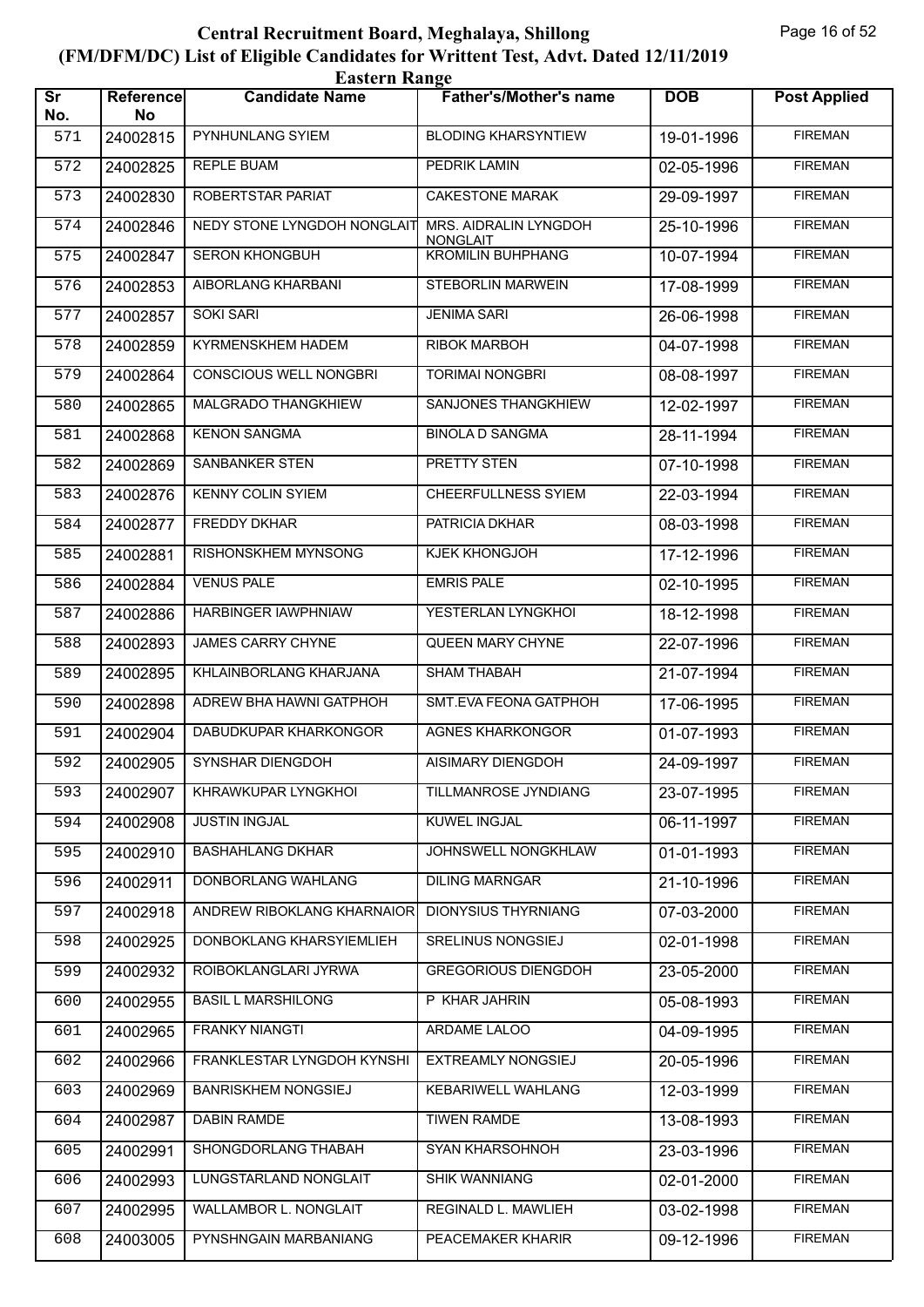# Central Recruitment Board, Meghalaya, Shillong
## (FM/DFM/DC) List of Eligible Candidates for Writtent Test, Advt. Dated 12/11/2019
### Eastern Range

| Sr No. | Reference No | Candidate Name | Father's/Mother's name | DOB | Post Applied |
|---|---|---|---|---|---|
| 571 | 24002815 | PYNHUNLANG SYIEM | BLODING KHARSYNTIEW | 19-01-1996 | FIREMAN |
| 572 | 24002825 | REPLE BUAM | PEDRIK LAMIN | 02-05-1996 | FIREMAN |
| 573 | 24002830 | ROBERTSTAR PARIAT | CAKESTONE MARAK | 29-09-1997 | FIREMAN |
| 574 | 24002846 | NEDY STONE LYNGDOH NONGLAIT | MRS. AIDRALIN LYNGDOH NONGLAIT | 25-10-1996 | FIREMAN |
| 575 | 24002847 | SERON KHONGBUH | KROMILIN BUHPHANG | 10-07-1994 | FIREMAN |
| 576 | 24002853 | AIBORLANG KHARBANI | STEBORLIN MARWEIN | 17-08-1999 | FIREMAN |
| 577 | 24002857 | SOKI SARI | JENIMA SARI | 26-06-1998 | FIREMAN |
| 578 | 24002859 | KYRMENSKHEM HADEM | RIBOK MARBOH | 04-07-1998 | FIREMAN |
| 579 | 24002864 | CONSCIOUS WELL NONGBRI | TORIMAI NONGBRI | 08-08-1997 | FIREMAN |
| 580 | 24002865 | MALGRADO THANGKHIEW | SANJONES THANGKHIEW | 12-02-1997 | FIREMAN |
| 581 | 24002868 | KENON SANGMA | BINOLA D SANGMA | 28-11-1994 | FIREMAN |
| 582 | 24002869 | SANBANKER STEN | PRETTY STEN | 07-10-1998 | FIREMAN |
| 583 | 24002876 | KENNY COLIN SYIEM | CHEERFULLNESS SYIEM | 22-03-1994 | FIREMAN |
| 584 | 24002877 | FREDDY DKHAR | PATRICIA DKHAR | 08-03-1998 | FIREMAN |
| 585 | 24002881 | RISHONSKHEM MYNSONG | KJEK KHONGJOH | 17-12-1996 | FIREMAN |
| 586 | 24002884 | VENUS PALE | EMRIS PALE | 02-10-1995 | FIREMAN |
| 587 | 24002886 | HARBINGER IAWPHNIAW | YESTERLAN LYNGKHOI | 18-12-1998 | FIREMAN |
| 588 | 24002893 | JAMES CARRY CHYNE | QUEEN MARY CHYNE | 22-07-1996 | FIREMAN |
| 589 | 24002895 | KHLAINBORLANG KHARJANA | SHAM THABAH | 21-07-1994 | FIREMAN |
| 590 | 24002898 | ADREW BHA HAWNI GATPHOH | SMT.EVA FEONA GATPHOH | 17-06-1995 | FIREMAN |
| 591 | 24002904 | DABUDKUPAR KHARKONGOR | AGNES KHARKONGOR | 01-07-1993 | FIREMAN |
| 592 | 24002905 | SYNSHAR DIENGDOH | AISIMARY DIENGDOH | 24-09-1997 | FIREMAN |
| 593 | 24002907 | KHRAWKUPAR LYNGKHOI | TILLMANROSE JYNDIANG | 23-07-1995 | FIREMAN |
| 594 | 24002908 | JUSTIN INGJAL | KUWEL INGJAL | 06-11-1997 | FIREMAN |
| 595 | 24002910 | BASHAHLANG DKHAR | JOHNSWELL NONGKHLAW | 01-01-1993 | FIREMAN |
| 596 | 24002911 | DONBORLANG WAHLANG | DILING MARNGAR | 21-10-1996 | FIREMAN |
| 597 | 24002918 | ANDREW RIBOKLANG KHARNAIOR | DIONYSIUS THYRNIANG | 07-03-2000 | FIREMAN |
| 598 | 24002925 | DONBOKLANG KHARSYIEMLIEH | SRELINUS NONGSIEJ | 02-01-1998 | FIREMAN |
| 599 | 24002932 | ROIBOKLANGLARI JYRWA | GREGORIOUS DIENGDOH | 23-05-2000 | FIREMAN |
| 600 | 24002955 | BASIL L MARSHILONG | P KHAR JAHRIN | 05-08-1993 | FIREMAN |
| 601 | 24002965 | FRANKY NIANGTI | ARDAME LALOO | 04-09-1995 | FIREMAN |
| 602 | 24002966 | FRANKLESTAR LYNGDOH KYNSHI | EXTREAMLY NONGSIEJ | 20-05-1996 | FIREMAN |
| 603 | 24002969 | BANRISKHEM NONGSIEJ | KEBARIWELL WAHLANG | 12-03-1999 | FIREMAN |
| 604 | 24002987 | DABIN RAMDE | TIWEN RAMDE | 13-08-1993 | FIREMAN |
| 605 | 24002991 | SHONGDORLANG THABAH | SYAN KHARSOHNOH | 23-03-1996 | FIREMAN |
| 606 | 24002993 | LUNGSTARLAND NONGLAIT | SHIK WANNIANG | 02-01-2000 | FIREMAN |
| 607 | 24002995 | WALLAMBOR L. NONGLAIT | REGINALD L. MAWLIEH | 03-02-1998 | FIREMAN |
| 608 | 24003005 | PYNSHNGAIN MARBANIANG | PEACEMAKER KHARIR | 09-12-1996 | FIREMAN |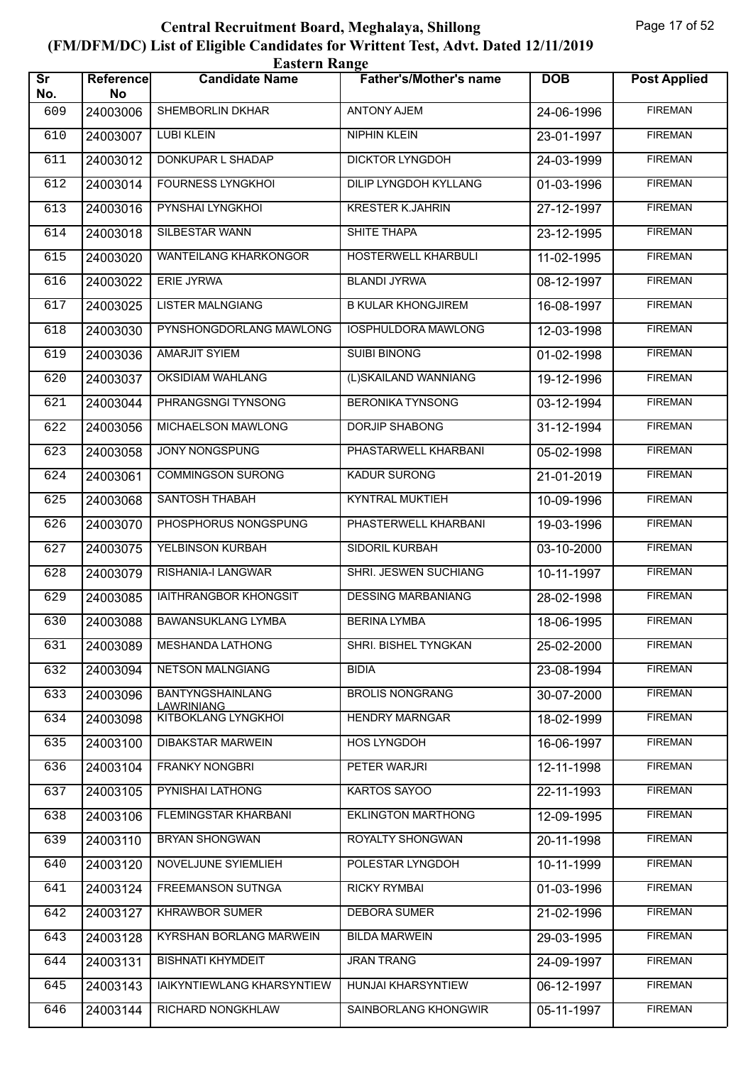# Central Recruitment Board, Meghalaya, Shillong
## (FM/DFM/DC) List of Eligible Candidates for Writtent Test, Advt. Dated 12/11/2019
### Eastern Range

| Sr No. | Reference No | Candidate Name | Father's/Mother's name | DOB | Post Applied |
|---|---|---|---|---|---|
| 609 | 24003006 | SHEMBORLIN DKHAR | ANTONY AJEM | 24-06-1996 | FIREMAN |
| 610 | 24003007 | LUBI KLEIN | NIPHIN KLEIN | 23-01-1997 | FIREMAN |
| 611 | 24003012 | DONKUPAR L SHADAP | DICKTOR LYNGDOH | 24-03-1999 | FIREMAN |
| 612 | 24003014 | FOURNESS LYNGKHOI | DILIP LYNGDOH KYLLANG | 01-03-1996 | FIREMAN |
| 613 | 24003016 | PYNSHAI LYNGKHOI | KRESTER K.JAHRIN | 27-12-1997 | FIREMAN |
| 614 | 24003018 | SILBESTAR WANN | SHITE THAPA | 23-12-1995 | FIREMAN |
| 615 | 24003020 | WANTEILANG KHARKONGOR | HOSTERWELL KHARBULI | 11-02-1995 | FIREMAN |
| 616 | 24003022 | ERIE JYRWA | BLANDI JYRWA | 08-12-1997 | FIREMAN |
| 617 | 24003025 | LISTER MALNGIANG | B KULAR KHONGJIREM | 16-08-1997 | FIREMAN |
| 618 | 24003030 | PYNSHONGDORLANG MAWLONG | IOSPHULDORA MAWLONG | 12-03-1998 | FIREMAN |
| 619 | 24003036 | AMARJIT SYIEM | SUIBI BINONG | 01-02-1998 | FIREMAN |
| 620 | 24003037 | OKSIDIAM WAHLANG | (L)SKAILAND WANNIANG | 19-12-1996 | FIREMAN |
| 621 | 24003044 | PHRANGSNGI TYNSONG | BERONIKA TYNSONG | 03-12-1994 | FIREMAN |
| 622 | 24003056 | MICHAELSON MAWLONG | DORJIP SHABONG | 31-12-1994 | FIREMAN |
| 623 | 24003058 | JONY NONGSPUNG | PHASTARWELL KHARBANI | 05-02-1998 | FIREMAN |
| 624 | 24003061 | COMMINGSON SURONG | KADUR SURONG | 21-01-2019 | FIREMAN |
| 625 | 24003068 | SANTOSH THABAH | KYNTRAL MUKTIEH | 10-09-1996 | FIREMAN |
| 626 | 24003070 | PHOSPHORUS NONGSPUNG | PHASTERWELL KHARBANI | 19-03-1996 | FIREMAN |
| 627 | 24003075 | YELBINSON KURBAH | SIDORIL KURBAH | 03-10-2000 | FIREMAN |
| 628 | 24003079 | RISHANIA-I LANGWAR | SHRI. JESWEN SUCHIANG | 10-11-1997 | FIREMAN |
| 629 | 24003085 | IAITHRANGBOR KHONGSIT | DESSING MARBANIANG | 28-02-1998 | FIREMAN |
| 630 | 24003088 | BAWANSUKLANG LYMBA | BERINA LYMBA | 18-06-1995 | FIREMAN |
| 631 | 24003089 | MESHANDA LATHONG | SHRI. BISHEL TYNGKAN | 25-02-2000 | FIREMAN |
| 632 | 24003094 | NETSON MALNGIANG | BIDIA | 23-08-1994 | FIREMAN |
| 633 | 24003096 | BANTYNGSHAINLANG LAWRINIANG | BROLIS NONGRANG | 30-07-2000 | FIREMAN |
| 634 | 24003098 | KITBOKLANG LYNGKHOI | HENDRY MARNGAR | 18-02-1999 | FIREMAN |
| 635 | 24003100 | DIBAKSTAR MARWEIN | HOS LYNGDOH | 16-06-1997 | FIREMAN |
| 636 | 24003104 | FRANKY NONGBRI | PETER WARJRI | 12-11-1998 | FIREMAN |
| 637 | 24003105 | PYNISHAI LATHONG | KARTOS SAYOO | 22-11-1993 | FIREMAN |
| 638 | 24003106 | FLEMINGSTAR KHARBANI | EKLINGTON MARTHONG | 12-09-1995 | FIREMAN |
| 639 | 24003110 | BRYAN SHONGWAN | ROYALTY SHONGWAN | 20-11-1998 | FIREMAN |
| 640 | 24003120 | NOVELJUNE SYIEMLIEH | POLESTAR LYNGDOH | 10-11-1999 | FIREMAN |
| 641 | 24003124 | FREEMANSON SUTNGA | RICKY RYMBAI | 01-03-1996 | FIREMAN |
| 642 | 24003127 | KHRAWBOR SUMER | DEBORA SUMER | 21-02-1996 | FIREMAN |
| 643 | 24003128 | KYRSHAN BORLANG MARWEIN | BILDA MARWEIN | 29-03-1995 | FIREMAN |
| 644 | 24003131 | BISHNATI KHYMDEIT | JRAN TRANG | 24-09-1997 | FIREMAN |
| 645 | 24003143 | IAIKYNTIEWLANG KHARSYNTIEW | HUNJAI KHARSYNTIEW | 06-12-1997 | FIREMAN |
| 646 | 24003144 | RICHARD NONGKHLAW | SAINBORLANG KHONGWIR | 05-11-1997 | FIREMAN |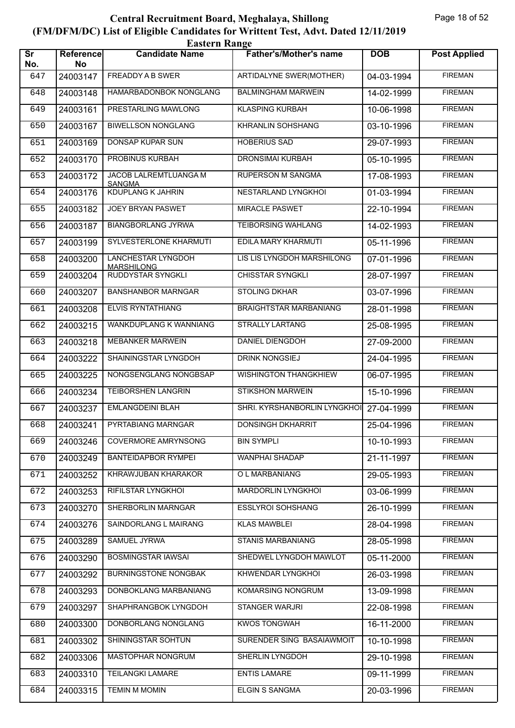# Central Recruitment Board, Meghalaya, Shillong
## (FM/DFM/DC) List of Eligible Candidates for Writtent Test, Advt. Dated 12/11/2019
### Eastern Range

| Sr No. | Reference No | Candidate Name | Father's/Mother's name | DOB | Post Applied |
|---|---|---|---|---|---|
| 647 | 24003147 | FREADDY A B SWER | ARTIDALYNE SWER(MOTHER) | 04-03-1994 | FIREMAN |
| 648 | 24003148 | HAMARBADONBOK NONGLANG | BALMINGHAM MARWEIN | 14-02-1999 | FIREMAN |
| 649 | 24003161 | PRESTARLING MAWLONG | KLASPING KURBAH | 10-06-1998 | FIREMAN |
| 650 | 24003167 | BIWELLSON NONGLANG | KHRANLIN SOHSHANG | 03-10-1996 | FIREMAN |
| 651 | 24003169 | DONSAP KUPAR SUN | HOBERIUS SAD | 29-07-1993 | FIREMAN |
| 652 | 24003170 | PROBINUS KURBAH | DRONSIMAI KURBAH | 05-10-1995 | FIREMAN |
| 653 | 24003172 | JACOB LALREMTLUANGA M SANGMA | RUPERSON M SANGMA | 17-08-1993 | FIREMAN |
| 654 | 24003176 | KDUPLANG K JAHRIN | NESTARLAND LYNGKHOI | 01-03-1994 | FIREMAN |
| 655 | 24003182 | JOEY BRYAN PASWET | MIRACLE PASWET | 22-10-1994 | FIREMAN |
| 656 | 24003187 | BIANGBORLANG JYRWA | TEIBORSING WAHLANG | 14-02-1993 | FIREMAN |
| 657 | 24003199 | SYLVESTERLONE KHARMUTI | EDILA MARY KHARMUTI | 05-11-1996 | FIREMAN |
| 658 | 24003200 | LANCHESTAR LYNGDOH MARSHILONG | LIS LIS LYNGDOH MARSHILONG | 07-01-1996 | FIREMAN |
| 659 | 24003204 | RUDDYSTAR SYNGKLI | CHISSTAR SYNGKLI | 28-07-1997 | FIREMAN |
| 660 | 24003207 | BANSHANBOR MARNGAR | STOLING DKHAR | 03-07-1996 | FIREMAN |
| 661 | 24003208 | ELVIS RYNTATHIANG | BRAIGHTSTAR MARBANIANG | 28-01-1998 | FIREMAN |
| 662 | 24003215 | WANKDUPLANG K WANNIANG | STRALLY LARTANG | 25-08-1995 | FIREMAN |
| 663 | 24003218 | MEBANKER MARWEIN | DANIEL DIENGDOH | 27-09-2000 | FIREMAN |
| 664 | 24003222 | SHAININGSTAR LYNGDOH | DRINK NONGSIEJ | 24-04-1995 | FIREMAN |
| 665 | 24003225 | NONGSENGLANG NONGBSAP | WISHINGTON THANGKHIEW | 06-07-1995 | FIREMAN |
| 666 | 24003234 | TEIBORSHEN LANGRIN | STIKSHON MARWEIN | 15-10-1996 | FIREMAN |
| 667 | 24003237 | EMLANGDEINI BLAH | SHRI. KYRSHANBORLIN LYNGKHOI | 27-04-1999 | FIREMAN |
| 668 | 24003241 | PYRTABIANG MARNGAR | DONSINGH DKHARRIT | 25-04-1996 | FIREMAN |
| 669 | 24003246 | COVERMORE AMRYNSONG | BIN SYMPLI | 10-10-1993 | FIREMAN |
| 670 | 24003249 | BANTEIDAPBOR RYMPEI | WANPHAI SHADAP | 21-11-1997 | FIREMAN |
| 671 | 24003252 | KHRAWJUBAN KHARAKOR | O L MARBANIANG | 29-05-1993 | FIREMAN |
| 672 | 24003253 | RIFILSTAR LYNGKHOI | MARDORLIN LYNGKHOI | 03-06-1999 | FIREMAN |
| 673 | 24003270 | SHERBORLIN MARNGAR | ESSLYROI SOHSHANG | 26-10-1999 | FIREMAN |
| 674 | 24003276 | SAINDORLANG L MAIRANG | KLAS MAWBLEI | 28-04-1998 | FIREMAN |
| 675 | 24003289 | SAMUEL JYRWA | STANIS MARBANIANG | 28-05-1998 | FIREMAN |
| 676 | 24003290 | BOSMINGSTAR IAWSAI | SHEDWEL LYNGDOH MAWLOT | 05-11-2000 | FIREMAN |
| 677 | 24003292 | BURNINGSTONE NONGBAK | KHWENDAR LYNGKHOI | 26-03-1998 | FIREMAN |
| 678 | 24003293 | DONBOKLANG MARBANIANG | KOMARSING NONGRUM | 13-09-1998 | FIREMAN |
| 679 | 24003297 | SHAPHRANGBOK LYNGDOH | STANGER WARJRI | 22-08-1998 | FIREMAN |
| 680 | 24003300 | DONBORLANG NONGLANG | KWOS TONGWAH | 16-11-2000 | FIREMAN |
| 681 | 24003302 | SHININGSTAR SOHTUN | SURENDER SING BASAIAWMOIT | 10-10-1998 | FIREMAN |
| 682 | 24003306 | MASTOPHAR NONGRUM | SHERLIN LYNGDOH | 29-10-1998 | FIREMAN |
| 683 | 24003310 | TEILANGKI LAMARE | ENTIS LAMARE | 09-11-1999 | FIREMAN |
| 684 | 24003315 | TEMIN M MOMIN | ELGIN S SANGMA | 20-03-1996 | FIREMAN |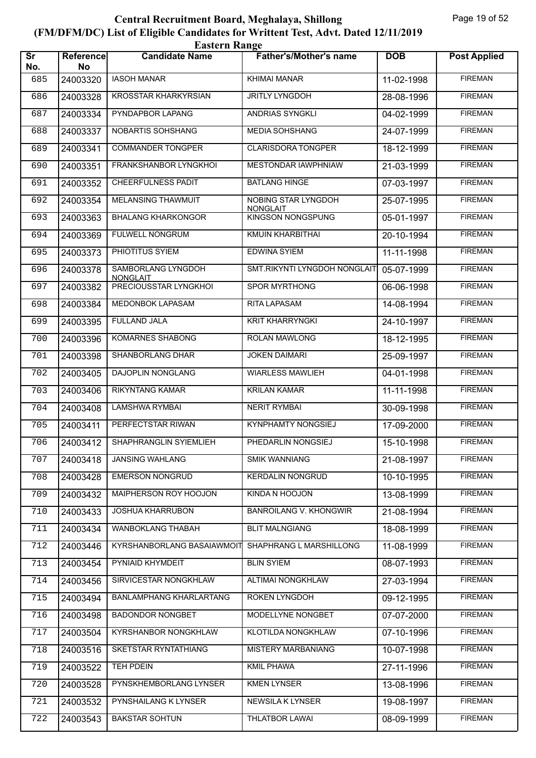# Central Recruitment Board, Meghalaya, Shillong
## (FM/DFM/DC) List of Eligible Candidates for Writtent Test, Advt. Dated 12/11/2019
### Eastern Range

| Sr No. | Reference No | Candidate Name | Father's/Mother's name | DOB | Post Applied |
|---|---|---|---|---|---|
| 685 | 24003320 | IASOH MANAR | KHIMAI MANAR | 11-02-1998 | FIREMAN |
| 686 | 24003328 | KROSSTAR KHARKYRSIAN | JRITLY LYNGDOH | 28-08-1996 | FIREMAN |
| 687 | 24003334 | PYNDAPBOR LAPANG | ANDRIAS SYNGKLI | 04-02-1999 | FIREMAN |
| 688 | 24003337 | NOBARTIS SOHSHANG | MEDIA SOHSHANG | 24-07-1999 | FIREMAN |
| 689 | 24003341 | COMMANDER TONGPER | CLARISDORA TONGPER | 18-12-1999 | FIREMAN |
| 690 | 24003351 | FRANKSHANBOR LYNGKHOI | MESTONDAR IAWPHNIAW | 21-03-1999 | FIREMAN |
| 691 | 24003352 | CHEERFULNESS PADIT | BATLANG HINGE | 07-03-1997 | FIREMAN |
| 692 | 24003354 | MELANSING THAWMUIT | NOBING STAR LYNGDOH NONGLAIT | 25-07-1995 | FIREMAN |
| 693 | 24003363 | BHALANG KHARKONGOR | KINGSON NONGSPUNG | 05-01-1997 | FIREMAN |
| 694 | 24003369 | FULWELL NONGRUM | KMUIN KHARBITHAI | 20-10-1994 | FIREMAN |
| 695 | 24003373 | PHIOTITUS SYIEM | EDWINA SYIEM | 11-11-1998 | FIREMAN |
| 696 | 24003378 | SAMBORLANG LYNGDOH NONGLAIT | SMT.RIKYNTI LYNGDOH NONGLAIT | 05-07-1999 | FIREMAN |
| 697 | 24003382 | PRECIOUSSTAR LYNGKHOI | SPOR MYRTHONG | 06-06-1998 | FIREMAN |
| 698 | 24003384 | MEDONBOK LAPASAM | RITA LAPASAM | 14-08-1994 | FIREMAN |
| 699 | 24003395 | FULLAND JALA | KRIT KHARRYNGKI | 24-10-1997 | FIREMAN |
| 700 | 24003396 | KOMARNES SHABONG | ROLAN MAWLONG | 18-12-1995 | FIREMAN |
| 701 | 24003398 | SHANBORLANG DHAR | JOKEN DAIMARI | 25-09-1997 | FIREMAN |
| 702 | 24003405 | DAJOPLIN NONGLANG | WIARLESS MAWLIEH | 04-01-1998 | FIREMAN |
| 703 | 24003406 | RIKYNTANG KAMAR | KRILAN KAMAR | 11-11-1998 | FIREMAN |
| 704 | 24003408 | LAMSHWA RYMBAI | NERIT RYMBAI | 30-09-1998 | FIREMAN |
| 705 | 24003411 | PERFECTSTAR RIWAN | KYNPHAMTY NONGSIEJ | 17-09-2000 | FIREMAN |
| 706 | 24003412 | SHAPHRANGLIN SYIEMLIEH | PHEDARLIN NONGSIEJ | 15-10-1998 | FIREMAN |
| 707 | 24003418 | JANSING WAHLANG | SMIK WANNIANG | 21-08-1997 | FIREMAN |
| 708 | 24003428 | EMERSON NONGRUD | KERDALIN NONGRUD | 10-10-1995 | FIREMAN |
| 709 | 24003432 | MAIPHERSON ROY HOOJON | KINDA N HOOJON | 13-08-1999 | FIREMAN |
| 710 | 24003433 | JOSHUA KHARRUBON | BANROILANG V. KHONGWIR | 21-08-1994 | FIREMAN |
| 711 | 24003434 | WANBOKLANG THABAH | BLIT MALNGIANG | 18-08-1999 | FIREMAN |
| 712 | 24003446 | KYRSHANBORLANG BASAIAWMOIT | SHAPHRANG L MARSHILLONG | 11-08-1999 | FIREMAN |
| 713 | 24003454 | PYNIAID KHYMDEIT | BLIN SYIEM | 08-07-1993 | FIREMAN |
| 714 | 24003456 | SIRVICESTAR NONGKHLAW | ALTIMAI NONGKHLAW | 27-03-1994 | FIREMAN |
| 715 | 24003494 | BANLAMPHANG KHARLARTANG | ROKEN LYNGDOH | 09-12-1995 | FIREMAN |
| 716 | 24003498 | BADONDOR NONGBET | MODELLYNE NONGBET | 07-07-2000 | FIREMAN |
| 717 | 24003504 | KYRSHANBOR NONGKHLAW | KLOTILDA NONGKHLAW | 07-10-1996 | FIREMAN |
| 718 | 24003516 | SKETSTAR RYNTATHIANG | MISTERY MARBANIANG | 10-07-1998 | FIREMAN |
| 719 | 24003522 | TEH PDEIN | KMIL PHAWA | 27-11-1996 | FIREMAN |
| 720 | 24003528 | PYNSKHEMBORLANG LYNSER | KMEN LYNSER | 13-08-1996 | FIREMAN |
| 721 | 24003532 | PYNSHAILANG K LYNSER | NEWSILA K LYNSER | 19-08-1997 | FIREMAN |
| 722 | 24003543 | BAKSTAR SOHTUN | THLATBOR LAWAI | 08-09-1999 | FIREMAN |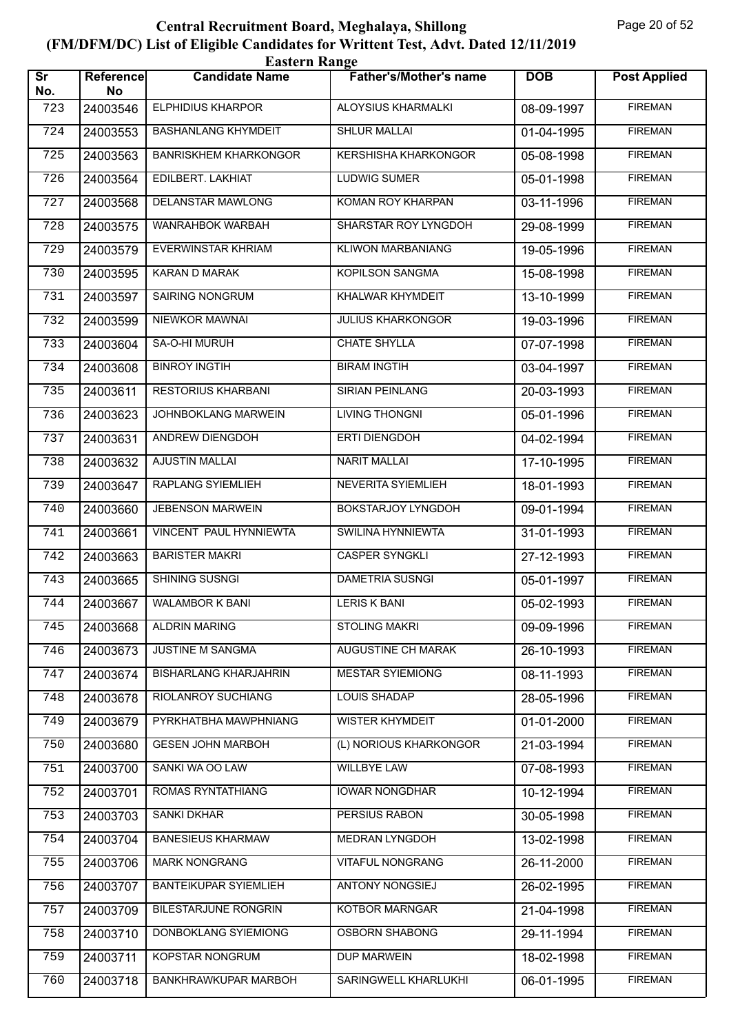# Central Recruitment Board, Meghalaya, Shillong

## (FM/DFM/DC) List of Eligible Candidates for Writtent Test, Advt. Dated 12/11/2019

### Eastern Range

| Sr No. | Reference No | Candidate Name | Father's/Mother's name | DOB | Post Applied |
|---|---|---|---|---|---|
| 723 | 24003546 | ELPHIDIUS KHARPOR | ALOYSIUS KHARMALKI | 08-09-1997 | FIREMAN |
| 724 | 24003553 | BASHANLANG KHYMDEIT | SHLUR MALLAI | 01-04-1995 | FIREMAN |
| 725 | 24003563 | BANRISKHEM KHARKONGOR | KERSHISHA KHARKONGOR | 05-08-1998 | FIREMAN |
| 726 | 24003564 | EDILBERT. LAKHIAT | LUDWIG SUMER | 05-01-1998 | FIREMAN |
| 727 | 24003568 | DELANSTAR MAWLONG | KOMAN ROY KHARPAN | 03-11-1996 | FIREMAN |
| 728 | 24003575 | WANRAHBOK WARBAH | SHARSTAR ROY LYNGDOH | 29-08-1999 | FIREMAN |
| 729 | 24003579 | EVERWINSTAR KHRIAM | KLIWON MARBANIANG | 19-05-1996 | FIREMAN |
| 730 | 24003595 | KARAN D MARAK | KOPILSON SANGMA | 15-08-1998 | FIREMAN |
| 731 | 24003597 | SAIRING NONGRUM | KHALWAR KHYMDEIT | 13-10-1999 | FIREMAN |
| 732 | 24003599 | NIEWKOR MAWNAI | JULIUS KHARKONGOR | 19-03-1996 | FIREMAN |
| 733 | 24003604 | SA-O-HI MURUH | CHATE SHYLLA | 07-07-1998 | FIREMAN |
| 734 | 24003608 | BINROY INGTIH | BIRAM INGTIH | 03-04-1997 | FIREMAN |
| 735 | 24003611 | RESTORIUS KHARBANI | SIRIAN PEINLANG | 20-03-1993 | FIREMAN |
| 736 | 24003623 | JOHNBOKLANG MARWEIN | LIVING THONGNI | 05-01-1996 | FIREMAN |
| 737 | 24003631 | ANDREW DIENGDOH | ERTI DIENGDOH | 04-02-1994 | FIREMAN |
| 738 | 24003632 | AJUSTIN MALLAI | NARIT MALLAI | 17-10-1995 | FIREMAN |
| 739 | 24003647 | RAPLANG SYIEMLIEH | NEVERITA SYIEMLIEH | 18-01-1993 | FIREMAN |
| 740 | 24003660 | JEBENSON MARWEIN | BOKSTARJOY LYNGDOH | 09-01-1994 | FIREMAN |
| 741 | 24003661 | VINCENT PAUL HYNNIEWTA | SWILINA HYNNIEWTA | 31-01-1993 | FIREMAN |
| 742 | 24003663 | BARISTER MAKRI | CASPER SYNGKLI | 27-12-1993 | FIREMAN |
| 743 | 24003665 | SHINING SUSNGI | DAMETRIA SUSNGI | 05-01-1997 | FIREMAN |
| 744 | 24003667 | WALAMBOR K BANI | LERIS K BANI | 05-02-1993 | FIREMAN |
| 745 | 24003668 | ALDRIN MARING | STOLING MAKRI | 09-09-1996 | FIREMAN |
| 746 | 24003673 | JUSTINE M SANGMA | AUGUSTINE CH MARAK | 26-10-1993 | FIREMAN |
| 747 | 24003674 | BISHARLANG KHARJAHRIN | MESTAR SYIEMIONG | 08-11-1993 | FIREMAN |
| 748 | 24003678 | RIOLANROY SUCHIANG | LOUIS SHADAP | 28-05-1996 | FIREMAN |
| 749 | 24003679 | PYRKHATBHA MAWPHNIANG | WISTER KHYMDEIT | 01-01-2000 | FIREMAN |
| 750 | 24003680 | GESEN JOHN MARBOH | (L) NORIOUS KHARKONGOR | 21-03-1994 | FIREMAN |
| 751 | 24003700 | SANKI WA OO LAW | WILLBYE LAW | 07-08-1993 | FIREMAN |
| 752 | 24003701 | ROMAS RYNTATHIANG | IOWAR NONGDHAR | 10-12-1994 | FIREMAN |
| 753 | 24003703 | SANKI DKHAR | PERSIUS RABON | 30-05-1998 | FIREMAN |
| 754 | 24003704 | BANESIEUS KHARMAW | MEDRAN LYNGDOH | 13-02-1998 | FIREMAN |
| 755 | 24003706 | MARK NONGRANG | VITAFUL NONGRANG | 26-11-2000 | FIREMAN |
| 756 | 24003707 | BANTEIKUPAR SYIEMLIEH | ANTONY NONGSIEJ | 26-02-1995 | FIREMAN |
| 757 | 24003709 | BILESTARJUNE RONGRIN | KOTBOR MARNGAR | 21-04-1998 | FIREMAN |
| 758 | 24003710 | DONBOKLANG SYIEMIONG | OSBORN SHABONG | 29-11-1994 | FIREMAN |
| 759 | 24003711 | KOPSTAR NONGRUM | DUP MARWEIN | 18-02-1998 | FIREMAN |
| 760 | 24003718 | BANKHRAWKUPAR MARBOH | SARINGWELL KHARLUKHI | 06-01-1995 | FIREMAN |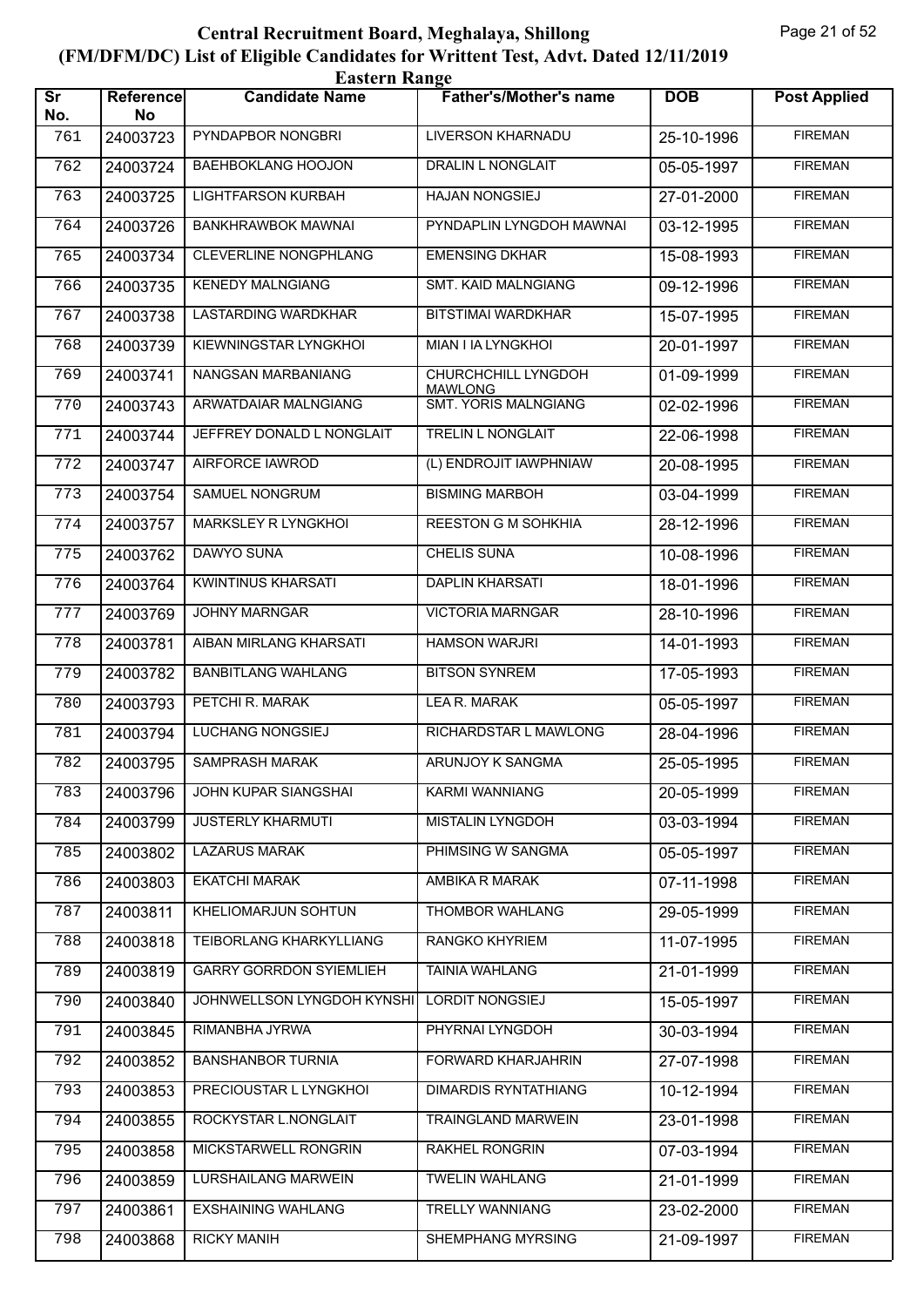# Central Recruitment Board, Meghalaya, Shillong
## (FM/DFM/DC) List of Eligible Candidates for Writtent Test, Advt. Dated 12/11/2019
### Eastern Range

| Sr No. | Reference No | Candidate Name | Father's/Mother's name | DOB | Post Applied |
|---|---|---|---|---|---|
| 761 | 24003723 | PYNDAPBOR NONGBRI | LIVERSON KHARNADU | 25-10-1996 | FIREMAN |
| 762 | 24003724 | BAEHBOKLANG HOOJON | DRALIN L NONGLAIT | 05-05-1997 | FIREMAN |
| 763 | 24003725 | LIGHTFARSON KURBAH | HAJAN NONGSIEJ | 27-01-2000 | FIREMAN |
| 764 | 24003726 | BANKHRAWBOK MAWNAI | PYNDAPLIN LYNGDOH MAWNAI | 03-12-1995 | FIREMAN |
| 765 | 24003734 | CLEVERLINE NONGPHLANG | EMENSING DKHAR | 15-08-1993 | FIREMAN |
| 766 | 24003735 | KENEDY MALNGIANG | SMT. KAID MALNGIANG | 09-12-1996 | FIREMAN |
| 767 | 24003738 | LASTARDING WARDKHAR | BITSTIMAI WARDKHAR | 15-07-1995 | FIREMAN |
| 768 | 24003739 | KIEWNINGSTAR LYNGKHOI | MIAN I IA LYNGKHOI | 20-01-1997 | FIREMAN |
| 769 | 24003741 | NANGSAN MARBANIANG | CHURCHCHILL LYNGDOH MAWLONG | 01-09-1999 | FIREMAN |
| 770 | 24003743 | ARWATDAIAR MALNGIANG | SMT. YORIS MALNGIANG | 02-02-1996 | FIREMAN |
| 771 | 24003744 | JEFFREY DONALD L NONGLAIT | TRELIN L NONGLAIT | 22-06-1998 | FIREMAN |
| 772 | 24003747 | AIRFORCE IAWROD | (L) ENDROJIT IAWPHNIAW | 20-08-1995 | FIREMAN |
| 773 | 24003754 | SAMUEL NONGRUM | BISMING MARBOH | 03-04-1999 | FIREMAN |
| 774 | 24003757 | MARKSLEY R LYNGKHOI | REESTON G M SOHKHIA | 28-12-1996 | FIREMAN |
| 775 | 24003762 | DAWYO SUNA | CHELIS SUNA | 10-08-1996 | FIREMAN |
| 776 | 24003764 | KWINTINUS KHARSATI | DAPLIN KHARSATI | 18-01-1996 | FIREMAN |
| 777 | 24003769 | JOHNY MARNGAR | VICTORIA MARNGAR | 28-10-1996 | FIREMAN |
| 778 | 24003781 | AIBAN MIRLANG KHARSATI | HAMSON WARJRI | 14-01-1993 | FIREMAN |
| 779 | 24003782 | BANBITLANG WAHLANG | BITSON SYNREM | 17-05-1993 | FIREMAN |
| 780 | 24003793 | PETCHI R. MARAK | LEA R. MARAK | 05-05-1997 | FIREMAN |
| 781 | 24003794 | LUCHANG NONGSIEJ | RICHARDSTAR L MAWLONG | 28-04-1996 | FIREMAN |
| 782 | 24003795 | SAMPRASH MARAK | ARUNJOY K SANGMA | 25-05-1995 | FIREMAN |
| 783 | 24003796 | JOHN KUPAR SIANGSHAI | KARMI WANNIANG | 20-05-1999 | FIREMAN |
| 784 | 24003799 | JUSTERLY KHARMUTI | MISTALIN LYNGDOH | 03-03-1994 | FIREMAN |
| 785 | 24003802 | LAZARUS MARAK | PHIMSING W SANGMA | 05-05-1997 | FIREMAN |
| 786 | 24003803 | EKATCHI MARAK | AMBIKA R MARAK | 07-11-1998 | FIREMAN |
| 787 | 24003811 | KHELIOMARJUN SOHTUN | THOMBOR WAHLANG | 29-05-1999 | FIREMAN |
| 788 | 24003818 | TEIBORLANG KHARKYLLIANG | RANGKO KHYRIEM | 11-07-1995 | FIREMAN |
| 789 | 24003819 | GARRY GORRDON SYIEMLIEH | TAINIA WAHLANG | 21-01-1999 | FIREMAN |
| 790 | 24003840 | JOHNWELLSON LYNGDOH KYNSHI | LORDIT NONGSIEJ | 15-05-1997 | FIREMAN |
| 791 | 24003845 | RIMANBHA JYRWA | PHYRNAI LYNGDOH | 30-03-1994 | FIREMAN |
| 792 | 24003852 | BANSHANBOR TURNIA | FORWARD KHARJAHRIN | 27-07-1998 | FIREMAN |
| 793 | 24003853 | PRECIOUSTAR L LYNGKHOI | DIMARDIS RYNTATHIANG | 10-12-1994 | FIREMAN |
| 794 | 24003855 | ROCKYSTAR L.NONGLAIT | TRAINGLAND MARWEIN | 23-01-1998 | FIREMAN |
| 795 | 24003858 | MICKSTARWELL RONGRIN | RAKHEL RONGRIN | 07-03-1994 | FIREMAN |
| 796 | 24003859 | LURSHAILANG MARWEIN | TWELIN WAHLANG | 21-01-1999 | FIREMAN |
| 797 | 24003861 | EXSHAINING WAHLANG | TRELLY WANNIANG | 23-02-2000 | FIREMAN |
| 798 | 24003868 | RICKY MANIH | SHEMPHANG MYRSING | 21-09-1997 | FIREMAN |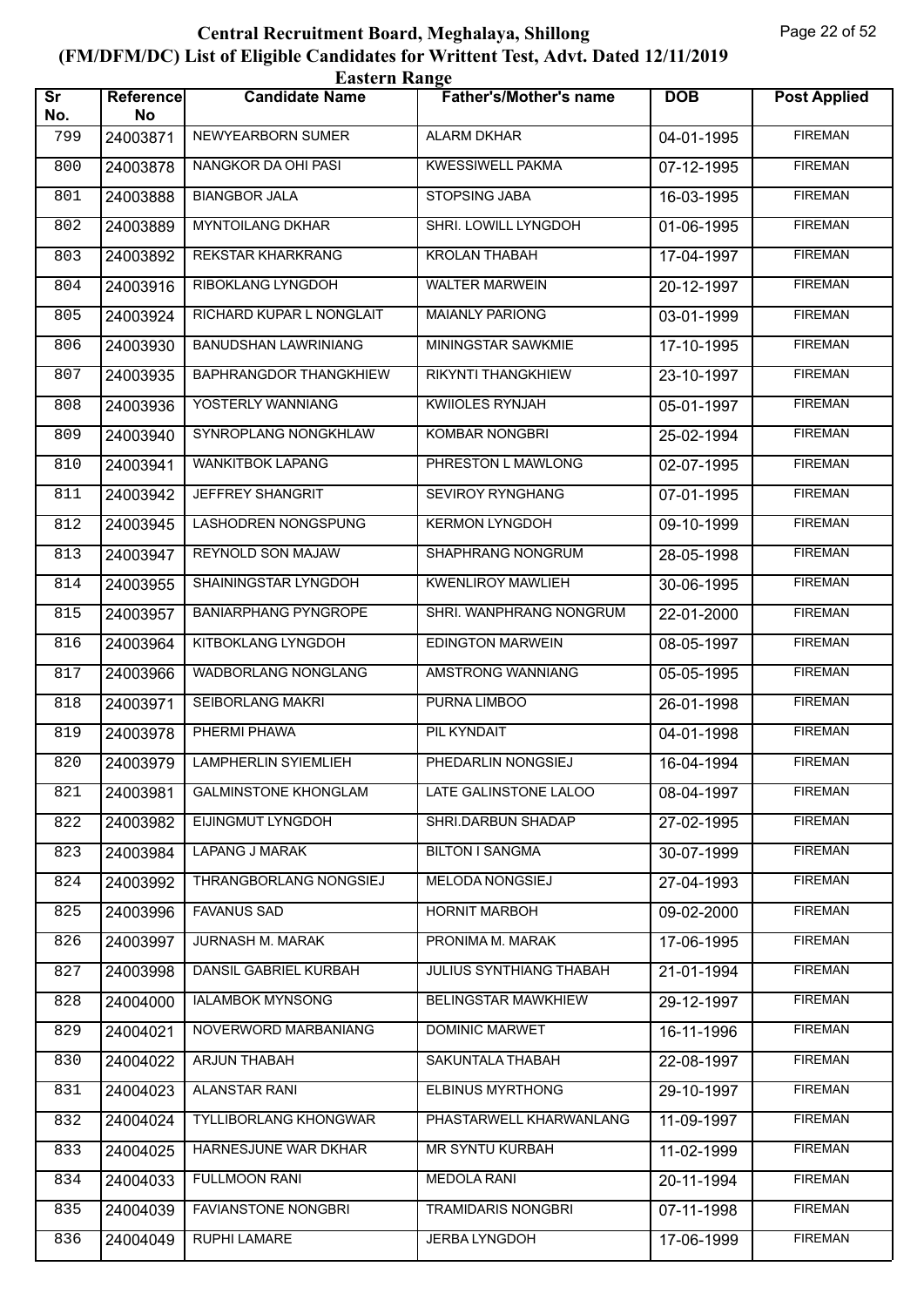# Central Recruitment Board, Meghalaya, Shillong

## (FM/DFM/DC) List of Eligible Candidates for Writtent Test, Advt. Dated 12/11/2019

### Eastern Range

| Sr No. | Reference No | Candidate Name | Father's/Mother's name | DOB | Post Applied |
|---|---|---|---|---|---|
| 799 | 24003871 | NEWYEARBORN SUMER | ALARM DKHAR | 04-01-1995 | FIREMAN |
| 800 | 24003878 | NANGKOR DA OHI PASI | KWESSIWELL PAKMA | 07-12-1995 | FIREMAN |
| 801 | 24003888 | BIANGBOR JALA | STOPSING JABA | 16-03-1995 | FIREMAN |
| 802 | 24003889 | MYNTOILANG DKHAR | SHRI. LOWILL LYNGDOH | 01-06-1995 | FIREMAN |
| 803 | 24003892 | REKSTAR KHARKRANG | KROLAN THABAH | 17-04-1997 | FIREMAN |
| 804 | 24003916 | RIBOKLANG LYNGDOH | WALTER MARWEIN | 20-12-1997 | FIREMAN |
| 805 | 24003924 | RICHARD KUPAR L NONGLAIT | MAIANLY PARIONG | 03-01-1999 | FIREMAN |
| 806 | 24003930 | BANUDSHAN LAWRINIANG | MININGSTAR SAWKMIE | 17-10-1995 | FIREMAN |
| 807 | 24003935 | BAPHRANGDOR THANGKHIEW | RIKYNTI THANGKHIEW | 23-10-1997 | FIREMAN |
| 808 | 24003936 | YOSTERLY WANNIANG | KWIIOLES RYNJAH | 05-01-1997 | FIREMAN |
| 809 | 24003940 | SYNROPLANG NONGKHLAW | KOMBAR NONGBRI | 25-02-1994 | FIREMAN |
| 810 | 24003941 | WANKITBOK LAPANG | PHRESTON L MAWLONG | 02-07-1995 | FIREMAN |
| 811 | 24003942 | JEFFREY SHANGRIT | SEVIROY RYNGHANG | 07-01-1995 | FIREMAN |
| 812 | 24003945 | LASHODREN NONGSPUNG | KERMON LYNGDOH | 09-10-1999 | FIREMAN |
| 813 | 24003947 | REYNOLD SON MAJAW | SHAPHRANG NONGRUM | 28-05-1998 | FIREMAN |
| 814 | 24003955 | SHAININGSTAR LYNGDOH | KWENLIROY MAWLIEH | 30-06-1995 | FIREMAN |
| 815 | 24003957 | BANIARPHANG PYNGROPE | SHRI. WANPHRANG NONGRUM | 22-01-2000 | FIREMAN |
| 816 | 24003964 | KITBOKLANG LYNGDOH | EDINGTON MARWEIN | 08-05-1997 | FIREMAN |
| 817 | 24003966 | WADBORLANG NONGLANG | AMSTRONG WANNIANG | 05-05-1995 | FIREMAN |
| 818 | 24003971 | SEIBORLANG MAKRI | PURNA LIMBOO | 26-01-1998 | FIREMAN |
| 819 | 24003978 | PHERMI PHAWA | PIL KYNDAIT | 04-01-1998 | FIREMAN |
| 820 | 24003979 | LAMPHERLIN SYIEMLIEH | PHEDARLIN NONGSIEJ | 16-04-1994 | FIREMAN |
| 821 | 24003981 | GALMINSTONE KHONGLAM | LATE GALINSTONE LALOO | 08-04-1997 | FIREMAN |
| 822 | 24003982 | EIJINGMUT LYNGDOH | SHRI.DARBUN SHADAP | 27-02-1995 | FIREMAN |
| 823 | 24003984 | LAPANG J MARAK | BILTON I SANGMA | 30-07-1999 | FIREMAN |
| 824 | 24003992 | THRANGBORLANG NONGSIEJ | MELODA NONGSIEJ | 27-04-1993 | FIREMAN |
| 825 | 24003996 | FAVANUS SAD | HORNIT MARBOH | 09-02-2000 | FIREMAN |
| 826 | 24003997 | JURNASH M. MARAK | PRONIMA M. MARAK | 17-06-1995 | FIREMAN |
| 827 | 24003998 | DANSIL GABRIEL KURBAH | JULIUS SYNTHIANG THABAH | 21-01-1994 | FIREMAN |
| 828 | 24004000 | IALAMBOK MYNSONG | BELINGSTAR MAWKHIEW | 29-12-1997 | FIREMAN |
| 829 | 24004021 | NOVERWORD MARBANIANG | DOMINIC MARWET | 16-11-1996 | FIREMAN |
| 830 | 24004022 | ARJUN THABAH | SAKUNTALA THABAH | 22-08-1997 | FIREMAN |
| 831 | 24004023 | ALANSTAR RANI | ELBINUS MYRTHONG | 29-10-1997 | FIREMAN |
| 832 | 24004024 | TYLLIBORLANG KHONGWAR | PHASTARWELL KHARWANLANG | 11-09-1997 | FIREMAN |
| 833 | 24004025 | HARNESJUNE WAR DKHAR | MR SYNTU KURBAH | 11-02-1999 | FIREMAN |
| 834 | 24004033 | FULLMOON RANI | MEDOLA RANI | 20-11-1994 | FIREMAN |
| 835 | 24004039 | FAVIANSTONE NONGBRI | TRAMIDARIS NONGBRI | 07-11-1998 | FIREMAN |
| 836 | 24004049 | RUPHI LAMARE | JERBA LYNGDOH | 17-06-1999 | FIREMAN |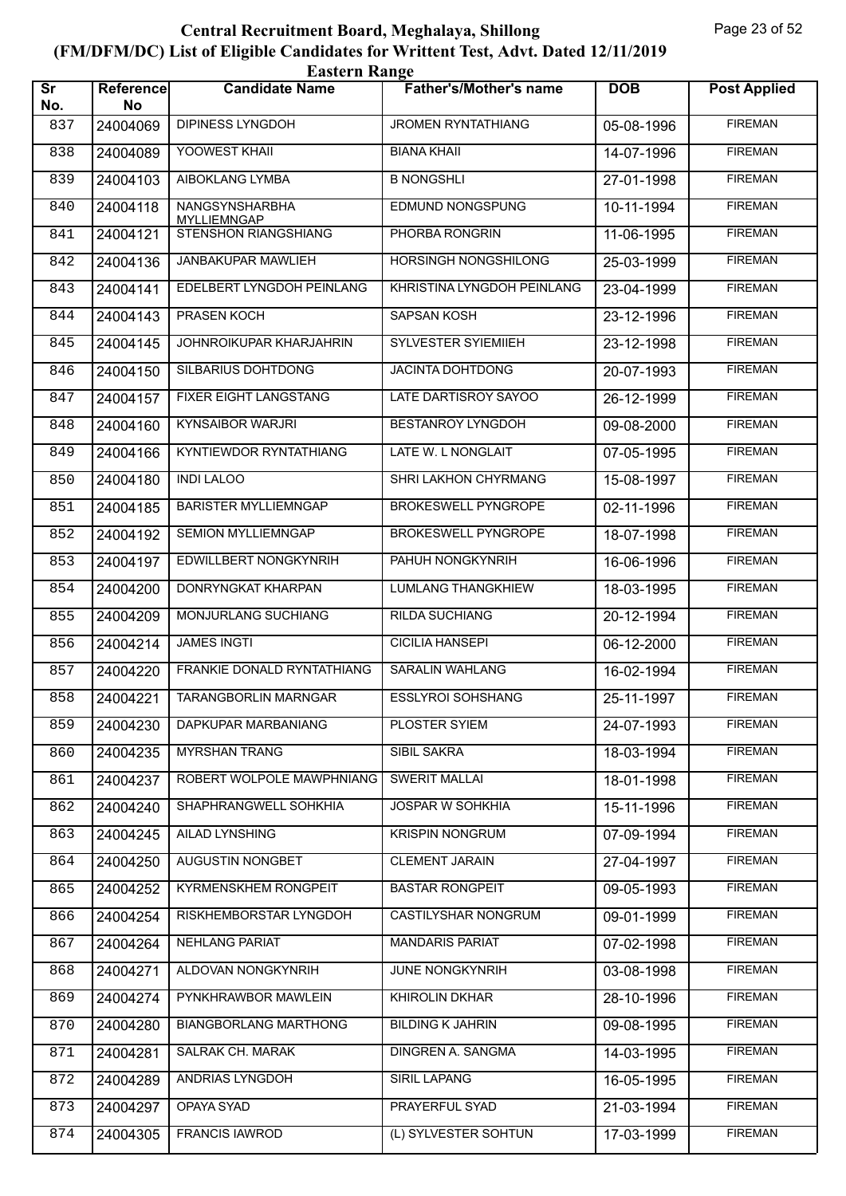# Central Recruitment Board, Meghalaya, Shillong

## (FM/DFM/DC) List of Eligible Candidates for Writtent Test, Advt. Dated 12/11/2019

### Eastern Range

| Sr No. | Reference No | Candidate Name | Father's/Mother's name | DOB | Post Applied |
|---|---|---|---|---|---|
| 837 | 24004069 | DIPINESS LYNGDOH | JROMEN RYNTATHIANG | 05-08-1996 | FIREMAN |
| 838 | 24004089 | YOOWEST KHAII | BIANA KHAII | 14-07-1996 | FIREMAN |
| 839 | 24004103 | AIBOKLANG LYMBA | B NONGSHLI | 27-01-1998 | FIREMAN |
| 840 | 24004118 | NANGSYNSHARBHA MYLLIEMNGAP | EDMUND NONGSPUNG | 10-11-1994 | FIREMAN |
| 841 | 24004121 | STENSHON RIANGSHIANG | PHORBA RONGRIN | 11-06-1995 | FIREMAN |
| 842 | 24004136 | JANBAKUPAR MAWLIEH | HORSINGH NONGSHILONG | 25-03-1999 | FIREMAN |
| 843 | 24004141 | EDELBERT LYNGDOH PEINLANG | KHRISTINA LYNGDOH PEINLANG | 23-04-1999 | FIREMAN |
| 844 | 24004143 | PRASEN KOCH | SAPSAN KOSH | 23-12-1996 | FIREMAN |
| 845 | 24004145 | JOHNROIKUPAR KHARJAHRIN | SYLVESTER SYIEMIIEH | 23-12-1998 | FIREMAN |
| 846 | 24004150 | SILBARIUS DOHTDONG | JACINTA DOHTDONG | 20-07-1993 | FIREMAN |
| 847 | 24004157 | FIXER EIGHT LANGSTANG | LATE DARTISROY SAYOO | 26-12-1999 | FIREMAN |
| 848 | 24004160 | KYNSAIBOR WARJRI | BESTANROY LYNGDOH | 09-08-2000 | FIREMAN |
| 849 | 24004166 | KYNTIEWDOR RYNTATHIANG | LATE W. L NONGLAIT | 07-05-1995 | FIREMAN |
| 850 | 24004180 | INDI LALOO | SHRI LAKHON CHYRMANG | 15-08-1997 | FIREMAN |
| 851 | 24004185 | BARISTER MYLLIEMNGAP | BROKESWELL PYNGROPE | 02-11-1996 | FIREMAN |
| 852 | 24004192 | SEMION MYLLIEMNGAP | BROKESWELL PYNGROPE | 18-07-1998 | FIREMAN |
| 853 | 24004197 | EDWILLBERT NONGKYNRIH | PAHUH NONGKYNRIH | 16-06-1996 | FIREMAN |
| 854 | 24004200 | DONRYNGKAT KHARPAN | LUMLANG THANGKHIEW | 18-03-1995 | FIREMAN |
| 855 | 24004209 | MONJURLANG SUCHIANG | RILDA SUCHIANG | 20-12-1994 | FIREMAN |
| 856 | 24004214 | JAMES INGTI | CICILIA HANSEPI | 06-12-2000 | FIREMAN |
| 857 | 24004220 | FRANKIE DONALD RYNTATHIANG | SARALIN WAHLANG | 16-02-1994 | FIREMAN |
| 858 | 24004221 | TARANGBORLIN MARNGAR | ESSLYROI SOHSHANG | 25-11-1997 | FIREMAN |
| 859 | 24004230 | DAPKUPAR MARBANIANG | PLOSTER SYIEM | 24-07-1993 | FIREMAN |
| 860 | 24004235 | MYRSHAN TRANG | SIBIL SAKRA | 18-03-1994 | FIREMAN |
| 861 | 24004237 | ROBERT WOLPOLE MAWPHNIANG | SWERIT MALLAI | 18-01-1998 | FIREMAN |
| 862 | 24004240 | SHAPHRANGWELL SOHKHIA | JOSPAR W SOHKHIA | 15-11-1996 | FIREMAN |
| 863 | 24004245 | AILAD LYNSHING | KRISPIN NONGRUM | 07-09-1994 | FIREMAN |
| 864 | 24004250 | AUGUSTIN NONGBET | CLEMENT JARAIN | 27-04-1997 | FIREMAN |
| 865 | 24004252 | KYRMENSKHEM RONGPEIT | BASTAR RONGPEIT | 09-05-1993 | FIREMAN |
| 866 | 24004254 | RISKHEMBORSTAR LYNGDOH | CASTILYSHAR NONGRUM | 09-01-1999 | FIREMAN |
| 867 | 24004264 | NEHLANG PARIAT | MANDARIS PARIAT | 07-02-1998 | FIREMAN |
| 868 | 24004271 | ALDOVAN NONGKYNRIH | JUNE NONGKYNRIH | 03-08-1998 | FIREMAN |
| 869 | 24004274 | PYNKHRAWBOR MAWLEIN | KHIROLIN DKHAR | 28-10-1996 | FIREMAN |
| 870 | 24004280 | BIANGBORLANG MARTHONG | BILDING K JAHRIN | 09-08-1995 | FIREMAN |
| 871 | 24004281 | SALRAK CH. MARAK | DINGREN A. SANGMA | 14-03-1995 | FIREMAN |
| 872 | 24004289 | ANDRIAS LYNGDOH | SIRIL LAPANG | 16-05-1995 | FIREMAN |
| 873 | 24004297 | OPAYA SYAD | PRAYERFUL SYAD | 21-03-1994 | FIREMAN |
| 874 | 24004305 | FRANCIS IAWROD | (L) SYLVESTER SOHTUN | 17-03-1999 | FIREMAN |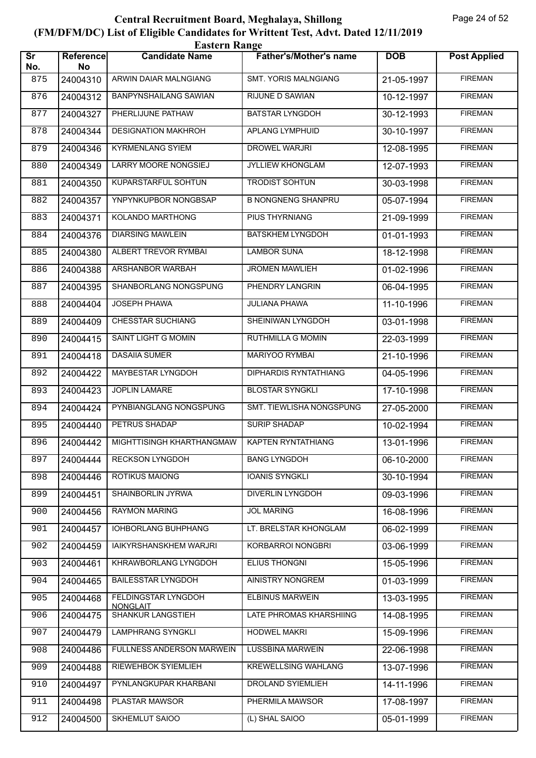# Central Recruitment Board, Meghalaya, Shillong
## (FM/DFM/DC) List of Eligible Candidates for Writtent Test, Advt. Dated 12/11/2019
### Eastern Range

| Sr No. | Reference No | Candidate Name | Father's/Mother's name | DOB | Post Applied |
|---|---|---|---|---|---|
| 875 | 24004310 | ARWIN DAIAR MALNGIANG | SMT. YORIS MALNGIANG | 21-05-1997 | FIREMAN |
| 876 | 24004312 | BANPYNSHAILANG SAWIAN | RIJUNE D SAWIAN | 10-12-1997 | FIREMAN |
| 877 | 24004327 | PHERLIJUNE PATHAW | BATSTAR LYNGDOH | 30-12-1993 | FIREMAN |
| 878 | 24004344 | DESIGNATION MAKHROH | APLANG LYMPHUID | 30-10-1997 | FIREMAN |
| 879 | 24004346 | KYRMENLANG SYIEM | DROWEL WARJRI | 12-08-1995 | FIREMAN |
| 880 | 24004349 | LARRY MOORE NONGSIEJ | JYLLIEW KHONGLAM | 12-07-1993 | FIREMAN |
| 881 | 24004350 | KUPARSTARFUL SOHTUN | TRODIST SOHTUN | 30-03-1998 | FIREMAN |
| 882 | 24004357 | YNPYNKUPBOR NONGBSAP | B NONGNENG SHANPRU | 05-07-1994 | FIREMAN |
| 883 | 24004371 | KOLANDO MARTHONG | PIUS THYRNIANG | 21-09-1999 | FIREMAN |
| 884 | 24004376 | DIARSING MAWLEIN | BATSKHEM LYNGDOH | 01-01-1993 | FIREMAN |
| 885 | 24004380 | ALBERT TREVOR RYMBAI | LAMBOR SUNA | 18-12-1998 | FIREMAN |
| 886 | 24004388 | ARSHANBOR WARBAH | JROMEN MAWLIEH | 01-02-1996 | FIREMAN |
| 887 | 24004395 | SHANBORLANG NONGSPUNG | PHENDRY LANGRIN | 06-04-1995 | FIREMAN |
| 888 | 24004404 | JOSEPH PHAWA | JULIANA PHAWA | 11-10-1996 | FIREMAN |
| 889 | 24004409 | CHESSTAR SUCHIANG | SHEINIWAN LYNGDOH | 03-01-1998 | FIREMAN |
| 890 | 24004415 | SAINT LIGHT G MOMIN | RUTHMILLA G MOMIN | 22-03-1999 | FIREMAN |
| 891 | 24004418 | DASAIIA SUMER | MARIYOO RYMBAI | 21-10-1996 | FIREMAN |
| 892 | 24004422 | MAYBESTAR LYNGDOH | DIPHARDIS RYNTATHIANG | 04-05-1996 | FIREMAN |
| 893 | 24004423 | JOPLIN LAMARE | BLOSTAR SYNGKLI | 17-10-1998 | FIREMAN |
| 894 | 24004424 | PYNBIANGLANG NONGSPUNG | SMT. TIEWLISHA NONGSPUNG | 27-05-2000 | FIREMAN |
| 895 | 24004440 | PETRUS SHADAP | SURIP SHADAP | 10-02-1994 | FIREMAN |
| 896 | 24004442 | MIGHTTISINGH KHARTHANGMAW | KAPTEN RYNTATHIANG | 13-01-1996 | FIREMAN |
| 897 | 24004444 | RECKSON LYNGDOH | BANG LYNGDOH | 06-10-2000 | FIREMAN |
| 898 | 24004446 | ROTIKUS MAIONG | IOANIS SYNGKLI | 30-10-1994 | FIREMAN |
| 899 | 24004451 | SHAINBORLIN JYRWA | DIVERLIN LYNGDOH | 09-03-1996 | FIREMAN |
| 900 | 24004456 | RAYMON MARING | JOL MARING | 16-08-1996 | FIREMAN |
| 901 | 24004457 | IOHBORLANG BUHPHANG | LT. BRELSTAR KHONGLAM | 06-02-1999 | FIREMAN |
| 902 | 24004459 | IAIKYRSHANSKHEM WARJRI | KORBARROI NONGBRI | 03-06-1999 | FIREMAN |
| 903 | 24004461 | KHRAWBORLANG LYNGDOH | ELIUS THONGNI | 15-05-1996 | FIREMAN |
| 904 | 24004465 | BAILESSTAR LYNGDOH | AINISTRY NONGREM | 01-03-1999 | FIREMAN |
| 905 | 24004468 | FELDINGSTAR LYNGDOH NONGLAIT | ELBINUS MARWEIN | 13-03-1995 | FIREMAN |
| 906 | 24004475 | SHANKUR LANGSTIEH | LATE PHROMAS KHARSHIING | 14-08-1995 | FIREMAN |
| 907 | 24004479 | LAMPHRANG SYNGKLI | HODWEL MAKRI | 15-09-1996 | FIREMAN |
| 908 | 24004486 | FULLNESS ANDERSON MARWEIN | LUSSBINA MARWEIN | 22-06-1998 | FIREMAN |
| 909 | 24004488 | RIEWEHBOK SYIEMLIEH | KREWELLSING WAHLANG | 13-07-1996 | FIREMAN |
| 910 | 24004497 | PYNLANGKUPAR KHARBANI | DROLAND SYIEMLIEH | 14-11-1996 | FIREMAN |
| 911 | 24004498 | PLASTAR MAWSOR | PHERMILA MAWSOR | 17-08-1997 | FIREMAN |
| 912 | 24004500 | SKHEMLUT SAIOO | (L) SHAL SAIOO | 05-01-1999 | FIREMAN |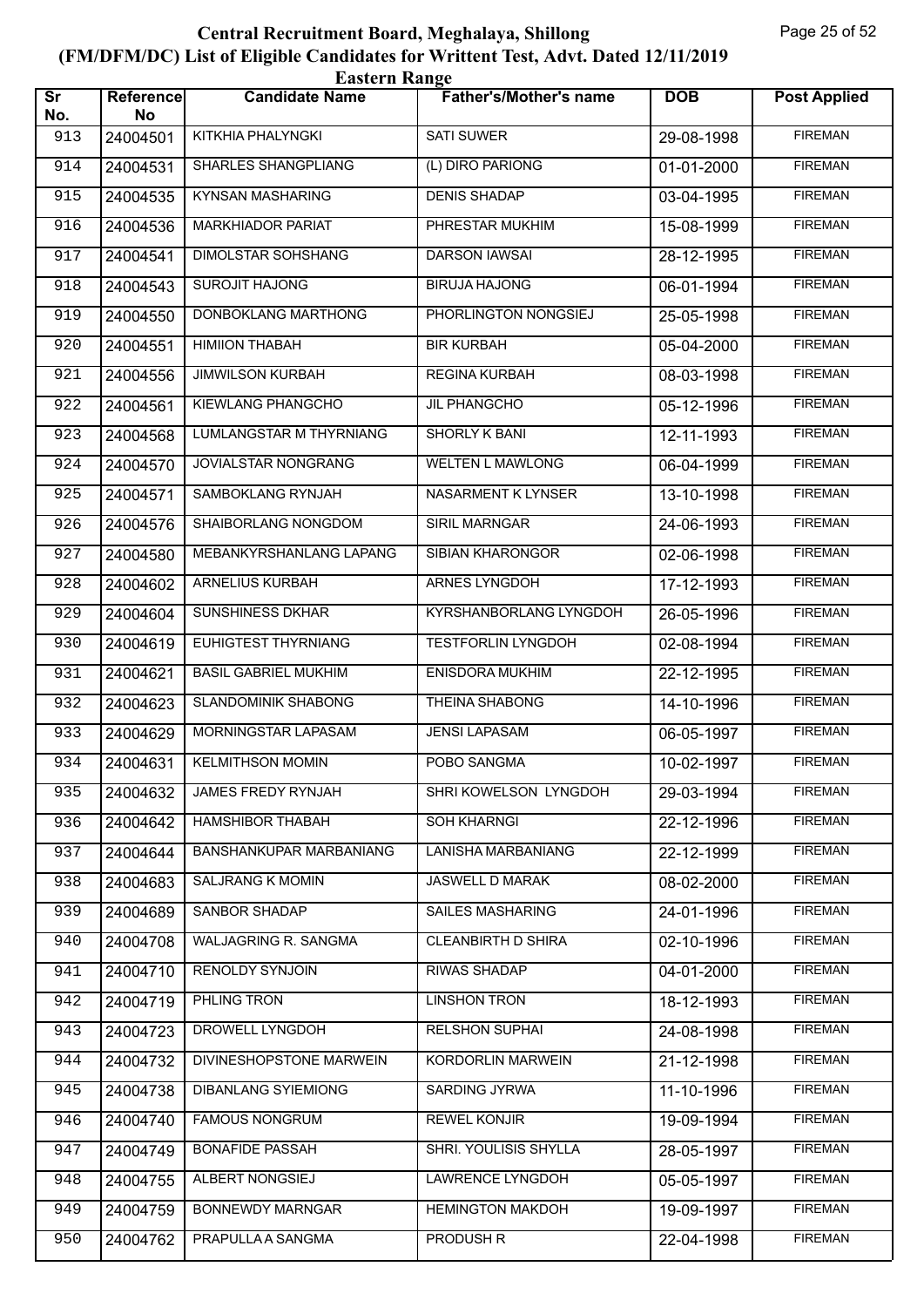# Central Recruitment Board, Meghalaya, Shillong
## (FM/DFM/DC) List of Eligible Candidates for Writtent Test, Advt. Dated 12/11/2019
### Eastern Range

| Sr No. | Reference No | Candidate Name | Father's/Mother's name | DOB | Post Applied |
|---|---|---|---|---|---|
| 913 | 24004501 | KITKHIA PHALYNGKI | SATI SUWER | 29-08-1998 | FIREMAN |
| 914 | 24004531 | SHARLES SHANGPLIANG | (L) DIRO PARIONG | 01-01-2000 | FIREMAN |
| 915 | 24004535 | KYNSAN MASHARING | DENIS SHADAP | 03-04-1995 | FIREMAN |
| 916 | 24004536 | MARKHIADOR PARIAT | PHRESTAR MUKHIM | 15-08-1999 | FIREMAN |
| 917 | 24004541 | DIMOLSTAR SOHSHANG | DARSON IAWSAI | 28-12-1995 | FIREMAN |
| 918 | 24004543 | SUROJIT HAJONG | BIRUJA HAJONG | 06-01-1994 | FIREMAN |
| 919 | 24004550 | DONBOKLANG MARTHONG | PHORLINGTON NONGSIEJ | 25-05-1998 | FIREMAN |
| 920 | 24004551 | HIMIION THABAH | BIR KURBAH | 05-04-2000 | FIREMAN |
| 921 | 24004556 | JIMWILSON KURBAH | REGINA KURBAH | 08-03-1998 | FIREMAN |
| 922 | 24004561 | KIEWLANG PHANGCHO | JIL PHANGCHO | 05-12-1996 | FIREMAN |
| 923 | 24004568 | LUMLANGSTAR M THYRNIANG | SHORLY K BANI | 12-11-1993 | FIREMAN |
| 924 | 24004570 | JOVIALSTAR NONGRANG | WELTEN L MAWLONG | 06-04-1999 | FIREMAN |
| 925 | 24004571 | SAMBOKLANG RYNJAH | NASARMENT K LYNSER | 13-10-1998 | FIREMAN |
| 926 | 24004576 | SHAIBORLANG NONGDOM | SIRIL MARNGAR | 24-06-1993 | FIREMAN |
| 927 | 24004580 | MEBANKYRSHANLANG LAPANG | SIBIAN KHARONGOR | 02-06-1998 | FIREMAN |
| 928 | 24004602 | ARNELIUS KURBAH | ARNES LYNGDOH | 17-12-1993 | FIREMAN |
| 929 | 24004604 | SUNSHINESS DKHAR | KYRSHANBORLANG LYNGDOH | 26-05-1996 | FIREMAN |
| 930 | 24004619 | EUHIGTEST THYRNIANG | TESTFORLIN LYNGDOH | 02-08-1994 | FIREMAN |
| 931 | 24004621 | BASIL GABRIEL MUKHIM | ENISDORA MUKHIM | 22-12-1995 | FIREMAN |
| 932 | 24004623 | SLANDOMINIK SHABONG | THEINA SHABONG | 14-10-1996 | FIREMAN |
| 933 | 24004629 | MORNINGSTAR LAPASAM | JENSI LAPASAM | 06-05-1997 | FIREMAN |
| 934 | 24004631 | KELMITHSON MOMIN | POBO SANGMA | 10-02-1997 | FIREMAN |
| 935 | 24004632 | JAMES FREDY RYNJAH | SHRI KOWELSON LYNGDOH | 29-03-1994 | FIREMAN |
| 936 | 24004642 | HAMSHIBOR THABAH | SOH KHARNGI | 22-12-1996 | FIREMAN |
| 937 | 24004644 | BANSHANKUPAR MARBANIANG | LANISHA MARBANIANG | 22-12-1999 | FIREMAN |
| 938 | 24004683 | SALJRANG K MOMIN | JASWELL D MARAK | 08-02-2000 | FIREMAN |
| 939 | 24004689 | SANBOR SHADAP | SAILES MASHARING | 24-01-1996 | FIREMAN |
| 940 | 24004708 | WALJAGRING R. SANGMA | CLEANBIRTH D SHIRA | 02-10-1996 | FIREMAN |
| 941 | 24004710 | RENOLDY SYNJOIN | RIWAS SHADAP | 04-01-2000 | FIREMAN |
| 942 | 24004719 | PHLING TRON | LINSHON TRON | 18-12-1993 | FIREMAN |
| 943 | 24004723 | DROWELL LYNGDOH | RELSHON SUPHAI | 24-08-1998 | FIREMAN |
| 944 | 24004732 | DIVINESHOPSTONE MARWEIN | KORDORLIN MARWEIN | 21-12-1998 | FIREMAN |
| 945 | 24004738 | DIBANLANG SYIEMIONG | SARDING JYRWA | 11-10-1996 | FIREMAN |
| 946 | 24004740 | FAMOUS NONGRUM | REWEL KONJIR | 19-09-1994 | FIREMAN |
| 947 | 24004749 | BONAFIDE PASSAH | SHRI. YOULISIS SHYLLA | 28-05-1997 | FIREMAN |
| 948 | 24004755 | ALBERT NONGSIEJ | LAWRENCE LYNGDOH | 05-05-1997 | FIREMAN |
| 949 | 24004759 | BONNEWDY MARNGAR | HEMINGTON MAKDOH | 19-09-1997 | FIREMAN |
| 950 | 24004762 | PRAPULLA A SANGMA | PRODUSH R | 22-04-1998 | FIREMAN |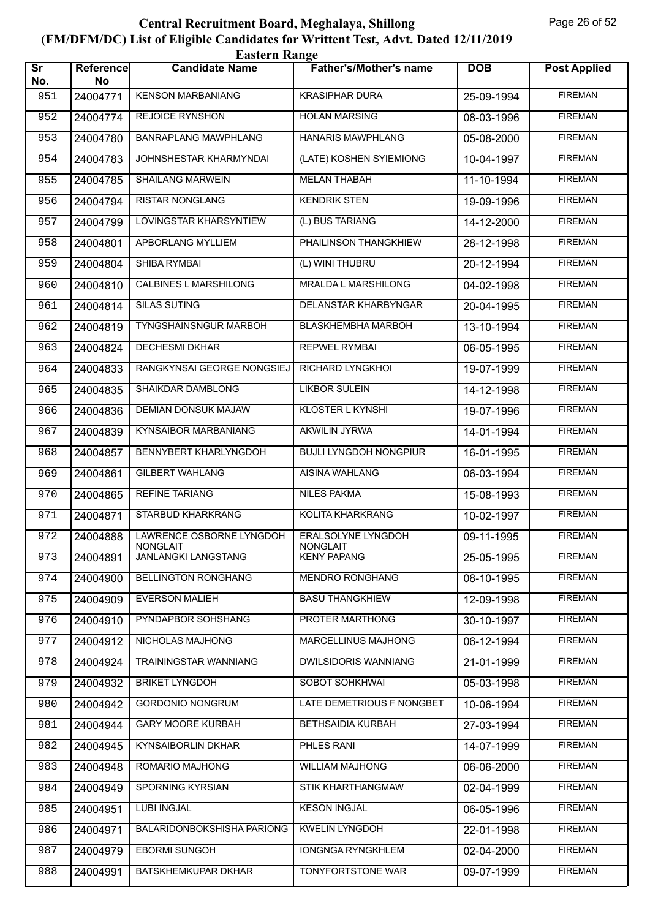# Central Recruitment Board, Meghalaya, Shillong
## (FM/DFM/DC) List of Eligible Candidates for Writtent Test, Advt. Dated 12/11/2019
### Eastern Range

| Sr No. | Reference No | Candidate Name | Father's/Mother's name | DOB | Post Applied |
|---|---|---|---|---|---|
| 951 | 24004771 | KENSON MARBANIANG | KRASIPHAR DURA | 25-09-1994 | FIREMAN |
| 952 | 24004774 | REJOICE RYNSHON | HOLAN MARSING | 08-03-1996 | FIREMAN |
| 953 | 24004780 | BANRAPLANG MAWPHLANG | HANARIS MAWPHLANG | 05-08-2000 | FIREMAN |
| 954 | 24004783 | JOHNSHESTAR KHARMYNDAI | (LATE) KOSHEN SYIEMIONG | 10-04-1997 | FIREMAN |
| 955 | 24004785 | SHAILANG MARWEIN | MELAN THABAH | 11-10-1994 | FIREMAN |
| 956 | 24004794 | RISTAR NONGLANG | KENDRIK STEN | 19-09-1996 | FIREMAN |
| 957 | 24004799 | LOVINGSTAR KHARSYNTIEW | (L) BUS TARIANG | 14-12-2000 | FIREMAN |
| 958 | 24004801 | APBORLANG MYLLIEM | PHAILINSON THANGKHIEW | 28-12-1998 | FIREMAN |
| 959 | 24004804 | SHIBA RYMBAI | (L) WINI THUBRU | 20-12-1994 | FIREMAN |
| 960 | 24004810 | CALBINES L MARSHILONG | MRALDA L MARSHILONG | 04-02-1998 | FIREMAN |
| 961 | 24004814 | SILAS SUTING | DELANSTAR KHARBYNGAR | 20-04-1995 | FIREMAN |
| 962 | 24004819 | TYNGSHAINSNGUR MARBOH | BLASKHEMBHA MARBOH | 13-10-1994 | FIREMAN |
| 963 | 24004824 | DECHESMI DKHAR | REPWEL RYMBAI | 06-05-1995 | FIREMAN |
| 964 | 24004833 | RANGKYNSAI GEORGE NONGSIEJ | RICHARD LYNGKHOI | 19-07-1999 | FIREMAN |
| 965 | 24004835 | SHAIKDAR DAMBLONG | LIKBOR SULEIN | 14-12-1998 | FIREMAN |
| 966 | 24004836 | DEMIAN DONSUK MAJAW | KLOSTER L KYNSHI | 19-07-1996 | FIREMAN |
| 967 | 24004839 | KYNSAIBOR MARBANIANG | AKWILIN JYRWA | 14-01-1994 | FIREMAN |
| 968 | 24004857 | BENNYBERT KHARLYNGDOH | BUJLI LYNGDOH NONGPIUR | 16-01-1995 | FIREMAN |
| 969 | 24004861 | GILBERT WAHLANG | AISINA WAHLANG | 06-03-1994 | FIREMAN |
| 970 | 24004865 | REFINE TARIANG | NILES PAKMA | 15-08-1993 | FIREMAN |
| 971 | 24004871 | STARBUD KHARKRANG | KOLITA KHARKRANG | 10-02-1997 | FIREMAN |
| 972 | 24004888 | LAWRENCE OSBORNE LYNGDOH NONGLAIT | ERALSOLYNE LYNGDOH NONGLAIT | 09-11-1995 | FIREMAN |
| 973 | 24004891 | JANLANGKI LANGSTANG | KENY PAPANG | 25-05-1995 | FIREMAN |
| 974 | 24004900 | BELLINGTON RONGHANG | MENDRO RONGHANG | 08-10-1995 | FIREMAN |
| 975 | 24004909 | EVERSON MALIEH | BASU THANGKHIEW | 12-09-1998 | FIREMAN |
| 976 | 24004910 | PYNDAPBOR SOHSHANG | PROTER MARTHONG | 30-10-1997 | FIREMAN |
| 977 | 24004912 | NICHOLAS MAJHONG | MARCELLINUS MAJHONG | 06-12-1994 | FIREMAN |
| 978 | 24004924 | TRAININGSTAR WANNIANG | DWILSIDORIS WANNIANG | 21-01-1999 | FIREMAN |
| 979 | 24004932 | BRIKET LYNGDOH | SOBOT SOHKHWAI | 05-03-1998 | FIREMAN |
| 980 | 24004942 | GORDONIO NONGRUM | LATE DEMETRIOUS F NONGBET | 10-06-1994 | FIREMAN |
| 981 | 24004944 | GARY MOORE KURBAH | BETHSAIDIA KURBAH | 27-03-1994 | FIREMAN |
| 982 | 24004945 | KYNSAIBORLIN DKHAR | PHLES RANI | 14-07-1999 | FIREMAN |
| 983 | 24004948 | ROMARIO MAJHONG | WILLIAM MAJHONG | 06-06-2000 | FIREMAN |
| 984 | 24004949 | SPORNING KYRSIAN | STIK KHARTHANGMAW | 02-04-1999 | FIREMAN |
| 985 | 24004951 | LUBI INGJAL | KESON INGJAL | 06-05-1996 | FIREMAN |
| 986 | 24004971 | BALARIDONBOKSHISHA PARIONG | KWELIN LYNGDOH | 22-01-1998 | FIREMAN |
| 987 | 24004979 | EBORMI SUNGOH | IONGNGA RYNGKHLEM | 02-04-2000 | FIREMAN |
| 988 | 24004991 | BATSKHEMKUPAR DKHAR | TONYFORTSTONE WAR | 09-07-1999 | FIREMAN |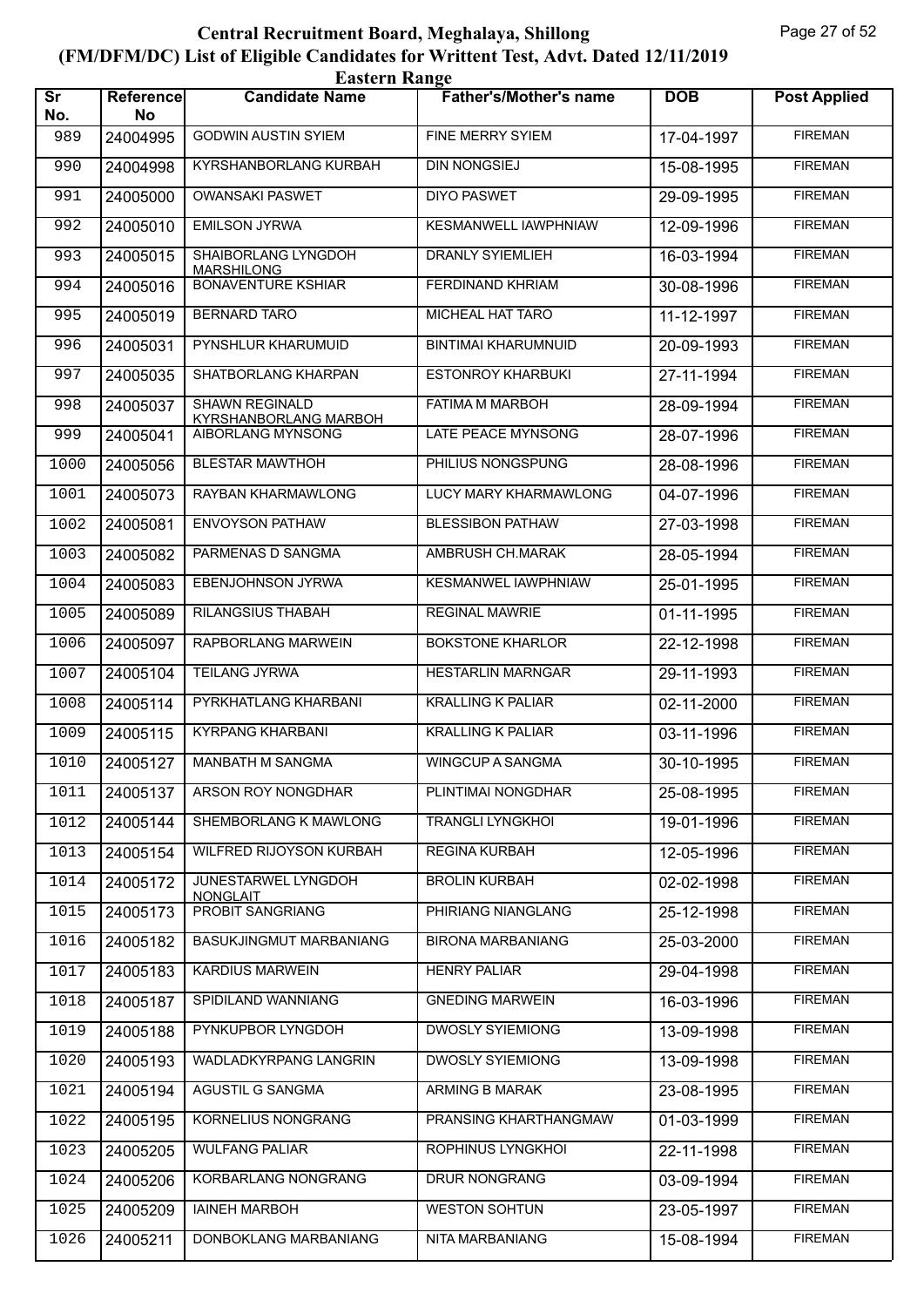# Central Recruitment Board, Meghalaya, Shillong
## (FM/DFM/DC) List of Eligible Candidates for Writtent Test, Advt. Dated 12/11/2019
### Eastern Range

| Sr No. | Reference No | Candidate Name | Father's/Mother's name | DOB | Post Applied |
|---|---|---|---|---|---|
| 989 | 24004995 | GODWIN AUSTIN SYIEM | FINE MERRY SYIEM | 17-04-1997 | FIREMAN |
| 990 | 24004998 | KYRSHANBORLANG KURBAH | DIN NONGSIEJ | 15-08-1995 | FIREMAN |
| 991 | 24005000 | OWANSAKI PASWET | DIYO PASWET | 29-09-1995 | FIREMAN |
| 992 | 24005010 | EMILSON JYRWA | KESMANWELL IAWPHNIAW | 12-09-1996 | FIREMAN |
| 993 | 24005015 | SHAIBORLANG LYNGDOH MARSHILONG | DRANLY SYIEMLIEH | 16-03-1994 | FIREMAN |
| 994 | 24005016 | BONAVENTURE KSHIAR | FERDINAND KHRIAM | 30-08-1996 | FIREMAN |
| 995 | 24005019 | BERNARD TARO | MICHEAL HAT TARO | 11-12-1997 | FIREMAN |
| 996 | 24005031 | PYNSHLUR KHARUMUID | BINTIMAI KHARUMNUID | 20-09-1993 | FIREMAN |
| 997 | 24005035 | SHATBORLANG KHARPAN | ESTONROY KHARBUKI | 27-11-1994 | FIREMAN |
| 998 | 24005037 | SHAWN REGINALD KYRSHANBORLANG MARBOH | FATIMA M MARBOH | 28-09-1994 | FIREMAN |
| 999 | 24005041 | AIBORLANG MYNSONG | LATE PEACE MYNSONG | 28-07-1996 | FIREMAN |
| 1000 | 24005056 | BLESTAR MAWTHOH | PHILIUS NONGSPUNG | 28-08-1996 | FIREMAN |
| 1001 | 24005073 | RAYBAN KHARMAWLONG | LUCY MARY KHARMAWLONG | 04-07-1996 | FIREMAN |
| 1002 | 24005081 | ENVOYSON PATHAW | BLESSIBON PATHAW | 27-03-1998 | FIREMAN |
| 1003 | 24005082 | PARMENAS D SANGMA | AMBRUSH CH.MARAK | 28-05-1994 | FIREMAN |
| 1004 | 24005083 | EBENJOHNSON JYRWA | KESMANWEL IAWPHNIAW | 25-01-1995 | FIREMAN |
| 1005 | 24005089 | RILANGSIUS THABAH | REGINAL MAWRIE | 01-11-1995 | FIREMAN |
| 1006 | 24005097 | RAPBORLANG MARWEIN | BOKSTONE KHARLOR | 22-12-1998 | FIREMAN |
| 1007 | 24005104 | TEILANG JYRWA | HESTARLIN MARNGAR | 29-11-1993 | FIREMAN |
| 1008 | 24005114 | PYRKHATLANG KHARBANI | KRALLING K PALIAR | 02-11-2000 | FIREMAN |
| 1009 | 24005115 | KYRPANG KHARBANI | KRALLING K PALIAR | 03-11-1996 | FIREMAN |
| 1010 | 24005127 | MANBATH M SANGMA | WINGCUP A SANGMA | 30-10-1995 | FIREMAN |
| 1011 | 24005137 | ARSON ROY NONGDHAR | PLINTIMAI NONGDHAR | 25-08-1995 | FIREMAN |
| 1012 | 24005144 | SHEMBORLANG K MAWLONG | TRANGLI LYNGKHOI | 19-01-1996 | FIREMAN |
| 1013 | 24005154 | WILFRED RIJOYSON KURBAH | REGINA KURBAH | 12-05-1996 | FIREMAN |
| 1014 | 24005172 | JUNESTARWEL LYNGDOH NONGLAIT | BROLIN KURBAH | 02-02-1998 | FIREMAN |
| 1015 | 24005173 | PROBIT SANGRIANG | PHIRIANG NIANGLANG | 25-12-1998 | FIREMAN |
| 1016 | 24005182 | BASUKJINGMUT MARBANIANG | BIRONA MARBANIANG | 25-03-2000 | FIREMAN |
| 1017 | 24005183 | KARDIUS MARWEIN | HENRY PALIAR | 29-04-1998 | FIREMAN |
| 1018 | 24005187 | SPIDILAND WANNIANG | GNEDING MARWEIN | 16-03-1996 | FIREMAN |
| 1019 | 24005188 | PYNKUPBOR LYNGDOH | DWOSLY SYIEMIONG | 13-09-1998 | FIREMAN |
| 1020 | 24005193 | WADLADKYRPANG LANGRIN | DWOSLY SYIEMIONG | 13-09-1998 | FIREMAN |
| 1021 | 24005194 | AGUSTIL G SANGMA | ARMING B MARAK | 23-08-1995 | FIREMAN |
| 1022 | 24005195 | KORNELIUS NONGRANG | PRANSING KHARTHANGMAW | 01-03-1999 | FIREMAN |
| 1023 | 24005205 | WULFANG PALIAR | ROPHINUS LYNGKHOI | 22-11-1998 | FIREMAN |
| 1024 | 24005206 | KORBARLANG NONGRANG | DRUR NONGRANG | 03-09-1994 | FIREMAN |
| 1025 | 24005209 | IAINEH MARBOH | WESTON SOHTUN | 23-05-1997 | FIREMAN |
| 1026 | 24005211 | DONBOKLANG MARBANIANG | NITA MARBANIANG | 15-08-1994 | FIREMAN |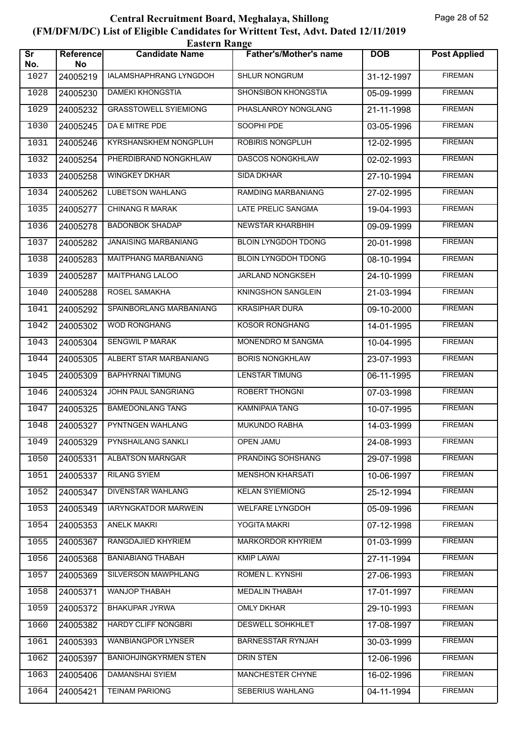# Central Recruitment Board, Meghalaya, Shillong
## (FM/DFM/DC) List of Eligible Candidates for Writtent Test, Advt. Dated 12/11/2019
### Eastern Range

| Sr No. | Reference No | Candidate Name | Father's/Mother's name | DOB | Post Applied |
|---|---|---|---|---|---|
| 1027 | 24005219 | IALAMSHAPHRANG LYNGDOH | SHLUR NONGRUM | 31-12-1997 | FIREMAN |
| 1028 | 24005230 | DAMEKI KHONGSTIA | SHONSIBON KHONGSTIA | 05-09-1999 | FIREMAN |
| 1029 | 24005232 | GRASSTOWELL SYIEMIONG | PHASLANROY NONGLANG | 21-11-1998 | FIREMAN |
| 1030 | 24005245 | DA E MITRE PDE | SOOPHI PDE | 03-05-1996 | FIREMAN |
| 1031 | 24005246 | KYRSHANSKHEM NONGPLUH | ROBIRIS NONGPLUH | 12-02-1995 | FIREMAN |
| 1032 | 24005254 | PHERDIBRAND NONGKHLAW | DASCOS NONGKHLAW | 02-02-1993 | FIREMAN |
| 1033 | 24005258 | WINGKEY DKHAR | SIDA DKHAR | 27-10-1994 | FIREMAN |
| 1034 | 24005262 | LUBETSON WAHLANG | RAMDING MARBANIANG | 27-02-1995 | FIREMAN |
| 1035 | 24005277 | CHINANG R MARAK | LATE PRELIC SANGMA | 19-04-1993 | FIREMAN |
| 1036 | 24005278 | BADONBOK SHADAP | NEWSTAR KHARBHIH | 09-09-1999 | FIREMAN |
| 1037 | 24005282 | JANAISING MARBANIANG | BLOIN LYNGDOH TDONG | 20-01-1998 | FIREMAN |
| 1038 | 24005283 | MAITPHANG MARBANIANG | BLOIN LYNGDOH TDONG | 08-10-1994 | FIREMAN |
| 1039 | 24005287 | MAITPHANG LALOO | JARLAND NONGKSEH | 24-10-1999 | FIREMAN |
| 1040 | 24005288 | ROSEL SAMAKHA | KNINGSHON SANGLEIN | 21-03-1994 | FIREMAN |
| 1041 | 24005292 | SPAINBORLANG MARBANIANG | KRASIPHAR DURA | 09-10-2000 | FIREMAN |
| 1042 | 24005302 | WOD RONGHANG | KOSOR RONGHANG | 14-01-1995 | FIREMAN |
| 1043 | 24005304 | SENGWIL P MARAK | MONENDRO M SANGMA | 10-04-1995 | FIREMAN |
| 1044 | 24005305 | ALBERT STAR MARBANIANG | BORIS NONGKHLAW | 23-07-1993 | FIREMAN |
| 1045 | 24005309 | BAPHYRNAI TIMUNG | LENSTAR TIMUNG | 06-11-1995 | FIREMAN |
| 1046 | 24005324 | JOHN PAUL SANGRIANG | ROBERT THONGNI | 07-03-1998 | FIREMAN |
| 1047 | 24005325 | BAMEDONLANG TANG | KAMNIPAIA TANG | 10-07-1995 | FIREMAN |
| 1048 | 24005327 | PYNTNGEN WAHLANG | MUKUNDO RABHA | 14-03-1999 | FIREMAN |
| 1049 | 24005329 | PYNSHAILANG SANKLI | OPEN JAMU | 24-08-1993 | FIREMAN |
| 1050 | 24005331 | ALBATSON MARNGAR | PRANDING SOHSHANG | 29-07-1998 | FIREMAN |
| 1051 | 24005337 | RILANG SYIEM | MENSHON KHARSATI | 10-06-1997 | FIREMAN |
| 1052 | 24005347 | DIVENSTAR WAHLANG | KELAN SYIEMIONG | 25-12-1994 | FIREMAN |
| 1053 | 24005349 | IARYNGKATDOR MARWEIN | WELFARE LYNGDOH | 05-09-1996 | FIREMAN |
| 1054 | 24005353 | ANELK MAKRI | YOGITA MAKRI | 07-12-1998 | FIREMAN |
| 1055 | 24005367 | RANGDAJIED KHYRIEM | MARKORDOR KHYRIEM | 01-03-1999 | FIREMAN |
| 1056 | 24005368 | BANIABIANG THABAH | KMIP LAWAI | 27-11-1994 | FIREMAN |
| 1057 | 24005369 | SILVERSON MAWPHLANG | ROMEN L. KYNSHI | 27-06-1993 | FIREMAN |
| 1058 | 24005371 | WANJOP THABAH | MEDALIN THABAH | 17-01-1997 | FIREMAN |
| 1059 | 24005372 | BHAKUPAR JYRWA | OMLY DKHAR | 29-10-1993 | FIREMAN |
| 1060 | 24005382 | HARDY CLIFF NONGBRI | DESWELL SOHKHLET | 17-08-1997 | FIREMAN |
| 1061 | 24005393 | WANBIANGPOR LYNSER | BARNESSTAR RYNJAH | 30-03-1999 | FIREMAN |
| 1062 | 24005397 | BANIOHJINGKYRMEN STEN | DRIN STEN | 12-06-1996 | FIREMAN |
| 1063 | 24005406 | DAMANSHAI SYIEM | MANCHESTER CHYNE | 16-02-1996 | FIREMAN |
| 1064 | 24005421 | TEINAM PARIONG | SEBERIUS WAHLANG | 04-11-1994 | FIREMAN |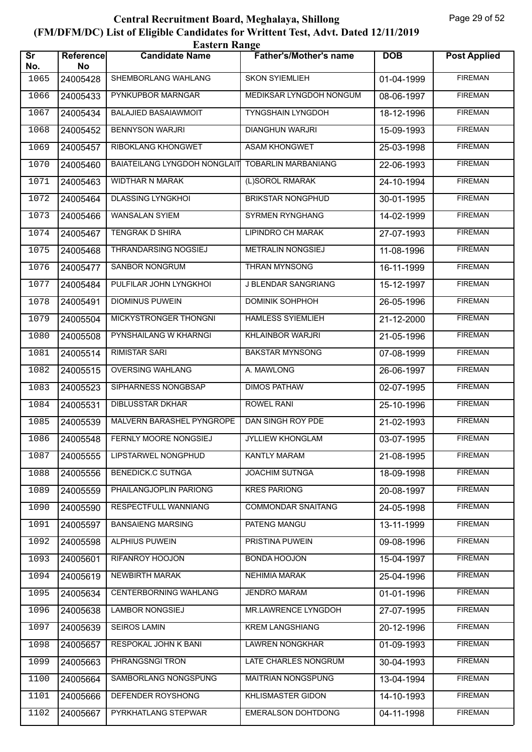# Central Recruitment Board, Meghalaya, Shillong
## (FM/DFM/DC) List of Eligible Candidates for Writtent Test, Advt. Dated 12/11/2019
### Eastern Range

| Sr No. | Reference No | Candidate Name | Father's/Mother's name | DOB | Post Applied |
|---|---|---|---|---|---|
| 1065 | 24005428 | SHEMBORLANG WAHLANG | SKON SYIEMLIEH | 01-04-1999 | FIREMAN |
| 1066 | 24005433 | PYNKUPBOR MARNGAR | MEDIKSAR LYNGDOH NONGUM | 08-06-1997 | FIREMAN |
| 1067 | 24005434 | BALAJIED BASAIAWMOIT | TYNGSHAIN LYNGDOH | 18-12-1996 | FIREMAN |
| 1068 | 24005452 | BENNYSON WARJRI | DIANGHUN WARJRI | 15-09-1993 | FIREMAN |
| 1069 | 24005457 | RIBOKLANG KHONGWET | ASAM KHONGWET | 25-03-1998 | FIREMAN |
| 1070 | 24005460 | BAIATEILANG LYNGDOH NONGLAIT | TOBARLIN MARBANIANG | 22-06-1993 | FIREMAN |
| 1071 | 24005463 | WIDTHAR N MARAK | (L)SOROL RMARAK | 24-10-1994 | FIREMAN |
| 1072 | 24005464 | DLASSING LYNGKHOI | BRIKSTAR NONGPHUD | 30-01-1995 | FIREMAN |
| 1073 | 24005466 | WANSALAN SYIEM | SYRMEN RYNGHANG | 14-02-1999 | FIREMAN |
| 1074 | 24005467 | TENGRAK D SHIRA | LIPINDRO CH MARAK | 27-07-1993 | FIREMAN |
| 1075 | 24005468 | THRANDARSING NOGSIEJ | METRALIN NONGSIEJ | 11-08-1996 | FIREMAN |
| 1076 | 24005477 | SANBOR NONGRUM | THRAN MYNSONG | 16-11-1999 | FIREMAN |
| 1077 | 24005484 | PULFILAR JOHN LYNGKHOI | J BLENDAR SANGRIANG | 15-12-1997 | FIREMAN |
| 1078 | 24005491 | DIOMINUS PUWEIN | DOMINIK SOHPHOH | 26-05-1996 | FIREMAN |
| 1079 | 24005504 | MICKYSTRONGER THONGNI | HAMLESS SYIEMLIEH | 21-12-2000 | FIREMAN |
| 1080 | 24005508 | PYNSHAILANG W KHARNGI | KHLAINBOR WARJRI | 21-05-1996 | FIREMAN |
| 1081 | 24005514 | RIMISTAR SARI | BAKSTAR MYNSONG | 07-08-1999 | FIREMAN |
| 1082 | 24005515 | OVERSING WAHLANG | A. MAWLONG | 26-06-1997 | FIREMAN |
| 1083 | 24005523 | SIPHARNESS NONGBSAP | DIMOS PATHAW | 02-07-1995 | FIREMAN |
| 1084 | 24005531 | DIBLUSSTAR DKHAR | ROWEL RANI | 25-10-1996 | FIREMAN |
| 1085 | 24005539 | MALVERN BARASHEL PYNGROPE | DAN SINGH ROY PDE | 21-02-1993 | FIREMAN |
| 1086 | 24005548 | FERNLY MOORE NONGSIEJ | JYLLIEW KHONGLAM | 03-07-1995 | FIREMAN |
| 1087 | 24005555 | LIPSTARWEL NONGPHUD | KANTLY MARAM | 21-08-1995 | FIREMAN |
| 1088 | 24005556 | BENEDICK.C SUTNGA | JOACHIM SUTNGA | 18-09-1998 | FIREMAN |
| 1089 | 24005559 | PHAILANGJOPLIN PARIONG | KRES PARIONG | 20-08-1997 | FIREMAN |
| 1090 | 24005590 | RESPECTFULL WANNIANG | COMMONDAR SNAITANG | 24-05-1998 | FIREMAN |
| 1091 | 24005597 | BANSAIENG MARSING | PATENG MANGU | 13-11-1999 | FIREMAN |
| 1092 | 24005598 | ALPHIUS PUWEIN | PRISTINA PUWEIN | 09-08-1996 | FIREMAN |
| 1093 | 24005601 | RIFANROY HOOJON | BONDA HOOJON | 15-04-1997 | FIREMAN |
| 1094 | 24005619 | NEWBIRTH MARAK | NEHIMIA MARAK | 25-04-1996 | FIREMAN |
| 1095 | 24005634 | CENTERBORNING WAHLANG | JENDRO MARAM | 01-01-1996 | FIREMAN |
| 1096 | 24005638 | LAMBOR NONGSIEJ | MR.LAWRENCE LYNGDOH | 27-07-1995 | FIREMAN |
| 1097 | 24005639 | SEIROS LAMIN | KREM LANGSHIANG | 20-12-1996 | FIREMAN |
| 1098 | 24005657 | RESPOKAL JOHN K BANI | LAWREN NONGKHAR | 01-09-1993 | FIREMAN |
| 1099 | 24005663 | PHRANGSNGI TRON | LATE CHARLES NONGRUM | 30-04-1993 | FIREMAN |
| 1100 | 24005664 | SAMBORLANG NONGSPUNG | MAITRIAN NONGSPUNG | 13-04-1994 | FIREMAN |
| 1101 | 24005666 | DEFENDER ROYSHONG | KHLISMASTER GIDON | 14-10-1993 | FIREMAN |
| 1102 | 24005667 | PYRKHATLANG STEPWAR | EMERALSON DOHTDONG | 04-11-1998 | FIREMAN |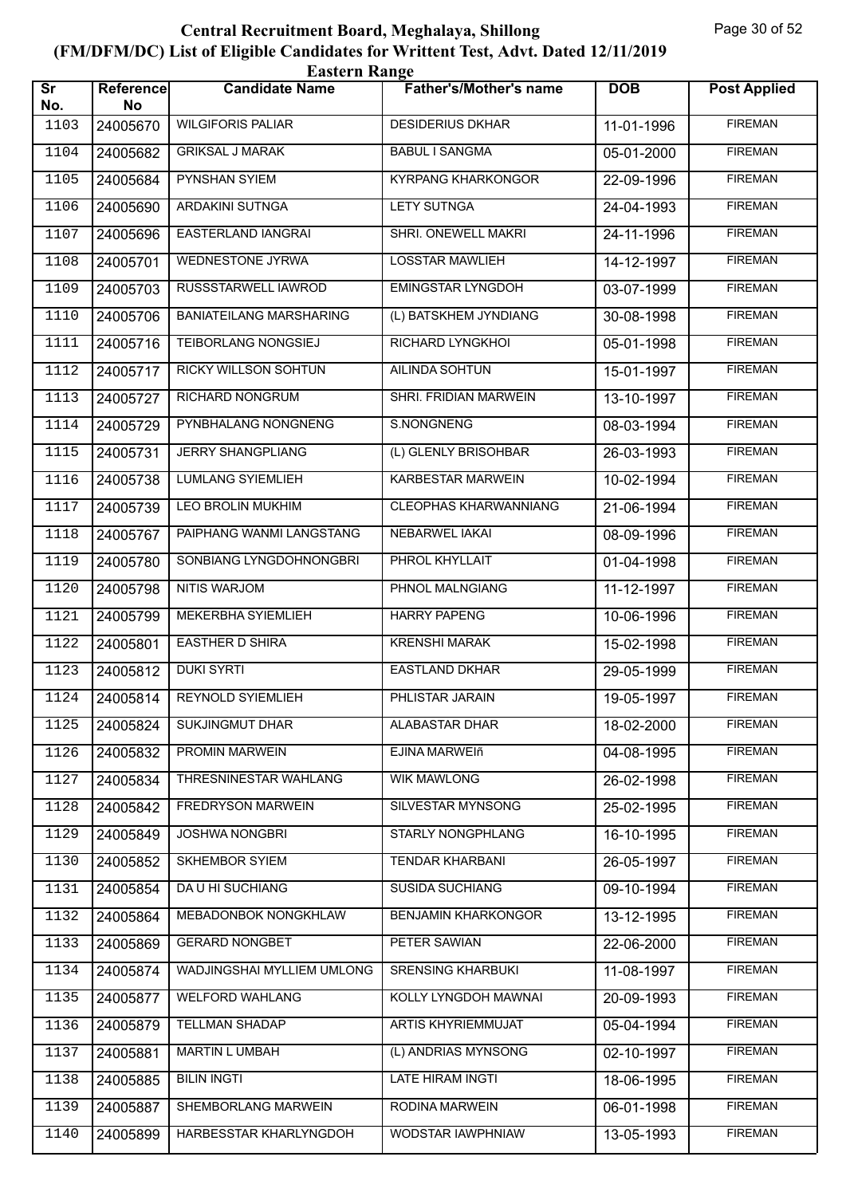# Central Recruitment Board, Meghalaya, Shillong
## (FM/DFM/DC) List of Eligible Candidates for Writtent Test, Advt. Dated 12/11/2019
### Eastern Range

| Sr No. | Reference No | Candidate Name | Father's/Mother's name | DOB | Post Applied |
|---|---|---|---|---|---|
| 1103 | 24005670 | WILGIFORIS PALIAR | DESIDERIUS DKHAR | 11-01-1996 | FIREMAN |
| 1104 | 24005682 | GRIKSAL J MARAK | BABUL I SANGMA | 05-01-2000 | FIREMAN |
| 1105 | 24005684 | PYNSHAN SYIEM | KYRPANG KHARKONGOR | 22-09-1996 | FIREMAN |
| 1106 | 24005690 | ARDAKINI SUTNGA | LETY SUTNGA | 24-04-1993 | FIREMAN |
| 1107 | 24005696 | EASTERLAND IANGRAI | SHRI. ONEWELL MAKRI | 24-11-1996 | FIREMAN |
| 1108 | 24005701 | WEDNESTONE JYRWA | LOSSTAR MAWLIEH | 14-12-1997 | FIREMAN |
| 1109 | 24005703 | RUSSSTARWELL IAWROD | EMINGSTAR LYNGDOH | 03-07-1999 | FIREMAN |
| 1110 | 24005706 | BANIATEILANG MARSHARING | (L) BATSKHEM JYNDIANG | 30-08-1998 | FIREMAN |
| 1111 | 24005716 | TEIBORLANG NONGSIEJ | RICHARD LYNGKHOI | 05-01-1998 | FIREMAN |
| 1112 | 24005717 | RICKY WILLSON SOHTUN | AILINDA SOHTUN | 15-01-1997 | FIREMAN |
| 1113 | 24005727 | RICHARD NONGRUM | SHRI. FRIDIAN MARWEIN | 13-10-1997 | FIREMAN |
| 1114 | 24005729 | PYNBHALANG NONGNENG | S.NONGNENG | 08-03-1994 | FIREMAN |
| 1115 | 24005731 | JERRY SHANGPLIANG | (L) GLENLY BRISOHBAR | 26-03-1993 | FIREMAN |
| 1116 | 24005738 | LUMLANG SYIEMLIEH | KARBESTAR MARWEIN | 10-02-1994 | FIREMAN |
| 1117 | 24005739 | LEO BROLIN MUKHIM | CLEOPHAS KHARWANNIANG | 21-06-1994 | FIREMAN |
| 1118 | 24005767 | PAIPHANG WANMI LANGSTANG | NEBARWEL IAKAI | 08-09-1996 | FIREMAN |
| 1119 | 24005780 | SONBIANG LYNGDOHNONGBRI | PHROL KHYLLAIT | 01-04-1998 | FIREMAN |
| 1120 | 24005798 | NITIS WARJOM | PHNOL MALNGIANG | 11-12-1997 | FIREMAN |
| 1121 | 24005799 | MEKERBHA SYIEMLIEH | HARRY PAPENG | 10-06-1996 | FIREMAN |
| 1122 | 24005801 | EASTHER D SHIRA | KRENSHI MARAK | 15-02-1998 | FIREMAN |
| 1123 | 24005812 | DUKI SYRTI | EASTLAND DKHAR | 29-05-1999 | FIREMAN |
| 1124 | 24005814 | REYNOLD SYIEMLIEH | PHLISTAR JARAIN | 19-05-1997 | FIREMAN |
| 1125 | 24005824 | SUKJINGMUT DHAR | ALABASTAR DHAR | 18-02-2000 | FIREMAN |
| 1126 | 24005832 | PROMIN MARWEIN | EJINA MARWEIñ | 04-08-1995 | FIREMAN |
| 1127 | 24005834 | THRESNINESTAR WAHLANG | WIK MAWLONG | 26-02-1998 | FIREMAN |
| 1128 | 24005842 | FREDRYSON MARWEIN | SILVESTAR MYNSONG | 25-02-1995 | FIREMAN |
| 1129 | 24005849 | JOSHWA NONGBRI | STARLY NONGPHLANG | 16-10-1995 | FIREMAN |
| 1130 | 24005852 | SKHEMBOR SYIEM | TENDAR KHARBANI | 26-05-1997 | FIREMAN |
| 1131 | 24005854 | DA U HI SUCHIANG | SUSIDA SUCHIANG | 09-10-1994 | FIREMAN |
| 1132 | 24005864 | MEBADONBOK NONGKHLAW | BENJAMIN KHARKONGOR | 13-12-1995 | FIREMAN |
| 1133 | 24005869 | GERARD NONGBET | PETER SAWIAN | 22-06-2000 | FIREMAN |
| 1134 | 24005874 | WADJINGSHAI MYLLIEM UMLONG | SRENSING KHARBUKI | 11-08-1997 | FIREMAN |
| 1135 | 24005877 | WELFORD WAHLANG | KOLLY LYNGDOH MAWNAI | 20-09-1993 | FIREMAN |
| 1136 | 24005879 | TELLMAN SHADAP | ARTIS KHYRIEMMUJAT | 05-04-1994 | FIREMAN |
| 1137 | 24005881 | MARTIN L UMBAH | (L) ANDRIAS MYNSONG | 02-10-1997 | FIREMAN |
| 1138 | 24005885 | BILIN INGTI | LATE HIRAM INGTI | 18-06-1995 | FIREMAN |
| 1139 | 24005887 | SHEMBORLANG MARWEIN | RODINA MARWEIN | 06-01-1998 | FIREMAN |
| 1140 | 24005899 | HARBESSTAR KHARLYNGDOH | WODSTAR IAWPHNIAW | 13-05-1993 | FIREMAN |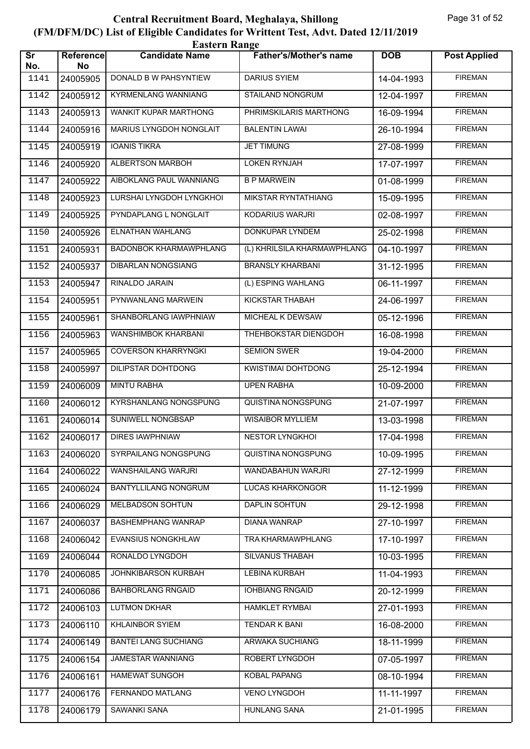# Central Recruitment Board, Meghalaya, Shillong
## (FM/DFM/DC) List of Eligible Candidates for Writtent Test, Advt. Dated 12/11/2019
### Eastern Range

| Sr No. | Reference No | Candidate Name | Father's/Mother's name | DOB | Post Applied |
|---|---|---|---|---|---|
| 1141 | 24005905 | DONALD B W PAHSYNTIEW | DARIUS SYIEM | 14-04-1993 | FIREMAN |
| 1142 | 24005912 | KYRMENLANG WANNIANG | STAILAND NONGRUM | 12-04-1997 | FIREMAN |
| 1143 | 24005913 | WANKIT KUPAR MARTHONG | PHRIMSKILARIS MARTHONG | 16-09-1994 | FIREMAN |
| 1144 | 24005916 | MARIUS LYNGDOH NONGLAIT | BALENTIN LAWAI | 26-10-1994 | FIREMAN |
| 1145 | 24005919 | IOANIS TIKRA | JET TIMUNG | 27-08-1999 | FIREMAN |
| 1146 | 24005920 | ALBERTSON MARBOH | LOKEN RYNJAH | 17-07-1997 | FIREMAN |
| 1147 | 24005922 | AIBOKLANG PAUL WANNIANG | B P MARWEIN | 01-08-1999 | FIREMAN |
| 1148 | 24005923 | LURSHAI LYNGDOH LYNGKHOI | MIKSTAR RYNTATHIANG | 15-09-1995 | FIREMAN |
| 1149 | 24005925 | PYNDAPLANG L NONGLAIT | KODARIUS WARJRI | 02-08-1997 | FIREMAN |
| 1150 | 24005926 | ELNATHAN WAHLANG | DONKUPAR LYNDEM | 25-02-1998 | FIREMAN |
| 1151 | 24005931 | BADONBOK KHARMAWPHLANG | (L) KHRILSILA KHARMAWPHLANG | 04-10-1997 | FIREMAN |
| 1152 | 24005937 | DIBARLAN NONGSIANG | BRANSLY KHARBANI | 31-12-1995 | FIREMAN |
| 1153 | 24005947 | RINALDO JARAIN | (L) ESPING WAHLANG | 06-11-1997 | FIREMAN |
| 1154 | 24005951 | PYNWANLANG MARWEIN | KICKSTAR THABAH | 24-06-1997 | FIREMAN |
| 1155 | 24005961 | SHANBORLANG IAWPHNIAW | MICHEAL K DEWSAW | 05-12-1996 | FIREMAN |
| 1156 | 24005963 | WANSHIMBOK KHARBANI | THEHBOKSTAR DIENGDOH | 16-08-1998 | FIREMAN |
| 1157 | 24005965 | COVERSON KHARRYNGKI | SEMION SWER | 19-04-2000 | FIREMAN |
| 1158 | 24005997 | DILIPSTAR DOHTDONG | KWISTIMAI DOHTDONG | 25-12-1994 | FIREMAN |
| 1159 | 24006009 | MINTU RABHA | UPEN RABHA | 10-09-2000 | FIREMAN |
| 1160 | 24006012 | KYRSHANLANG NONGSPUNG | QUISTINA NONGSPUNG | 21-07-1997 | FIREMAN |
| 1161 | 24006014 | SUNIWELL NONGBSAP | WISAIBOR MYLLIEM | 13-03-1998 | FIREMAN |
| 1162 | 24006017 | DIRES IAWPHNIAW | NESTOR LYNGKHOI | 17-04-1998 | FIREMAN |
| 1163 | 24006020 | SYRPAILANG NONGSPUNG | QUISTINA NONGSPUNG | 10-09-1995 | FIREMAN |
| 1164 | 24006022 | WANSHAILANG WARJRI | WANDABAHUN WARJRI | 27-12-1999 | FIREMAN |
| 1165 | 24006024 | BANTYLLILANG NONGRUM | LUCAS KHARKONGOR | 11-12-1999 | FIREMAN |
| 1166 | 24006029 | MELBADSON SOHTUN | DAPLIN SOHTUN | 29-12-1998 | FIREMAN |
| 1167 | 24006037 | BASHEMPHANG WANRAP | DIANA WANRAP | 27-10-1997 | FIREMAN |
| 1168 | 24006042 | EVANSIUS NONGKHLAW | TRA KHARMAWPHLANG | 17-10-1997 | FIREMAN |
| 1169 | 24006044 | RONALDO LYNGDOH | SILVANUS THABAH | 10-03-1995 | FIREMAN |
| 1170 | 24006085 | JOHNKIBARSON KURBAH | LEBINA KURBAH | 11-04-1993 | FIREMAN |
| 1171 | 24006086 | BAHBORLANG RNGAID | IOHBIANG RNGAID | 20-12-1999 | FIREMAN |
| 1172 | 24006103 | LUTMON DKHAR | HAMKLET RYMBAI | 27-01-1993 | FIREMAN |
| 1173 | 24006110 | KHLAINBOR SYIEM | TENDAR K BANI | 16-08-2000 | FIREMAN |
| 1174 | 24006149 | BANTEI LANG SUCHIANG | ARWAKA SUCHIANG | 18-11-1999 | FIREMAN |
| 1175 | 24006154 | JAMESTAR WANNIANG | ROBERT LYNGDOH | 07-05-1997 | FIREMAN |
| 1176 | 24006161 | HAMEWAT SUNGOH | KOBAL PAPANG | 08-10-1994 | FIREMAN |
| 1177 | 24006176 | FERNANDO MATLANG | VENO LYNGDOH | 11-11-1997 | FIREMAN |
| 1178 | 24006179 | SAWANKI SANA | HUNLANG SANA | 21-01-1995 | FIREMAN |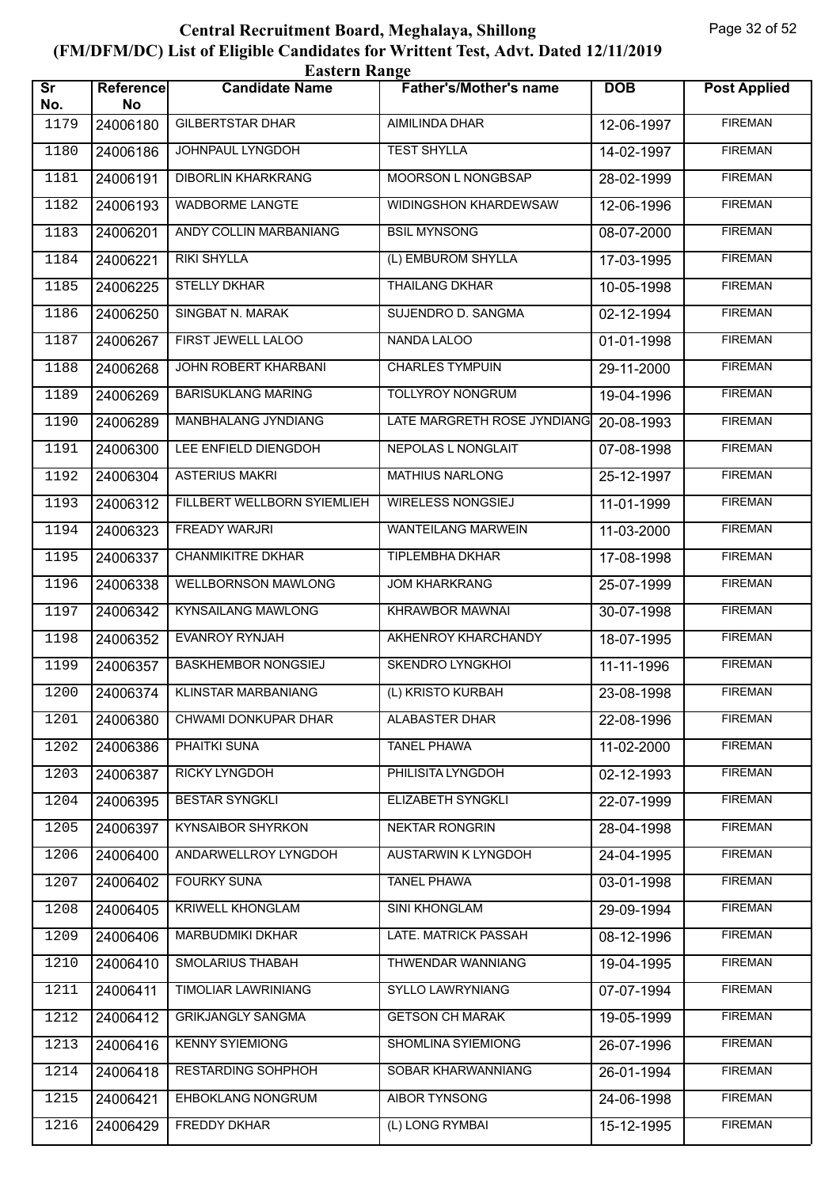# Central Recruitment Board, Meghalaya, Shillong
## (FM/DFM/DC) List of Eligible Candidates for Writtent Test, Advt. Dated 12/11/2019
### Eastern Range

| Sr No. | Reference No | Candidate Name | Father's/Mother's name | DOB | Post Applied |
|---|---|---|---|---|---|
| 1179 | 24006180 | GILBERTSTAR DHAR | AIMILINDA DHAR | 12-06-1997 | FIREMAN |
| 1180 | 24006186 | JOHNPAUL LYNGDOH | TEST SHYLLA | 14-02-1997 | FIREMAN |
| 1181 | 24006191 | DIBORLIN KHARKRANG | MOORSON L NONGBSAP | 28-02-1999 | FIREMAN |
| 1182 | 24006193 | WADBORME LANGTE | WIDINGSHON KHARDEWSAW | 12-06-1996 | FIREMAN |
| 1183 | 24006201 | ANDY COLLIN MARBANIANG | BSIL MYNSONG | 08-07-2000 | FIREMAN |
| 1184 | 24006221 | RIKI SHYLLA | (L) EMBUROM SHYLLA | 17-03-1995 | FIREMAN |
| 1185 | 24006225 | STELLY DKHAR | THAILANG DKHAR | 10-05-1998 | FIREMAN |
| 1186 | 24006250 | SINGBAT N. MARAK | SUJENDRO D. SANGMA | 02-12-1994 | FIREMAN |
| 1187 | 24006267 | FIRST JEWELL LALOO | NANDA LALOO | 01-01-1998 | FIREMAN |
| 1188 | 24006268 | JOHN ROBERT KHARBANI | CHARLES TYMPUIN | 29-11-2000 | FIREMAN |
| 1189 | 24006269 | BARISUKLANG MARING | TOLLYROY NONGRUM | 19-04-1996 | FIREMAN |
| 1190 | 24006289 | MANBHALANG JYNDIANG | LATE MARGRETH ROSE JYNDIANG | 20-08-1993 | FIREMAN |
| 1191 | 24006300 | LEE ENFIELD DIENGDOH | NEPOLAS L NONGLAIT | 07-08-1998 | FIREMAN |
| 1192 | 24006304 | ASTERIUS MAKRI | MATHIUS NARLONG | 25-12-1997 | FIREMAN |
| 1193 | 24006312 | FILLBERT WELLBORN SYIEMLIEH | WIRELESS NONGSIEJ | 11-01-1999 | FIREMAN |
| 1194 | 24006323 | FREADY WARJRI | WANTEILANG MARWEIN | 11-03-2000 | FIREMAN |
| 1195 | 24006337 | CHANMIKITRE DKHAR | TIPLEMBHA DKHAR | 17-08-1998 | FIREMAN |
| 1196 | 24006338 | WELLBORNSON MAWLONG | JOM KHARKRANG | 25-07-1999 | FIREMAN |
| 1197 | 24006342 | KYNSAILANG MAWLONG | KHRAWBOR MAWNAI | 30-07-1998 | FIREMAN |
| 1198 | 24006352 | EVANROY RYNJAH | AKHENROY KHARCHANDY | 18-07-1995 | FIREMAN |
| 1199 | 24006357 | BASKHEMBOR NONGSIEJ | SKENDRO LYNGKHOI | 11-11-1996 | FIREMAN |
| 1200 | 24006374 | KLINSTAR MARBANIANG | (L) KRISTO KURBAH | 23-08-1998 | FIREMAN |
| 1201 | 24006380 | CHWAMI DONKUPAR DHAR | ALABASTER DHAR | 22-08-1996 | FIREMAN |
| 1202 | 24006386 | PHAITKI SUNA | TANEL PHAWA | 11-02-2000 | FIREMAN |
| 1203 | 24006387 | RICKY LYNGDOH | PHILISITA LYNGDOH | 02-12-1993 | FIREMAN |
| 1204 | 24006395 | BESTAR SYNGKLI | ELIZABETH SYNGKLI | 22-07-1999 | FIREMAN |
| 1205 | 24006397 | KYNSAIBOR SHYRKON | NEKTAR RONGRIN | 28-04-1998 | FIREMAN |
| 1206 | 24006400 | ANDARWELLROY LYNGDOH | AUSTARWIN K LYNGDOH | 24-04-1995 | FIREMAN |
| 1207 | 24006402 | FOURKY SUNA | TANEL PHAWA | 03-01-1998 | FIREMAN |
| 1208 | 24006405 | KRIWELL KHONGLAM | SINI KHONGLAM | 29-09-1994 | FIREMAN |
| 1209 | 24006406 | MARBUDMIKI DKHAR | LATE. MATRICK PASSAH | 08-12-1996 | FIREMAN |
| 1210 | 24006410 | SMOLARIUS THABAH | THWENDAR WANNIANG | 19-04-1995 | FIREMAN |
| 1211 | 24006411 | TIMOLIAR LAWRINIANG | SYLLO LAWRYNIANG | 07-07-1994 | FIREMAN |
| 1212 | 24006412 | GRIKJANGLY SANGMA | GETSON CH MARAK | 19-05-1999 | FIREMAN |
| 1213 | 24006416 | KENNY SYIEMIONG | SHOMLINA SYIEMIONG | 26-07-1996 | FIREMAN |
| 1214 | 24006418 | RESTARDING SOHPHOH | SOBAR KHARWANNIANG | 26-01-1994 | FIREMAN |
| 1215 | 24006421 | EHBOKLANG NONGRUM | AIBOR TYNSONG | 24-06-1998 | FIREMAN |
| 1216 | 24006429 | FREDDY DKHAR | (L) LONG RYMBAI | 15-12-1995 | FIREMAN |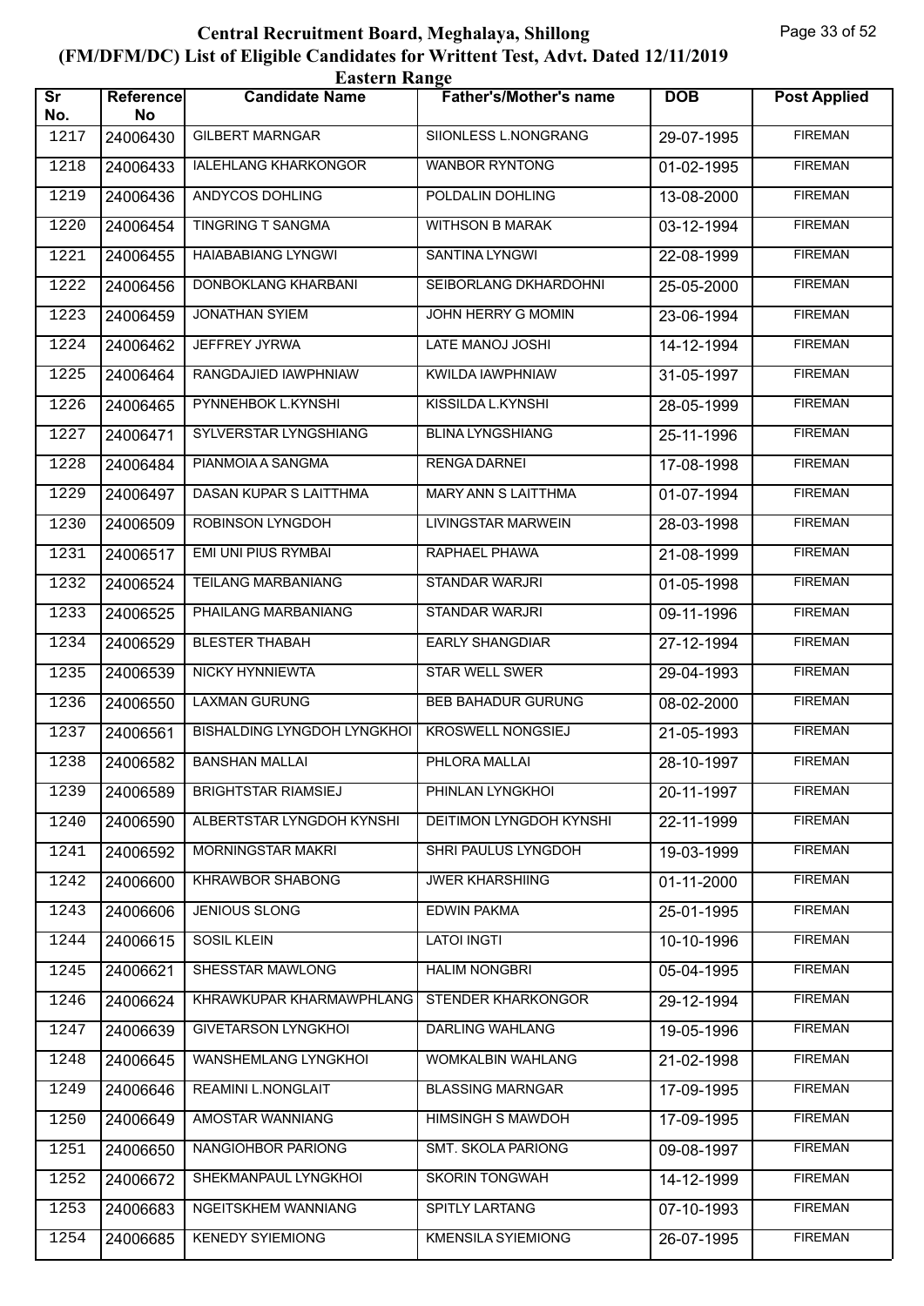# Central Recruitment Board, Meghalaya, Shillong
## (FM/DFM/DC) List of Eligible Candidates for Writtent Test, Advt. Dated 12/11/2019
### Eastern Range

| Sr No. | Reference No | Candidate Name | Father's/Mother's name | DOB | Post Applied |
|---|---|---|---|---|---|
| 1217 | 24006430 | GILBERT MARNGAR | SIIONLESS L.NONGRANG | 29-07-1995 | FIREMAN |
| 1218 | 24006433 | IALEHLANG KHARKONGOR | WANBOR RYNTONG | 01-02-1995 | FIREMAN |
| 1219 | 24006436 | ANDYCOS DOHLING | POLDALIN DOHLING | 13-08-2000 | FIREMAN |
| 1220 | 24006454 | TINGRING T SANGMA | WITHSON B MARAK | 03-12-1994 | FIREMAN |
| 1221 | 24006455 | HAIABABIANG LYNGWI | SANTINA LYNGWI | 22-08-1999 | FIREMAN |
| 1222 | 24006456 | DONBOKLANG KHARBANI | SEIBORLANG DKHARDOHNI | 25-05-2000 | FIREMAN |
| 1223 | 24006459 | JONATHAN SYIEM | JOHN HERRY G MOMIN | 23-06-1994 | FIREMAN |
| 1224 | 24006462 | JEFFREY JYRWA | LATE MANOJ JOSHI | 14-12-1994 | FIREMAN |
| 1225 | 24006464 | RANGDAJIED IAWPHNIAW | KWILDA IAWPHNIAW | 31-05-1997 | FIREMAN |
| 1226 | 24006465 | PYNNEHBOK L.KYNSHI | KISSILDA L.KYNSHI | 28-05-1999 | FIREMAN |
| 1227 | 24006471 | SYLVERSTAR LYNGSHIANG | BLINA LYNGSHIANG | 25-11-1996 | FIREMAN |
| 1228 | 24006484 | PIANMOIA A SANGMA | RENGA DARNEI | 17-08-1998 | FIREMAN |
| 1229 | 24006497 | DASAN KUPAR S LAITTHMA | MARY ANN S LAITTHMA | 01-07-1994 | FIREMAN |
| 1230 | 24006509 | ROBINSON LYNGDOH | LIVINGSTAR MARWEIN | 28-03-1998 | FIREMAN |
| 1231 | 24006517 | EMI UNI PIUS RYMBAI | RAPHAEL PHAWA | 21-08-1999 | FIREMAN |
| 1232 | 24006524 | TEILANG MARBANIANG | STANDAR WARJRI | 01-05-1998 | FIREMAN |
| 1233 | 24006525 | PHAILANG MARBANIANG | STANDAR WARJRI | 09-11-1996 | FIREMAN |
| 1234 | 24006529 | BLESTER THABAH | EARLY SHANGDIAR | 27-12-1994 | FIREMAN |
| 1235 | 24006539 | NICKY HYNNIEWTA | STAR WELL SWER | 29-04-1993 | FIREMAN |
| 1236 | 24006550 | LAXMAN GURUNG | BEB BAHADUR GURUNG | 08-02-2000 | FIREMAN |
| 1237 | 24006561 | BISHALDING LYNGDOH LYNGKHOI | KROSWELL NONGSIEJ | 21-05-1993 | FIREMAN |
| 1238 | 24006582 | BANSHAN MALLAI | PHLORA MALLAI | 28-10-1997 | FIREMAN |
| 1239 | 24006589 | BRIGHTSTAR RIAMSIEJ | PHINLAN LYNGKHOI | 20-11-1997 | FIREMAN |
| 1240 | 24006590 | ALBERTSTAR LYNGDOH KYNSHI | DEITIMON LYNGDOH KYNSHI | 22-11-1999 | FIREMAN |
| 1241 | 24006592 | MORNINGSTAR MAKRI | SHRI PAULUS LYNGDOH | 19-03-1999 | FIREMAN |
| 1242 | 24006600 | KHRAWBOR SHABONG | JWER KHARSHIING | 01-11-2000 | FIREMAN |
| 1243 | 24006606 | JENIOUS SLONG | EDWIN PAKMA | 25-01-1995 | FIREMAN |
| 1244 | 24006615 | SOSIL KLEIN | LATOI INGTI | 10-10-1996 | FIREMAN |
| 1245 | 24006621 | SHESSTAR MAWLONG | HALIM NONGBRI | 05-04-1995 | FIREMAN |
| 1246 | 24006624 | KHRAWKUPAR KHARMAWPHLANG | STENDER KHARKONGOR | 29-12-1994 | FIREMAN |
| 1247 | 24006639 | GIVETARSON LYNGKHOI | DARLING WAHLANG | 19-05-1996 | FIREMAN |
| 1248 | 24006645 | WANSHEMLANG LYNGKHOI | WOMKALBIN WAHLANG | 21-02-1998 | FIREMAN |
| 1249 | 24006646 | REAMINI L.NONGLAIT | BLASSING MARNGAR | 17-09-1995 | FIREMAN |
| 1250 | 24006649 | AMOSTAR WANNIANG | HIMSINGH S MAWDOH | 17-09-1995 | FIREMAN |
| 1251 | 24006650 | NANGIOHBOR PARIONG | SMT. SKOLA PARIONG | 09-08-1997 | FIREMAN |
| 1252 | 24006672 | SHEKMANPAUL LYNGKHOI | SKORIN TONGWAH | 14-12-1999 | FIREMAN |
| 1253 | 24006683 | NGEITSKHEM WANNIANG | SPITLY LARTANG | 07-10-1993 | FIREMAN |
| 1254 | 24006685 | KENEDY SYIEMIONG | KMENSILA SYIEMIONG | 26-07-1995 | FIREMAN |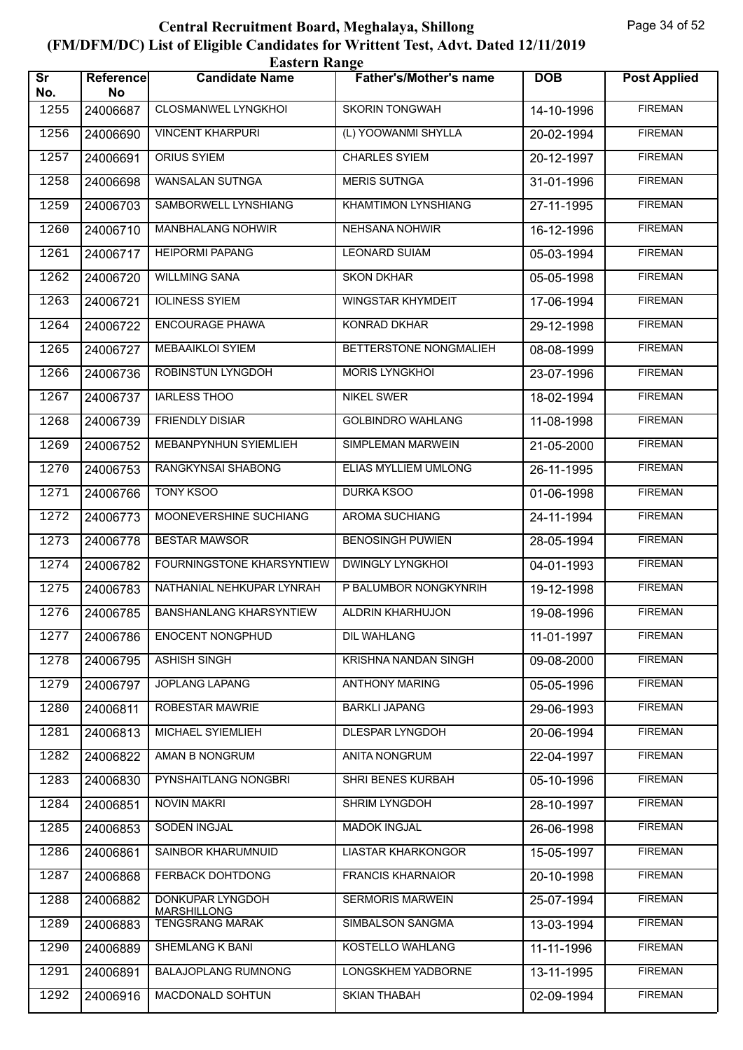# Central Recruitment Board, Meghalaya, Shillong
## (FM/DFM/DC) List of Eligible Candidates for Writtent Test, Advt. Dated 12/11/2019
### Eastern Range

| Sr No. | Reference No | Candidate Name | Father's/Mother's name | DOB | Post Applied |
|---|---|---|---|---|---|
| 1255 | 24006687 | CLOSMANWEL LYNGKHOI | SKORIN TONGWAH | 14-10-1996 | FIREMAN |
| 1256 | 24006690 | VINCENT KHARPURI | (L) YOOWANMI SHYLLA | 20-02-1994 | FIREMAN |
| 1257 | 24006691 | ORIUS SYIEM | CHARLES SYIEM | 20-12-1997 | FIREMAN |
| 1258 | 24006698 | WANSALAN SUTNGA | MERIS SUTNGA | 31-01-1996 | FIREMAN |
| 1259 | 24006703 | SAMBORWELL LYNSHIANG | KHAMTIMON LYNSHIANG | 27-11-1995 | FIREMAN |
| 1260 | 24006710 | MANBHALANG NOHWIR | NEHSANA NOHWIR | 16-12-1996 | FIREMAN |
| 1261 | 24006717 | HEIPORMI PAPANG | LEONARD SUIAM | 05-03-1994 | FIREMAN |
| 1262 | 24006720 | WILLMING SANA | SKON DKHAR | 05-05-1998 | FIREMAN |
| 1263 | 24006721 | IOLINESS SYIEM | WINGSTAR KHYMDEIT | 17-06-1994 | FIREMAN |
| 1264 | 24006722 | ENCOURAGE PHAWA | KONRAD DKHAR | 29-12-1998 | FIREMAN |
| 1265 | 24006727 | MEBAAIKLOI SYIEM | BETTERSTONE NONGMALIEH | 08-08-1999 | FIREMAN |
| 1266 | 24006736 | ROBINSTUN LYNGDOH | MORIS LYNGKHOI | 23-07-1996 | FIREMAN |
| 1267 | 24006737 | IARLESS THOO | NIKEL SWER | 18-02-1994 | FIREMAN |
| 1268 | 24006739 | FRIENDLY DISIAR | GOLBINDRO WAHLANG | 11-08-1998 | FIREMAN |
| 1269 | 24006752 | MEBANPYNHUN SYIEMLIEH | SIMPLEMAN MARWEIN | 21-05-2000 | FIREMAN |
| 1270 | 24006753 | RANGKYNSAI SHABONG | ELIAS MYLLIEM UMLONG | 26-11-1995 | FIREMAN |
| 1271 | 24006766 | TONY KSOO | DURKA KSOO | 01-06-1998 | FIREMAN |
| 1272 | 24006773 | MOONEVERSHINE SUCHIANG | AROMA SUCHIANG | 24-11-1994 | FIREMAN |
| 1273 | 24006778 | BESTAR MAWSOR | BENOSINGH PUWIEN | 28-05-1994 | FIREMAN |
| 1274 | 24006782 | FOURNINGSTONE KHARSYNTIEW | DWINGLY LYNGKHOI | 04-01-1993 | FIREMAN |
| 1275 | 24006783 | NATHANIAL NEHKUPAR LYNRAH | P BALUMBOR NONGKYNRIH | 19-12-1998 | FIREMAN |
| 1276 | 24006785 | BANSHANLANG KHARSYNTIEW | ALDRIN KHARHUJON | 19-08-1996 | FIREMAN |
| 1277 | 24006786 | ENOCENT NONGPHUD | DIL WAHLANG | 11-01-1997 | FIREMAN |
| 1278 | 24006795 | ASHISH SINGH | KRISHNA NANDAN SINGH | 09-08-2000 | FIREMAN |
| 1279 | 24006797 | JOPLANG LAPANG | ANTHONY MARING | 05-05-1996 | FIREMAN |
| 1280 | 24006811 | ROBESTAR MAWRIE | BARKLI JAPANG | 29-06-1993 | FIREMAN |
| 1281 | 24006813 | MICHAEL SYIEMLIEH | DLESPAR LYNGDOH | 20-06-1994 | FIREMAN |
| 1282 | 24006822 | AMAN B NONGRUM | ANITA NONGRUM | 22-04-1997 | FIREMAN |
| 1283 | 24006830 | PYNSHAITLANG NONGBRI | SHRI BENES KURBAH | 05-10-1996 | FIREMAN |
| 1284 | 24006851 | NOVIN MAKRI | SHRIM LYNGDOH | 28-10-1997 | FIREMAN |
| 1285 | 24006853 | SODEN INGJAL | MADOK INGJAL | 26-06-1998 | FIREMAN |
| 1286 | 24006861 | SAINBOR KHARUMNUID | LIASTAR KHARKONGOR | 15-05-1997 | FIREMAN |
| 1287 | 24006868 | FERBACK DOHTDONG | FRANCIS KHARNAIOR | 20-10-1998 | FIREMAN |
| 1288 | 24006882 | DONKUPAR LYNGDOH MARSHILLONG | SERMORIS MARWEIN | 25-07-1994 | FIREMAN |
| 1289 | 24006883 | TENGSRANG MARAK | SIMBALSON SANGMA | 13-03-1994 | FIREMAN |
| 1290 | 24006889 | SHEMLANG K BANI | KOSTELLO WAHLANG | 11-11-1996 | FIREMAN |
| 1291 | 24006891 | BALAJOPLANG RUMNONG | LONGSKHEM YADBORNE | 13-11-1995 | FIREMAN |
| 1292 | 24006916 | MACDONALD SOHTUN | SKIAN THABAH | 02-09-1994 | FIREMAN |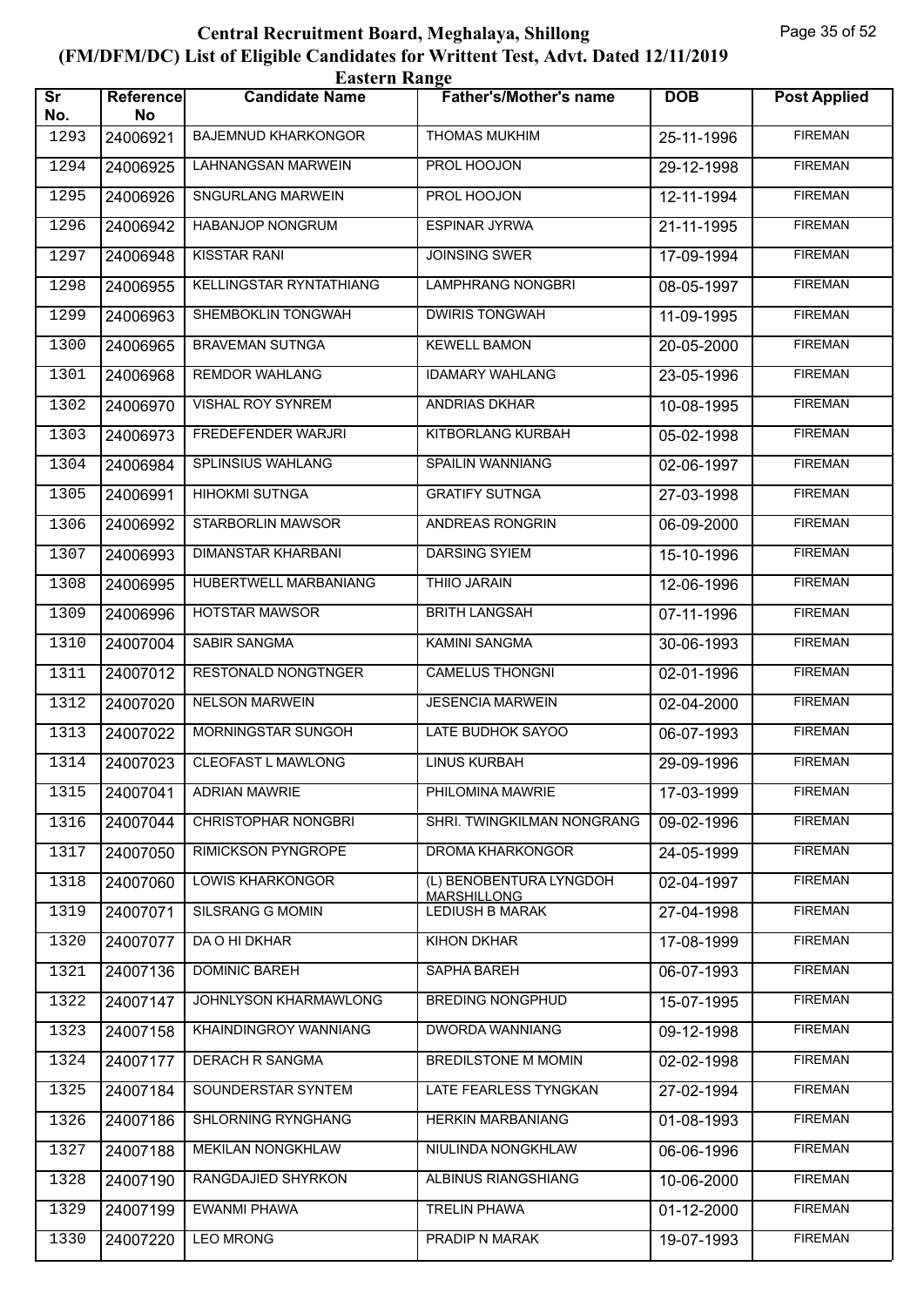# Central Recruitment Board, Meghalaya, Shillong
## (FM/DFM/DC) List of Eligible Candidates for Writtent Test, Advt. Dated 12/11/2019
### Eastern Range

| Sr No. | Reference No | Candidate Name | Father's/Mother's name | DOB | Post Applied |
|---|---|---|---|---|---|
| 1293 | 24006921 | BAJEMNUD KHARKONGOR | THOMAS MUKHIM | 25-11-1996 | FIREMAN |
| 1294 | 24006925 | LAHNANGSAN MARWEIN | PROL HOOJON | 29-12-1998 | FIREMAN |
| 1295 | 24006926 | SNGURLANG MARWEIN | PROL HOOJON | 12-11-1994 | FIREMAN |
| 1296 | 24006942 | HABANJOP NONGRUM | ESPINAR JYRWA | 21-11-1995 | FIREMAN |
| 1297 | 24006948 | KISSTAR RANI | JOINSING SWER | 17-09-1994 | FIREMAN |
| 1298 | 24006955 | KELLINGSTAR RYNTATHIANG | LAMPHRANG NONGBRI | 08-05-1997 | FIREMAN |
| 1299 | 24006963 | SHEMBOKLIN TONGWAH | DWIRIS TONGWAH | 11-09-1995 | FIREMAN |
| 1300 | 24006965 | BRAVEMAN SUTNGA | KEWELL BAMON | 20-05-2000 | FIREMAN |
| 1301 | 24006968 | REMDOR WAHLANG | IDAMARY WAHLANG | 23-05-1996 | FIREMAN |
| 1302 | 24006970 | VISHAL ROY SYNREM | ANDRIAS DKHAR | 10-08-1995 | FIREMAN |
| 1303 | 24006973 | FREDEFENDER WARJRI | KITBORLANG KURBAH | 05-02-1998 | FIREMAN |
| 1304 | 24006984 | SPLINSIUS WAHLANG | SPAILIN WANNIANG | 02-06-1997 | FIREMAN |
| 1305 | 24006991 | HIHOKMI SUTNGA | GRATIFY SUTNGA | 27-03-1998 | FIREMAN |
| 1306 | 24006992 | STARBORLIN MAWSOR | ANDREAS RONGRIN | 06-09-2000 | FIREMAN |
| 1307 | 24006993 | DIMANSTAR KHARBANI | DARSING SYIEM | 15-10-1996 | FIREMAN |
| 1308 | 24006995 | HUBERTWELL MARBANIANG | THIIO JARAIN | 12-06-1996 | FIREMAN |
| 1309 | 24006996 | HOTSTAR MAWSOR | BRITH LANGSAH | 07-11-1996 | FIREMAN |
| 1310 | 24007004 | SABIR SANGMA | KAMINI SANGMA | 30-06-1993 | FIREMAN |
| 1311 | 24007012 | RESTONALD NONGTNGER | CAMELUS THONGNI | 02-01-1996 | FIREMAN |
| 1312 | 24007020 | NELSON MARWEIN | JESENCIA MARWEIN | 02-04-2000 | FIREMAN |
| 1313 | 24007022 | MORNINGSTAR SUNGOH | LATE BUDHOK SAYOO | 06-07-1993 | FIREMAN |
| 1314 | 24007023 | CLEOFAST L MAWLONG | LINUS KURBAH | 29-09-1996 | FIREMAN |
| 1315 | 24007041 | ADRIAN MAWRIE | PHILOMINA MAWRIE | 17-03-1999 | FIREMAN |
| 1316 | 24007044 | CHRISTOPHAR NONGBRI | SHRI. TWINGKILMAN NONGRANG | 09-02-1996 | FIREMAN |
| 1317 | 24007050 | RIMICKSON PYNGROPE | DROMA KHARKONGOR | 24-05-1999 | FIREMAN |
| 1318 | 24007060 | LOWIS KHARKONGOR | (L) BENOBENTURA LYNGDOH MARSHILLONG | 02-04-1997 | FIREMAN |
| 1319 | 24007071 | SILSRANG G MOMIN | LEDIUSH B MARAK | 27-04-1998 | FIREMAN |
| 1320 | 24007077 | DA O HI DKHAR | KIHON DKHAR | 17-08-1999 | FIREMAN |
| 1321 | 24007136 | DOMINIC BAREH | SAPHA BAREH | 06-07-1993 | FIREMAN |
| 1322 | 24007147 | JOHNLYSON KHARMAWLONG | BREDING NONGPHUD | 15-07-1995 | FIREMAN |
| 1323 | 24007158 | KHAINDINGROY WANNIANG | DWORDA WANNIANG | 09-12-1998 | FIREMAN |
| 1324 | 24007177 | DERACH R SANGMA | BREDILSTONE M MOMIN | 02-02-1998 | FIREMAN |
| 1325 | 24007184 | SOUNDERSTAR SYNTEM | LATE FEARLESS TYNGKAN | 27-02-1994 | FIREMAN |
| 1326 | 24007186 | SHLORNING RYNGHANG | HERKIN MARBANIANG | 01-08-1993 | FIREMAN |
| 1327 | 24007188 | MEKILAN NONGKHLAW | NIULINDA NONGKHLAW | 06-06-1996 | FIREMAN |
| 1328 | 24007190 | RANGDAJIED SHYRKON | ALBINUS RIANGSHIANG | 10-06-2000 | FIREMAN |
| 1329 | 24007199 | EWANMI PHAWA | TRELIN PHAWA | 01-12-2000 | FIREMAN |
| 1330 | 24007220 | LEO MRONG | PRADIP N MARAK | 19-07-1993 | FIREMAN |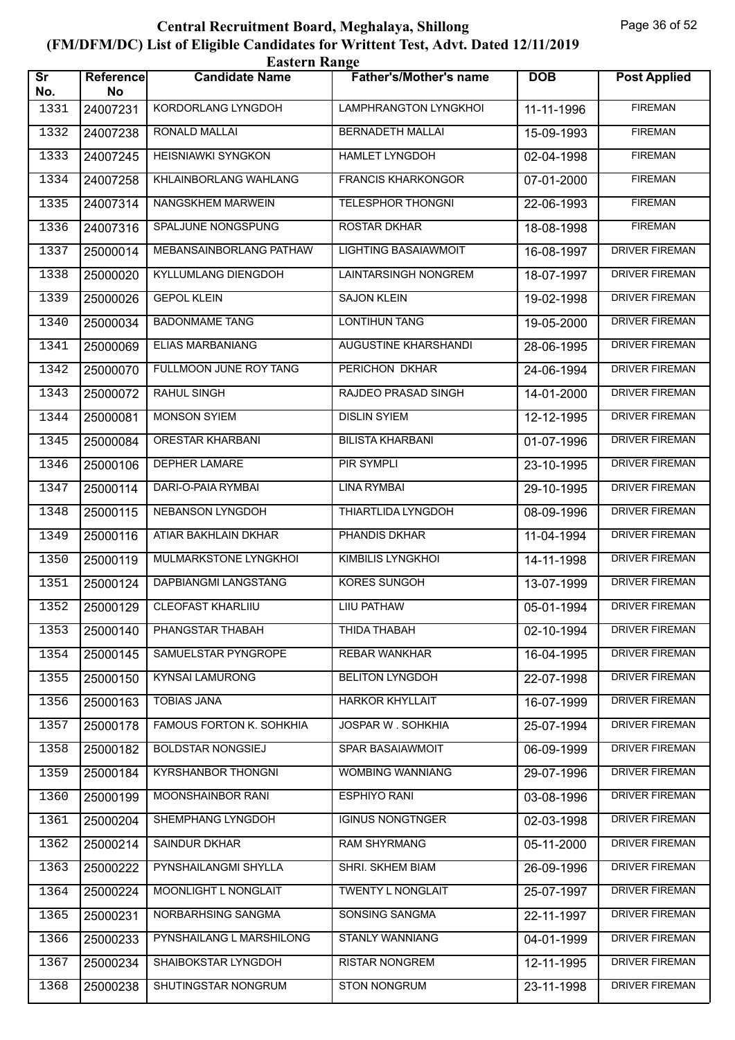# Central Recruitment Board, Meghalaya, Shillong
## (FM/DFM/DC) List of Eligible Candidates for Writtent Test, Advt. Dated 12/11/2019
### Eastern Range

| Sr No. | Reference No | Candidate Name | Father's/Mother's name | DOB | Post Applied |
|---|---|---|---|---|---|
| 1331 | 24007231 | KORDORLANG LYNGDOH | LAMPHRANGTON LYNGKHOI | 11-11-1996 | FIREMAN |
| 1332 | 24007238 | RONALD MALLAI | BERNADETH MALLAI | 15-09-1993 | FIREMAN |
| 1333 | 24007245 | HEISNIAWKI SYNGKON | HAMLET LYNGDOH | 02-04-1998 | FIREMAN |
| 1334 | 24007258 | KHLAINBORLANG WAHLANG | FRANCIS KHARKONGOR | 07-01-2000 | FIREMAN |
| 1335 | 24007314 | NANGSKHEM MARWEIN | TELESPHOR THONGNI | 22-06-1993 | FIREMAN |
| 1336 | 24007316 | SPALJUNE NONGSPUNG | ROSTAR DKHAR | 18-08-1998 | FIREMAN |
| 1337 | 25000014 | MEBANSAINBORLANG PATHAW | LIGHTING BASAIAWMOIT | 16-08-1997 | DRIVER FIREMAN |
| 1338 | 25000020 | KYLLUMLANG DIENGDOH | LAINTARSINGH NONGREM | 18-07-1997 | DRIVER FIREMAN |
| 1339 | 25000026 | GEPOL KLEIN | SAJON KLEIN | 19-02-1998 | DRIVER FIREMAN |
| 1340 | 25000034 | BADONMAME TANG | LONTIHUN TANG | 19-05-2000 | DRIVER FIREMAN |
| 1341 | 25000069 | ELIAS MARBANIANG | AUGUSTINE KHARSHANDI | 28-06-1995 | DRIVER FIREMAN |
| 1342 | 25000070 | FULLMOON JUNE ROY TANG | PERICHON DKHAR | 24-06-1994 | DRIVER FIREMAN |
| 1343 | 25000072 | RAHUL SINGH | RAJDEO PRASAD SINGH | 14-01-2000 | DRIVER FIREMAN |
| 1344 | 25000081 | MONSON SYIEM | DISLIN SYIEM | 12-12-1995 | DRIVER FIREMAN |
| 1345 | 25000084 | ORESTAR KHARBANI | BILISTA KHARBANI | 01-07-1996 | DRIVER FIREMAN |
| 1346 | 25000106 | DEPHER LAMARE | PIR SYMPLI | 23-10-1995 | DRIVER FIREMAN |
| 1347 | 25000114 | DARI-O-PAIA RYMBAI | LINA RYMBAI | 29-10-1995 | DRIVER FIREMAN |
| 1348 | 25000115 | NEBANSON LYNGDOH | THIARTLIDA LYNGDOH | 08-09-1996 | DRIVER FIREMAN |
| 1349 | 25000116 | ATIAR BAKHLAIN DKHAR | PHANDIS DKHAR | 11-04-1994 | DRIVER FIREMAN |
| 1350 | 25000119 | MULMARKSTONE LYNGKHOI | KIMBILIS LYNGKHOI | 14-11-1998 | DRIVER FIREMAN |
| 1351 | 25000124 | DAPBIANGMI LANGSTANG | KORES SUNGOH | 13-07-1999 | DRIVER FIREMAN |
| 1352 | 25000129 | CLEOFAST KHARLIIU | LIIU PATHAW | 05-01-1994 | DRIVER FIREMAN |
| 1353 | 25000140 | PHANGSTAR THABAH | THIDA THABAH | 02-10-1994 | DRIVER FIREMAN |
| 1354 | 25000145 | SAMUELSTAR PYNGROPE | REBAR WANKHAR | 16-04-1995 | DRIVER FIREMAN |
| 1355 | 25000150 | KYNSAI LAMURONG | BELITON LYNGDOH | 22-07-1998 | DRIVER FIREMAN |
| 1356 | 25000163 | TOBIAS JANA | HARKOR KHYLLAIT | 16-07-1999 | DRIVER FIREMAN |
| 1357 | 25000178 | FAMOUS FORTON K. SOHKHIA | JOSPAR W . SOHKHIA | 25-07-1994 | DRIVER FIREMAN |
| 1358 | 25000182 | BOLDSTAR NONGSIEJ | SPAR BASAIAWMOIT | 06-09-1999 | DRIVER FIREMAN |
| 1359 | 25000184 | KYRSHANBOR THONGNI | WOMBING WANNIANG | 29-07-1996 | DRIVER FIREMAN |
| 1360 | 25000199 | MOONSHAINBOR RANI | ESPHIYO RANI | 03-08-1996 | DRIVER FIREMAN |
| 1361 | 25000204 | SHEMPHANG LYNGDOH | IGINUS NONGTNGER | 02-03-1998 | DRIVER FIREMAN |
| 1362 | 25000214 | SAINDUR DKHAR | RAM SHYRMANG | 05-11-2000 | DRIVER FIREMAN |
| 1363 | 25000222 | PYNSHAILANGMI SHYLLA | SHRI. SKHEM BIAM | 26-09-1996 | DRIVER FIREMAN |
| 1364 | 25000224 | MOONLIGHT L NONGLAIT | TWENTY L NONGLAIT | 25-07-1997 | DRIVER FIREMAN |
| 1365 | 25000231 | NORBARHSING SANGMA | SONSING SANGMA | 22-11-1997 | DRIVER FIREMAN |
| 1366 | 25000233 | PYNSHAILANG L MARSHILONG | STANLY WANNIANG | 04-01-1999 | DRIVER FIREMAN |
| 1367 | 25000234 | SHAIBOKSTAR LYNGDOH | RISTAR NONGREM | 12-11-1995 | DRIVER FIREMAN |
| 1368 | 25000238 | SHUTINGSTAR NONGRUM | STON NONGRUM | 23-11-1998 | DRIVER FIREMAN |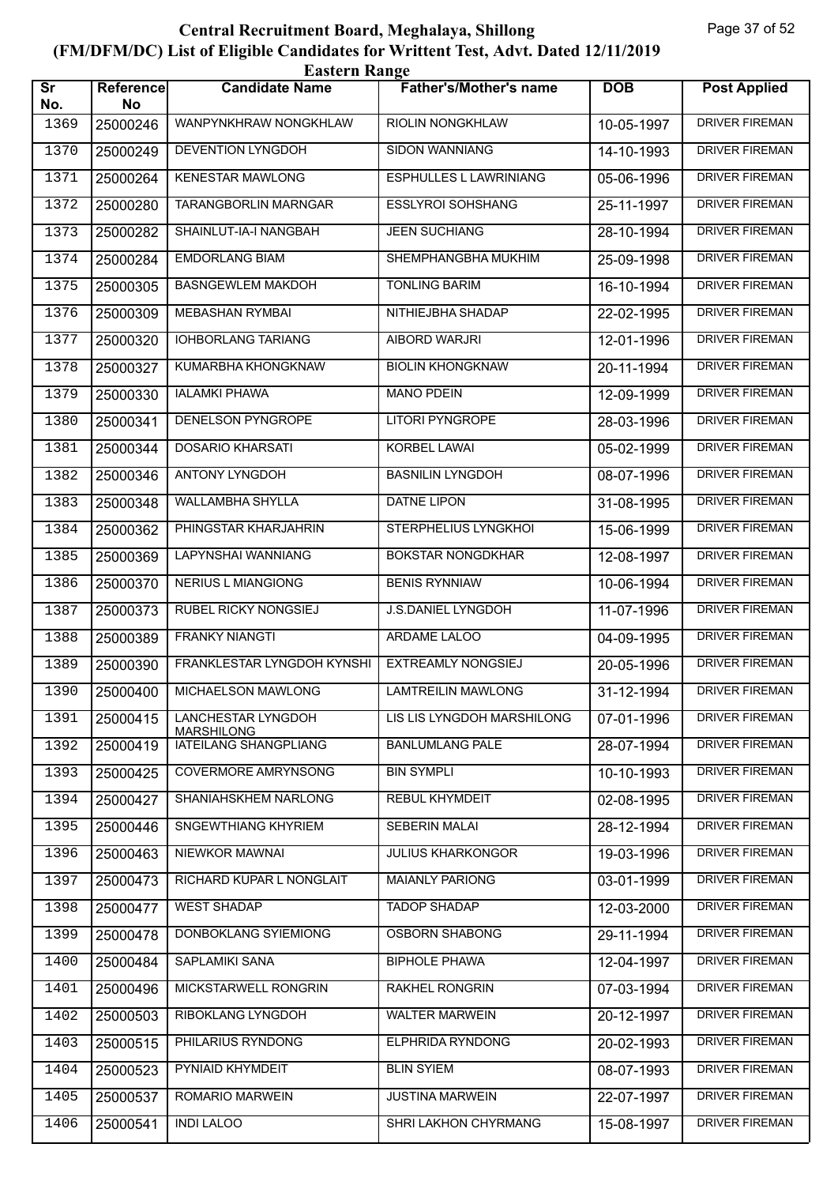# Central Recruitment Board, Meghalaya, Shillong
## (FM/DFM/DC) List of Eligible Candidates for Writtent Test, Advt. Dated 12/11/2019
### Eastern Range

| Sr No. | Reference No | Candidate Name | Father's/Mother's name | DOB | Post Applied |
|---|---|---|---|---|---|
| 1369 | 25000246 | WANPYNKHRAW NONGKHLAW | RIOLIN NONGKHLAW | 10-05-1997 | DRIVER FIREMAN |
| 1370 | 25000249 | DEVENTION LYNGDOH | SIDON WANNIANG | 14-10-1993 | DRIVER FIREMAN |
| 1371 | 25000264 | KENESTAR MAWLONG | ESPHULLES L LAWRINIANG | 05-06-1996 | DRIVER FIREMAN |
| 1372 | 25000280 | TARANGBORLIN MARNGAR | ESSLYROI SOHSHANG | 25-11-1997 | DRIVER FIREMAN |
| 1373 | 25000282 | SHAINLUT-IA-I NANGBAH | JEEN SUCHIANG | 28-10-1994 | DRIVER FIREMAN |
| 1374 | 25000284 | EMDORLANG BIAM | SHEMPHANGBHA MUKHIM | 25-09-1998 | DRIVER FIREMAN |
| 1375 | 25000305 | BASNGEWLEM MAKDOH | TONLING BARIM | 16-10-1994 | DRIVER FIREMAN |
| 1376 | 25000309 | MEBASHAN RYMBAI | NITHIEJBHA SHADAP | 22-02-1995 | DRIVER FIREMAN |
| 1377 | 25000320 | IOHBORLANG TARIANG | AIBORD WARJRI | 12-01-1996 | DRIVER FIREMAN |
| 1378 | 25000327 | KUMARBHA KHONGKNAW | BIOLIN KHONGKNAW | 20-11-1994 | DRIVER FIREMAN |
| 1379 | 25000330 | IALAMKI PHAWA | MANO PDEIN | 12-09-1999 | DRIVER FIREMAN |
| 1380 | 25000341 | DENELSON PYNGROPE | LITORI PYNGROPE | 28-03-1996 | DRIVER FIREMAN |
| 1381 | 25000344 | DOSARIO KHARSATI | KORBEL LAWAI | 05-02-1999 | DRIVER FIREMAN |
| 1382 | 25000346 | ANTONY LYNGDOH | BASNILIN LYNGDOH | 08-07-1996 | DRIVER FIREMAN |
| 1383 | 25000348 | WALLAMBHA SHYLLA | DATNE LIPON | 31-08-1995 | DRIVER FIREMAN |
| 1384 | 25000362 | PHINGSTAR KHARJAHRIN | STERPHELIUS LYNGKHOI | 15-06-1999 | DRIVER FIREMAN |
| 1385 | 25000369 | LAPYNSHAI WANNIANG | BOKSTAR NONGDKHAR | 12-08-1997 | DRIVER FIREMAN |
| 1386 | 25000370 | NERIUS L MIANGIONG | BENIS RYNNIAW | 10-06-1994 | DRIVER FIREMAN |
| 1387 | 25000373 | RUBEL RICKY NONGSIEJ | J.S.DANIEL LYNGDOH | 11-07-1996 | DRIVER FIREMAN |
| 1388 | 25000389 | FRANKY NIANGTI | ARDAME LALOO | 04-09-1995 | DRIVER FIREMAN |
| 1389 | 25000390 | FRANKLESTAR LYNGDOH KYNSHI | EXTREAMLY NONGSIEJ | 20-05-1996 | DRIVER FIREMAN |
| 1390 | 25000400 | MICHAELSON MAWLONG | LAMTREILIN MAWLONG | 31-12-1994 | DRIVER FIREMAN |
| 1391 | 25000415 | LANCHESTAR LYNGDOH MARSHILONG | LIS LIS LYNGDOH MARSHILONG | 07-01-1996 | DRIVER FIREMAN |
| 1392 | 25000419 | IATEILANG SHANGPLIANG | BANLUMLANG PALE | 28-07-1994 | DRIVER FIREMAN |
| 1393 | 25000425 | COVERMORE AMRYNSONG | BIN SYMPLI | 10-10-1993 | DRIVER FIREMAN |
| 1394 | 25000427 | SHANIAHSKHEM NARLONG | REBUL KHYMDEIT | 02-08-1995 | DRIVER FIREMAN |
| 1395 | 25000446 | SNGEWTHIANG KHYRIEM | SEBERIN MALAI | 28-12-1994 | DRIVER FIREMAN |
| 1396 | 25000463 | NIEWKOR MAWNAI | JULIUS KHARKONGOR | 19-03-1996 | DRIVER FIREMAN |
| 1397 | 25000473 | RICHARD KUPAR L NONGLAIT | MAIANLY PARIONG | 03-01-1999 | DRIVER FIREMAN |
| 1398 | 25000477 | WEST SHADAP | TADOP SHADAP | 12-03-2000 | DRIVER FIREMAN |
| 1399 | 25000478 | DONBOKLANG SYIEMIONG | OSBORN SHABONG | 29-11-1994 | DRIVER FIREMAN |
| 1400 | 25000484 | SAPLAMIKI SANA | BIPHOLE PHAWA | 12-04-1997 | DRIVER FIREMAN |
| 1401 | 25000496 | MICKSTARWELL RONGRIN | RAKHEL RONGRIN | 07-03-1994 | DRIVER FIREMAN |
| 1402 | 25000503 | RIBOKLANG LYNGDOH | WALTER MARWEIN | 20-12-1997 | DRIVER FIREMAN |
| 1403 | 25000515 | PHILARIUS RYNDONG | ELPHRIDA RYNDONG | 20-02-1993 | DRIVER FIREMAN |
| 1404 | 25000523 | PYNIAID KHYMDEIT | BLIN SYIEM | 08-07-1993 | DRIVER FIREMAN |
| 1405 | 25000537 | ROMARIO MARWEIN | JUSTINA MARWEIN | 22-07-1997 | DRIVER FIREMAN |
| 1406 | 25000541 | INDI LALOO | SHRI LAKHON CHYRMANG | 15-08-1997 | DRIVER FIREMAN |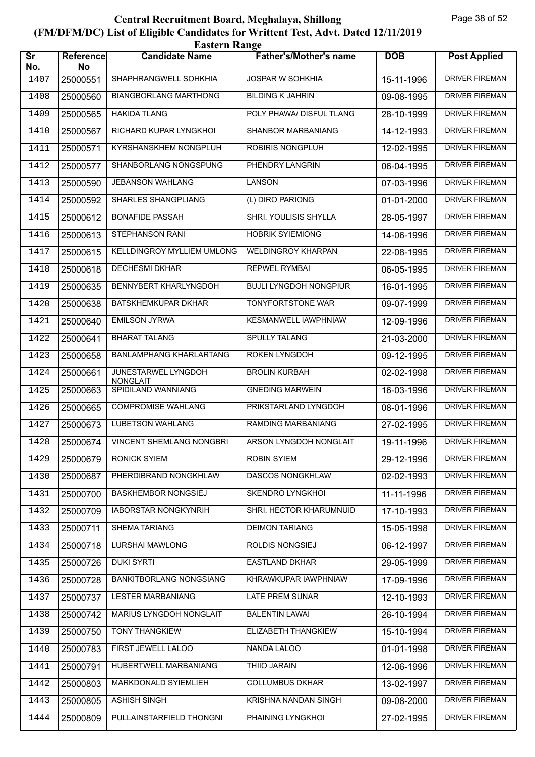# Central Recruitment Board, Meghalaya, Shillong

## (FM/DFM/DC) List of Eligible Candidates for Writtent Test, Advt. Dated 12/11/2019

### Eastern Range

| Sr No. | Reference No | Candidate Name | Father's/Mother's name | DOB | Post Applied |
|---|---|---|---|---|---|
| 1407 | 25000551 | SHAPHRANGWELL SOHKHIA | JOSPAR W SOHKHIA | 15-11-1996 | DRIVER FIREMAN |
| 1408 | 25000560 | BIANGBORLANG MARTHONG | BILDING K JAHRIN | 09-08-1995 | DRIVER FIREMAN |
| 1409 | 25000565 | HAKIDA TLANG | POLY PHAWA/ DISFUL TLANG | 28-10-1999 | DRIVER FIREMAN |
| 1410 | 25000567 | RICHARD KUPAR LYNGKHOI | SHANBOR MARBANIANG | 14-12-1993 | DRIVER FIREMAN |
| 1411 | 25000571 | KYRSHANSKHEM NONGPLUH | ROBIRIS NONGPLUH | 12-02-1995 | DRIVER FIREMAN |
| 1412 | 25000577 | SHANBORLANG NONGSPUNG | PHENDRY LANGRIN | 06-04-1995 | DRIVER FIREMAN |
| 1413 | 25000590 | JEBANSON WAHLANG | LANSON | 07-03-1996 | DRIVER FIREMAN |
| 1414 | 25000592 | SHARLES SHANGPLIANG | (L) DIRO PARIONG | 01-01-2000 | DRIVER FIREMAN |
| 1415 | 25000612 | BONAFIDE PASSAH | SHRI. YOULISIS SHYLLA | 28-05-1997 | DRIVER FIREMAN |
| 1416 | 25000613 | STEPHANSON RANI | HOBRIK SYIEMIONG | 14-06-1996 | DRIVER FIREMAN |
| 1417 | 25000615 | KELLDINGROY MYLLIEM UMLONG | WELDINGROY KHARPAN | 22-08-1995 | DRIVER FIREMAN |
| 1418 | 25000618 | DECHESMI DKHAR | REPWEL RYMBAI | 06-05-1995 | DRIVER FIREMAN |
| 1419 | 25000635 | BENNYBERT KHARLYNGDOH | BUJLI LYNGDOH NONGPIUR | 16-01-1995 | DRIVER FIREMAN |
| 1420 | 25000638 | BATSKHEMKUPAR DKHAR | TONYFORTSTONE WAR | 09-07-1999 | DRIVER FIREMAN |
| 1421 | 25000640 | EMILSON JYRWA | KESMANWELL IAWPHNIAW | 12-09-1996 | DRIVER FIREMAN |
| 1422 | 25000641 | BHARAT TALANG | SPULLY TALANG | 21-03-2000 | DRIVER FIREMAN |
| 1423 | 25000658 | BANLAMPHANG KHARLARTANG | ROKEN LYNGDOH | 09-12-1995 | DRIVER FIREMAN |
| 1424 | 25000661 | JUNESTARWEL LYNGDOH NONGLAIT | BROLIN KURBAH | 02-02-1998 | DRIVER FIREMAN |
| 1425 | 25000663 | SPIDILAND WANNIANG | GNEDING MARWEIN | 16-03-1996 | DRIVER FIREMAN |
| 1426 | 25000665 | COMPROMISE WAHLANG | PRIKSTARLAND LYNGDOH | 08-01-1996 | DRIVER FIREMAN |
| 1427 | 25000673 | LUBETSON WAHLANG | RAMDING MARBANIANG | 27-02-1995 | DRIVER FIREMAN |
| 1428 | 25000674 | VINCENT SHEMLANG NONGBRI | ARSON LYNGDOH NONGLAIT | 19-11-1996 | DRIVER FIREMAN |
| 1429 | 25000679 | RONICK SYIEM | ROBIN SYIEM | 29-12-1996 | DRIVER FIREMAN |
| 1430 | 25000687 | PHERDIBRAND NONGKHLAW | DASCOS NONGKHLAW | 02-02-1993 | DRIVER FIREMAN |
| 1431 | 25000700 | BASKHEMBOR NONGSIEJ | SKENDRO LYNGKHOI | 11-11-1996 | DRIVER FIREMAN |
| 1432 | 25000709 | IABORSTAR NONGKYNRIH | SHRI. HECTOR KHARUMNUID | 17-10-1993 | DRIVER FIREMAN |
| 1433 | 25000711 | SHEMA TARIANG | DEIMON TARIANG | 15-05-1998 | DRIVER FIREMAN |
| 1434 | 25000718 | LURSHAI MAWLONG | ROLDIS NONGSIEJ | 06-12-1997 | DRIVER FIREMAN |
| 1435 | 25000726 | DUKI SYRTI | EASTLAND DKHAR | 29-05-1999 | DRIVER FIREMAN |
| 1436 | 25000728 | BANKITBORLANG NONGSIANG | KHRAWKUPAR IAWPHNIAW | 17-09-1996 | DRIVER FIREMAN |
| 1437 | 25000737 | LESTER MARBANIANG | LATE PREM SUNAR | 12-10-1993 | DRIVER FIREMAN |
| 1438 | 25000742 | MARIUS LYNGDOH NONGLAIT | BALENTIN LAWAI | 26-10-1994 | DRIVER FIREMAN |
| 1439 | 25000750 | TONY THANGKIEW | ELIZABETH THANGKIEW | 15-10-1994 | DRIVER FIREMAN |
| 1440 | 25000783 | FIRST JEWELL LALOO | NANDA LALOO | 01-01-1998 | DRIVER FIREMAN |
| 1441 | 25000791 | HUBERTWELL MARBANIANG | THIIO JARAIN | 12-06-1996 | DRIVER FIREMAN |
| 1442 | 25000803 | MARKDONALD SYIEMLIEH | COLLUMBUS DKHAR | 13-02-1997 | DRIVER FIREMAN |
| 1443 | 25000805 | ASHISH SINGH | KRISHNA NANDAN SINGH | 09-08-2000 | DRIVER FIREMAN |
| 1444 | 25000809 | PULLAINSTARFIELD THONGNI | PHAINING LYNGKHOI | 27-02-1995 | DRIVER FIREMAN |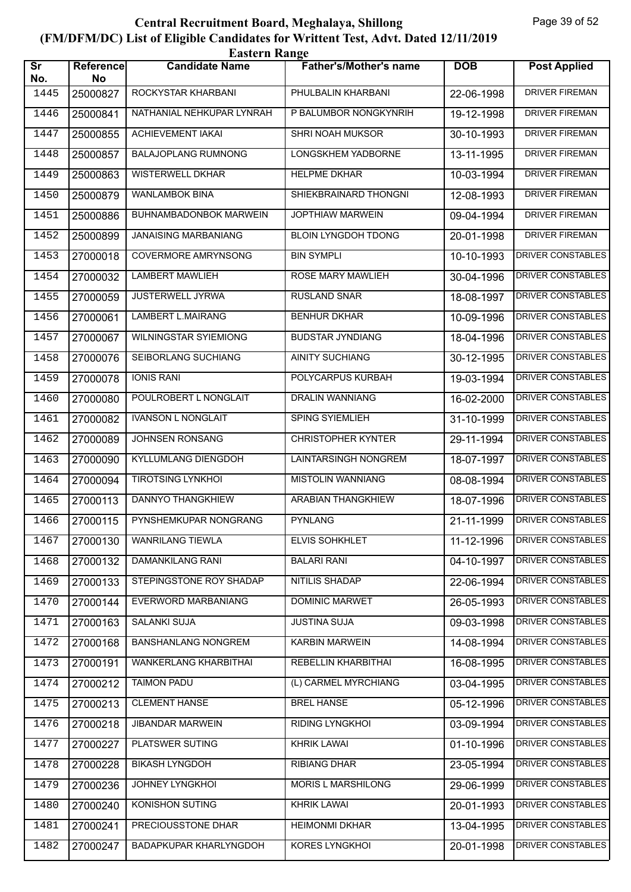# Central Recruitment Board, Meghalaya, Shillong

## (FM/DFM/DC) List of Eligible Candidates for Writtent Test, Advt. Dated 12/11/2019

### Eastern Range

| Sr No. | Reference No | Candidate Name | Father's/Mother's name | DOB | Post Applied |
|---|---|---|---|---|---|
| 1445 | 25000827 | ROCKYSTAR KHARBANI | PHULBALIN KHARBANI | 22-06-1998 | DRIVER FIREMAN |
| 1446 | 25000841 | NATHANIAL NEHKUPAR LYNRAH | P BALUMBOR NONGKYNRIH | 19-12-1998 | DRIVER FIREMAN |
| 1447 | 25000855 | ACHIEVEMENT IAKAI | SHRI NOAH MUKSOR | 30-10-1993 | DRIVER FIREMAN |
| 1448 | 25000857 | BALAJOPLANG RUMNONG | LONGSKHEM YADBORNE | 13-11-1995 | DRIVER FIREMAN |
| 1449 | 25000863 | WISTERWELL DKHAR | HELPME DKHAR | 10-03-1994 | DRIVER FIREMAN |
| 1450 | 25000879 | WANLAMBOK BINA | SHIEKBRAINARD THONGNI | 12-08-1993 | DRIVER FIREMAN |
| 1451 | 25000886 | BUHNAMBADONBOK MARWEIN | JOPTHIAW MARWEIN | 09-04-1994 | DRIVER FIREMAN |
| 1452 | 25000899 | JANAISING MARBANIANG | BLOIN LYNGDOH TDONG | 20-01-1998 | DRIVER FIREMAN |
| 1453 | 27000018 | COVERMORE AMRYNSONG | BIN SYMPLI | 10-10-1993 | DRIVER CONSTABLES |
| 1454 | 27000032 | LAMBERT MAWLIEH | ROSE MARY MAWLIEH | 30-04-1996 | DRIVER CONSTABLES |
| 1455 | 27000059 | JUSTERWELL JYRWA | RUSLAND SNAR | 18-08-1997 | DRIVER CONSTABLES |
| 1456 | 27000061 | LAMBERT L.MAIRANG | BENHUR DKHAR | 10-09-1996 | DRIVER CONSTABLES |
| 1457 | 27000067 | WILNINGSTAR SYIEMIONG | BUDSTAR JYNDIANG | 18-04-1996 | DRIVER CONSTABLES |
| 1458 | 27000076 | SEIBORLANG SUCHIANG | AINITY SUCHIANG | 30-12-1995 | DRIVER CONSTABLES |
| 1459 | 27000078 | IONIS RANI | POLYCARPUS KURBAH | 19-03-1994 | DRIVER CONSTABLES |
| 1460 | 27000080 | POULROBERT L NONGLAIT | DRALIN WANNIANG | 16-02-2000 | DRIVER CONSTABLES |
| 1461 | 27000082 | IVANSON L NONGLAIT | SPING SYIEMLIEH | 31-10-1999 | DRIVER CONSTABLES |
| 1462 | 27000089 | JOHNSEN RONSANG | CHRISTOPHER KYNTER | 29-11-1994 | DRIVER CONSTABLES |
| 1463 | 27000090 | KYLLUMLANG DIENGDOH | LAINTARSINGH NONGREM | 18-07-1997 | DRIVER CONSTABLES |
| 1464 | 27000094 | TIROTSING LYNKHOI | MISTOLIN WANNIANG | 08-08-1994 | DRIVER CONSTABLES |
| 1465 | 27000113 | DANNYO THANGKHIEW | ARABIAN THANGKHIEW | 18-07-1996 | DRIVER CONSTABLES |
| 1466 | 27000115 | PYNSHEMKUPAR NONGRANG | PYNLANG | 21-11-1999 | DRIVER CONSTABLES |
| 1467 | 27000130 | WANRILANG TIEWLA | ELVIS SOHKHLET | 11-12-1996 | DRIVER CONSTABLES |
| 1468 | 27000132 | DAMANKILANG RANI | BALARI RANI | 04-10-1997 | DRIVER CONSTABLES |
| 1469 | 27000133 | STEPINGSTONE ROY SHADAP | NITILIS SHADAP | 22-06-1994 | DRIVER CONSTABLES |
| 1470 | 27000144 | EVERWORD MARBANIANG | DOMINIC MARWET | 26-05-1993 | DRIVER CONSTABLES |
| 1471 | 27000163 | SALANKI SUJA | JUSTINA SUJA | 09-03-1998 | DRIVER CONSTABLES |
| 1472 | 27000168 | BANSHANLANG NONGREM | KARBIN MARWEIN | 14-08-1994 | DRIVER CONSTABLES |
| 1473 | 27000191 | WANKERLANG KHARBITHAI | REBELLIN KHARBITHAI | 16-08-1995 | DRIVER CONSTABLES |
| 1474 | 27000212 | TAIMON PADU | (L) CARMEL MYRCHIANG | 03-04-1995 | DRIVER CONSTABLES |
| 1475 | 27000213 | CLEMENT HANSE | BREL HANSE | 05-12-1996 | DRIVER CONSTABLES |
| 1476 | 27000218 | JIBANDAR MARWEIN | RIDING LYNGKHOI | 03-09-1994 | DRIVER CONSTABLES |
| 1477 | 27000227 | PLATSWER SUTING | KHRIK LAWAI | 01-10-1996 | DRIVER CONSTABLES |
| 1478 | 27000228 | BIKASH LYNGDOH | RIBIANG DHAR | 23-05-1994 | DRIVER CONSTABLES |
| 1479 | 27000236 | JOHNEY LYNGKHOI | MORIS L MARSHILONG | 29-06-1999 | DRIVER CONSTABLES |
| 1480 | 27000240 | KONISHON SUTING | KHRIK LAWAI | 20-01-1993 | DRIVER CONSTABLES |
| 1481 | 27000241 | PRECIOUSSTONE DHAR | HEIMONMI DKHAR | 13-04-1995 | DRIVER CONSTABLES |
| 1482 | 27000247 | BADAPKUPAR KHARLYNGDOH | KORES LYNGKHOI | 20-01-1998 | DRIVER CONSTABLES |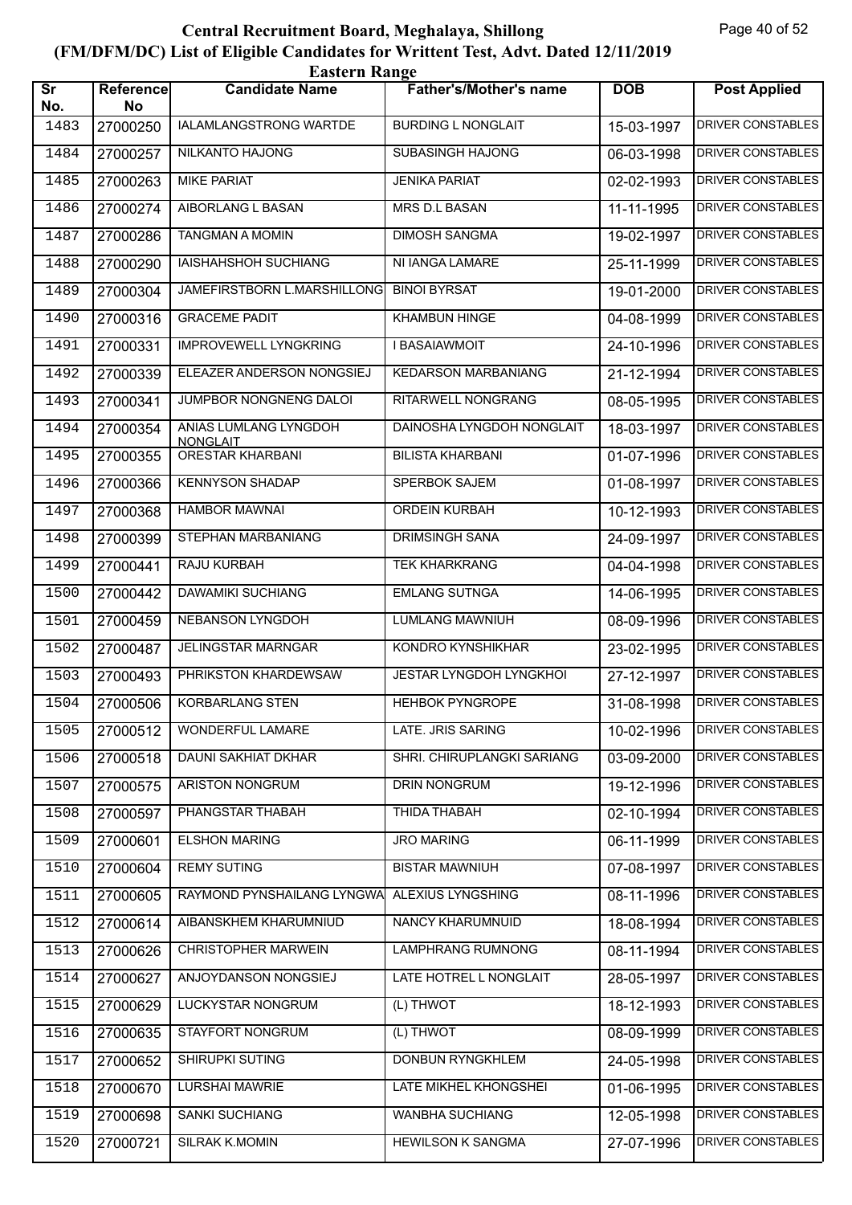# Central Recruitment Board, Meghalaya, Shillong

## (FM/DFM/DC) List of Eligible Candidates for Writtent Test, Advt. Dated 12/11/2019

### Eastern Range

| Sr No. | Reference No | Candidate Name | Father's/Mother's name | DOB | Post Applied |
|---|---|---|---|---|---|
| 1483 | 27000250 | IALAMLANGSTRONG WARTDE | BURDING L NONGLAIT | 15-03-1997 | DRIVER CONSTABLES |
| 1484 | 27000257 | NILKANTO HAJONG | SUBASINGH HAJONG | 06-03-1998 | DRIVER CONSTABLES |
| 1485 | 27000263 | MIKE PARIAT | JENIKA PARIAT | 02-02-1993 | DRIVER CONSTABLES |
| 1486 | 27000274 | AIBORLANG L BASAN | MRS D.L BASAN | 11-11-1995 | DRIVER CONSTABLES |
| 1487 | 27000286 | TANGMAN A MOMIN | DIMOSH SANGMA | 19-02-1997 | DRIVER CONSTABLES |
| 1488 | 27000290 | IAISHAHSHOH SUCHIANG | NI IANGA LAMARE | 25-11-1999 | DRIVER CONSTABLES |
| 1489 | 27000304 | JAMEFIRSTBORN L.MARSHILLONG | BINOI BYRSAT | 19-01-2000 | DRIVER CONSTABLES |
| 1490 | 27000316 | GRACEME PADIT | KHAMBUN HINGE | 04-08-1999 | DRIVER CONSTABLES |
| 1491 | 27000331 | IMPROVEWELL LYNGKRING | I BASAIAWMOIT | 24-10-1996 | DRIVER CONSTABLES |
| 1492 | 27000339 | ELEAZER ANDERSON NONGSIEJ | KEDARSON MARBANIANG | 21-12-1994 | DRIVER CONSTABLES |
| 1493 | 27000341 | JUMPBOR NONGNENG DALOI | RITARWELL NONGRANG | 08-05-1995 | DRIVER CONSTABLES |
| 1494 | 27000354 | ANIAS LUMLANG LYNGDOH NONGLAIT | DAINOSHA LYNGDOH NONGLAIT | 18-03-1997 | DRIVER CONSTABLES |
| 1495 | 27000355 | ORESTAR KHARBANI | BILISTA KHARBANI | 01-07-1996 | DRIVER CONSTABLES |
| 1496 | 27000366 | KENNYSON SHADAP | SPERBOK SAJEM | 01-08-1997 | DRIVER CONSTABLES |
| 1497 | 27000368 | HAMBOR MAWNAI | ORDEIN KURBAH | 10-12-1993 | DRIVER CONSTABLES |
| 1498 | 27000399 | STEPHAN MARBANIANG | DRIMSINGH SANA | 24-09-1997 | DRIVER CONSTABLES |
| 1499 | 27000441 | RAJU KURBAH | TEK KHARKRANG | 04-04-1998 | DRIVER CONSTABLES |
| 1500 | 27000442 | DAWAMIKI SUCHIANG | EMLANG SUTNGA | 14-06-1995 | DRIVER CONSTABLES |
| 1501 | 27000459 | NEBANSON LYNGDOH | LUMLANG MAWNIUH | 08-09-1996 | DRIVER CONSTABLES |
| 1502 | 27000487 | JELINGSTAR MARNGAR | KONDRO KYNSHIKHAR | 23-02-1995 | DRIVER CONSTABLES |
| 1503 | 27000493 | PHRIKSTON KHARDEWSAW | JESTAR LYNGDOH LYNGKHOI | 27-12-1997 | DRIVER CONSTABLES |
| 1504 | 27000506 | KORBARLANG STEN | HEHBOK PYNGROPE | 31-08-1998 | DRIVER CONSTABLES |
| 1505 | 27000512 | WONDERFUL LAMARE | LATE. JRIS SARING | 10-02-1996 | DRIVER CONSTABLES |
| 1506 | 27000518 | DAUNI SAKHIAT DKHAR | SHRI. CHIRUPLANGKI SARIANG | 03-09-2000 | DRIVER CONSTABLES |
| 1507 | 27000575 | ARISTON NONGRUM | DRIN NONGRUM | 19-12-1996 | DRIVER CONSTABLES |
| 1508 | 27000597 | PHANGSTAR THABAH | THIDA THABAH | 02-10-1994 | DRIVER CONSTABLES |
| 1509 | 27000601 | ELSHON MARING | JRO MARING | 06-11-1999 | DRIVER CONSTABLES |
| 1510 | 27000604 | REMY SUTING | BISTAR MAWNIUH | 07-08-1997 | DRIVER CONSTABLES |
| 1511 | 27000605 | RAYMOND PYNSHAILANG LYNGWA | ALEXIUS LYNGSHING | 08-11-1996 | DRIVER CONSTABLES |
| 1512 | 27000614 | AIBANSKHEM KHARUMNIUD | NANCY KHARUMNUID | 18-08-1994 | DRIVER CONSTABLES |
| 1513 | 27000626 | CHRISTOPHER MARWEIN | LAMPHRANG RUMNONG | 08-11-1994 | DRIVER CONSTABLES |
| 1514 | 27000627 | ANJOYDANSON NONGSIEJ | LATE HOTREL L NONGLAIT | 28-05-1997 | DRIVER CONSTABLES |
| 1515 | 27000629 | LUCKYSTAR NONGRUM | (L) THWOT | 18-12-1993 | DRIVER CONSTABLES |
| 1516 | 27000635 | STAYFORT NONGRUM | (L) THWOT | 08-09-1999 | DRIVER CONSTABLES |
| 1517 | 27000652 | SHIRUPKI SUTING | DONBUN RYNGKHLEM | 24-05-1998 | DRIVER CONSTABLES |
| 1518 | 27000670 | LURSHAI MAWRIE | LATE MIKHEL KHONGSHEI | 01-06-1995 | DRIVER CONSTABLES |
| 1519 | 27000698 | SANKI SUCHIANG | WANBHA SUCHIANG | 12-05-1998 | DRIVER CONSTABLES |
| 1520 | 27000721 | SILRAK K.MOMIN | HEWILSON K SANGMA | 27-07-1996 | DRIVER CONSTABLES |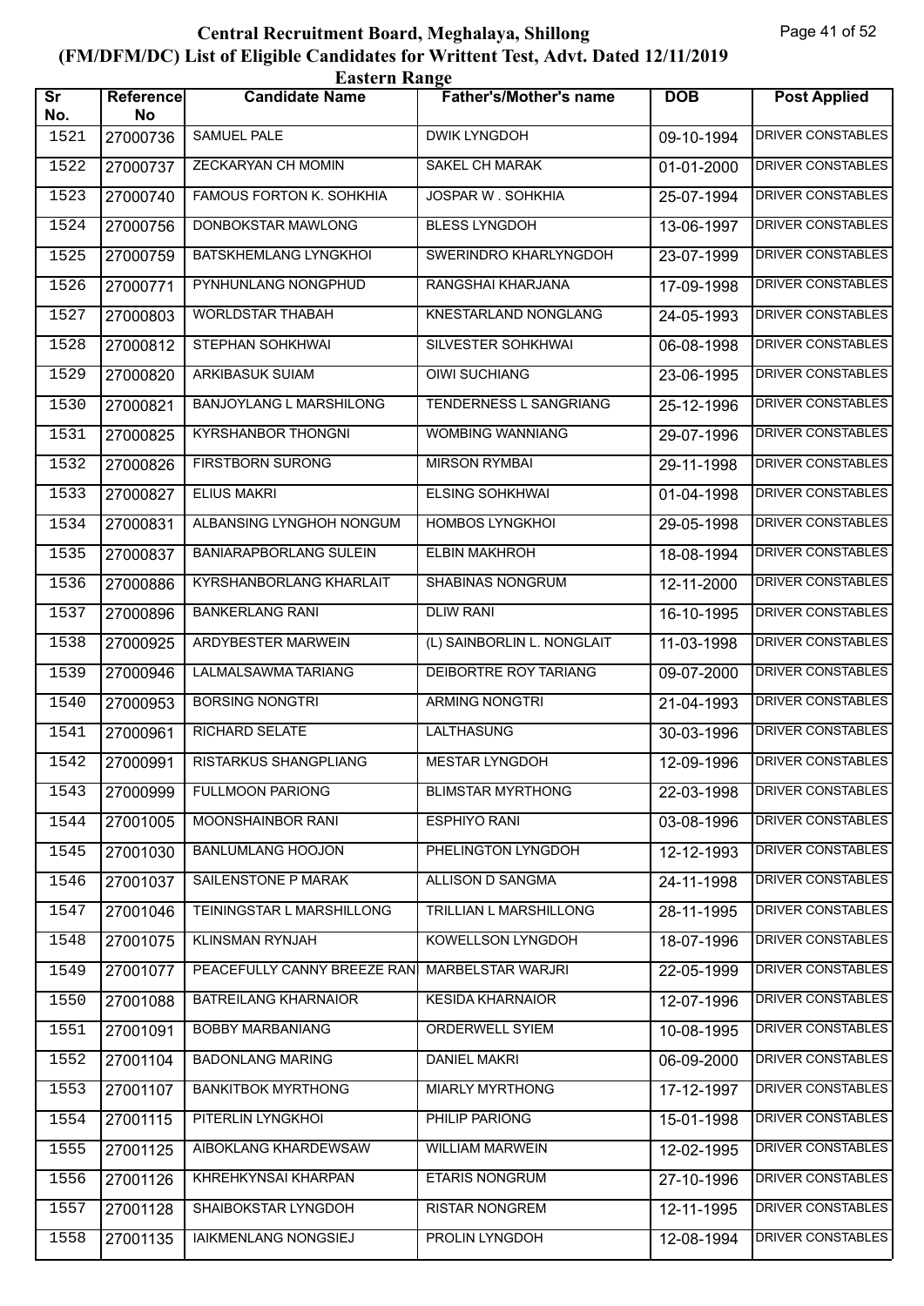# Central Recruitment Board, Meghalaya, Shillong

## (FM/DFM/DC) List of Eligible Candidates for Writtent Test, Advt. Dated 12/11/2019

### Eastern Range

| Sr No. | Reference No | Candidate Name | Father's/Mother's name | DOB | Post Applied |
|---|---|---|---|---|---|
| 1521 | 27000736 | SAMUEL PALE | DWIK LYNGDOH | 09-10-1994 | DRIVER CONSTABLES |
| 1522 | 27000737 | ZECKARYAN CH MOMIN | SAKEL CH MARAK | 01-01-2000 | DRIVER CONSTABLES |
| 1523 | 27000740 | FAMOUS FORTON K. SOHKHIA | JOSPAR W . SOHKHIA | 25-07-1994 | DRIVER CONSTABLES |
| 1524 | 27000756 | DONBOKSTAR MAWLONG | BLESS LYNGDOH | 13-06-1997 | DRIVER CONSTABLES |
| 1525 | 27000759 | BATSKHEMLANG LYNGKHOI | SWERINDRO KHARLYNGDOH | 23-07-1999 | DRIVER CONSTABLES |
| 1526 | 27000771 | PYNHUNLANG NONGPHUD | RANGSHAI KHARJANA | 17-09-1998 | DRIVER CONSTABLES |
| 1527 | 27000803 | WORLDSTAR THABAH | KNESTARLAND NONGLANG | 24-05-1993 | DRIVER CONSTABLES |
| 1528 | 27000812 | STEPHAN SOHKHWAI | SILVESTER SOHKHWAI | 06-08-1998 | DRIVER CONSTABLES |
| 1529 | 27000820 | ARKIBASUK SUIAM | OIWI SUCHIANG | 23-06-1995 | DRIVER CONSTABLES |
| 1530 | 27000821 | BANJOYLANG L MARSHILONG | TENDERNESS L SANGRIANG | 25-12-1996 | DRIVER CONSTABLES |
| 1531 | 27000825 | KYRSHANBOR THONGNI | WOMBING WANNIANG | 29-07-1996 | DRIVER CONSTABLES |
| 1532 | 27000826 | FIRSTBORN SURONG | MIRSON RYMBAI | 29-11-1998 | DRIVER CONSTABLES |
| 1533 | 27000827 | ELIUS MAKRI | ELSING SOHKHWAI | 01-04-1998 | DRIVER CONSTABLES |
| 1534 | 27000831 | ALBANSING LYNGHOH NONGUM | HOMBOS LYNGKHOI | 29-05-1998 | DRIVER CONSTABLES |
| 1535 | 27000837 | BANIARAPBORLANG SULEIN | ELBIN MAKHROH | 18-08-1994 | DRIVER CONSTABLES |
| 1536 | 27000886 | KYRSHANBORLANG KHARLAIT | SHABINAS NONGRUM | 12-11-2000 | DRIVER CONSTABLES |
| 1537 | 27000896 | BANKERLANG RANI | DLIW RANI | 16-10-1995 | DRIVER CONSTABLES |
| 1538 | 27000925 | ARDYBESTER MARWEIN | (L) SAINBORLIN L. NONGLAIT | 11-03-1998 | DRIVER CONSTABLES |
| 1539 | 27000946 | LALMALSAWMA TARIANG | DEIBORTRE ROY TARIANG | 09-07-2000 | DRIVER CONSTABLES |
| 1540 | 27000953 | BORSING NONGTRI | ARMING NONGTRI | 21-04-1993 | DRIVER CONSTABLES |
| 1541 | 27000961 | RICHARD SELATE | LALTHASUNG | 30-03-1996 | DRIVER CONSTABLES |
| 1542 | 27000991 | RISTARKUS SHANGPLIANG | MESTAR LYNGDOH | 12-09-1996 | DRIVER CONSTABLES |
| 1543 | 27000999 | FULLMOON PARIONG | BLIMSTAR MYRTHONG | 22-03-1998 | DRIVER CONSTABLES |
| 1544 | 27001005 | MOONSHAINBOR RANI | ESPHIYO RANI | 03-08-1996 | DRIVER CONSTABLES |
| 1545 | 27001030 | BANLUMLANG HOOJON | PHELINGTON LYNGDOH | 12-12-1993 | DRIVER CONSTABLES |
| 1546 | 27001037 | SAILENSTONE P MARAK | ALLISON D SANGMA | 24-11-1998 | DRIVER CONSTABLES |
| 1547 | 27001046 | TEININGSTAR L MARSHILLONG | TRILLIAN L MARSHILLONG | 28-11-1995 | DRIVER CONSTABLES |
| 1548 | 27001075 | KLINSMAN RYNJAH | KOWELLSON LYNGDOH | 18-07-1996 | DRIVER CONSTABLES |
| 1549 | 27001077 | PEACEFULLY CANNY BREEZE RAN | MARBELSTAR WARJRI | 22-05-1999 | DRIVER CONSTABLES |
| 1550 | 27001088 | BATREILANG KHARNAIOR | KESIDA KHARNAIOR | 12-07-1996 | DRIVER CONSTABLES |
| 1551 | 27001091 | BOBBY MARBANIANG | ORDERWELL SYIEM | 10-08-1995 | DRIVER CONSTABLES |
| 1552 | 27001104 | BADONLANG MARING | DANIEL MAKRI | 06-09-2000 | DRIVER CONSTABLES |
| 1553 | 27001107 | BANKITBOK MYRTHONG | MIARLY MYRTHONG | 17-12-1997 | DRIVER CONSTABLES |
| 1554 | 27001115 | PITERLIN LYNGKHOI | PHILIP PARIONG | 15-01-1998 | DRIVER CONSTABLES |
| 1555 | 27001125 | AIBOKLANG KHARDEWSAW | WILLIAM MARWEIN | 12-02-1995 | DRIVER CONSTABLES |
| 1556 | 27001126 | KHREHKYNSAI KHARPAN | ETARIS NONGRUM | 27-10-1996 | DRIVER CONSTABLES |
| 1557 | 27001128 | SHAIBOKSTAR LYNGDOH | RISTAR NONGREM | 12-11-1995 | DRIVER CONSTABLES |
| 1558 | 27001135 | IAIKMENLANG NONGSIEJ | PROLIN LYNGDOH | 12-08-1994 | DRIVER CONSTABLES |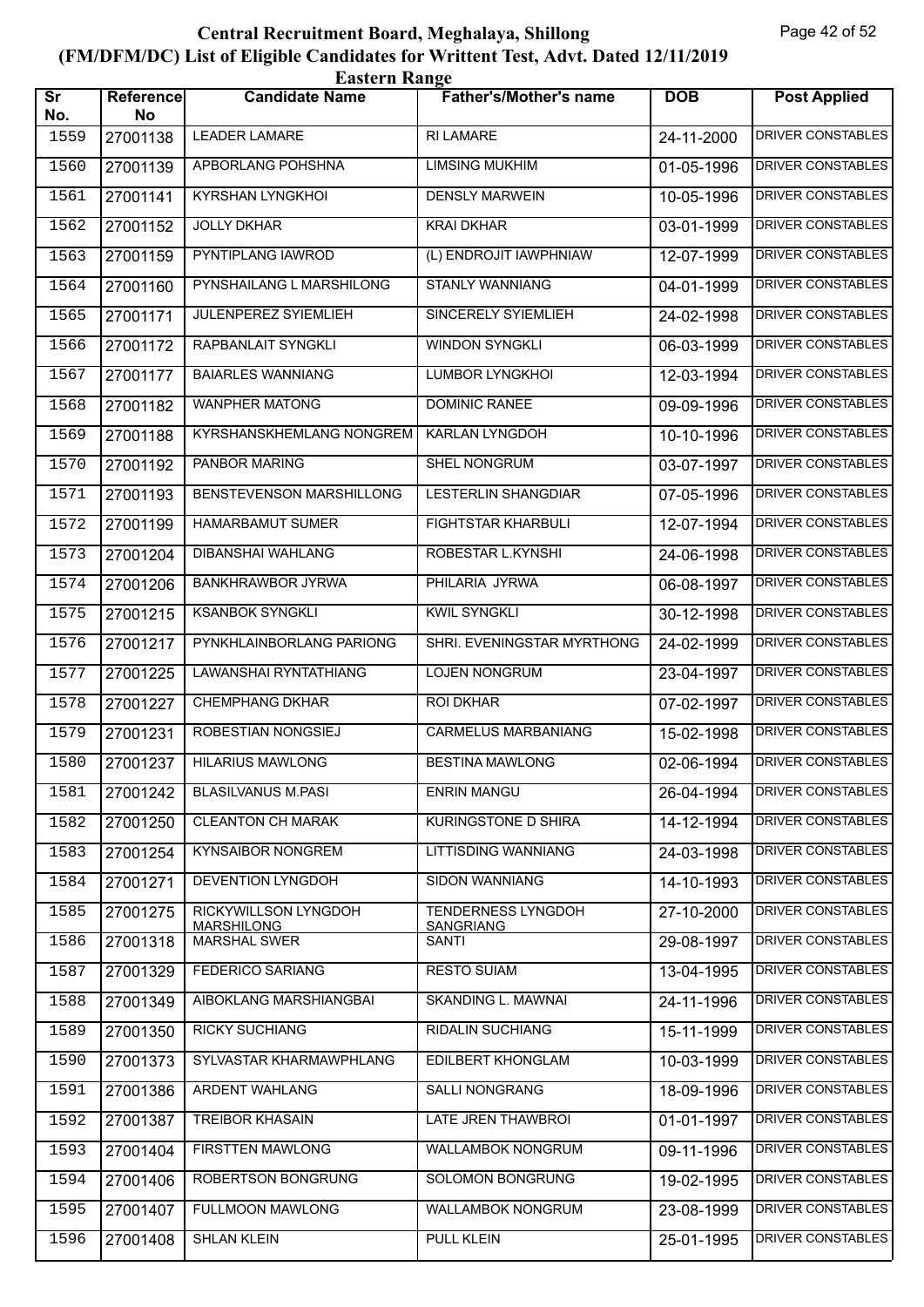# Central Recruitment Board, Meghalaya, Shillong
## (FM/DFM/DC) List of Eligible Candidates for Writtent Test, Advt. Dated 12/11/2019
### Eastern Range

| Sr No. | Reference No | Candidate Name | Father's/Mother's name | DOB | Post Applied |
|---|---|---|---|---|---|
| 1559 | 27001138 | LEADER LAMARE | RI LAMARE | 24-11-2000 | DRIVER CONSTABLES |
| 1560 | 27001139 | APBORLANG POHSHNA | LIMSING MUKHIM | 01-05-1996 | DRIVER CONSTABLES |
| 1561 | 27001141 | KYRSHAN LYNGKHOI | DENSLY MARWEIN | 10-05-1996 | DRIVER CONSTABLES |
| 1562 | 27001152 | JOLLY DKHAR | KRAI DKHAR | 03-01-1999 | DRIVER CONSTABLES |
| 1563 | 27001159 | PYNTIPLANG IAWROD | (L) ENDROJIT IAWPHNIAW | 12-07-1999 | DRIVER CONSTABLES |
| 1564 | 27001160 | PYNSHAILANG L MARSHILONG | STANLY WANNIANG | 04-01-1999 | DRIVER CONSTABLES |
| 1565 | 27001171 | JULENPEREZ SYIEMLIEH | SINCERELY SYIEMLIEH | 24-02-1998 | DRIVER CONSTABLES |
| 1566 | 27001172 | RAPBANLAIT SYNGKLI | WINDON SYNGKLI | 06-03-1999 | DRIVER CONSTABLES |
| 1567 | 27001177 | BAIARLES WANNIANG | LUMBOR LYNGKHOI | 12-03-1994 | DRIVER CONSTABLES |
| 1568 | 27001182 | WANPHER MATONG | DOMINIC RANEE | 09-09-1996 | DRIVER CONSTABLES |
| 1569 | 27001188 | KYRSHANSKHEMLANG NONGREM | KARLAN LYNGDOH | 10-10-1996 | DRIVER CONSTABLES |
| 1570 | 27001192 | PANBOR MARING | SHEL NONGRUM | 03-07-1997 | DRIVER CONSTABLES |
| 1571 | 27001193 | BENSTEVENSON MARSHILLONG | LESTERLIN SHANGDIAR | 07-05-1996 | DRIVER CONSTABLES |
| 1572 | 27001199 | HAMARBAMUT SUMER | FIGHTSTAR KHARBULI | 12-07-1994 | DRIVER CONSTABLES |
| 1573 | 27001204 | DIBANSHAI WAHLANG | ROBESTAR L.KYNSHI | 24-06-1998 | DRIVER CONSTABLES |
| 1574 | 27001206 | BANKHRAWBOR JYRWA | PHILARIA JYRWA | 06-08-1997 | DRIVER CONSTABLES |
| 1575 | 27001215 | KSANBOK SYNGKLI | KWIL SYNGKLI | 30-12-1998 | DRIVER CONSTABLES |
| 1576 | 27001217 | PYNKHLAINBORLANG PARIONG | SHRI. EVENINGSTAR MYRTHONG | 24-02-1999 | DRIVER CONSTABLES |
| 1577 | 27001225 | LAWANSHAI RYNTATHIANG | LOJEN NONGRUM | 23-04-1997 | DRIVER CONSTABLES |
| 1578 | 27001227 | CHEMPHANG DKHAR | ROI DKHAR | 07-02-1997 | DRIVER CONSTABLES |
| 1579 | 27001231 | ROBESTIAN NONGSIEJ | CARMELUS MARBANIANG | 15-02-1998 | DRIVER CONSTABLES |
| 1580 | 27001237 | HILARIUS MAWLONG | BESTINA MAWLONG | 02-06-1994 | DRIVER CONSTABLES |
| 1581 | 27001242 | BLASILVANUS M.PASI | ENRIN MANGU | 26-04-1994 | DRIVER CONSTABLES |
| 1582 | 27001250 | CLEANTON CH MARAK | KURINGSTONE D SHIRA | 14-12-1994 | DRIVER CONSTABLES |
| 1583 | 27001254 | KYNSAIBOR NONGREM | LITTISDING WANNIANG | 24-03-1998 | DRIVER CONSTABLES |
| 1584 | 27001271 | DEVENTION LYNGDOH | SIDON WANNIANG | 14-10-1993 | DRIVER CONSTABLES |
| 1585 | 27001275 | RICKYWILLSON LYNGDOH MARSHILONG | TENDERNESS LYNGDOH SANGRIANG | 27-10-2000 | DRIVER CONSTABLES |
| 1586 | 27001318 | MARSHAL SWER | SANTI | 29-08-1997 | DRIVER CONSTABLES |
| 1587 | 27001329 | FEDERICO SARIANG | RESTO SUIAM | 13-04-1995 | DRIVER CONSTABLES |
| 1588 | 27001349 | AIBOKLANG MARSHIANGBAI | SKANDING L. MAWNAI | 24-11-1996 | DRIVER CONSTABLES |
| 1589 | 27001350 | RICKY SUCHIANG | RIDALIN SUCHIANG | 15-11-1999 | DRIVER CONSTABLES |
| 1590 | 27001373 | SYLVASTAR KHARMAWPHLANG | EDILBERT KHONGLAM | 10-03-1999 | DRIVER CONSTABLES |
| 1591 | 27001386 | ARDENT WAHLANG | SALLI NONGRANG | 18-09-1996 | DRIVER CONSTABLES |
| 1592 | 27001387 | TREIBOR KHASAIN | LATE JREN THAWBROI | 01-01-1997 | DRIVER CONSTABLES |
| 1593 | 27001404 | FIRSTTEN MAWLONG | WALLAMBOK NONGRUM | 09-11-1996 | DRIVER CONSTABLES |
| 1594 | 27001406 | ROBERTSON BONGRUNG | SOLOMON BONGRUNG | 19-02-1995 | DRIVER CONSTABLES |
| 1595 | 27001407 | FULLMOON MAWLONG | WALLAMBOK NONGRUM | 23-08-1999 | DRIVER CONSTABLES |
| 1596 | 27001408 | SHLAN KLEIN | PULL KLEIN | 25-01-1995 | DRIVER CONSTABLES |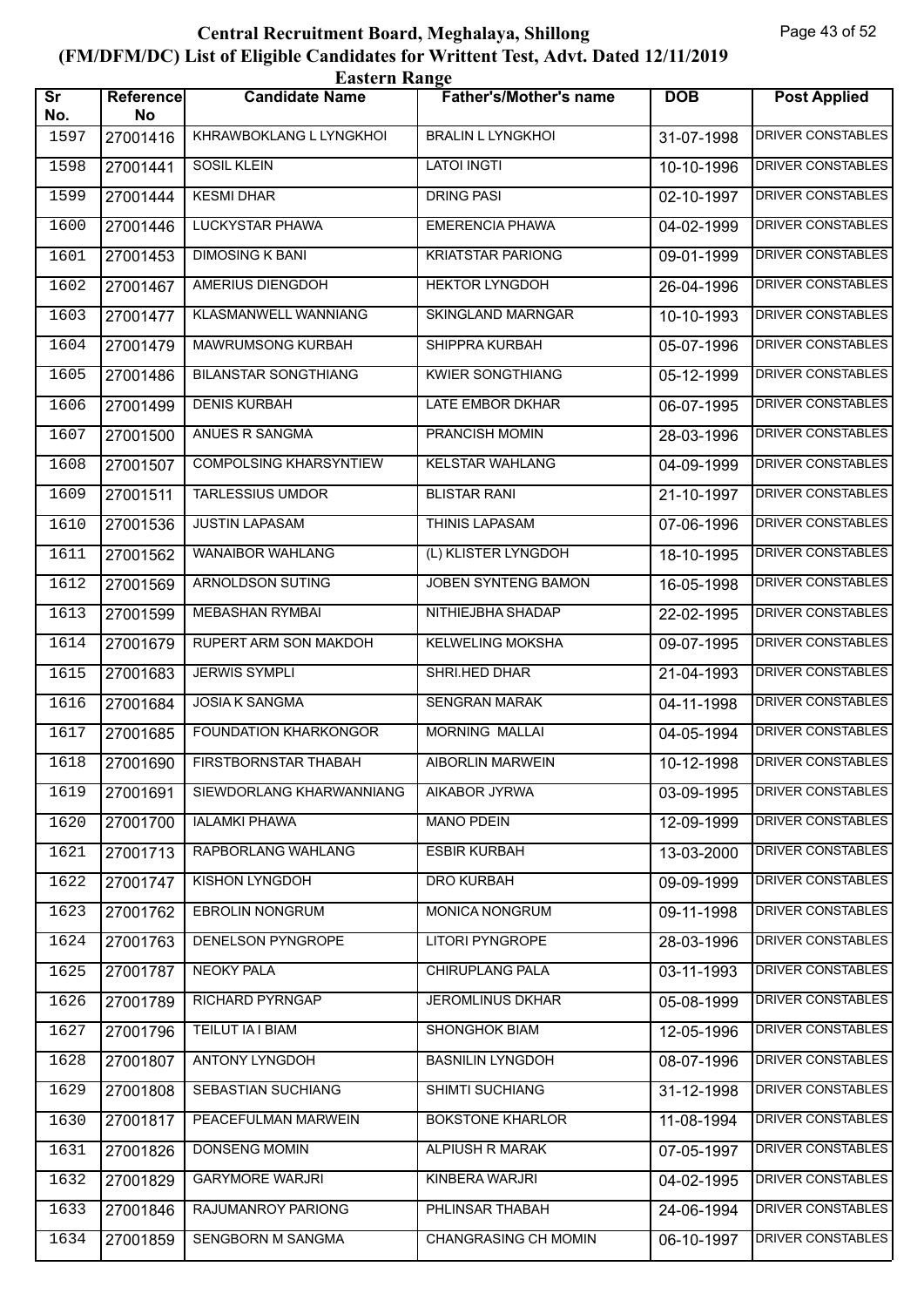# Central Recruitment Board, Meghalaya, Shillong
## (FM/DFM/DC) List of Eligible Candidates for Writtent Test, Advt. Dated 12/11/2019
### Eastern Range

| Sr No. | Reference No | Candidate Name | Father's/Mother's name | DOB | Post Applied |
|---|---|---|---|---|---|
| 1597 | 27001416 | KHRAWBOKLANG L LYNGKHOI | BRALIN L LYNGKHOI | 31-07-1998 | DRIVER CONSTABLES |
| 1598 | 27001441 | SOSIL KLEIN | LATOI INGTI | 10-10-1996 | DRIVER CONSTABLES |
| 1599 | 27001444 | KESMI DHAR | DRING PASI | 02-10-1997 | DRIVER CONSTABLES |
| 1600 | 27001446 | LUCKYSTAR PHAWA | EMERENCIA PHAWA | 04-02-1999 | DRIVER CONSTABLES |
| 1601 | 27001453 | DIMOSING K BANI | KRIATSTAR PARIONG | 09-01-1999 | DRIVER CONSTABLES |
| 1602 | 27001467 | AMERIUS DIENGDOH | HEKTOR LYNGDOH | 26-04-1996 | DRIVER CONSTABLES |
| 1603 | 27001477 | KLASMANWELL WANNIANG | SKINGLAND MARNGAR | 10-10-1993 | DRIVER CONSTABLES |
| 1604 | 27001479 | MAWRUMSONG KURBAH | SHIPPRA KURBAH | 05-07-1996 | DRIVER CONSTABLES |
| 1605 | 27001486 | BILANSTAR SONGTHIANG | KWIER SONGTHIANG | 05-12-1999 | DRIVER CONSTABLES |
| 1606 | 27001499 | DENIS KURBAH | LATE EMBOR DKHAR | 06-07-1995 | DRIVER CONSTABLES |
| 1607 | 27001500 | ANUES R SANGMA | PRANCISH MOMIN | 28-03-1996 | DRIVER CONSTABLES |
| 1608 | 27001507 | COMPOLSING KHARSYNTIEW | KELSTAR WAHLANG | 04-09-1999 | DRIVER CONSTABLES |
| 1609 | 27001511 | TARLESSIUS UMDOR | BLISTAR RANI | 21-10-1997 | DRIVER CONSTABLES |
| 1610 | 27001536 | JUSTIN LAPASAM | THINIS LAPASAM | 07-06-1996 | DRIVER CONSTABLES |
| 1611 | 27001562 | WANAIBOR WAHLANG | (L) KLISTER LYNGDOH | 18-10-1995 | DRIVER CONSTABLES |
| 1612 | 27001569 | ARNOLDSON SUTING | JOBEN SYNTENG BAMON | 16-05-1998 | DRIVER CONSTABLES |
| 1613 | 27001599 | MEBASHAN RYMBAI | NITHIEJBHA SHADAP | 22-02-1995 | DRIVER CONSTABLES |
| 1614 | 27001679 | RUPERT ARM SON MAKDOH | KELWELING MOKSHA | 09-07-1995 | DRIVER CONSTABLES |
| 1615 | 27001683 | JERWIS SYMPLI | SHRI.HED DHAR | 21-04-1993 | DRIVER CONSTABLES |
| 1616 | 27001684 | JOSIA K SANGMA | SENGRAN MARAK | 04-11-1998 | DRIVER CONSTABLES |
| 1617 | 27001685 | FOUNDATION KHARKONGOR | MORNING MALLAI | 04-05-1994 | DRIVER CONSTABLES |
| 1618 | 27001690 | FIRSTBORNSTAR THABAH | AIBORLIN MARWEIN | 10-12-1998 | DRIVER CONSTABLES |
| 1619 | 27001691 | SIEWDORLANG KHARWANNIANG | AIKABOR JYRWA | 03-09-1995 | DRIVER CONSTABLES |
| 1620 | 27001700 | IALAMKI PHAWA | MANO PDEIN | 12-09-1999 | DRIVER CONSTABLES |
| 1621 | 27001713 | RAPBORLANG WAHLANG | ESBIR KURBAH | 13-03-2000 | DRIVER CONSTABLES |
| 1622 | 27001747 | KISHON LYNGDOH | DRO KURBAH | 09-09-1999 | DRIVER CONSTABLES |
| 1623 | 27001762 | EBROLIN NONGRUM | MONICA NONGRUM | 09-11-1998 | DRIVER CONSTABLES |
| 1624 | 27001763 | DENELSON PYNGROPE | LITORI PYNGROPE | 28-03-1996 | DRIVER CONSTABLES |
| 1625 | 27001787 | NEOKY PALA | CHIRUPLANG PALA | 03-11-1993 | DRIVER CONSTABLES |
| 1626 | 27001789 | RICHARD PYRNGAP | JEROMLINUS DKHAR | 05-08-1999 | DRIVER CONSTABLES |
| 1627 | 27001796 | TEILUT IA I BIAM | SHONGHOK BIAM | 12-05-1996 | DRIVER CONSTABLES |
| 1628 | 27001807 | ANTONY LYNGDOH | BASNILIN LYNGDOH | 08-07-1996 | DRIVER CONSTABLES |
| 1629 | 27001808 | SEBASTIAN SUCHIANG | SHIMTI SUCHIANG | 31-12-1998 | DRIVER CONSTABLES |
| 1630 | 27001817 | PEACEFULMAN MARWEIN | BOKSTONE KHARLOR | 11-08-1994 | DRIVER CONSTABLES |
| 1631 | 27001826 | DONSENG MOMIN | ALPIUSH R MARAK | 07-05-1997 | DRIVER CONSTABLES |
| 1632 | 27001829 | GARYMORE WARJRI | KINBERA WARJRI | 04-02-1995 | DRIVER CONSTABLES |
| 1633 | 27001846 | RAJUMANROY PARIONG | PHLINSAR THABAH | 24-06-1994 | DRIVER CONSTABLES |
| 1634 | 27001859 | SENGBORN M SANGMA | CHANGRASING CH MOMIN | 06-10-1997 | DRIVER CONSTABLES |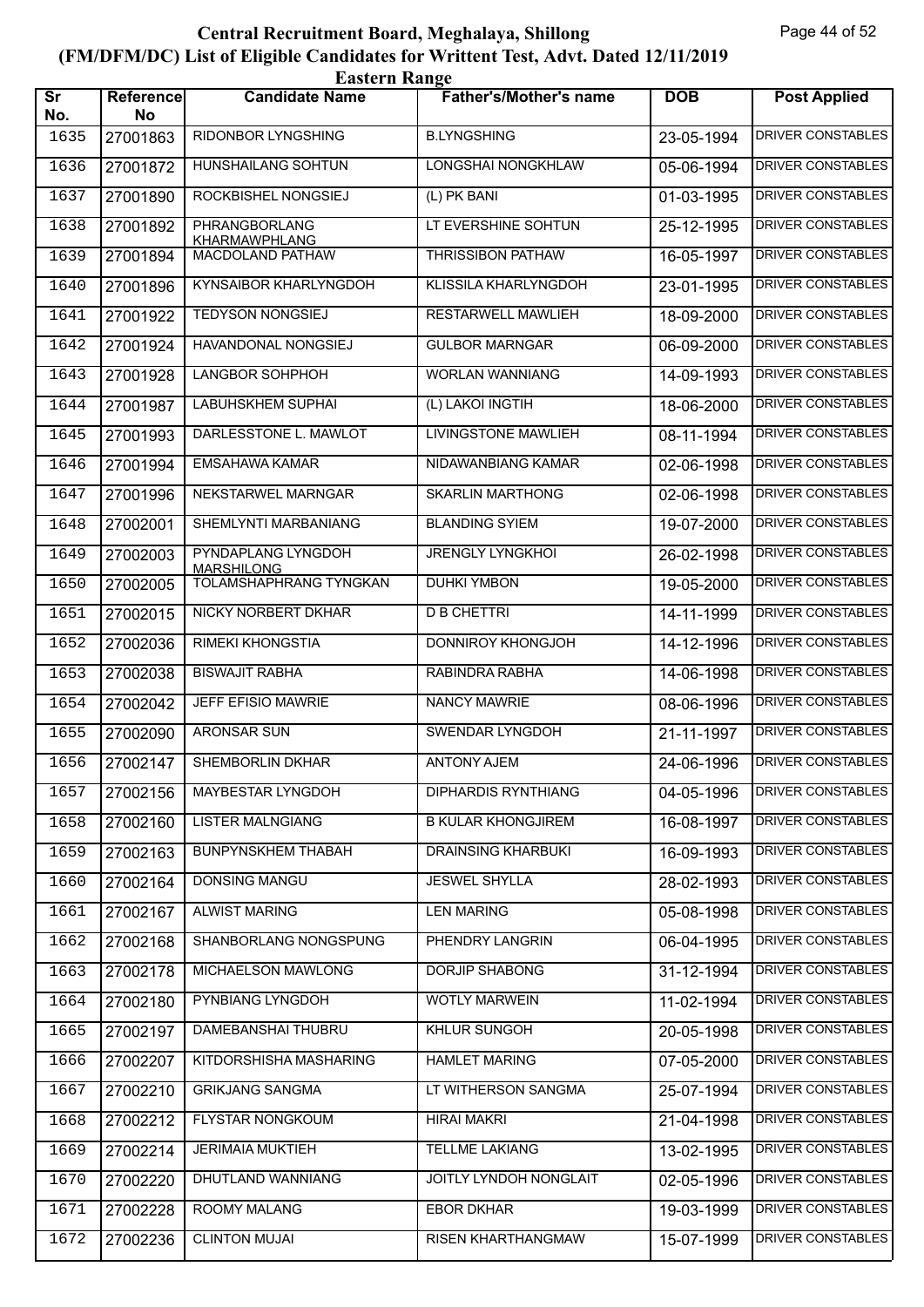# Central Recruitment Board, Meghalaya, Shillong
## (FM/DFM/DC) List of Eligible Candidates for Writtent Test, Advt. Dated 12/11/2019
### Eastern Range

| Sr No. | Reference No | Candidate Name | Father's/Mother's name | DOB | Post Applied |
|---|---|---|---|---|---|
| 1635 | 27001863 | RIDONBOR LYNGSHING | B.LYNGSHING | 23-05-1994 | DRIVER CONSTABLES |
| 1636 | 27001872 | HUNSHAILANG SOHTUN | LONGSHAI NONGKHLAW | 05-06-1994 | DRIVER CONSTABLES |
| 1637 | 27001890 | ROCKBISHEL NONGSIEJ | (L) PK BANI | 01-03-1995 | DRIVER CONSTABLES |
| 1638 | 27001892 | PHRANGBORLANG KHARMAWPHLANG | LT EVERSHINE SOHTUN | 25-12-1995 | DRIVER CONSTABLES |
| 1639 | 27001894 | MACDOLAND PATHAW | THRISSIBON PATHAW | 16-05-1997 | DRIVER CONSTABLES |
| 1640 | 27001896 | KYNSAIBOR KHARLYNGDOH | KLISSILA KHARLYNGDOH | 23-01-1995 | DRIVER CONSTABLES |
| 1641 | 27001922 | TEDYSON NONGSIEJ | RESTARWELL MAWLIEH | 18-09-2000 | DRIVER CONSTABLES |
| 1642 | 27001924 | HAVANDONAL NONGSIEJ | GULBOR MARNGAR | 06-09-2000 | DRIVER CONSTABLES |
| 1643 | 27001928 | LANGBOR SOHPHOH | WORLAN WANNIANG | 14-09-1993 | DRIVER CONSTABLES |
| 1644 | 27001987 | LABUHSKHEM SUPHAI | (L) LAKOI INGTIH | 18-06-2000 | DRIVER CONSTABLES |
| 1645 | 27001993 | DARLESSTONE L. MAWLOT | LIVINGSTONE MAWLIEH | 08-11-1994 | DRIVER CONSTABLES |
| 1646 | 27001994 | EMSAHAWA KAMAR | NIDAWANBIANG KAMAR | 02-06-1998 | DRIVER CONSTABLES |
| 1647 | 27001996 | NEKSTARWEL MARNGAR | SKARLIN MARTHONG | 02-06-1998 | DRIVER CONSTABLES |
| 1648 | 27002001 | SHEMLYNTI MARBANIANG | BLANDING SYIEM | 19-07-2000 | DRIVER CONSTABLES |
| 1649 | 27002003 | PYNDAPLANG LYNGDOH MARSHILONG | JRENGLY LYNGKHOI | 26-02-1998 | DRIVER CONSTABLES |
| 1650 | 27002005 | TOLAMSHAPHRANG TYNGKAN | DUHKI YMBON | 19-05-2000 | DRIVER CONSTABLES |
| 1651 | 27002015 | NICKY NORBERT DKHAR | D B CHETTRI | 14-11-1999 | DRIVER CONSTABLES |
| 1652 | 27002036 | RIMEKI KHONGSTIA | DONNIROY KHONGJOH | 14-12-1996 | DRIVER CONSTABLES |
| 1653 | 27002038 | BISWAJIT RABHA | RABINDRA RABHA | 14-06-1998 | DRIVER CONSTABLES |
| 1654 | 27002042 | JEFF EFISIO MAWRIE | NANCY MAWRIE | 08-06-1996 | DRIVER CONSTABLES |
| 1655 | 27002090 | ARONSAR SUN | SWENDAR LYNGDOH | 21-11-1997 | DRIVER CONSTABLES |
| 1656 | 27002147 | SHEMBORLIN DKHAR | ANTONY AJEM | 24-06-1996 | DRIVER CONSTABLES |
| 1657 | 27002156 | MAYBESTAR LYNGDOH | DIPHARDIS RYNTHIANG | 04-05-1996 | DRIVER CONSTABLES |
| 1658 | 27002160 | LISTER MALNGIANG | B KULAR KHONGJIREM | 16-08-1997 | DRIVER CONSTABLES |
| 1659 | 27002163 | BUNPYNSKHEM THABAH | DRAINSING KHARBUKI | 16-09-1993 | DRIVER CONSTABLES |
| 1660 | 27002164 | DONSING MANGU | JESWEL SHYLLA | 28-02-1993 | DRIVER CONSTABLES |
| 1661 | 27002167 | ALWIST MARING | LEN MARING | 05-08-1998 | DRIVER CONSTABLES |
| 1662 | 27002168 | SHANBORLANG NONGSPUNG | PHENDRY LANGRIN | 06-04-1995 | DRIVER CONSTABLES |
| 1663 | 27002178 | MICHAELSON MAWLONG | DORJIP SHABONG | 31-12-1994 | DRIVER CONSTABLES |
| 1664 | 27002180 | PYNBIANG LYNGDOH | WOTLY MARWEIN | 11-02-1994 | DRIVER CONSTABLES |
| 1665 | 27002197 | DAMEBANSHAI THUBRU | KHLUR SUNGOH | 20-05-1998 | DRIVER CONSTABLES |
| 1666 | 27002207 | KITDORSHISHA MASHARING | HAMLET MARING | 07-05-2000 | DRIVER CONSTABLES |
| 1667 | 27002210 | GRIKJANG SANGMA | LT WITHERSON SANGMA | 25-07-1994 | DRIVER CONSTABLES |
| 1668 | 27002212 | FLYSTAR NONGKOUM | HIRAI MAKRI | 21-04-1998 | DRIVER CONSTABLES |
| 1669 | 27002214 | JERIMAIA MUKTIEH | TELLME LAKIANG | 13-02-1995 | DRIVER CONSTABLES |
| 1670 | 27002220 | DHUTLAND WANNIANG | JOITLY LYNDOH NONGLAIT | 02-05-1996 | DRIVER CONSTABLES |
| 1671 | 27002228 | ROOMY MALANG | EBOR DKHAR | 19-03-1999 | DRIVER CONSTABLES |
| 1672 | 27002236 | CLINTON MUJAI | RISEN KHARTHANGMAW | 15-07-1999 | DRIVER CONSTABLES |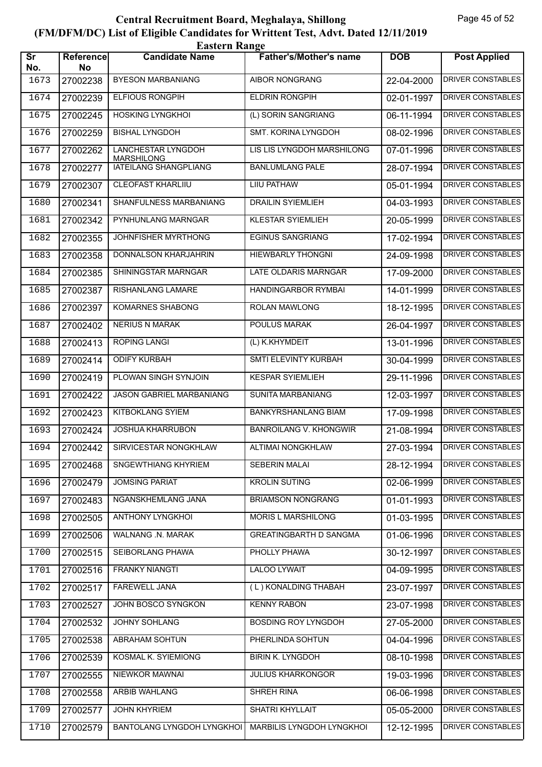# Central Recruitment Board, Meghalaya, Shillong

## (FM/DFM/DC) List of Eligible Candidates for Writtent Test, Advt. Dated 12/11/2019

### Eastern Range

| Sr No. | Reference No | Candidate Name | Father's/Mother's name | DOB | Post Applied |
|---|---|---|---|---|---|
| 1673 | 27002238 | BYESON MARBANIANG | AIBOR NONGRANG | 22-04-2000 | DRIVER CONSTABLES |
| 1674 | 27002239 | ELFIOUS RONGPIH | ELDRIN RONGPIH | 02-01-1997 | DRIVER CONSTABLES |
| 1675 | 27002245 | HOSKING LYNGKHOI | (L) SORIN SANGRIANG | 06-11-1994 | DRIVER CONSTABLES |
| 1676 | 27002259 | BISHAL LYNGDOH | SMT. KORINA LYNGDOH | 08-02-1996 | DRIVER CONSTABLES |
| 1677 | 27002262 | LANCHESTAR LYNGDOH MARSHILONG | LIS LIS LYNGDOH MARSHILONG | 07-01-1996 | DRIVER CONSTABLES |
| 1678 | 27002277 | IATEILANG SHANGPLIANG | BANLUMLANG PALE | 28-07-1994 | DRIVER CONSTABLES |
| 1679 | 27002307 | CLEOFAST KHARLIIU | LIIU PATHAW | 05-01-1994 | DRIVER CONSTABLES |
| 1680 | 27002341 | SHANFULNESS MARBANIANG | DRAILIN SYIEMLIEH | 04-03-1993 | DRIVER CONSTABLES |
| 1681 | 27002342 | PYNHUNLANG MARNGAR | KLESTAR SYIEMLIEH | 20-05-1999 | DRIVER CONSTABLES |
| 1682 | 27002355 | JOHNFISHER MYRTHONG | EGINUS SANGRIANG | 17-02-1994 | DRIVER CONSTABLES |
| 1683 | 27002358 | DONNALSON KHARJAHRIN | HIEWBARLY THONGNI | 24-09-1998 | DRIVER CONSTABLES |
| 1684 | 27002385 | SHININGSTAR MARNGAR | LATE OLDARIS MARNGAR | 17-09-2000 | DRIVER CONSTABLES |
| 1685 | 27002387 | RISHANLANG LAMARE | HANDINGARBOR RYMBAI | 14-01-1999 | DRIVER CONSTABLES |
| 1686 | 27002397 | KOMARNES SHABONG | ROLAN MAWLONG | 18-12-1995 | DRIVER CONSTABLES |
| 1687 | 27002402 | NERIUS N MARAK | POULUS MARAK | 26-04-1997 | DRIVER CONSTABLES |
| 1688 | 27002413 | ROPING LANGI | (L) K.KHYMDEIT | 13-01-1996 | DRIVER CONSTABLES |
| 1689 | 27002414 | ODIFY KURBAH | SMTI ELEVINTY KURBAH | 30-04-1999 | DRIVER CONSTABLES |
| 1690 | 27002419 | PLOWAN SINGH SYNJOIN | KESPAR SYIEMLIEH | 29-11-1996 | DRIVER CONSTABLES |
| 1691 | 27002422 | JASON GABRIEL MARBANIANG | SUNITA MARBANIANG | 12-03-1997 | DRIVER CONSTABLES |
| 1692 | 27002423 | KITBOKLANG SYIEM | BANKYRSHANLANG BIAM | 17-09-1998 | DRIVER CONSTABLES |
| 1693 | 27002424 | JOSHUA KHARRUBON | BANROILANG V. KHONGWIR | 21-08-1994 | DRIVER CONSTABLES |
| 1694 | 27002442 | SIRVICESTAR NONGKHLAW | ALTIMAI NONGKHLAW | 27-03-1994 | DRIVER CONSTABLES |
| 1695 | 27002468 | SNGEWTHIANG KHYRIEM | SEBERIN MALAI | 28-12-1994 | DRIVER CONSTABLES |
| 1696 | 27002479 | JOMSING PARIAT | KROLIN SUTING | 02-06-1999 | DRIVER CONSTABLES |
| 1697 | 27002483 | NGANSKHEMLANG JANA | BRIAMSON NONGRANG | 01-01-1993 | DRIVER CONSTABLES |
| 1698 | 27002505 | ANTHONY LYNGKHOI | MORIS L MARSHILONG | 01-03-1995 | DRIVER CONSTABLES |
| 1699 | 27002506 | WALNANG .N. MARAK | GREATINGBARTH D SANGMA | 01-06-1996 | DRIVER CONSTABLES |
| 1700 | 27002515 | SEIBORLANG PHAWA | PHOLLY PHAWA | 30-12-1997 | DRIVER CONSTABLES |
| 1701 | 27002516 | FRANKY NIANGTI | LALOO LYWAIT | 04-09-1995 | DRIVER CONSTABLES |
| 1702 | 27002517 | FAREWELL JANA | ( L ) KONALDING THABAH | 23-07-1997 | DRIVER CONSTABLES |
| 1703 | 27002527 | JOHN BOSCO SYNGKON | KENNY RABON | 23-07-1998 | DRIVER CONSTABLES |
| 1704 | 27002532 | JOHNY SOHLANG | BOSDING ROY LYNGDOH | 27-05-2000 | DRIVER CONSTABLES |
| 1705 | 27002538 | ABRAHAM SOHTUN | PHERLINDA SOHTUN | 04-04-1996 | DRIVER CONSTABLES |
| 1706 | 27002539 | KOSMAL K. SYIEMIONG | BIRIN K. LYNGDOH | 08-10-1998 | DRIVER CONSTABLES |
| 1707 | 27002555 | NIEWKOR MAWNAI | JULIUS KHARKONGOR | 19-03-1996 | DRIVER CONSTABLES |
| 1708 | 27002558 | ARBIB WAHLANG | SHREH RINA | 06-06-1998 | DRIVER CONSTABLES |
| 1709 | 27002577 | JOHN KHYRIEM | SHATRI KHYLLAIT | 05-05-2000 | DRIVER CONSTABLES |
| 1710 | 27002579 | BANTOLANG LYNGDOH LYNGKHOI | MARBILIS LYNGDOH LYNGKHOI | 12-12-1995 | DRIVER CONSTABLES |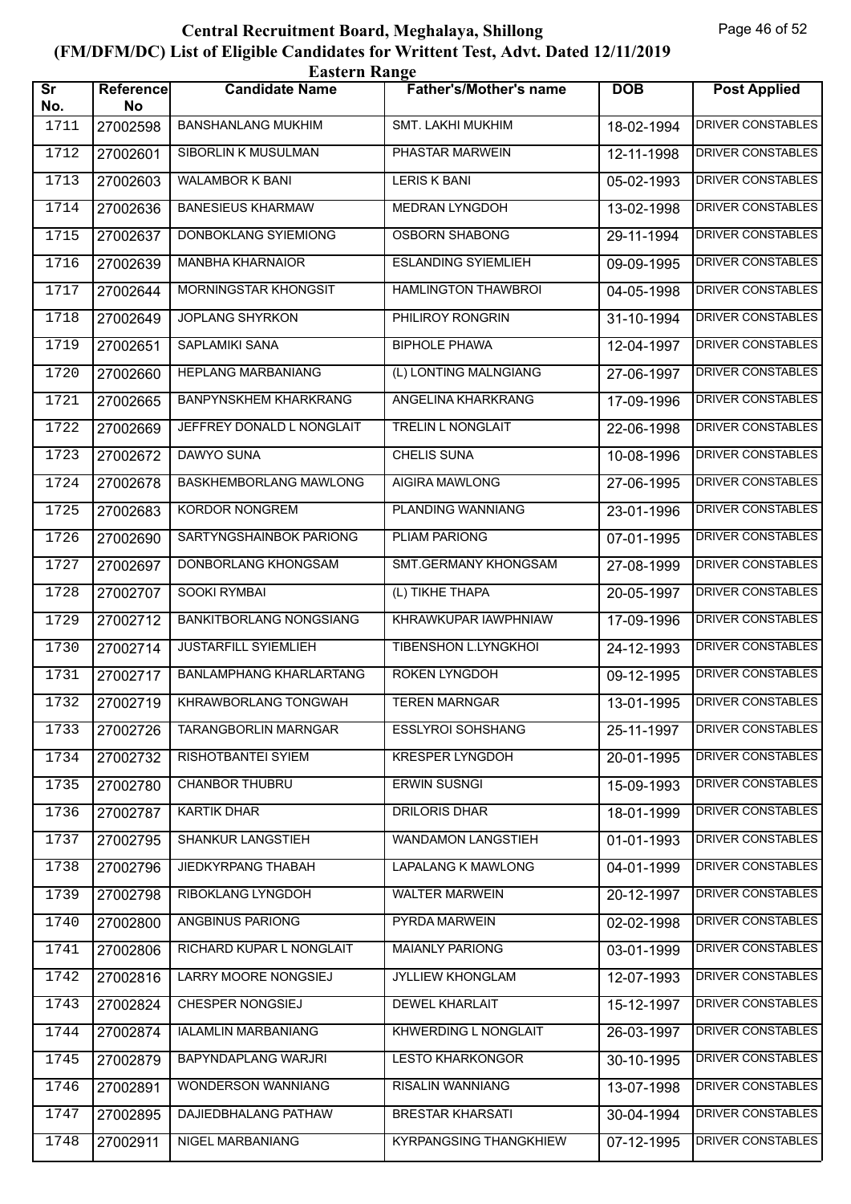# Central Recruitment Board, Meghalaya, Shillong

## (FM/DFM/DC) List of Eligible Candidates for Writtent Test, Advt. Dated 12/11/2019

### Eastern Range

| Sr No. | Reference No | Candidate Name | Father's/Mother's name | DOB | Post Applied |
|---|---|---|---|---|---|
| 1711 | 27002598 | BANSHANLANG MUKHIM | SMT. LAKHI MUKHIM | 18-02-1994 | DRIVER CONSTABLES |
| 1712 | 27002601 | SIBORLIN K MUSULMAN | PHASTAR MARWEIN | 12-11-1998 | DRIVER CONSTABLES |
| 1713 | 27002603 | WALAMBOR K BANI | LERIS K BANI | 05-02-1993 | DRIVER CONSTABLES |
| 1714 | 27002636 | BANESIEUS KHARMAW | MEDRAN LYNGDOH | 13-02-1998 | DRIVER CONSTABLES |
| 1715 | 27002637 | DONBOKLANG SYIEMIONG | OSBORN SHABONG | 29-11-1994 | DRIVER CONSTABLES |
| 1716 | 27002639 | MANBHA KHARNAIOR | ESLANDING SYIEMLIEH | 09-09-1995 | DRIVER CONSTABLES |
| 1717 | 27002644 | MORNINGSTAR KHONGSIT | HAMLINGTON THAWBROI | 04-05-1998 | DRIVER CONSTABLES |
| 1718 | 27002649 | JOPLANG SHYRKON | PHILIROY RONGRIN | 31-10-1994 | DRIVER CONSTABLES |
| 1719 | 27002651 | SAPLAMIKI SANA | BIPHOLE PHAWA | 12-04-1997 | DRIVER CONSTABLES |
| 1720 | 27002660 | HEPLANG MARBANIANG | (L) LONTING MALNGIANG | 27-06-1997 | DRIVER CONSTABLES |
| 1721 | 27002665 | BANPYNSKHEM KHARKRANG | ANGELINA KHARKRANG | 17-09-1996 | DRIVER CONSTABLES |
| 1722 | 27002669 | JEFFREY DONALD L NONGLAIT | TRELIN L NONGLAIT | 22-06-1998 | DRIVER CONSTABLES |
| 1723 | 27002672 | DAWYO SUNA | CHELIS SUNA | 10-08-1996 | DRIVER CONSTABLES |
| 1724 | 27002678 | BASKHEMBORLANG MAWLONG | AIGIRA MAWLONG | 27-06-1995 | DRIVER CONSTABLES |
| 1725 | 27002683 | KORDOR NONGREM | PLANDING WANNIANG | 23-01-1996 | DRIVER CONSTABLES |
| 1726 | 27002690 | SARTYNGSHAINBOK PARIONG | PLIAM PARIONG | 07-01-1995 | DRIVER CONSTABLES |
| 1727 | 27002697 | DONBORLANG KHONGSAM | SMT.GERMANY KHONGSAM | 27-08-1999 | DRIVER CONSTABLES |
| 1728 | 27002707 | SOOKI RYMBAI | (L) TIKHE THAPA | 20-05-1997 | DRIVER CONSTABLES |
| 1729 | 27002712 | BANKITBORLANG NONGSIANG | KHRAWKUPAR IAWPHNIAW | 17-09-1996 | DRIVER CONSTABLES |
| 1730 | 27002714 | JUSTARFILL SYIEMLIEH | TIBENSHON L.LYNGKHOI | 24-12-1993 | DRIVER CONSTABLES |
| 1731 | 27002717 | BANLAMPHANG KHARLARTANG | ROKEN LYNGDOH | 09-12-1995 | DRIVER CONSTABLES |
| 1732 | 27002719 | KHRAWBORLANG TONGWAH | TEREN MARNGAR | 13-01-1995 | DRIVER CONSTABLES |
| 1733 | 27002726 | TARANGBORLIN MARNGAR | ESSLYROI SOHSHANG | 25-11-1997 | DRIVER CONSTABLES |
| 1734 | 27002732 | RISHOTBANTEI SYIEM | KRESPER LYNGDOH | 20-01-1995 | DRIVER CONSTABLES |
| 1735 | 27002780 | CHANBOR THUBRU | ERWIN SUSNGI | 15-09-1993 | DRIVER CONSTABLES |
| 1736 | 27002787 | KARTIK DHAR | DRILORIS DHAR | 18-01-1999 | DRIVER CONSTABLES |
| 1737 | 27002795 | SHANKUR LANGSTIEH | WANDAMON LANGSTIEH | 01-01-1993 | DRIVER CONSTABLES |
| 1738 | 27002796 | JIEDKYRPANG THABAH | LAPALANG K MAWLONG | 04-01-1999 | DRIVER CONSTABLES |
| 1739 | 27002798 | RIBOKLANG LYNGDOH | WALTER MARWEIN | 20-12-1997 | DRIVER CONSTABLES |
| 1740 | 27002800 | ANGBINUS PARIONG | PYRDA MARWEIN | 02-02-1998 | DRIVER CONSTABLES |
| 1741 | 27002806 | RICHARD KUPAR L NONGLAIT | MAIANLY PARIONG | 03-01-1999 | DRIVER CONSTABLES |
| 1742 | 27002816 | LARRY MOORE NONGSIEJ | JYLLIEW KHONGLAM | 12-07-1993 | DRIVER CONSTABLES |
| 1743 | 27002824 | CHESPER NONGSIEJ | DEWEL KHARLAIT | 15-12-1997 | DRIVER CONSTABLES |
| 1744 | 27002874 | IALAMLIN MARBANIANG | KHWERDING L NONGLAIT | 26-03-1997 | DRIVER CONSTABLES |
| 1745 | 27002879 | BAPYNDAPLANG WARJRI | LESTO KHARKONGOR | 30-10-1995 | DRIVER CONSTABLES |
| 1746 | 27002891 | WONDERSON WANNIANG | RISALIN WANNIANG | 13-07-1998 | DRIVER CONSTABLES |
| 1747 | 27002895 | DAJIEDBHALANG PATHAW | BRESTAR KHARSATI | 30-04-1994 | DRIVER CONSTABLES |
| 1748 | 27002911 | NIGEL MARBANIANG | KYRPANGSING THANGKHIEW | 07-12-1995 | DRIVER CONSTABLES |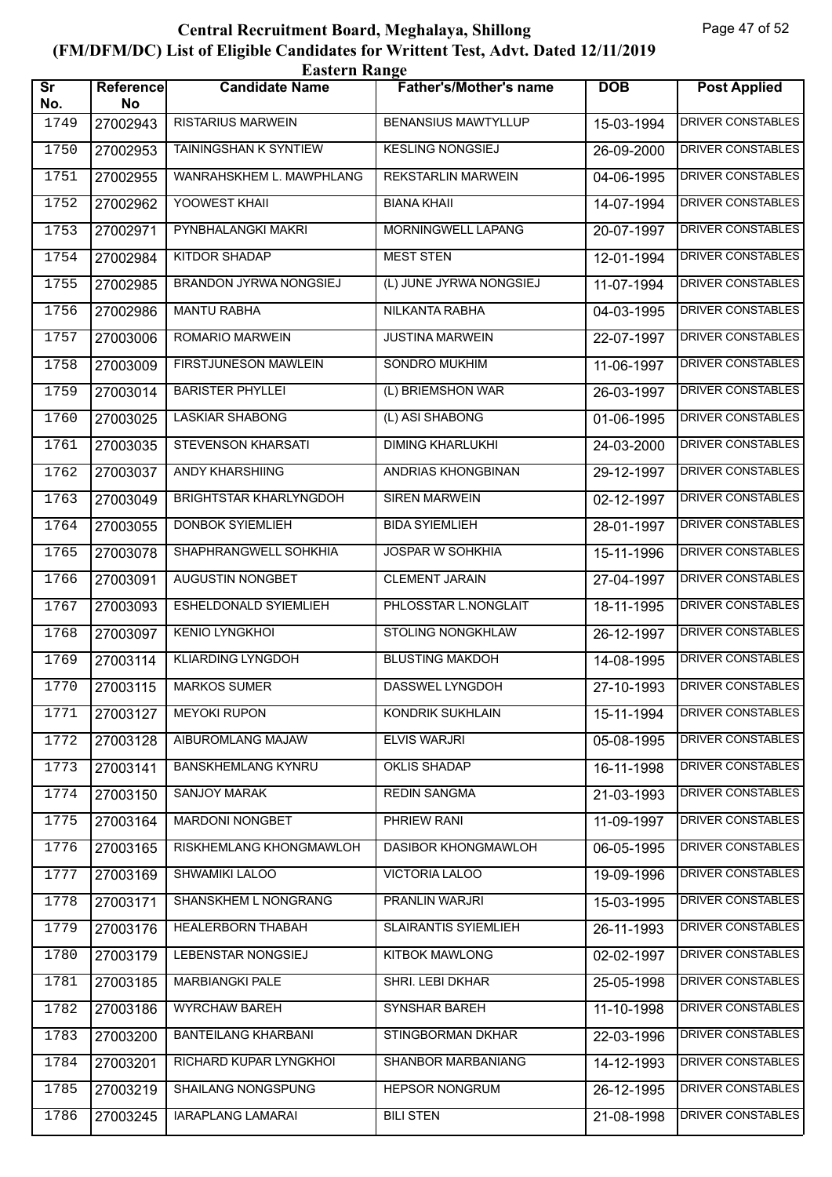# Central Recruitment Board, Meghalaya, Shillong
## (FM/DFM/DC) List of Eligible Candidates for Writtent Test, Advt. Dated 12/11/2019
### Eastern Range

| Sr No. | Reference No | Candidate Name | Father's/Mother's name | DOB | Post Applied |
|---|---|---|---|---|---|
| 1749 | 27002943 | RISTARIUS MARWEIN | BENANSIUS MAWTYLLUP | 15-03-1994 | DRIVER CONSTABLES |
| 1750 | 27002953 | TAININGSHAN K SYNTIEW | KESLING NONGSIEJ | 26-09-2000 | DRIVER CONSTABLES |
| 1751 | 27002955 | WANRAHSKHEM L. MAWPHLANG | REKSTARLIN MARWEIN | 04-06-1995 | DRIVER CONSTABLES |
| 1752 | 27002962 | YOOWEST KHAII | BIANA KHAII | 14-07-1994 | DRIVER CONSTABLES |
| 1753 | 27002971 | PYNBHALANGKI MAKRI | MORNINGWELL LAPANG | 20-07-1997 | DRIVER CONSTABLES |
| 1754 | 27002984 | KITDOR SHADAP | MEST STEN | 12-01-1994 | DRIVER CONSTABLES |
| 1755 | 27002985 | BRANDON JYRWA NONGSIEJ | (L) JUNE JYRWA NONGSIEJ | 11-07-1994 | DRIVER CONSTABLES |
| 1756 | 27002986 | MANTU RABHA | NILKANTA RABHA | 04-03-1995 | DRIVER CONSTABLES |
| 1757 | 27003006 | ROMARIO MARWEIN | JUSTINA MARWEIN | 22-07-1997 | DRIVER CONSTABLES |
| 1758 | 27003009 | FIRSTJUNESON MAWLEIN | SONDRO MUKHIM | 11-06-1997 | DRIVER CONSTABLES |
| 1759 | 27003014 | BARISTER PHYLLEI | (L) BRIEMSHON WAR | 26-03-1997 | DRIVER CONSTABLES |
| 1760 | 27003025 | LASKIAR SHABONG | (L) ASI SHABONG | 01-06-1995 | DRIVER CONSTABLES |
| 1761 | 27003035 | STEVENSON KHARSATI | DIMING KHARLUKHI | 24-03-2000 | DRIVER CONSTABLES |
| 1762 | 27003037 | ANDY KHARSHIING | ANDRIAS KHONGBINAN | 29-12-1997 | DRIVER CONSTABLES |
| 1763 | 27003049 | BRIGHTSTAR KHARLYNGDOH | SIREN MARWEIN | 02-12-1997 | DRIVER CONSTABLES |
| 1764 | 27003055 | DONBOK SYIEMLIEH | BIDA SYIEMLIEH | 28-01-1997 | DRIVER CONSTABLES |
| 1765 | 27003078 | SHAPHRANGWELL SOHKHIA | JOSPAR W SOHKHIA | 15-11-1996 | DRIVER CONSTABLES |
| 1766 | 27003091 | AUGUSTIN NONGBET | CLEMENT JARAIN | 27-04-1997 | DRIVER CONSTABLES |
| 1767 | 27003093 | ESHELDONALD SYIEMLIEH | PHLOSSTAR L.NONGLAIT | 18-11-1995 | DRIVER CONSTABLES |
| 1768 | 27003097 | KENIO LYNGKHOI | STOLING NONGKHLAW | 26-12-1997 | DRIVER CONSTABLES |
| 1769 | 27003114 | KLIARDING LYNGDOH | BLUSTING MAKDOH | 14-08-1995 | DRIVER CONSTABLES |
| 1770 | 27003115 | MARKOS SUMER | DASSWEL LYNGDOH | 27-10-1993 | DRIVER CONSTABLES |
| 1771 | 27003127 | MEYOKI RUPON | KONDRIK SUKHLAIN | 15-11-1994 | DRIVER CONSTABLES |
| 1772 | 27003128 | AIBUROMLANG MAJAW | ELVIS WARJRI | 05-08-1995 | DRIVER CONSTABLES |
| 1773 | 27003141 | BANSKHEMLANG KYNRU | OKLIS SHADAP | 16-11-1998 | DRIVER CONSTABLES |
| 1774 | 27003150 | SANJOY MARAK | REDIN SANGMA | 21-03-1993 | DRIVER CONSTABLES |
| 1775 | 27003164 | MARDONI NONGBET | PHRIEW RANI | 11-09-1997 | DRIVER CONSTABLES |
| 1776 | 27003165 | RISKHEMLANG KHONGMAWLOH | DASIBOR KHONGMAWLOH | 06-05-1995 | DRIVER CONSTABLES |
| 1777 | 27003169 | SHWAMIKI LALOO | VICTORIA LALOO | 19-09-1996 | DRIVER CONSTABLES |
| 1778 | 27003171 | SHANSKHEM L NONGRANG | PRANLIN WARJRI | 15-03-1995 | DRIVER CONSTABLES |
| 1779 | 27003176 | HEALERBORN THABAH | SLAIRANTIS SYIEMLIEH | 26-11-1993 | DRIVER CONSTABLES |
| 1780 | 27003179 | LEBENSTAR NONGSIEJ | KITBOK MAWLONG | 02-02-1997 | DRIVER CONSTABLES |
| 1781 | 27003185 | MARBIANGKI PALE | SHRI. LEBI DKHAR | 25-05-1998 | DRIVER CONSTABLES |
| 1782 | 27003186 | WYRCHAW BAREH | SYNSHAR BAREH | 11-10-1998 | DRIVER CONSTABLES |
| 1783 | 27003200 | BANTEILANG KHARBANI | STINGBORMAN DKHAR | 22-03-1996 | DRIVER CONSTABLES |
| 1784 | 27003201 | RICHARD KUPAR LYNGKHOI | SHANBOR MARBANIANG | 14-12-1993 | DRIVER CONSTABLES |
| 1785 | 27003219 | SHAILANG NONGSPUNG | HEPSOR NONGRUM | 26-12-1995 | DRIVER CONSTABLES |
| 1786 | 27003245 | IARAPLANG LAMARAI | BILI STEN | 21-08-1998 | DRIVER CONSTABLES |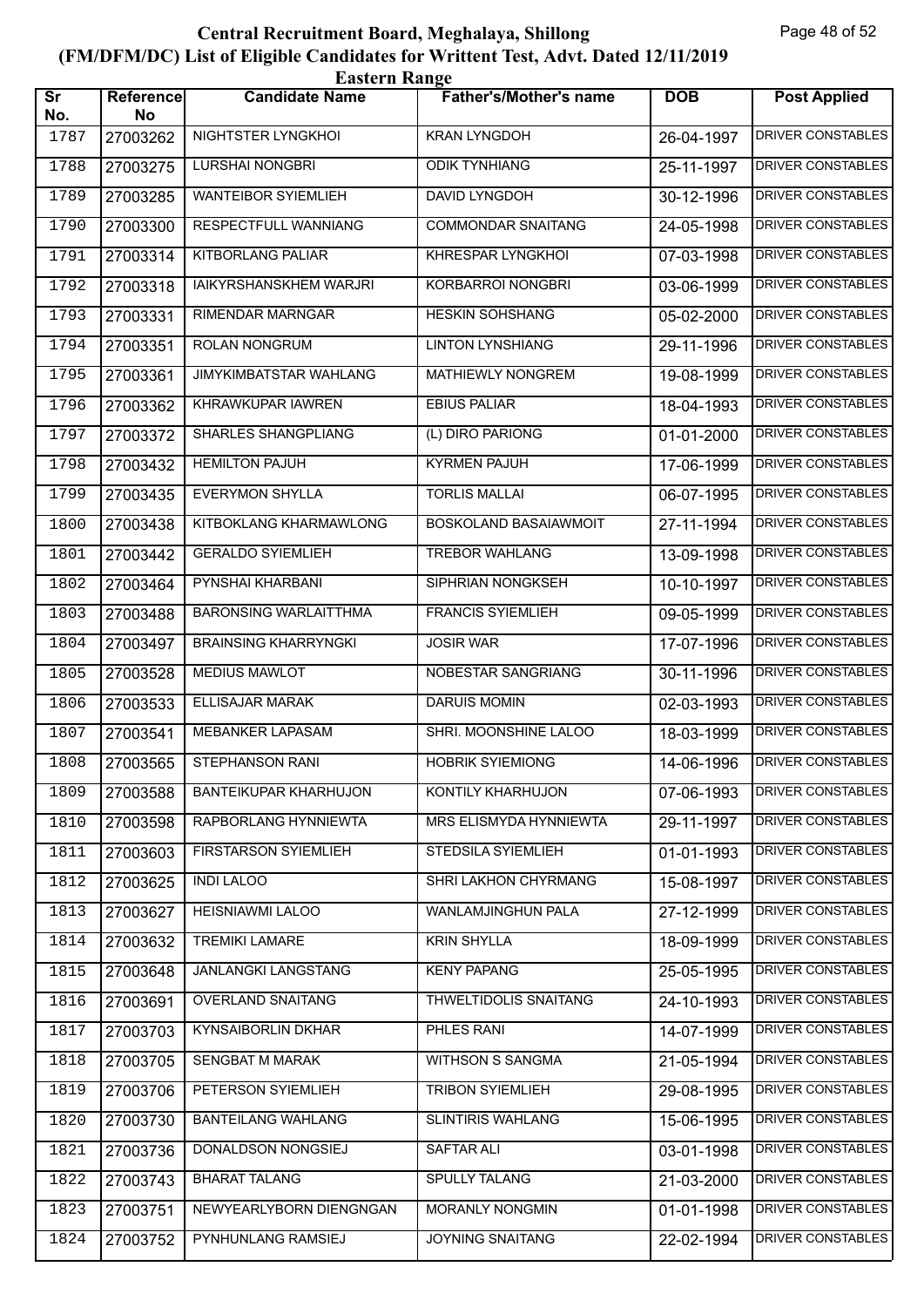# Central Recruitment Board, Meghalaya, Shillong
## (FM/DFM/DC) List of Eligible Candidates for Writtent Test, Advt. Dated 12/11/2019
### Eastern Range

| Sr No. | Reference No | Candidate Name | Father's/Mother's name | DOB | Post Applied |
|---|---|---|---|---|---|
| 1787 | 27003262 | NIGHTSTER LYNGKHOI | KRAN LYNGDOH | 26-04-1997 | DRIVER CONSTABLES |
| 1788 | 27003275 | LURSHAI NONGBRI | ODIK TYNHIANG | 25-11-1997 | DRIVER CONSTABLES |
| 1789 | 27003285 | WANTEIBOR SYIEMLIEH | DAVID LYNGDOH | 30-12-1996 | DRIVER CONSTABLES |
| 1790 | 27003300 | RESPECTFULL WANNIANG | COMMONDAR SNAITANG | 24-05-1998 | DRIVER CONSTABLES |
| 1791 | 27003314 | KITBORLANG PALIAR | KHRESPAR LYNGKHOI | 07-03-1998 | DRIVER CONSTABLES |
| 1792 | 27003318 | IAIKYRSHANSKHEM WARJRI | KORBARROI NONGBRI | 03-06-1999 | DRIVER CONSTABLES |
| 1793 | 27003331 | RIMENDAR MARNGAR | HESKIN SOHSHANG | 05-02-2000 | DRIVER CONSTABLES |
| 1794 | 27003351 | ROLAN NONGRUM | LINTON LYNSHIANG | 29-11-1996 | DRIVER CONSTABLES |
| 1795 | 27003361 | JIMYKIMBATSTAR WAHLANG | MATHIEWLY NONGREM | 19-08-1999 | DRIVER CONSTABLES |
| 1796 | 27003362 | KHRAWKUPAR IAWREN | EBIUS PALIAR | 18-04-1993 | DRIVER CONSTABLES |
| 1797 | 27003372 | SHARLES SHANGPLIANG | (L) DIRO PARIONG | 01-01-2000 | DRIVER CONSTABLES |
| 1798 | 27003432 | HEMILTON PAJUH | KYRMEN PAJUH | 17-06-1999 | DRIVER CONSTABLES |
| 1799 | 27003435 | EVERYMON SHYLLA | TORLIS MALLAI | 06-07-1995 | DRIVER CONSTABLES |
| 1800 | 27003438 | KITBOKLANG KHARMAWLONG | BOSKOLAND BASAIAWMOIT | 27-11-1994 | DRIVER CONSTABLES |
| 1801 | 27003442 | GERALDO SYIEMLIEH | TREBOR WAHLANG | 13-09-1998 | DRIVER CONSTABLES |
| 1802 | 27003464 | PYNSHAI KHARBANI | SIPHRIAN NONGKSEH | 10-10-1997 | DRIVER CONSTABLES |
| 1803 | 27003488 | BARONSING WARLAITTHMA | FRANCIS SYIEMLIEH | 09-05-1999 | DRIVER CONSTABLES |
| 1804 | 27003497 | BRAINSING KHARRYNGKI | JOSIR WAR | 17-07-1996 | DRIVER CONSTABLES |
| 1805 | 27003528 | MEDIUS MAWLOT | NOBESTAR SANGRIANG | 30-11-1996 | DRIVER CONSTABLES |
| 1806 | 27003533 | ELLISAJAR MARAK | DARUIS MOMIN | 02-03-1993 | DRIVER CONSTABLES |
| 1807 | 27003541 | MEBANKER LAPASAM | SHRI. MOONSHINE LALOO | 18-03-1999 | DRIVER CONSTABLES |
| 1808 | 27003565 | STEPHANSON RANI | HOBRIK SYIEMIONG | 14-06-1996 | DRIVER CONSTABLES |
| 1809 | 27003588 | BANTEIKUPAR KHARHUJON | KONTILY KHARHUJON | 07-06-1993 | DRIVER CONSTABLES |
| 1810 | 27003598 | RAPBORLANG HYNNIEWTA | MRS ELISMYDA HYNNIEWTA | 29-11-1997 | DRIVER CONSTABLES |
| 1811 | 27003603 | FIRSTARSON SYIEMLIEH | STEDSILA SYIEMLIEH | 01-01-1993 | DRIVER CONSTABLES |
| 1812 | 27003625 | INDI LALOO | SHRI LAKHON CHYRMANG | 15-08-1997 | DRIVER CONSTABLES |
| 1813 | 27003627 | HEISNIAWMI LALOO | WANLAMJINGHUN PALA | 27-12-1999 | DRIVER CONSTABLES |
| 1814 | 27003632 | TREMIKI LAMARE | KRIN SHYLLA | 18-09-1999 | DRIVER CONSTABLES |
| 1815 | 27003648 | JANLANGKI LANGSTANG | KENY PAPANG | 25-05-1995 | DRIVER CONSTABLES |
| 1816 | 27003691 | OVERLAND SNAITANG | THWELTIDOLIS SNAITANG | 24-10-1993 | DRIVER CONSTABLES |
| 1817 | 27003703 | KYNSAIBORLIN DKHAR | PHLES RANI | 14-07-1999 | DRIVER CONSTABLES |
| 1818 | 27003705 | SENGBAT M MARAK | WITHSON S SANGMA | 21-05-1994 | DRIVER CONSTABLES |
| 1819 | 27003706 | PETERSON SYIEMLIEH | TRIBON SYIEMLIEH | 29-08-1995 | DRIVER CONSTABLES |
| 1820 | 27003730 | BANTEILANG WAHLANG | SLINTIRIS WAHLANG | 15-06-1995 | DRIVER CONSTABLES |
| 1821 | 27003736 | DONALDSON NONGSIEJ | SAFTAR ALI | 03-01-1998 | DRIVER CONSTABLES |
| 1822 | 27003743 | BHARAT TALANG | SPULLY TALANG | 21-03-2000 | DRIVER CONSTABLES |
| 1823 | 27003751 | NEWYEARLYBORN DIENGNGAN | MORANLY NONGMIN | 01-01-1998 | DRIVER CONSTABLES |
| 1824 | 27003752 | PYNHUNLANG RAMSIEJ | JOYNING SNAITANG | 22-02-1994 | DRIVER CONSTABLES |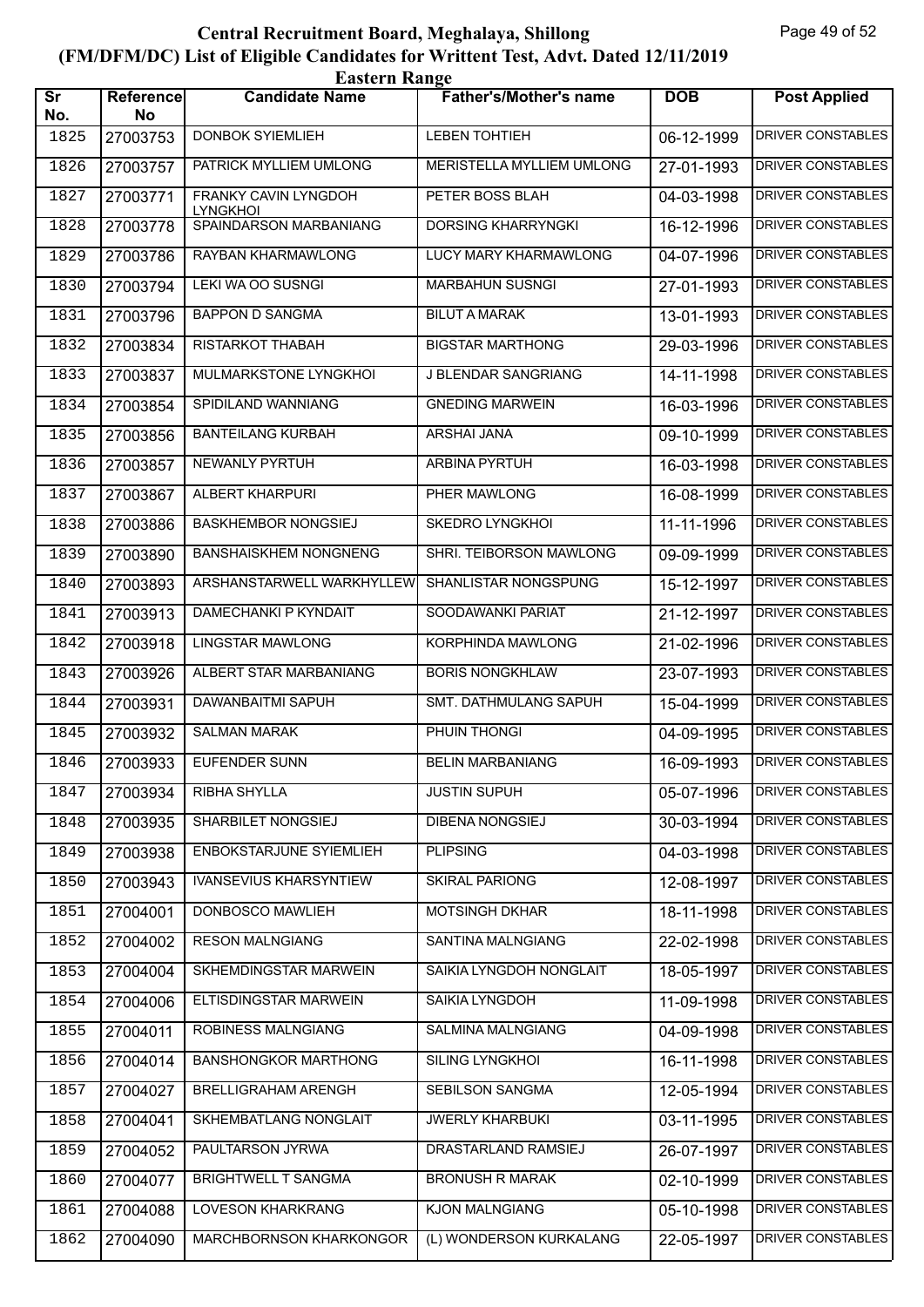# Central Recruitment Board, Meghalaya, Shillong

## (FM/DFM/DC) List of Eligible Candidates for Writtent Test, Advt. Dated 12/11/2019

### Eastern Range

| Sr No. | Reference No | Candidate Name | Father's/Mother's name | DOB | Post Applied |
|---|---|---|---|---|---|
| 1825 | 27003753 | DONBOK SYIEMLIEH | LEBEN TOHTIEH | 06-12-1999 | DRIVER CONSTABLES |
| 1826 | 27003757 | PATRICK MYLLIEM UMLONG | MERISTELLA MYLLIEM UMLONG | 27-01-1993 | DRIVER CONSTABLES |
| 1827 | 27003771 | FRANKY CAVIN LYNGDOH LYNGKHOI | PETER BOSS BLAH | 04-03-1998 | DRIVER CONSTABLES |
| 1828 | 27003778 | SPAINDARSON MARBANIANG | DORSING KHARRYNGKI | 16-12-1996 | DRIVER CONSTABLES |
| 1829 | 27003786 | RAYBAN KHARMAWLONG | LUCY MARY KHARMAWLONG | 04-07-1996 | DRIVER CONSTABLES |
| 1830 | 27003794 | LEKI WA OO SUSNGI | MARBAHUN SUSNGI | 27-01-1993 | DRIVER CONSTABLES |
| 1831 | 27003796 | BAPPON D SANGMA | BILUT A MARAK | 13-01-1993 | DRIVER CONSTABLES |
| 1832 | 27003834 | RISTARKOT THABAH | BIGSTAR MARTHONG | 29-03-1996 | DRIVER CONSTABLES |
| 1833 | 27003837 | MULMARKSTONE LYNGKHOI | J BLENDAR SANGRIANG | 14-11-1998 | DRIVER CONSTABLES |
| 1834 | 27003854 | SPIDILAND WANNIANG | GNEDING MARWEIN | 16-03-1996 | DRIVER CONSTABLES |
| 1835 | 27003856 | BANTEILANG KURBAH | ARSHAI JANA | 09-10-1999 | DRIVER CONSTABLES |
| 1836 | 27003857 | NEWANLY PYRTUH | ARBINA PYRTUH | 16-03-1998 | DRIVER CONSTABLES |
| 1837 | 27003867 | ALBERT KHARPURI | PHER MAWLONG | 16-08-1999 | DRIVER CONSTABLES |
| 1838 | 27003886 | BASKHEMBOR NONGSIEJ | SKEDRO LYNGKHOI | 11-11-1996 | DRIVER CONSTABLES |
| 1839 | 27003890 | BANSHAISKHEM NONGNENG | SHRI. TEIBORSON MAWLONG | 09-09-1999 | DRIVER CONSTABLES |
| 1840 | 27003893 | ARSHANSTARWELL WARKHYLLEW | SHANLISTAR NONGSPUNG | 15-12-1997 | DRIVER CONSTABLES |
| 1841 | 27003913 | DAMECHANKI P KYNDAIT | SOODAWANKI PARIAT | 21-12-1997 | DRIVER CONSTABLES |
| 1842 | 27003918 | LINGSTAR MAWLONG | KORPHINDA MAWLONG | 21-02-1996 | DRIVER CONSTABLES |
| 1843 | 27003926 | ALBERT STAR MARBANIANG | BORIS NONGKHLAW | 23-07-1993 | DRIVER CONSTABLES |
| 1844 | 27003931 | DAWANBAITMI SAPUH | SMT. DATHMULANG SAPUH | 15-04-1999 | DRIVER CONSTABLES |
| 1845 | 27003932 | SALMAN MARAK | PHUIN THONGI | 04-09-1995 | DRIVER CONSTABLES |
| 1846 | 27003933 | EUFENDER SUNN | BELIN MARBANIANG | 16-09-1993 | DRIVER CONSTABLES |
| 1847 | 27003934 | RIBHA SHYLLA | JUSTIN SUPUH | 05-07-1996 | DRIVER CONSTABLES |
| 1848 | 27003935 | SHARBILET NONGSIEJ | DIBENA NONGSIEJ | 30-03-1994 | DRIVER CONSTABLES |
| 1849 | 27003938 | ENBOKSTARJUNE SYIEMLIEH | PLIPSING | 04-03-1998 | DRIVER CONSTABLES |
| 1850 | 27003943 | IVANSEVIUS KHARSYNTIEW | SKIRAL PARIONG | 12-08-1997 | DRIVER CONSTABLES |
| 1851 | 27004001 | DONBOSCO MAWLIEH | MOTSINGH DKHAR | 18-11-1998 | DRIVER CONSTABLES |
| 1852 | 27004002 | RESON MALNGIANG | SANTINA MALNGIANG | 22-02-1998 | DRIVER CONSTABLES |
| 1853 | 27004004 | SKHEMDINGSTAR MARWEIN | SAIKIA LYNGDOH NONGLAIT | 18-05-1997 | DRIVER CONSTABLES |
| 1854 | 27004006 | ELTISDINGSTAR MARWEIN | SAIKIA LYNGDOH | 11-09-1998 | DRIVER CONSTABLES |
| 1855 | 27004011 | ROBINESS MALNGIANG | SALMINA MALNGIANG | 04-09-1998 | DRIVER CONSTABLES |
| 1856 | 27004014 | BANSHONGKOR MARTHONG | SILING LYNGKHOI | 16-11-1998 | DRIVER CONSTABLES |
| 1857 | 27004027 | BRELLIGRAHAM ARENGH | SEBILSON SANGMA | 12-05-1994 | DRIVER CONSTABLES |
| 1858 | 27004041 | SKHEMBATLANG NONGLAIT | JWERLY KHARBUKI | 03-11-1995 | DRIVER CONSTABLES |
| 1859 | 27004052 | PAULTARSON JYRWA | DRASTARLAND RAMSIEJ | 26-07-1997 | DRIVER CONSTABLES |
| 1860 | 27004077 | BRIGHTWELL T SANGMA | BRONUSH R MARAK | 02-10-1999 | DRIVER CONSTABLES |
| 1861 | 27004088 | LOVESON KHARKRANG | KJON MALNGIANG | 05-10-1998 | DRIVER CONSTABLES |
| 1862 | 27004090 | MARCHBORNSON KHARKONGOR | (L) WONDERSON KURKALANG | 22-05-1997 | DRIVER CONSTABLES |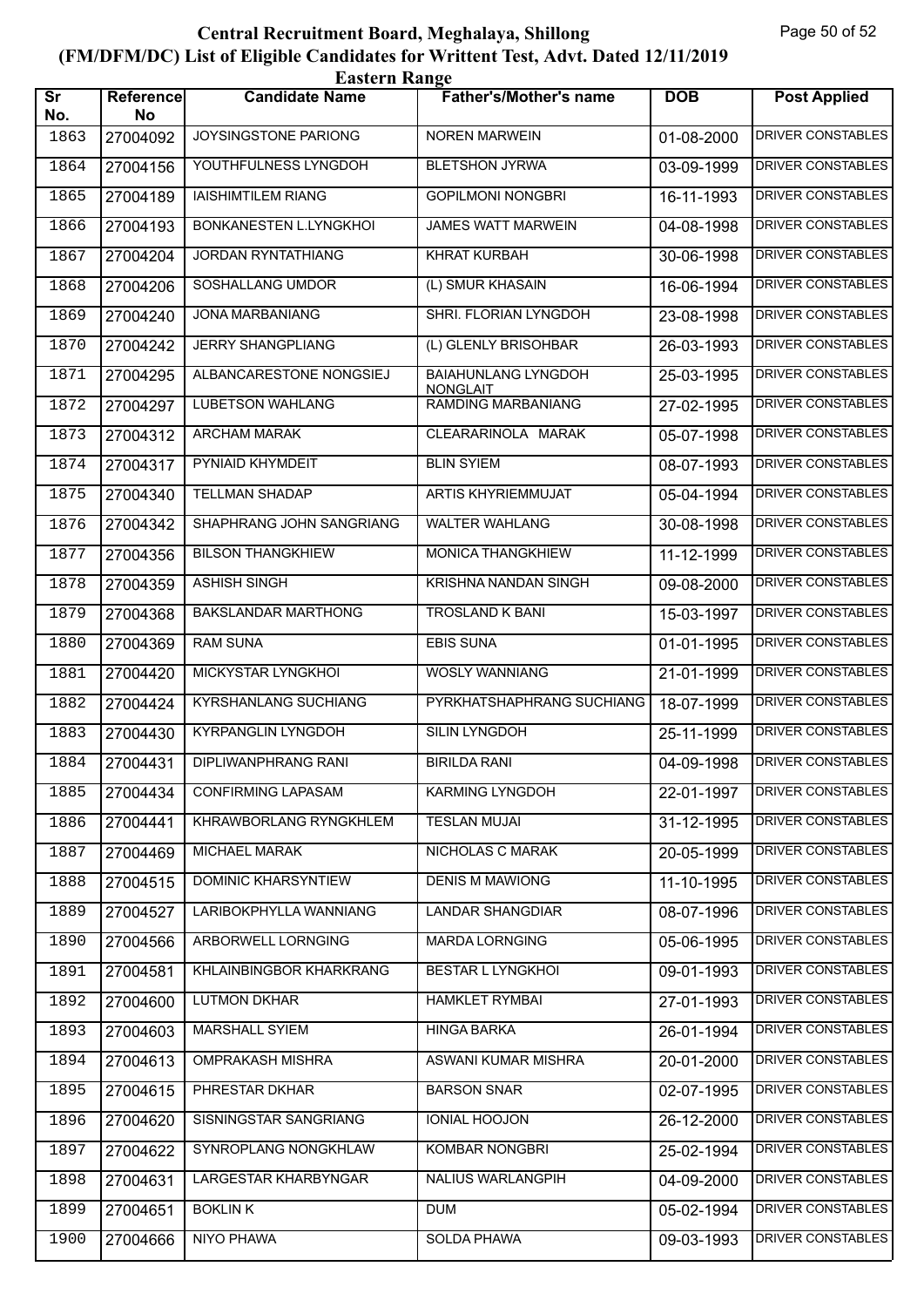# Central Recruitment Board, Meghalaya, Shillong
## (FM/DFM/DC) List of Eligible Candidates for Writtent Test, Advt. Dated 12/11/2019
### Eastern Range

| Sr No. | Reference No | Candidate Name | Father's/Mother's name | DOB | Post Applied |
|---|---|---|---|---|---|
| 1863 | 27004092 | JOYSINGSTONE PARIONG | NOREN MARWEIN | 01-08-2000 | DRIVER CONSTABLES |
| 1864 | 27004156 | YOUTHFULNESS LYNGDOH | BLETSHON JYRWA | 03-09-1999 | DRIVER CONSTABLES |
| 1865 | 27004189 | IAISHIMTILEM RIANG | GOPILMONI NONGBRI | 16-11-1993 | DRIVER CONSTABLES |
| 1866 | 27004193 | BONKANESTEN L.LYNGKHOI | JAMES WATT MARWEIN | 04-08-1998 | DRIVER CONSTABLES |
| 1867 | 27004204 | JORDAN RYNTATHIANG | KHRAT KURBAH | 30-06-1998 | DRIVER CONSTABLES |
| 1868 | 27004206 | SOSHALLANG UMDOR | (L) SMUR KHASAIN | 16-06-1994 | DRIVER CONSTABLES |
| 1869 | 27004240 | JONA MARBANIANG | SHRI. FLORIAN LYNGDOH | 23-08-1998 | DRIVER CONSTABLES |
| 1870 | 27004242 | JERRY SHANGPLIANG | (L) GLENLY BRISOHBAR | 26-03-1993 | DRIVER CONSTABLES |
| 1871 | 27004295 | ALBANCARESTONE NONGSIEJ | BAIAHUNLANG LYNGDOH NONGLAIT | 25-03-1995 | DRIVER CONSTABLES |
| 1872 | 27004297 | LUBETSON WAHLANG | RAMDING MARBANIANG | 27-02-1995 | DRIVER CONSTABLES |
| 1873 | 27004312 | ARCHAM MARAK | CLEARARINOLA MARAK | 05-07-1998 | DRIVER CONSTABLES |
| 1874 | 27004317 | PYNIAID KHYMDEIT | BLIN SYIEM | 08-07-1993 | DRIVER CONSTABLES |
| 1875 | 27004340 | TELLMAN SHADAP | ARTIS KHYRIEMMUJAT | 05-04-1994 | DRIVER CONSTABLES |
| 1876 | 27004342 | SHAPHRANG JOHN SANGRIANG | WALTER WAHLANG | 30-08-1998 | DRIVER CONSTABLES |
| 1877 | 27004356 | BILSON THANGKHIEW | MONICA THANGKHIEW | 11-12-1999 | DRIVER CONSTABLES |
| 1878 | 27004359 | ASHISH SINGH | KRISHNA NANDAN SINGH | 09-08-2000 | DRIVER CONSTABLES |
| 1879 | 27004368 | BAKSLANDAR MARTHONG | TROSLAND K BANI | 15-03-1997 | DRIVER CONSTABLES |
| 1880 | 27004369 | RAM SUNA | EBIS SUNA | 01-01-1995 | DRIVER CONSTABLES |
| 1881 | 27004420 | MICKYSTAR LYNGKHOI | WOSLY WANNIANG | 21-01-1999 | DRIVER CONSTABLES |
| 1882 | 27004424 | KYRSHANLANG SUCHIANG | PYRKHATSHAPHRANG SUCHIANG | 18-07-1999 | DRIVER CONSTABLES |
| 1883 | 27004430 | KYRPANGLIN LYNGDOH | SILIN LYNGDOH | 25-11-1999 | DRIVER CONSTABLES |
| 1884 | 27004431 | DIPLIWANPHRANG RANI | BIRILDA RANI | 04-09-1998 | DRIVER CONSTABLES |
| 1885 | 27004434 | CONFIRMING LAPASAM | KARMING LYNGDOH | 22-01-1997 | DRIVER CONSTABLES |
| 1886 | 27004441 | KHRAWBORLANG RYNGKHLEM | TESLAN MUJAI | 31-12-1995 | DRIVER CONSTABLES |
| 1887 | 27004469 | MICHAEL MARAK | NICHOLAS C MARAK | 20-05-1999 | DRIVER CONSTABLES |
| 1888 | 27004515 | DOMINIC KHARSYNTIEW | DENIS M MAWIONG | 11-10-1995 | DRIVER CONSTABLES |
| 1889 | 27004527 | LARIBOKPHYLLA WANNIANG | LANDAR SHANGDIAR | 08-07-1996 | DRIVER CONSTABLES |
| 1890 | 27004566 | ARBORWELL LORNGING | MARDA LORNGING | 05-06-1995 | DRIVER CONSTABLES |
| 1891 | 27004581 | KHLAINBINGBOR KHARKRANG | BESTAR L LYNGKHOI | 09-01-1993 | DRIVER CONSTABLES |
| 1892 | 27004600 | LUTMON DKHAR | HAMKLET RYMBAI | 27-01-1993 | DRIVER CONSTABLES |
| 1893 | 27004603 | MARSHALL SYIEM | HINGA BARKA | 26-01-1994 | DRIVER CONSTABLES |
| 1894 | 27004613 | OMPRAKASH MISHRA | ASWANI KUMAR MISHRA | 20-01-2000 | DRIVER CONSTABLES |
| 1895 | 27004615 | PHRESTAR DKHAR | BARSON SNAR | 02-07-1995 | DRIVER CONSTABLES |
| 1896 | 27004620 | SISNINGSTAR SANGRIANG | IONIAL HOOJON | 26-12-2000 | DRIVER CONSTABLES |
| 1897 | 27004622 | SYNROPLANG NONGKHLAW | KOMBAR NONGBRI | 25-02-1994 | DRIVER CONSTABLES |
| 1898 | 27004631 | LARGESTAR KHARBYNGAR | NALIUS WARLANGPIH | 04-09-2000 | DRIVER CONSTABLES |
| 1899 | 27004651 | BOKLIN K | DUM | 05-02-1994 | DRIVER CONSTABLES |
| 1900 | 27004666 | NIYO PHAWA | SOLDA PHAWA | 09-03-1993 | DRIVER CONSTABLES |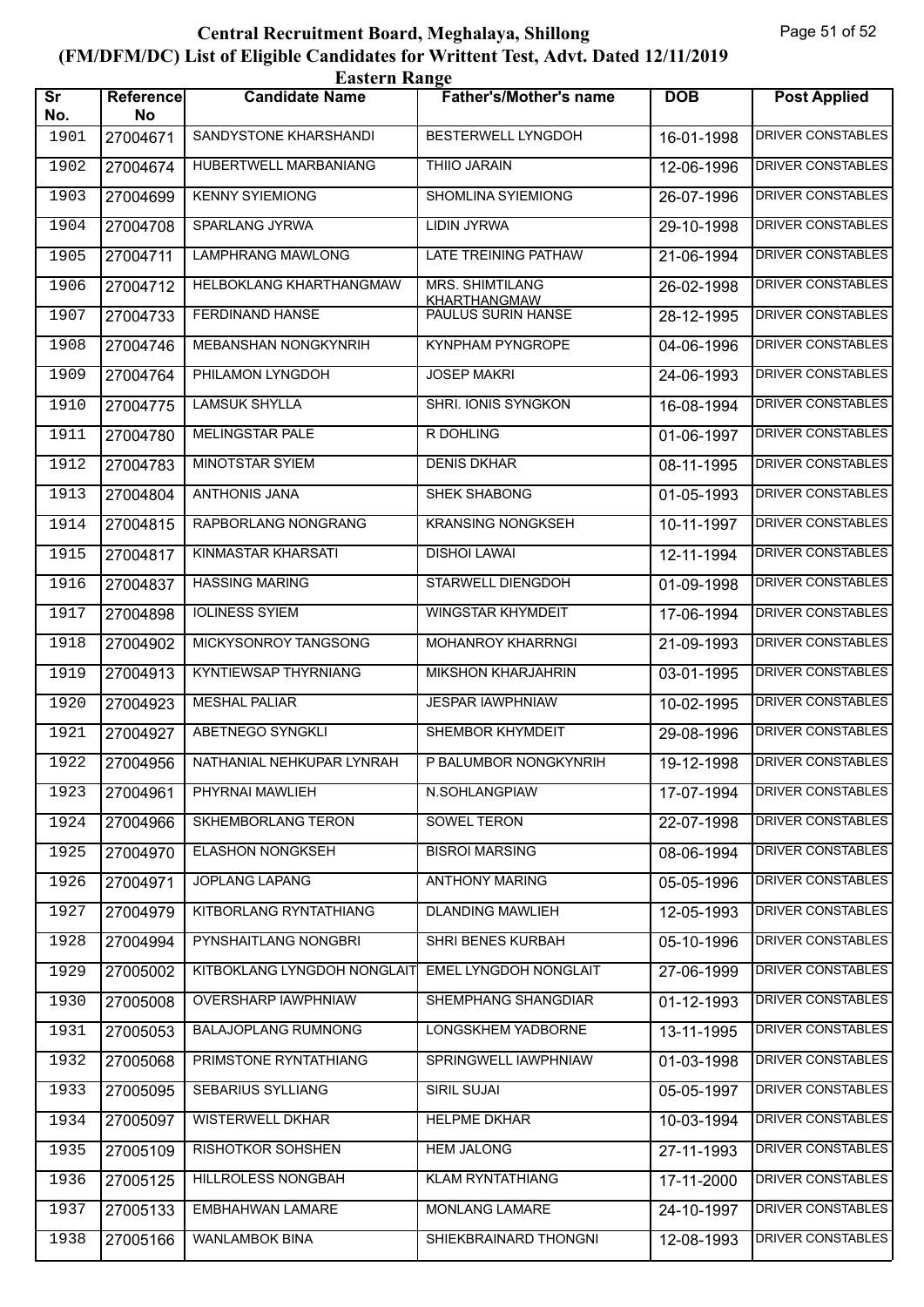# Central Recruitment Board, Meghalaya, Shillong
## (FM/DFM/DC) List of Eligible Candidates for Writtent Test, Advt. Dated 12/11/2019
### Eastern Range

| Sr No. | Reference No | Candidate Name | Father's/Mother's name | DOB | Post Applied |
|---|---|---|---|---|---|
| 1901 | 27004671 | SANDYSTONE KHARSHANDI | BESTERWELL LYNGDOH | 16-01-1998 | DRIVER CONSTABLES |
| 1902 | 27004674 | HUBERTWELL MARBANIANG | THIIO JARAIN | 12-06-1996 | DRIVER CONSTABLES |
| 1903 | 27004699 | KENNY SYIEMIONG | SHOMLINA SYIEMIONG | 26-07-1996 | DRIVER CONSTABLES |
| 1904 | 27004708 | SPARLANG JYRWA | LIDIN JYRWA | 29-10-1998 | DRIVER CONSTABLES |
| 1905 | 27004711 | LAMPHRANG MAWLONG | LATE TREINING PATHAW | 21-06-1994 | DRIVER CONSTABLES |
| 1906 | 27004712 | HELBOKLANG KHARTHANGMAW | MRS. SHIMTILANG KHARTHANGMAW | 26-02-1998 | DRIVER CONSTABLES |
| 1907 | 27004733 | FERDINAND HANSE | PAULUS SURIN HANSE | 28-12-1995 | DRIVER CONSTABLES |
| 1908 | 27004746 | MEBANSHAN NONGKYNRIH | KYNPHAM PYNGROPE | 04-06-1996 | DRIVER CONSTABLES |
| 1909 | 27004764 | PHILAMON LYNGDOH | JOSEP MAKRI | 24-06-1993 | DRIVER CONSTABLES |
| 1910 | 27004775 | LAMSUK SHYLLA | SHRI. IONIS SYNGKON | 16-08-1994 | DRIVER CONSTABLES |
| 1911 | 27004780 | MELINGSTAR PALE | R DOHLING | 01-06-1997 | DRIVER CONSTABLES |
| 1912 | 27004783 | MINOTSTAR SYIEM | DENIS DKHAR | 08-11-1995 | DRIVER CONSTABLES |
| 1913 | 27004804 | ANTHONIS JANA | SHEK SHABONG | 01-05-1993 | DRIVER CONSTABLES |
| 1914 | 27004815 | RAPBORLANG NONGRANG | KRANSING NONGKSEH | 10-11-1997 | DRIVER CONSTABLES |
| 1915 | 27004817 | KINMASTAR KHARSATI | DISHOI LAWAI | 12-11-1994 | DRIVER CONSTABLES |
| 1916 | 27004837 | HASSING MARING | STARWELL DIENGDOH | 01-09-1998 | DRIVER CONSTABLES |
| 1917 | 27004898 | IOLINESS SYIEM | WINGSTAR KHYMDEIT | 17-06-1994 | DRIVER CONSTABLES |
| 1918 | 27004902 | MICKYSONROY TANGSONG | MOHANROY KHARRNGI | 21-09-1993 | DRIVER CONSTABLES |
| 1919 | 27004913 | KYNTIEWSAP THYRNIANG | MIKSHON KHARJAHRIN | 03-01-1995 | DRIVER CONSTABLES |
| 1920 | 27004923 | MESHAL PALIAR | JESPAR IAWPHNIAW | 10-02-1995 | DRIVER CONSTABLES |
| 1921 | 27004927 | ABETNEGO SYNGKLI | SHEMBOR KHYMDEIT | 29-08-1996 | DRIVER CONSTABLES |
| 1922 | 27004956 | NATHANIAL NEHKUPAR LYNRAH | P BALUMBOR NONGKYNRIH | 19-12-1998 | DRIVER CONSTABLES |
| 1923 | 27004961 | PHYRNAI MAWLIEH | N.SOHLANGPIAW | 17-07-1994 | DRIVER CONSTABLES |
| 1924 | 27004966 | SKHEMBORLANG TERON | SOWEL TERON | 22-07-1998 | DRIVER CONSTABLES |
| 1925 | 27004970 | ELASHON NONGKSEH | BISROI MARSING | 08-06-1994 | DRIVER CONSTABLES |
| 1926 | 27004971 | JOPLANG LAPANG | ANTHONY MARING | 05-05-1996 | DRIVER CONSTABLES |
| 1927 | 27004979 | KITBORLANG RYNTATHIANG | DLANDING MAWLIEH | 12-05-1993 | DRIVER CONSTABLES |
| 1928 | 27004994 | PYNSHAITLANG NONGBRI | SHRI BENES KURBAH | 05-10-1996 | DRIVER CONSTABLES |
| 1929 | 27005002 | KITBOKLANG LYNGDOH NONGLAIT | EMEL LYNGDOH NONGLAIT | 27-06-1999 | DRIVER CONSTABLES |
| 1930 | 27005008 | OVERSHARP IAWPHNIAW | SHEMPHANG SHANGDIAR | 01-12-1993 | DRIVER CONSTABLES |
| 1931 | 27005053 | BALAJOPLANG RUMNONG | LONGSKHEM YADBORNE | 13-11-1995 | DRIVER CONSTABLES |
| 1932 | 27005068 | PRIMSTONE RYNTATHIANG | SPRINGWELL IAWPHNIAW | 01-03-1998 | DRIVER CONSTABLES |
| 1933 | 27005095 | SEBARIUS SYLLIANG | SIRIL SUJAI | 05-05-1997 | DRIVER CONSTABLES |
| 1934 | 27005097 | WISTERWELL DKHAR | HELPME DKHAR | 10-03-1994 | DRIVER CONSTABLES |
| 1935 | 27005109 | RISHOTKOR SOHSHEN | HEM JALONG | 27-11-1993 | DRIVER CONSTABLES |
| 1936 | 27005125 | HILLROLESS NONGBAH | KLAM RYNTATHIANG | 17-11-2000 | DRIVER CONSTABLES |
| 1937 | 27005133 | EMBHAHWAN LAMARE | MONLANG LAMARE | 24-10-1997 | DRIVER CONSTABLES |
| 1938 | 27005166 | WANLAMBOK BINA | SHIEKBRAINARD THONGNI | 12-08-1993 | DRIVER CONSTABLES |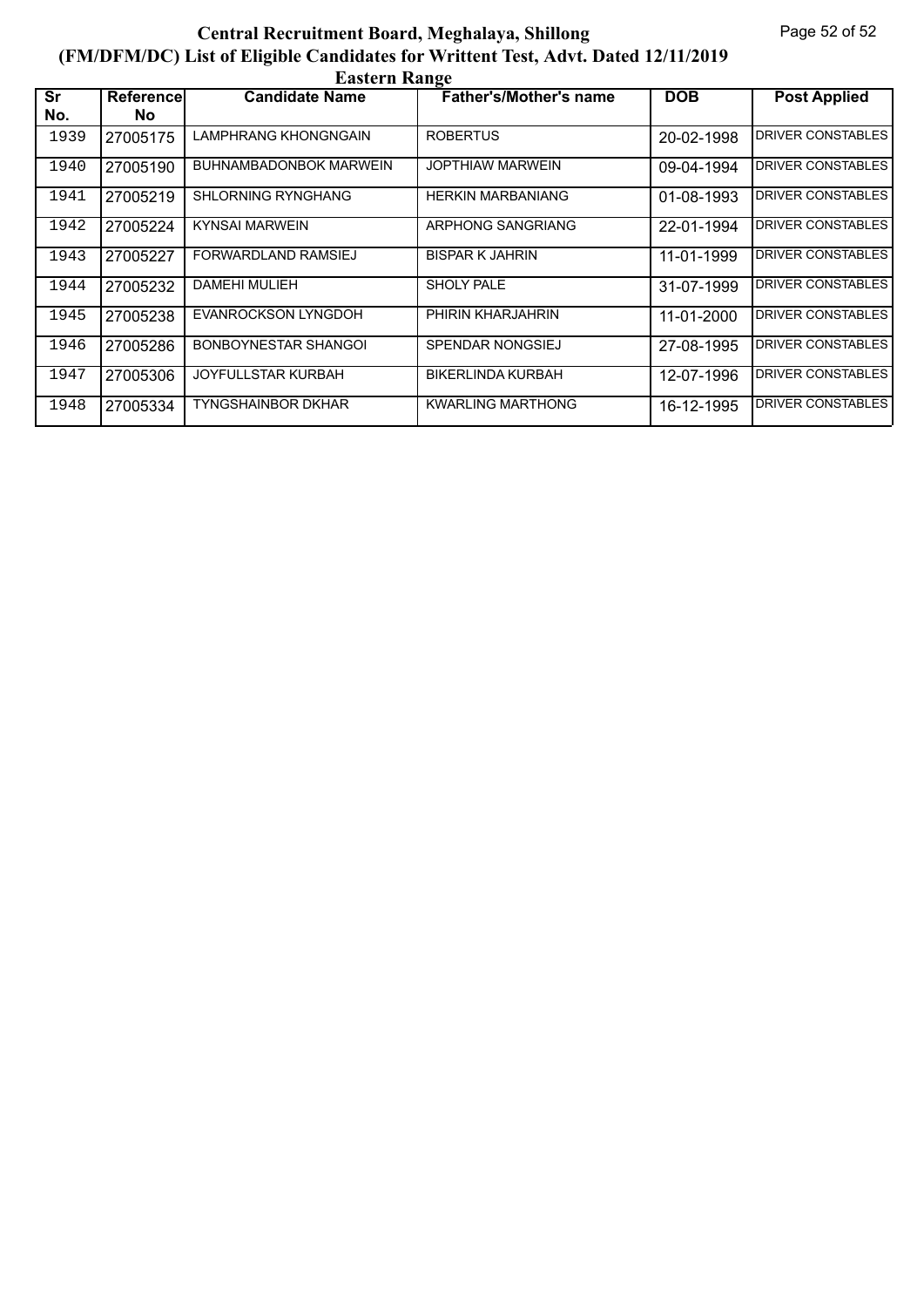# Central Recruitment Board, Meghalaya, Shillong

## (FM/DFM/DC) List of Eligible Candidates for Writtent Test, Advt. Dated 12/11/2019

### Eastern Range

| Sr No. | Reference No | Candidate Name | Father's/Mother's name | DOB | Post Applied |
|---|---|---|---|---|---|
| 1939 | 27005175 | LAMPHRANG KHONGNGAIN | ROBERTUS | 20-02-1998 | DRIVER CONSTABLES |
| 1940 | 27005190 | BUHNAMBADONBOK MARWEIN | JOPTHIAW MARWEIN | 09-04-1994 | DRIVER CONSTABLES |
| 1941 | 27005219 | SHLORNING RYNGHANG | HERKIN MARBANIANG | 01-08-1993 | DRIVER CONSTABLES |
| 1942 | 27005224 | KYNSAI MARWEIN | ARPHONG SANGRIANG | 22-01-1994 | DRIVER CONSTABLES |
| 1943 | 27005227 | FORWARDLAND RAMSIEJ | BISPAR K JAHRIN | 11-01-1999 | DRIVER CONSTABLES |
| 1944 | 27005232 | DAMEHI MULIEH | SHOLY PALE | 31-07-1999 | DRIVER CONSTABLES |
| 1945 | 27005238 | EVANROCKSON LYNGDOH | PHIRIN KHARJAHRIN | 11-01-2000 | DRIVER CONSTABLES |
| 1946 | 27005286 | BONBOYNESTAR SHANGOI | SPENDAR NONGSIEJ | 27-08-1995 | DRIVER CONSTABLES |
| 1947 | 27005306 | JOYFULLSTAR KURBAH | BIKERLINDA KURBAH | 12-07-1996 | DRIVER CONSTABLES |
| 1948 | 27005334 | TYNGSHAINBOR DKHAR | KWARLING MARTHONG | 16-12-1995 | DRIVER CONSTABLES |